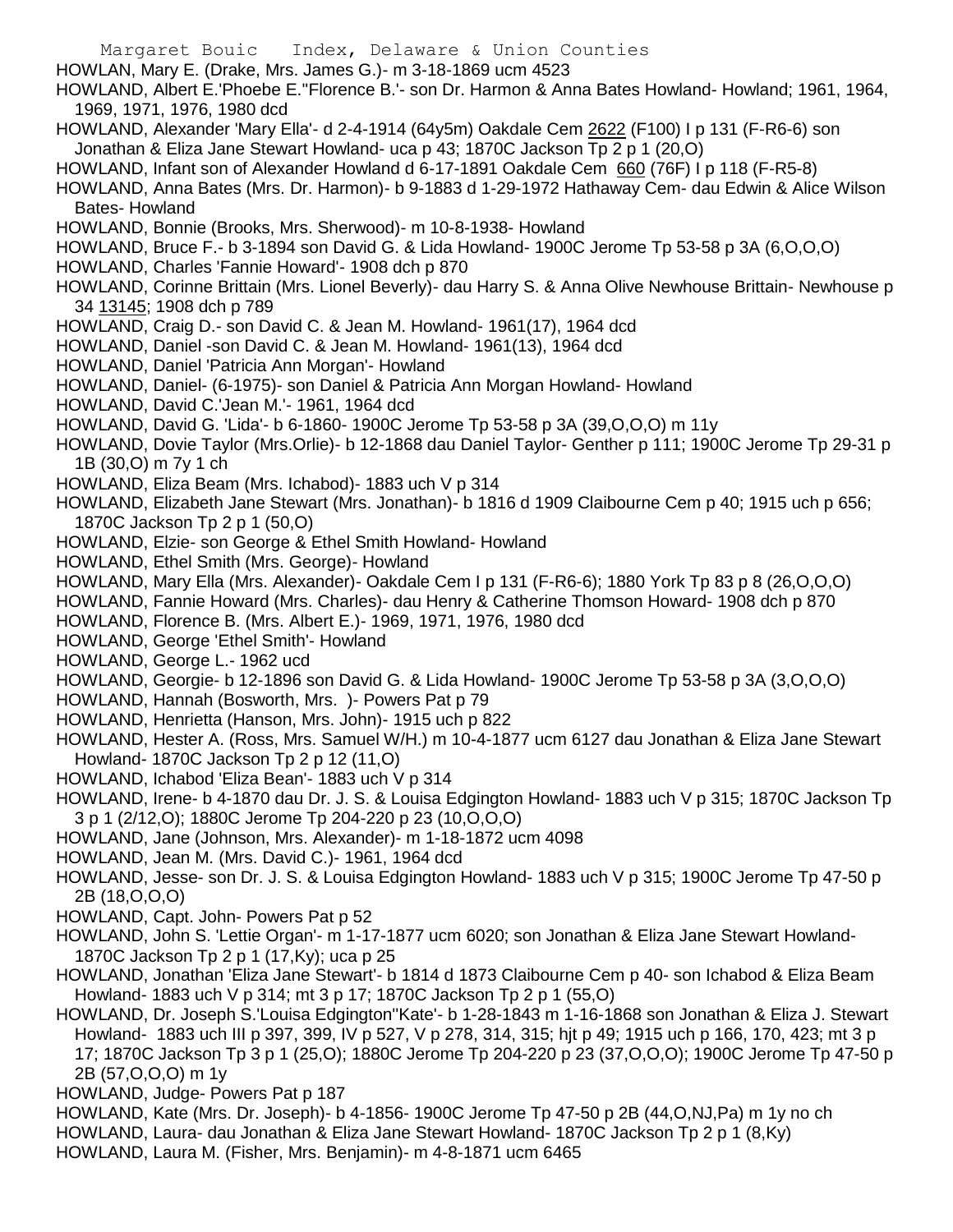HOWLAN, Mary E. (Drake, Mrs. James G.)- m 3-18-1869 ucm 4523

HOWLAND, Albert E.'Phoebe E.''Florence B.'- son Dr. Harmon & Anna Bates Howland- Howland; 1961, 1964, 1969, 1971, 1976, 1980 dcd

HOWLAND, Alexander 'Mary Ella'- d 2-4-1914 (64y5m) Oakdale Cem 2622 (F100) I p 131 (F-R6-6) son Jonathan & Eliza Jane Stewart Howland- uca p 43; 1870C Jackson Tp 2 p 1 (20,O)

HOWLAND, Infant son of Alexander Howland d 6-17-1891 Oakdale Cem 660 (76F) I p 118 (F-R5-8)

HOWLAND, Anna Bates (Mrs. Dr. Harmon)- b 9-1883 d 1-29-1972 Hathaway Cem- dau Edwin & Alice Wilson Bates- Howland

HOWLAND, Bonnie (Brooks, Mrs. Sherwood)- m 10-8-1938- Howland

HOWLAND, Bruce F.- b 3-1894 son David G. & Lida Howland- 1900C Jerome Tp 53-58 p 3A (6,O,O,O)

HOWLAND, Charles 'Fannie Howard'- 1908 dch p 870

HOWLAND, Corinne Brittain (Mrs. Lionel Beverly)- dau Harry S. & Anna Olive Newhouse Brittain- Newhouse p 34 13145; 1908 dch p 789

HOWLAND, Craig D.- son David C. & Jean M. Howland- 1961(17), 1964 dcd

HOWLAND, Daniel -son David C. & Jean M. Howland- 1961(13), 1964 dcd

HOWLAND, Daniel 'Patricia Ann Morgan'- Howland

HOWLAND, Daniel- (6-1975)- son Daniel & Patricia Ann Morgan Howland- Howland

HOWLAND, David C.'Jean M.'- 1961, 1964 dcd

HOWLAND, David G. 'Lida'- b 6-1860- 1900C Jerome Tp 53-58 p 3A (39,O,O,O) m 11y

HOWLAND, Dovie Taylor (Mrs.Orlie)- b 12-1868 dau Daniel Taylor- Genther p 111; 1900C Jerome Tp 29-31 p 1B (30,O) m 7y 1 ch

HOWLAND, Eliza Beam (Mrs. Ichabod)- 1883 uch V p 314

HOWLAND, Elizabeth Jane Stewart (Mrs. Jonathan)- b 1816 d 1909 Claibourne Cem p 40; 1915 uch p 656; 1870C Jackson Tp 2 p 1 (50,O)

HOWLAND, Elzie- son George & Ethel Smith Howland- Howland

HOWLAND, Ethel Smith (Mrs. George)- Howland

HOWLAND, Mary Ella (Mrs. Alexander)- Oakdale Cem I p 131 (F-R6-6); 1880 York Tp 83 p 8 (26,O,O,O)

HOWLAND, Fannie Howard (Mrs. Charles)- dau Henry & Catherine Thomson Howard- 1908 dch p 870

HOWLAND, Florence B. (Mrs. Albert E.)- 1969, 1971, 1976, 1980 dcd

HOWLAND, George 'Ethel Smith'- Howland

HOWLAND, George L.- 1962 ucd

HOWLAND, Georgie- b 12-1896 son David G. & Lida Howland- 1900C Jerome Tp 53-58 p 3A (3,O,O,O)

HOWLAND, Hannah (Bosworth, Mrs. )- Powers Pat p 79

HOWLAND, Henrietta (Hanson, Mrs. John)- 1915 uch p 822

HOWLAND, Hester A. (Ross, Mrs. Samuel W/H.) m 10-4-1877 ucm 6127 dau Jonathan & Eliza Jane Stewart Howland- 1870C Jackson Tp 2 p 12 (11,O)

HOWLAND, Ichabod 'Eliza Bean'- 1883 uch V p 314

HOWLAND, Irene- b 4-1870 dau Dr. J. S. & Louisa Edgington Howland- 1883 uch V p 315; 1870C Jackson Tp 3 p 1 (2/12,O); 1880C Jerome Tp 204-220 p 23 (10,O,O,O)

HOWLAND, Jane (Johnson, Mrs. Alexander)- m 1-18-1872 ucm 4098

HOWLAND, Jean M. (Mrs. David C.)- 1961, 1964 dcd

HOWLAND, Jesse- son Dr. J. S. & Louisa Edgington Howland- 1883 uch V p 315; 1900C Jerome Tp 47-50 p 2B (18,O,O,O)

HOWLAND, Capt. John- Powers Pat p 52

HOWLAND, John S. 'Lettie Organ'- m 1-17-1877 ucm 6020; son Jonathan & Eliza Jane Stewart Howland- 1870C Jackson Tp 2 p 1 (17,Ky); uca p 25

HOWLAND, Jonathan 'Eliza Jane Stewart'- b 1814 d 1873 Claibourne Cem p 40- son Ichabod & Eliza Beam Howland- 1883 uch V p 314; mt 3 p 17; 1870C Jackson Tp 2 p 1 (55,O)

HOWLAND, Dr. Joseph S.'Louisa Edgington''Kate'- b 1-28-1843 m 1-16-1868 son Jonathan & Eliza J. Stewart Howland- 1883 uch III p 397, 399, IV p 527, V p 278, 314, 315; hjt p 49; 1915 uch p 166, 170, 423; mt 3 p 17; 1870C Jackson Tp 3 p 1 (25,O); 1880C Jerome Tp 204-220 p 23 (37,O,O,O); 1900C Jerome Tp 47-50 p 2B (57,O,O,O) m 1y

HOWLAND, Judge- Powers Pat p 187

HOWLAND, Kate (Mrs. Dr. Joseph)- b 4-1856- 1900C Jerome Tp 47-50 p 2B (44,O,NJ,Pa) m 1y no ch

HOWLAND, Laura- dau Jonathan & Eliza Jane Stewart Howland- 1870C Jackson Tp 2 p 1 (8,Ky)

HOWLAND, Laura M. (Fisher, Mrs. Benjamin)- m 4-8-1871 ucm 6465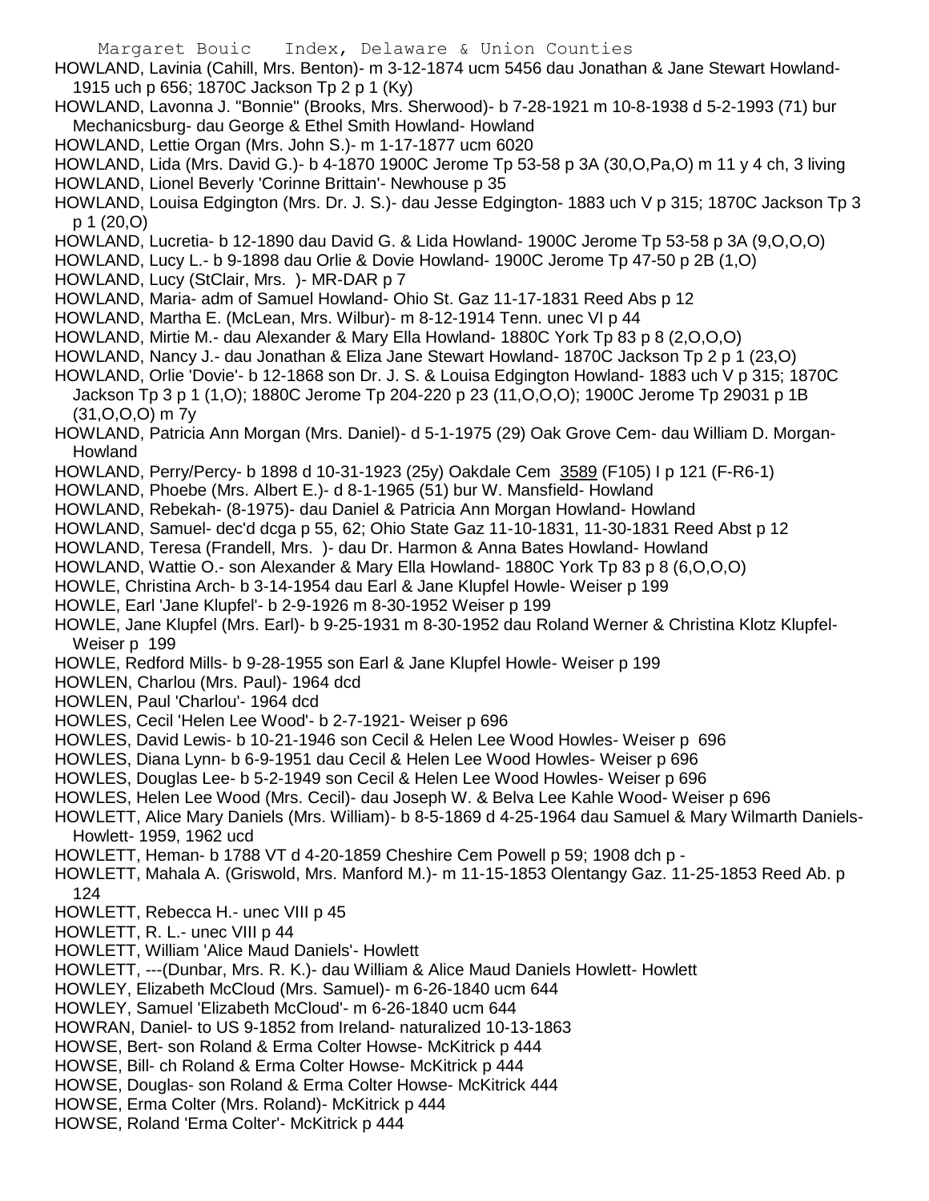HOWLAND, Lavinia (Cahill, Mrs. Benton)- m 3-12-1874 ucm 5456 dau Jonathan & Jane Stewart Howland- 1915 uch p 656; 1870C Jackson Tp 2 p 1 (Ky)

HOWLAND, Lavonna J. "Bonnie" (Brooks, Mrs. Sherwood)- b 7-28-1921 m 10-8-1938 d 5-2-1993 (71) bur Mechanicsburg- dau George & Ethel Smith Howland- Howland

HOWLAND, Lettie Organ (Mrs. John S.)- m 1-17-1877 ucm 6020

HOWLAND, Lida (Mrs. David G.)- b 4-1870 1900C Jerome Tp 53-58 p 3A (30,O,Pa,O) m 11 y 4 ch, 3 living

HOWLAND, Lionel Beverly 'Corinne Brittain'- Newhouse p 35

HOWLAND, Louisa Edgington (Mrs. Dr. J. S.)- dau Jesse Edgington- 1883 uch V p 315; 1870C Jackson Tp 3 p 1 (20,O)

HOWLAND, Lucretia- b 12-1890 dau David G. & Lida Howland- 1900C Jerome Tp 53-58 p 3A (9,O,O,O)

HOWLAND, Lucy L.- b 9-1898 dau Orlie & Dovie Howland- 1900C Jerome Tp 47-50 p 2B (1,O)

HOWLAND, Lucy (StClair, Mrs. )- MR-DAR p 7

HOWLAND, Maria- adm of Samuel Howland- Ohio St. Gaz 11-17-1831 Reed Abs p 12

HOWLAND, Martha E. (McLean, Mrs. Wilbur)- m 8-12-1914 Tenn. unec VI p 44

HOWLAND, Mirtie M.- dau Alexander & Mary Ella Howland- 1880C York Tp 83 p 8 (2,O,O,O)

HOWLAND, Nancy J.- dau Jonathan & Eliza Jane Stewart Howland- 1870C Jackson Tp 2 p 1 (23,O)

HOWLAND, Orlie 'Dovie'- b 12-1868 son Dr. J. S. & Louisa Edgington Howland- 1883 uch V p 315; 1870C Jackson Tp 3 p 1 (1,O); 1880C Jerome Tp 204-220 p 23 (11,O,O,O); 1900C Jerome Tp 29031 p 1B (31,O,O,O) m 7y

HOWLAND, Patricia Ann Morgan (Mrs. Daniel)- d 5-1-1975 (29) Oak Grove Cem- dau William D. Morgan- Howland

HOWLAND, Perry/Percy- b 1898 d 10-31-1923 (25y) Oakdale Cem 3589 (F105) I p 121 (F-R6-1)

HOWLAND, Phoebe (Mrs. Albert E.)- d 8-1-1965 (51) bur W. Mansfield- Howland

HOWLAND, Rebekah- (8-1975)- dau Daniel & Patricia Ann Morgan Howland- Howland

HOWLAND, Samuel- dec'd dcga p 55, 62; Ohio State Gaz 11-10-1831, 11-30-1831 Reed Abst p 12

HOWLAND, Teresa (Frandell, Mrs. )- dau Dr. Harmon & Anna Bates Howland- Howland

HOWLAND, Wattie O.- son Alexander & Mary Ella Howland- 1880C York Tp 83 p 8 (6,O,O,O)

HOWLE, Christina Arch- b 3-14-1954 dau Earl & Jane Klupfel Howle- Weiser p 199

HOWLE, Earl 'Jane Klupfel'- b 2-9-1926 m 8-30-1952 Weiser p 199

HOWLE, Jane Klupfel (Mrs. Earl)- b 9-25-1931 m 8-30-1952 dau Roland Werner & Christina Klotz Klupfel- Weiser p 199

HOWLE, Redford Mills- b 9-28-1955 son Earl & Jane Klupfel Howle- Weiser p 199

HOWLEN, Charlou (Mrs. Paul)- 1964 dcd

HOWLEN, Paul 'Charlou'- 1964 dcd

HOWLES, Cecil 'Helen Lee Wood'- b 2-7-1921- Weiser p 696

HOWLES, David Lewis- b 10-21-1946 son Cecil & Helen Lee Wood Howles- Weiser p 696

HOWLES, Diana Lynn- b 6-9-1951 dau Cecil & Helen Lee Wood Howles- Weiser p 696

HOWLES, Douglas Lee- b 5-2-1949 son Cecil & Helen Lee Wood Howles- Weiser p 696

HOWLES, Helen Lee Wood (Mrs. Cecil)- dau Joseph W. & Belva Lee Kahle Wood- Weiser p 696

HOWLETT, Alice Mary Daniels (Mrs. William)- b 8-5-1869 d 4-25-1964 dau Samuel & Mary Wilmarth Daniels- Howlett- 1959, 1962 ucd

HOWLETT, Heman- b 1788 VT d 4-20-1859 Cheshire Cem Powell p 59; 1908 dch p -

HOWLETT, Mahala A. (Griswold, Mrs. Manford M.)- m 11-15-1853 Olentangy Gaz. 11-25-1853 Reed Ab. p 124

HOWLETT, Rebecca H.- unec VIII p 45

HOWLETT, R. L.- unec VIII p 44

HOWLETT, William 'Alice Maud Daniels'- Howlett

HOWLETT, ---(Dunbar, Mrs. R. K.)- dau William & Alice Maud Daniels Howlett- Howlett

HOWLEY, Elizabeth McCloud (Mrs. Samuel)- m 6-26-1840 ucm 644

HOWLEY, Samuel 'Elizabeth McCloud'- m 6-26-1840 ucm 644

HOWRAN, Daniel- to US 9-1852 from Ireland- naturalized 10-13-1863

HOWSE, Bert- son Roland & Erma Colter Howse- McKitrick p 444

HOWSE, Bill- ch Roland & Erma Colter Howse- McKitrick p 444

HOWSE, Douglas- son Roland & Erma Colter Howse- McKitrick 444

HOWSE, Erma Colter (Mrs. Roland)- McKitrick p 444

HOWSE, Roland 'Erma Colter'- McKitrick p 444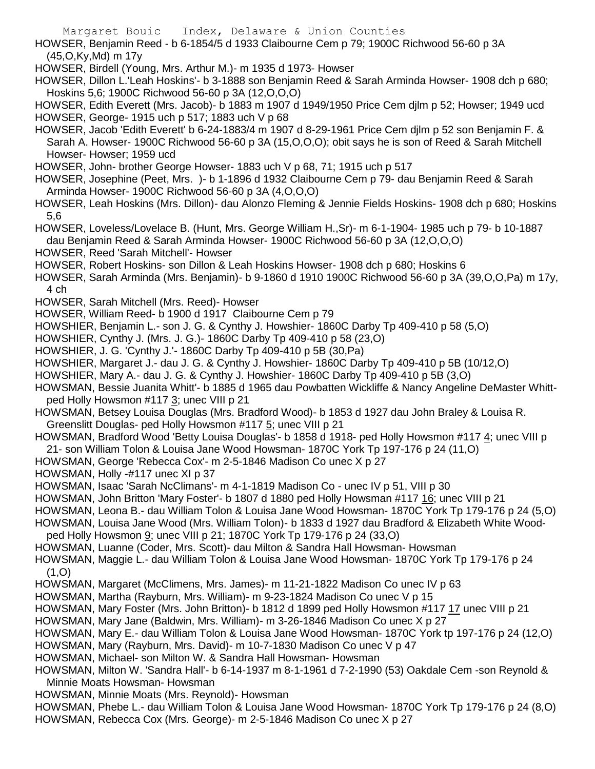HOWSER, Benjamin Reed - b 6-1854/5 d 1933 Claibourne Cem p 79; 1900C Richwood 56-60 p 3A (45,O,Ky,Md) m 17y

HOWSER, Birdell (Young, Mrs. Arthur M.)- m 1935 d 1973- Howser

HOWSER, Dillon L.'Leah Hoskins'- b 3-1888 son Benjamin Reed & Sarah Arminda Howser- 1908 dch p 680; Hoskins 5,6; 1900C Richwood 56-60 p 3A (12,O,O,O)

HOWSER, Edith Everett (Mrs. Jacob)- b 1883 m 1907 d 1949/1950 Price Cem djlm p 52; Howser; 1949 ucd

HOWSER, George- 1915 uch p 517; 1883 uch V p 68

HOWSER, Jacob 'Edith Everett' b 6-24-1883/4 m 1907 d 8-29-1961 Price Cem djlm p 52 son Benjamin F. & Sarah A. Howser- 1900C Richwood 56-60 p 3A (15,O,O,O); obit says he is son of Reed & Sarah Mitchell Howser- Howser; 1959 ucd

HOWSER, John- brother George Howser- 1883 uch V p 68, 71; 1915 uch p 517

HOWSER, Josephine (Peet, Mrs. )- b 1-1896 d 1932 Claibourne Cem p 79- dau Benjamin Reed & Sarah Arminda Howser- 1900C Richwood 56-60 p 3A (4,O,O,O)

HOWSER, Leah Hoskins (Mrs. Dillon)- dau Alonzo Fleming & Jennie Fields Hoskins- 1908 dch p 680; Hoskins 5,6

HOWSER, Loveless/Lovelace B. (Hunt, Mrs. George William H.,Sr)- m 6-1-1904- 1985 uch p 79- b 10-1887 dau Benjamin Reed & Sarah Arminda Howser- 1900C Richwood 56-60 p 3A (12,O,O,O)

HOWSER, Reed 'Sarah Mitchell'- Howser

HOWSER, Robert Hoskins- son Dillon & Leah Hoskins Howser- 1908 dch p 680; Hoskins 6

HOWSER, Sarah Arminda (Mrs. Benjamin)- b 9-1860 d 1910 1900C Richwood 56-60 p 3A (39,O,O,Pa) m 17y, 4 ch

HOWSER, Sarah Mitchell (Mrs. Reed)- Howser

HOWSER, William Reed- b 1900 d 1917 Claibourne Cem p 79

HOWSHIER, Benjamin L.- son J. G. & Cynthy J. Howshier- 1860C Darby Tp 409-410 p 58 (5,O)

HOWSHIER, Cynthy J. (Mrs. J. G.)- 1860C Darby Tp 409-410 p 58 (23,O)

HOWSHIER, J. G. 'Cynthy J.'- 1860C Darby Tp 409-410 p 5B (30,Pa)

HOWSHIER, Margaret J.- dau J. G. & Cynthy J. Howshier- 1860C Darby Tp 409-410 p 5B (10/12,O)

HOWSHIER, Mary A.- dau J. G. & Cynthy J. Howshier- 1860C Darby Tp 409-410 p 5B (3,O)

HOWSMAN, Bessie Juanita Whitt'- b 1885 d 1965 dau Powbatten Wickliffe & Nancy Angeline DeMaster Whitt- ped Holly Howsmon #117 3; unec VIII p 21

HOWSMAN, Betsey Louisa Douglas (Mrs. Bradford Wood)- b 1853 d 1927 dau John Braley & Louisa R. Greenslitt Douglas- ped Holly Howsmon #117 5; unec VIII p 21

HOWSMAN, Bradford Wood 'Betty Louisa Douglas'- b 1858 d 1918- ped Holly Howsmon #117 4; unec VIII p 21- son William Tolon & Louisa Jane Wood Howsman- 1870C York Tp 197-176 p 24 (11,O)

HOWSMAN, George 'Rebecca Cox'- m 2-5-1846 Madison Co unec X p 27

HOWSMAN, Holly -#117 unec XI p 37

HOWSMAN, Isaac 'Sarah NcClimans'- m 4-1-1819 Madison Co - unec IV p 51, VIII p 30

HOWSMAN, John Britton 'Mary Foster'- b 1807 d 1880 ped Holly Howsman #117 16; unec VIII p 21

HOWSMAN, Leona B.- dau William Tolon & Louisa Jane Wood Howsman- 1870C York Tp 179-176 p 24 (5,O)

HOWSMAN, Louisa Jane Wood (Mrs. William Tolon)- b 1833 d 1927 dau Bradford & Elizabeth White Wood- ped Holly Howsmon 9; unec VIII p 21; 1870C York Tp 179-176 p 24 (33,O)

HOWSMAN, Luanne (Coder, Mrs. Scott)- dau Milton & Sandra Hall Howsman- Howsman

HOWSMAN, Maggie L.- dau William Tolon & Louisa Jane Wood Howsman- 1870C York Tp 179-176 p 24 (1,O)

HOWSMAN, Margaret (McClimens, Mrs. James)- m 11-21-1822 Madison Co unec IV p 63

HOWSMAN, Martha (Rayburn, Mrs. William)- m 9-23-1824 Madison Co unec V p 15

HOWSMAN, Mary Foster (Mrs. John Britton)- b 1812 d 1899 ped Holly Howsmon #117 17 unec VIII p 21

HOWSMAN, Mary Jane (Baldwin, Mrs. William)- m 3-26-1846 Madison Co unec X p 27

HOWSMAN, Mary E.- dau William Tolon & Louisa Jane Wood Howsman- 1870C York tp 197-176 p 24 (12,O)

HOWSMAN, Mary (Rayburn, Mrs. David)- m 10-7-1830 Madison Co unec V p 47

HOWSMAN, Michael- son Milton W. & Sandra Hall Howsman- Howsman

HOWSMAN, Milton W. 'Sandra Hall'- b 6-14-1937 m 8-1-1961 d 7-2-1990 (53) Oakdale Cem -son Reynold & Minnie Moats Howsman- Howsman

HOWSMAN, Minnie Moats (Mrs. Reynold)- Howsman

HOWSMAN, Phebe L.- dau William Tolon & Louisa Jane Wood Howsman- 1870C York Tp 179-176 p 24 (8,O)

HOWSMAN, Rebecca Cox (Mrs. George)- m 2-5-1846 Madison Co unec X p 27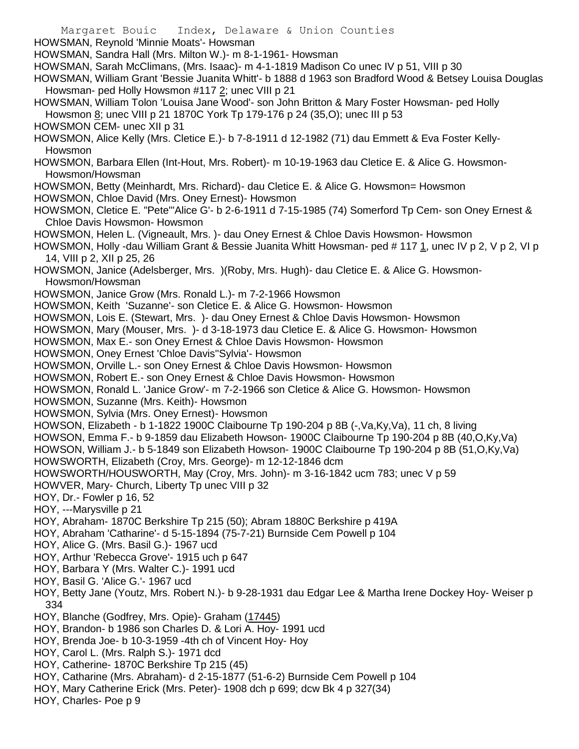HOWSMAN, Reynold 'Minnie Moats'- Howsman

HOWSMAN, Sandra Hall (Mrs. Milton W.)- m 8-1-1961- Howsman

HOWSMAN, Sarah McClimans, (Mrs. Isaac)- m 4-1-1819 Madison Co unec IV p 51, VIII p 30

HOWSMAN, William Grant 'Bessie Juanita Whitt'- b 1888 d 1963 son Bradford Wood & Betsey Louisa Douglas Howsman- ped Holly Howsmon #117 2; unec VIII p 21

HOWSMAN, William Tolon 'Louisa Jane Wood'- son John Britton & Mary Foster Howsman- ped Holly Howsmon 8; unec VIII p 21 1870C York Tp 179-176 p 24 (35,O); unec III p 53

HOWSMON CEM- unec XII p 31

HOWSMON, Alice Kelly (Mrs. Cletice E.)- b 7-8-1911 d 12-1982 (71) dau Emmett & Eva Foster Kelly- Howsmon

HOWSMON, Barbara Ellen (Int-Hout, Mrs. Robert)- m 10-19-1963 dau Cletice E. & Alice G. Howsmon- Howsmon/Howsman

HOWSMON, Betty (Meinhardt, Mrs. Richard)- dau Cletice E. & Alice G. Howsmon= Howsmon

HOWSMON, Chloe David (Mrs. Oney Ernest)- Howsmon

HOWSMON, Cletice E. "Pete"'Alice G'- b 2-6-1911 d 7-15-1985 (74) Somerford Tp Cem- son Oney Ernest & Chloe Davis Howsmon- Howsmon

HOWSMON, Helen L. (Vigneault, Mrs. )- dau Oney Ernest & Chloe Davis Howsmon- Howsmon

HOWSMON, Holly -dau William Grant & Bessie Juanita Whitt Howsman- ped # 117 1, unec IV p 2, V p 2, VI p 14, VIII p 2, XII p 25, 26

HOWSMON, Janice (Adelsberger, Mrs. )(Roby, Mrs. Hugh)- dau Cletice E. & Alice G. Howsmon- Howsmon/Howsman

HOWSMON, Janice Grow (Mrs. Ronald L.)- m 7-2-1966 Howsmon

HOWSMON, Keith 'Suzanne'- son Cletice E. & Alice G. Howsmon- Howsmon

HOWSMON, Lois E. (Stewart, Mrs. )- dau Oney Ernest & Chloe Davis Howsmon- Howsmon

HOWSMON, Mary (Mouser, Mrs. )- d 3-18-1973 dau Cletice E. & Alice G. Howsmon- Howsmon

HOWSMON, Max E.- son Oney Ernest & Chloe Davis Howsmon- Howsmon

HOWSMON, Oney Ernest 'Chloe Davis''Sylvia'- Howsmon

HOWSMON, Orville L.- son Oney Ernest & Chloe Davis Howsmon- Howsmon

HOWSMON, Robert E.- son Oney Ernest & Chloe Davis Howsmon- Howsmon

HOWSMON, Ronald L. 'Janice Grow'- m 7-2-1966 son Cletice & Alice G. Howsmon- Howsmon

HOWSMON, Suzanne (Mrs. Keith)- Howsmon

HOWSMON, Sylvia (Mrs. Oney Ernest)- Howsmon

HOWSON, Elizabeth - b 1-1822 1900C Claibourne Tp 190-204 p 8B (-,Va,Ky,Va), 11 ch, 8 living

HOWSON, Emma F.- b 9-1859 dau Elizabeth Howson- 1900C Claibourne Tp 190-204 p 8B (40,O,Ky,Va)

HOWSON, William J.- b 5-1849 son Elizabeth Howson- 1900C Claibourne Tp 190-204 p 8B (51,O,Ky,Va)

HOWSWORTH, Elizabeth (Croy, Mrs. George)- m 12-12-1846 dcm

HOWSWORTH/HOUSWORTH, May (Croy, Mrs. John)- m 3-16-1842 ucm 783; unec V p 59

HOWVER, Mary- Church, Liberty Tp unec VIII p 32

HOY, Dr.- Fowler p 16, 52

HOY, ---Marysville p 21

HOY, Abraham- 1870C Berkshire Tp 215 (50); Abram 1880C Berkshire p 419A

HOY, Abraham 'Catharine'- d 5-15-1894 (75-7-21) Burnside Cem Powell p 104

HOY, Alice G. (Mrs. Basil G.)- 1967 ucd

HOY, Arthur 'Rebecca Grove'- 1915 uch p 647

HOY, Barbara Y (Mrs. Walter C.)- 1991 ucd

HOY, Basil G. 'Alice G.'- 1967 ucd

HOY, Betty Jane (Youtz, Mrs. Robert N.)- b 9-28-1931 dau Edgar Lee & Martha Irene Dockey Hoy- Weiser p 334

HOY, Blanche (Godfrey, Mrs. Opie)- Graham (17445)

HOY, Brandon- b 1986 son Charles D. & Lori A. Hoy- 1991 ucd

HOY, Brenda Joe- b 10-3-1959 -4th ch of Vincent Hoy- Hoy

HOY, Carol L. (Mrs. Ralph S.)- 1971 dcd

HOY, Catherine- 1870C Berkshire Tp 215 (45)

HOY, Catharine (Mrs. Abraham)- d 2-15-1877 (51-6-2) Burnside Cem Powell p 104

HOY, Mary Catherine Erick (Mrs. Peter)- 1908 dch p 699; dcw Bk 4 p 327(34)

HOY, Charles- Poe p 9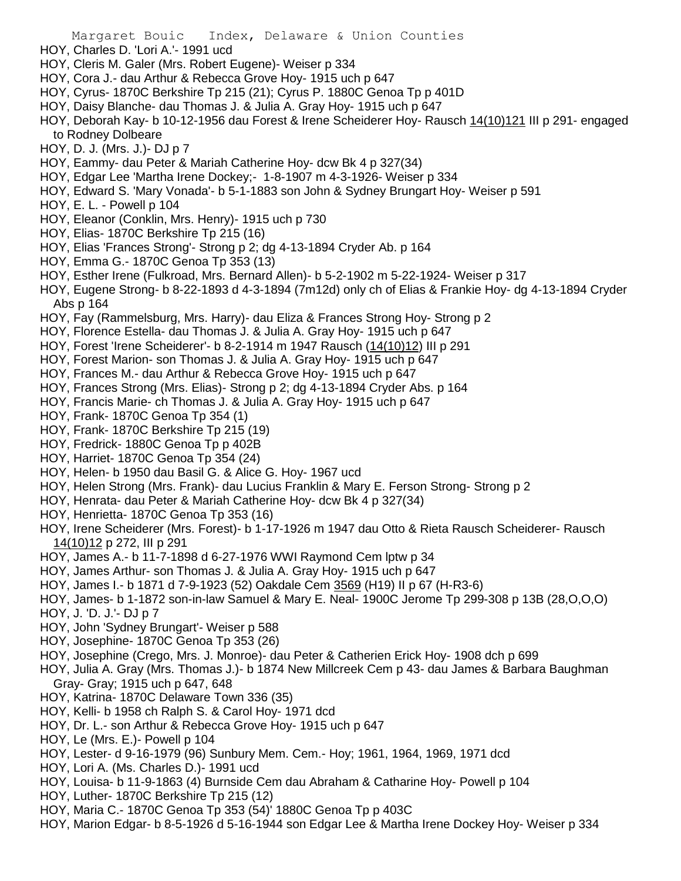HOY, Charles D. 'Lori A.'- 1991 ucd

HOY, Cleris M. Galer (Mrs. Robert Eugene)- Weiser p 334

HOY, Cora J.- dau Arthur & Rebecca Grove Hoy- 1915 uch p 647

HOY, Cyrus- 1870C Berkshire Tp 215 (21); Cyrus P. 1880C Genoa Tp p 401D

HOY, Daisy Blanche- dau Thomas J. & Julia A. Gray Hoy- 1915 uch p 647

HOY, Deborah Kay- b 10-12-1956 dau Forest & Irene Scheiderer Hoy- Rausch 14(10)121 III p 291- engaged to Rodney Dolbeare

HOY, D. J. (Mrs. J.)- DJ p 7

HOY, Eammy- dau Peter & Mariah Catherine Hoy- dcw Bk 4 p 327(34)

HOY, Edgar Lee 'Martha Irene Dockey;- 1-8-1907 m 4-3-1926- Weiser p 334

HOY, Edward S. 'Mary Vonada'- b 5-1-1883 son John & Sydney Brungart Hoy- Weiser p 591

HOY, E. L. - Powell p 104

HOY, Eleanor (Conklin, Mrs. Henry)- 1915 uch p 730

HOY, Elias- 1870C Berkshire Tp 215 (16)

HOY, Elias 'Frances Strong'- Strong p 2; dg 4-13-1894 Cryder Ab. p 164

HOY, Emma G.- 1870C Genoa Tp 353 (13)

HOY, Esther Irene (Fulkroad, Mrs. Bernard Allen)- b 5-2-1902 m 5-22-1924- Weiser p 317

HOY, Eugene Strong- b 8-22-1893 d 4-3-1894 (7m12d) only ch of Elias & Frankie Hoy- dg 4-13-1894 Cryder Abs p 164

HOY, Fay (Rammelsburg, Mrs. Harry)- dau Eliza & Frances Strong Hoy- Strong p 2

HOY, Florence Estella- dau Thomas J. & Julia A. Gray Hoy- 1915 uch p 647

HOY, Forest 'Irene Scheiderer'- b 8-2-1914 m 1947 Rausch (14(10)12) III p 291

HOY, Forest Marion- son Thomas J. & Julia A. Gray Hoy- 1915 uch p 647

HOY, Frances M.- dau Arthur & Rebecca Grove Hoy- 1915 uch p 647

HOY, Frances Strong (Mrs. Elias)- Strong p 2; dg 4-13-1894 Cryder Abs. p 164

HOY, Francis Marie- ch Thomas J. & Julia A. Gray Hoy- 1915 uch p 647

HOY, Frank- 1870C Genoa Tp 354 (1)

HOY, Frank- 1870C Berkshire Tp 215 (19)

HOY, Fredrick- 1880C Genoa Tp p 402B

HOY, Harriet- 1870C Genoa Tp 354 (24)

HOY, Helen- b 1950 dau Basil G. & Alice G. Hoy- 1967 ucd

HOY, Helen Strong (Mrs. Frank)- dau Lucius Franklin & Mary E. Ferson Strong- Strong p 2

HOY, Henrata- dau Peter & Mariah Catherine Hoy- dcw Bk 4 p 327(34)

HOY, Henrietta- 1870C Genoa Tp 353 (16)

HOY, Irene Scheiderer (Mrs. Forest)- b 1-17-1926 m 1947 dau Otto & Rieta Rausch Scheiderer- Rausch 14(10)12 p 272, III p 291

HOY, James A.- b 11-7-1898 d 6-27-1976 WWI Raymond Cem lptw p 34

HOY, James Arthur- son Thomas J. & Julia A. Gray Hoy- 1915 uch p 647

HOY, James I.- b 1871 d 7-9-1923 (52) Oakdale Cem 3569 (H19) II p 67 (H-R3-6)

HOY, James- b 1-1872 son-in-law Samuel & Mary E. Neal- 1900C Jerome Tp 299-308 p 13B (28,O,O,O)

HOY, J. 'D. J.'- DJ p 7

HOY, John 'Sydney Brungart'- Weiser p 588

HOY, Josephine- 1870C Genoa Tp 353 (26)

HOY, Josephine (Crego, Mrs. J. Monroe)- dau Peter & Catherien Erick Hoy- 1908 dch p 699

HOY, Julia A. Gray (Mrs. Thomas J.)- b 1874 New Millcreek Cem p 43- dau James & Barbara Baughman Gray- Gray; 1915 uch p 647, 648

HOY, Katrina- 1870C Delaware Town 336 (35)

HOY, Kelli- b 1958 ch Ralph S. & Carol Hoy- 1971 dcd

HOY, Dr. L.- son Arthur & Rebecca Grove Hoy- 1915 uch p 647

HOY, Le (Mrs. E.)- Powell p 104

HOY, Lester- d 9-16-1979 (96) Sunbury Mem. Cem.- Hoy; 1961, 1964, 1969, 1971 dcd

HOY, Lori A. (Ms. Charles D.)- 1991 ucd

HOY, Louisa- b 11-9-1863 (4) Burnside Cem dau Abraham & Catharine Hoy- Powell p 104

HOY, Luther- 1870C Berkshire Tp 215 (12)

HOY, Maria C.- 1870C Genoa Tp 353 (54)' 1880C Genoa Tp p 403C

HOY, Marion Edgar- b 8-5-1926 d 5-16-1944 son Edgar Lee & Martha Irene Dockey Hoy- Weiser p 334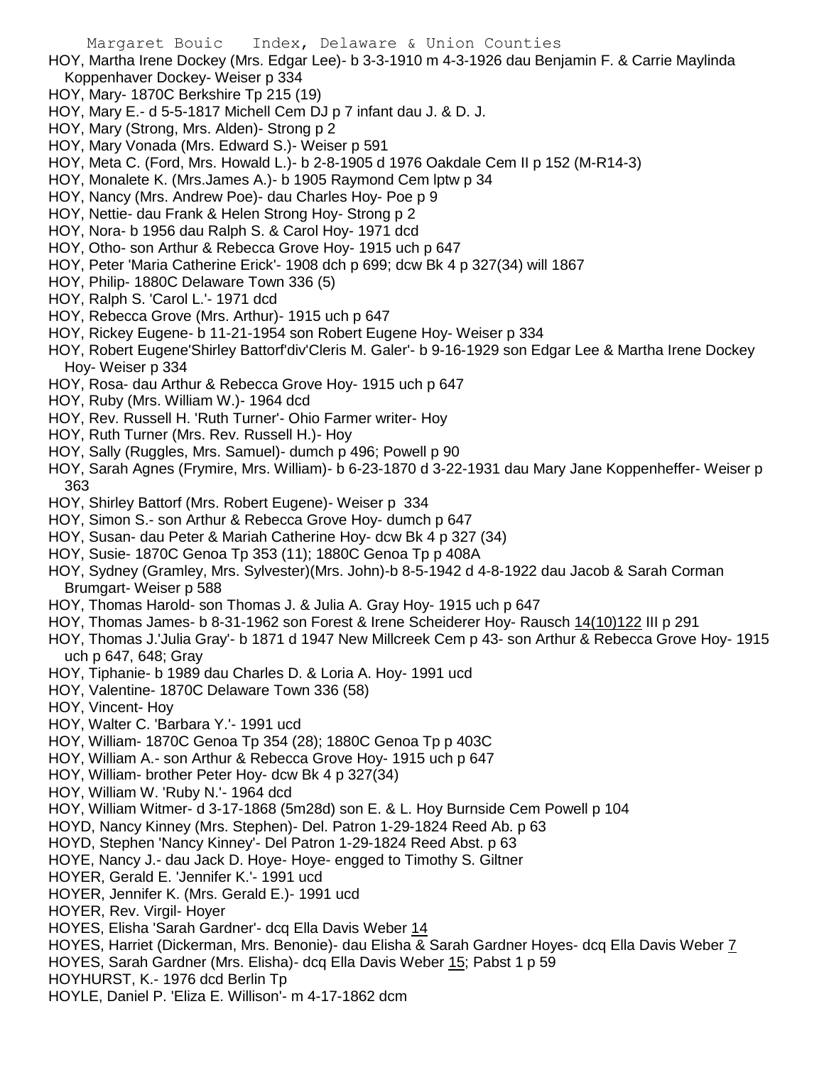HOY, Martha Irene Dockey (Mrs. Edgar Lee)- b 3-3-1910 m 4-3-1926 dau Benjamin F. & Carrie Maylinda Koppenhaver Dockey- Weiser p 334
HOY, Mary- 1870C Berkshire Tp 215 (19)
HOY, Mary E.- d 5-5-1817 Michell Cem DJ p 7 infant dau J. & D. J.
HOY, Mary (Strong, Mrs. Alden)- Strong p 2
HOY, Mary Vonada (Mrs. Edward S.)- Weiser p 591
HOY, Meta C. (Ford, Mrs. Howald L.)- b 2-8-1905 d 1976 Oakdale Cem II p 152 (M-R14-3)
HOY, Monalete K. (Mrs.James A.)- b 1905 Raymond Cem lptw p 34
HOY, Nancy (Mrs. Andrew Poe)- dau Charles Hoy- Poe p 9
HOY, Nettie- dau Frank & Helen Strong Hoy- Strong p 2
HOY, Nora- b 1956 dau Ralph S. & Carol Hoy- 1971 dcd
HOY, Otho- son Arthur & Rebecca Grove Hoy- 1915 uch p 647
HOY, Peter 'Maria Catherine Erick'- 1908 dch p 699; dcw Bk 4 p 327(34) will 1867
HOY, Philip- 1880C Delaware Town 336 (5)
HOY, Ralph S. 'Carol L.'- 1971 dcd
HOY, Rebecca Grove (Mrs. Arthur)- 1915 uch p 647
HOY, Rickey Eugene- b 11-21-1954 son Robert Eugene Hoy- Weiser p 334
HOY, Robert Eugene'Shirley Battorf'div'Cleris M. Galer'- b 9-16-1929 son Edgar Lee & Martha Irene Dockey Hoy- Weiser p 334
HOY, Rosa- dau Arthur & Rebecca Grove Hoy- 1915 uch p 647
HOY, Ruby (Mrs. William W.)- 1964 dcd
HOY, Rev. Russell H. 'Ruth Turner'- Ohio Farmer writer- Hoy
HOY, Ruth Turner (Mrs. Rev. Russell H.)- Hoy
HOY, Sally (Ruggles, Mrs. Samuel)- dumch p 496; Powell p 90
HOY, Sarah Agnes (Frymire, Mrs. William)- b 6-23-1870 d 3-22-1931 dau Mary Jane Koppenheffer- Weiser p 363
HOY, Shirley Battorf (Mrs. Robert Eugene)- Weiser p 334
HOY, Simon S.- son Arthur & Rebecca Grove Hoy- dumch p 647
HOY, Susan- dau Peter & Mariah Catherine Hoy- dcw Bk 4 p 327 (34)
HOY, Susie- 1870C Genoa Tp 353 (11); 1880C Genoa Tp p 408A
HOY, Sydney (Gramley, Mrs. Sylvester)(Mrs. John)-b 8-5-1942 d 4-8-1922 dau Jacob & Sarah Corman Brumgart- Weiser p 588
HOY, Thomas Harold- son Thomas J. & Julia A. Gray Hoy- 1915 uch p 647
HOY, Thomas James- b 8-31-1962 son Forest & Irene Scheiderer Hoy- Rausch 14(10)122 III p 291
HOY, Thomas J.'Julia Gray'- b 1871 d 1947 New Millcreek Cem p 43- son Arthur & Rebecca Grove Hoy- 1915 uch p 647, 648; Gray
HOY, Tiphanie- b 1989 dau Charles D. & Loria A. Hoy- 1991 ucd
HOY, Valentine- 1870C Delaware Town 336 (58)
HOY, Vincent- Hoy
HOY, Walter C. 'Barbara Y.'- 1991 ucd
HOY, William- 1870C Genoa Tp 354 (28); 1880C Genoa Tp p 403C
HOY, William A.- son Arthur & Rebecca Grove Hoy- 1915 uch p 647
HOY, William- brother Peter Hoy- dcw Bk 4 p 327(34)
HOY, William W. 'Ruby N.'- 1964 dcd
HOY, William Witmer- d 3-17-1868 (5m28d) son E. & L. Hoy Burnside Cem Powell p 104
HOYD, Nancy Kinney (Mrs. Stephen)- Del. Patron 1-29-1824 Reed Ab. p 63
HOYD, Stephen 'Nancy Kinney'- Del Patron 1-29-1824 Reed Abst. p 63
HOYE, Nancy J.- dau Jack D. Hoye- Hoye- engged to Timothy S. Giltner
HOYER, Gerald E. 'Jennifer K.'- 1991 ucd
HOYER, Jennifer K. (Mrs. Gerald E.)- 1991 ucd
HOYER, Rev. Virgil- Hoyer
HOYES, Elisha 'Sarah Gardner'- dcq Ella Davis Weber 14
HOYES, Harriet (Dickerman, Mrs. Benonie)- dau Elisha & Sarah Gardner Hoyes- dcq Ella Davis Weber 7
HOYES, Sarah Gardner (Mrs. Elisha)- dcq Ella Davis Weber 15; Pabst 1 p 59
HOYHURST, K.- 1976 dcd Berlin Tp
HOYLE, Daniel P. 'Eliza E. Willison'- m 4-17-1862 dcm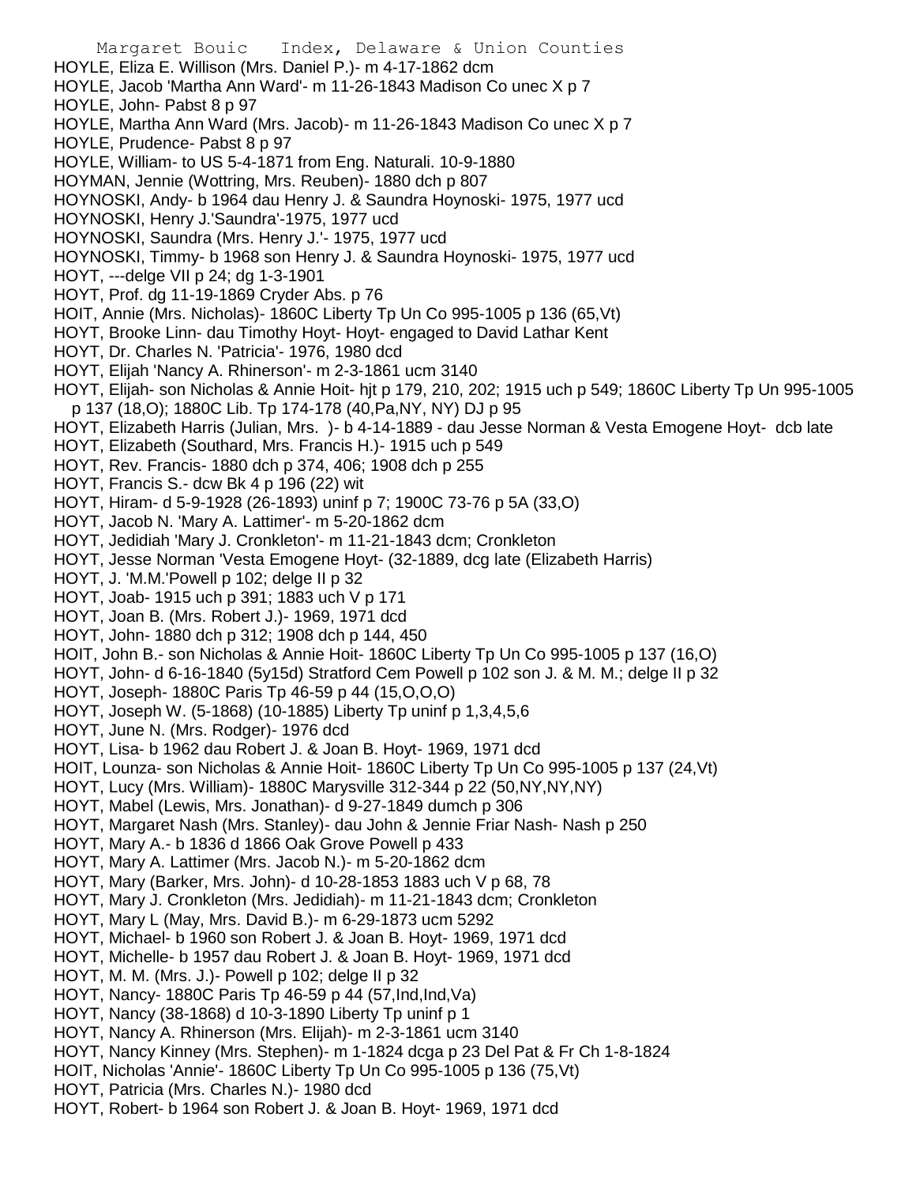HOYLE, Eliza E. Willison (Mrs. Daniel P.)- m 4-17-1862 dcm
HOYLE, Jacob 'Martha Ann Ward'- m 11-26-1843 Madison Co unec X p 7
HOYLE, John- Pabst 8 p 97
HOYLE, Martha Ann Ward (Mrs. Jacob)- m 11-26-1843 Madison Co unec X p 7
HOYLE, Prudence- Pabst 8 p 97
HOYLE, William- to US 5-4-1871 from Eng. Naturali. 10-9-1880
HOYMAN, Jennie (Wottring, Mrs. Reuben)- 1880 dch p 807
HOYNOSKI, Andy- b 1964 dau Henry J. & Saundra Hoynoski- 1975, 1977 ucd
HOYNOSKI, Henry J.'Saundra'-1975, 1977 ucd
HOYNOSKI, Saundra (Mrs. Henry J.'- 1975, 1977 ucd
HOYNOSKI, Timmy- b 1968 son Henry J. & Saundra Hoynoski- 1975, 1977 ucd
HOYT, ---delge VII p 24; dg 1-3-1901
HOYT, Prof. dg 11-19-1869 Cryder Abs. p 76
HOIT, Annie (Mrs. Nicholas)- 1860C Liberty Tp Un Co 995-1005 p 136 (65,Vt)
HOYT, Brooke Linn- dau Timothy Hoyt- Hoyt- engaged to David Lathar Kent
HOYT, Dr. Charles N. 'Patricia'- 1976, 1980 dcd
HOYT, Elijah 'Nancy A. Rhinerson'- m 2-3-1861 ucm 3140
HOYT, Elijah- son Nicholas & Annie Hoit- hjt p 179, 210, 202; 1915 uch p 549; 1860C Liberty Tp Un 995-1005 p 137 (18,O); 1880C Lib. Tp 174-178 (40,Pa,NY, NY) DJ p 95
HOYT, Elizabeth Harris (Julian, Mrs. )- b 4-14-1889 - dau Jesse Norman & Vesta Emogene Hoyt- dcb late
HOYT, Elizabeth (Southard, Mrs. Francis H.)- 1915 uch p 549
HOYT, Rev. Francis- 1880 dch p 374, 406; 1908 dch p 255
HOYT, Francis S.- dcw Bk 4 p 196 (22) wit
HOYT, Hiram- d 5-9-1928 (26-1893) uninf p 7; 1900C 73-76 p 5A (33,O)
HOYT, Jacob N. 'Mary A. Lattimer'- m 5-20-1862 dcm
HOYT, Jedidiah 'Mary J. Cronkleton'- m 11-21-1843 dcm; Cronkleton
HOYT, Jesse Norman 'Vesta Emogene Hoyt- (32-1889, dcg late (Elizabeth Harris)
HOYT, J. 'M.M.'Powell p 102; delge II p 32
HOYT, Joab- 1915 uch p 391; 1883 uch V p 171
HOYT, Joan B. (Mrs. Robert J.)- 1969, 1971 dcd
HOYT, John- 1880 dch p 312; 1908 dch p 144, 450
HOIT, John B.- son Nicholas & Annie Hoit- 1860C Liberty Tp Un Co 995-1005 p 137 (16,O)
HOYT, John- d 6-16-1840 (5y15d) Stratford Cem Powell p 102 son J. & M. M.; delge II p 32
HOYT, Joseph- 1880C Paris Tp 46-59 p 44 (15,O,O,O)
HOYT, Joseph W. (5-1868) (10-1885) Liberty Tp uninf p 1,3,4,5,6
HOYT, June N. (Mrs. Rodger)- 1976 dcd
HOYT, Lisa- b 1962 dau Robert J. & Joan B. Hoyt- 1969, 1971 dcd
HOIT, Lounza- son Nicholas & Annie Hoit- 1860C Liberty Tp Un Co 995-1005 p 137 (24,Vt)
HOYT, Lucy (Mrs. William)- 1880C Marysville 312-344 p 22 (50,NY,NY,NY)
HOYT, Mabel (Lewis, Mrs. Jonathan)- d 9-27-1849 dumch p 306
HOYT, Margaret Nash (Mrs. Stanley)- dau John & Jennie Friar Nash- Nash p 250
HOYT, Mary A.- b 1836 d 1866 Oak Grove Powell p 433
HOYT, Mary A. Lattimer (Mrs. Jacob N.)- m 5-20-1862 dcm
HOYT, Mary (Barker, Mrs. John)- d 10-28-1853 1883 uch V p 68, 78
HOYT, Mary J. Cronkleton (Mrs. Jedidiah)- m 11-21-1843 dcm; Cronkleton
HOYT, Mary L (May, Mrs. David B.)- m 6-29-1873 ucm 5292
HOYT, Michael- b 1960 son Robert J. & Joan B. Hoyt- 1969, 1971 dcd
HOYT, Michelle- b 1957 dau Robert J. & Joan B. Hoyt- 1969, 1971 dcd
HOYT, M. M. (Mrs. J.)- Powell p 102; delge II p 32
HOYT, Nancy- 1880C Paris Tp 46-59 p 44 (57,Ind,Ind,Va)
HOYT, Nancy (38-1868) d 10-3-1890 Liberty Tp uninf p 1
HOYT, Nancy A. Rhinerson (Mrs. Elijah)- m 2-3-1861 ucm 3140
HOYT, Nancy Kinney (Mrs. Stephen)- m 1-1824 dcga p 23 Del Pat & Fr Ch 1-8-1824
HOIT, Nicholas 'Annie'- 1860C Liberty Tp Un Co 995-1005 p 136 (75,Vt)
HOYT, Patricia (Mrs. Charles N.)- 1980 dcd
HOYT, Robert- b 1964 son Robert J. & Joan B. Hoyt- 1969, 1971 dcd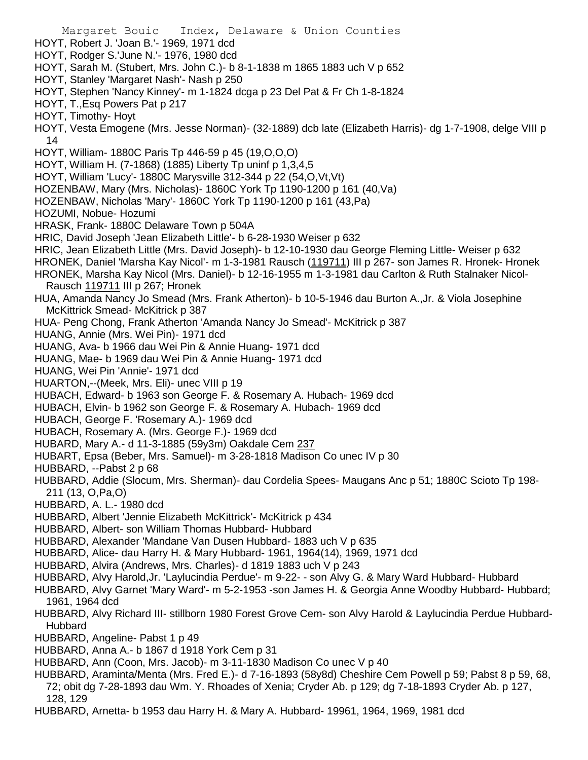HOYT, Robert J. 'Joan B.'- 1969, 1971 dcd

HOYT, Rodger S.'June N.'- 1976, 1980 dcd

HOYT, Sarah M. (Stubert, Mrs. John C.)- b 8-1-1838 m 1865 1883 uch V p 652

HOYT, Stanley 'Margaret Nash'- Nash p 250

HOYT, Stephen 'Nancy Kinney'- m 1-1824 dcga p 23 Del Pat & Fr Ch 1-8-1824

HOYT, T.,Esq Powers Pat p 217

HOYT, Timothy- Hoyt

HOYT, Vesta Emogene (Mrs. Jesse Norman)- (32-1889) dcb late (Elizabeth Harris)- dg 1-7-1908, delge VIII p 14

HOYT, William- 1880C Paris Tp 446-59 p 45 (19,O,O,O)

HOYT, William H. (7-1868) (1885) Liberty Tp uninf p 1,3,4,5

HOYT, William 'Lucy'- 1880C Marysville 312-344 p 22 (54,O,Vt,Vt)

HOZENBAW, Mary (Mrs. Nicholas)- 1860C York Tp 1190-1200 p 161 (40,Va)

HOZENBAW, Nicholas 'Mary'- 1860C York Tp 1190-1200 p 161 (43,Pa)

HOZUMI, Nobue- Hozumi

HRASK, Frank- 1880C Delaware Town p 504A

HRIC, David Joseph 'Jean Elizabeth Little'- b 6-28-1930 Weiser p 632

HRIC, Jean Elizabeth Little (Mrs. David Joseph)- b 12-10-1930 dau George Fleming Little- Weiser p 632

HRONEK, Daniel 'Marsha Kay Nicol'- m 1-3-1981 Rausch (119711) III p 267- son James R. Hronek- Hronek

HRONEK, Marsha Kay Nicol (Mrs. Daniel)- b 12-16-1955 m 1-3-1981 dau Carlton & Ruth Stalnaker Nicol- Rausch 119711 III p 267; Hronek

HUA, Amanda Nancy Jo Smead (Mrs. Frank Atherton)- b 10-5-1946 dau Burton A.,Jr. & Viola Josephine McKittrick Smead- McKitrick p 387

HUA- Peng Chong, Frank Atherton 'Amanda Nancy Jo Smead'- McKitrick p 387

HUANG, Annie (Mrs. Wei Pin)- 1971 dcd

HUANG, Ava- b 1966 dau Wei Pin & Annie Huang- 1971 dcd

HUANG, Mae- b 1969 dau Wei Pin & Annie Huang- 1971 dcd

HUANG, Wei Pin 'Annie'- 1971 dcd

HUARTON,--(Meek, Mrs. Eli)- unec VIII p 19

HUBACH, Edward- b 1963 son George F. & Rosemary A. Hubach- 1969 dcd

HUBACH, Elvin- b 1962 son George F. & Rosemary A. Hubach- 1969 dcd

HUBACH, George F. 'Rosemary A.)- 1969 dcd

HUBACH, Rosemary A. (Mrs. George F.)- 1969 dcd

HUBARD, Mary A.- d 11-3-1885 (59y3m) Oakdale Cem 237

HUBART, Epsa (Beber, Mrs. Samuel)- m 3-28-1818 Madison Co unec IV p 30

HUBBARD, --Pabst 2 p 68

HUBBARD, Addie (Slocum, Mrs. Sherman)- dau Cordelia Spees- Maugans Anc p 51; 1880C Scioto Tp 198-211 (13, O,Pa,O)

HUBBARD, A. L.- 1980 dcd

HUBBARD, Albert 'Jennie Elizabeth McKittrick'- McKitrick p 434

HUBBARD, Albert- son William Thomas Hubbard- Hubbard

HUBBARD, Alexander 'Mandane Van Dusen Hubbard- 1883 uch V p 635

HUBBARD, Alice- dau Harry H. & Mary Hubbard- 1961, 1964(14), 1969, 1971 dcd

HUBBARD, Alvira (Andrews, Mrs. Charles)- d 1819 1883 uch V p 243

HUBBARD, Alvy Harold,Jr. 'Laylucindia Perdue'- m 9-22- - son Alvy G. & Mary Ward Hubbard- Hubbard

HUBBARD, Alvy Garnet 'Mary Ward'- m 5-2-1953 -son James H. & Georgia Anne Woodby Hubbard- Hubbard; 1961, 1964 dcd

HUBBARD, Alvy Richard III- stillborn 1980 Forest Grove Cem- son Alvy Harold & Laylucindia Perdue Hubbard-Hubbard

HUBBARD, Angeline- Pabst 1 p 49

HUBBARD, Anna A.- b 1867 d 1918 York Cem p 31

HUBBARD, Ann (Coon, Mrs. Jacob)- m 3-11-1830 Madison Co unec V p 40

HUBBARD, Araminta/Menta (Mrs. Fred E.)- d 7-16-1893 (58y8d) Cheshire Cem Powell p 59; Pabst 8 p 59, 68, 72; obit dg 7-28-1893 dau Wm. Y. Rhoades of Xenia; Cryder Ab. p 129; dg 7-18-1893 Cryder Ab. p 127, 128, 129

HUBBARD, Arnetta- b 1953 dau Harry H. & Mary A. Hubbard- 19961, 1964, 1969, 1981 dcd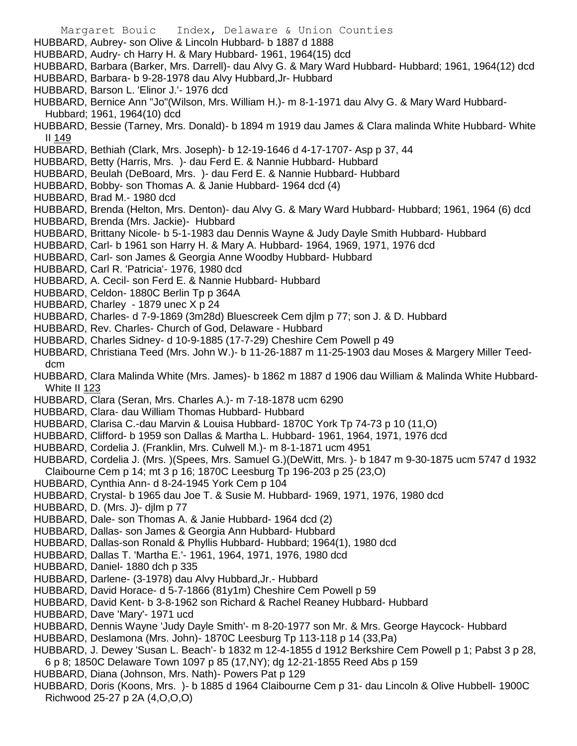HUBBARD, Aubrey- son Olive & Lincoln Hubbard- b 1887 d 1888
HUBBARD, Audry- ch Harry H. & Mary Hubbard- 1961, 1964(15) dcd
HUBBARD, Barbara (Barker, Mrs. Darrell)- dau Alvy G. & Mary Ward Hubbard- Hubbard; 1961, 1964(12) dcd
HUBBARD, Barbara- b 9-28-1978 dau Alvy Hubbard,Jr- Hubbard
HUBBARD, Barson L. 'Elinor J.'- 1976 dcd
HUBBARD, Bernice Ann "Jo"(Wilson, Mrs. William H.)- m 8-1-1971 dau Alvy G. & Mary Ward Hubbard- Hubbard; 1961, 1964(10) dcd
HUBBARD, Bessie (Tarney, Mrs. Donald)- b 1894 m 1919 dau James & Clara malinda White Hubbard- White II 149
HUBBARD, Bethiah (Clark, Mrs. Joseph)- b 12-19-1646 d 4-17-1707- Asp p 37, 44
HUBBARD, Betty (Harris, Mrs. )- dau Ferd E. & Nannie Hubbard- Hubbard
HUBBARD, Beulah (DeBoard, Mrs. )- dau Ferd E. & Nannie Hubbard- Hubbard
HUBBARD, Bobby- son Thomas A. & Janie Hubbard- 1964 dcd (4)
HUBBARD, Brad M.- 1980 dcd
HUBBARD, Brenda (Helton, Mrs. Denton)- dau Alvy G. & Mary Ward Hubbard- Hubbard; 1961, 1964 (6) dcd
HUBBARD, Brenda (Mrs. Jackie)- Hubbard
HUBBARD, Brittany Nicole- b 5-1-1983 dau Dennis Wayne & Judy Dayle Smith Hubbard- Hubbard
HUBBARD, Carl- b 1961 son Harry H. & Mary A. Hubbard- 1964, 1969, 1971, 1976 dcd
HUBBARD, Carl- son James & Georgia Anne Woodby Hubbard- Hubbard
HUBBARD, Carl R. 'Patricia'- 1976, 1980 dcd
HUBBARD, A. Cecil- son Ferd E. & Nannie Hubbard- Hubbard
HUBBARD, Celdon- 1880C Berlin Tp p 364A
HUBBARD, Charley - 1879 unec X p 24
HUBBARD, Charles- d 7-9-1869 (3m28d) Bluescreek Cem djlm p 77; son J. & D. Hubbard
HUBBARD, Rev. Charles- Church of God, Delaware - Hubbard
HUBBARD, Charles Sidney- d 10-9-1885 (17-7-29) Cheshire Cem Powell p 49
HUBBARD, Christiana Teed (Mrs. John W.)- b 11-26-1887 m 11-25-1903 dau Moses & Margery Miller Teed- dcm
HUBBARD, Clara Malinda White (Mrs. James)- b 1862 m 1887 d 1906 dau William & Malinda White Hubbard- White II 123
HUBBARD, Clara (Seran, Mrs. Charles A.)- m 7-18-1878 ucm 6290
HUBBARD, Clara- dau William Thomas Hubbard- Hubbard
HUBBARD, Clarisa C.-dau Marvin & Louisa Hubbard- 1870C York Tp 74-73 p 10 (11,O)
HUBBARD, Clifford- b 1959 son Dallas & Martha L. Hubbard- 1961, 1964, 1971, 1976 dcd
HUBBARD, Cordelia J. (Franklin, Mrs. Culwell M.)- m 8-1-1871 ucm 4951
HUBBARD, Cordelia J. (Mrs. )(Spees, Mrs. Samuel G.)(DeWitt, Mrs. )- b 1847 m 9-30-1875 ucm 5747 d 1932 Claibourne Cem p 14; mt 3 p 16; 1870C Leesburg Tp 196-203 p 25 (23,O)
HUBBARD, Cynthia Ann- d 8-24-1945 York Cem p 104
HUBBARD, Crystal- b 1965 dau Joe T. & Susie M. Hubbard- 1969, 1971, 1976, 1980 dcd
HUBBARD, D. (Mrs. J)- djlm p 77
HUBBARD, Dale- son Thomas A. & Janie Hubbard- 1964 dcd (2)
HUBBARD, Dallas- son James & Georgia Ann Hubbard- Hubbard
HUBBARD, Dallas-son Ronald & Phyllis Hubbard- Hubbard; 1964(1), 1980 dcd
HUBBARD, Dallas T. 'Martha E.'- 1961, 1964, 1971, 1976, 1980 dcd
HUBBARD, Daniel- 1880 dch p 335
HUBBARD, Darlene- (3-1978) dau Alvy Hubbard,Jr.- Hubbard
HUBBARD, David Horace- d 5-7-1866 (81y1m) Cheshire Cem Powell p 59
HUBBARD, David Kent- b 3-8-1962 son Richard & Rachel Reaney Hubbard- Hubbard
HUBBARD, Dave 'Mary'- 1971 ucd
HUBBARD, Dennis Wayne 'Judy Dayle Smith'- m 8-20-1977 son Mr. & Mrs. George Haycock- Hubbard
HUBBARD, Deslamona (Mrs. John)- 1870C Leesburg Tp 113-118 p 14 (33,Pa)
HUBBARD, J. Dewey 'Susan L. Beach'- b 1832 m 12-4-1855 d 1912 Berkshire Cem Powell p 1; Pabst 3 p 28, 6 p 8; 1850C Delaware Town 1097 p 85 (17,NY); dg 12-21-1855 Reed Abs p 159
HUBBARD, Diana (Johnson, Mrs. Nath)- Powers Pat p 129
HUBBARD, Doris (Koons, Mrs. )- b 1885 d 1964 Claibourne Cem p 31- dau Lincoln & Olive Hubbell- 1900C Richwood 25-27 p 2A (4,O,O,O)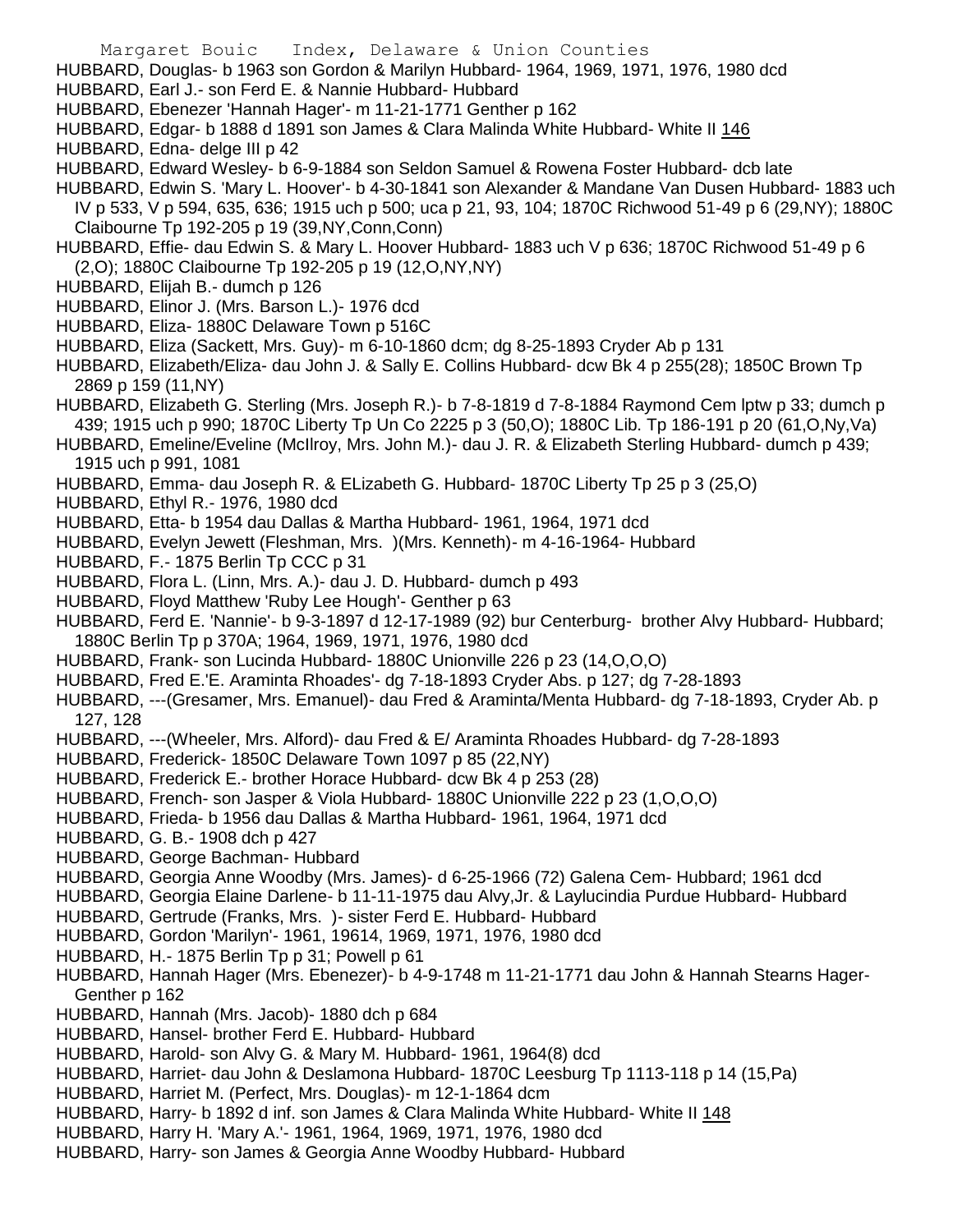HUBBARD, Douglas- b 1963 son Gordon & Marilyn Hubbard- 1964, 1969, 1971, 1976, 1980 dcd
HUBBARD, Earl J.- son Ferd E. & Nannie Hubbard- Hubbard
HUBBARD, Ebenezer 'Hannah Hager'- m 11-21-1771 Genther p 162
HUBBARD, Edgar- b 1888 d 1891 son James & Clara Malinda White Hubbard- White II 146
HUBBARD, Edna- delge III p 42
HUBBARD, Edward Wesley- b 6-9-1884 son Seldon Samuel & Rowena Foster Hubbard- dcb late
HUBBARD, Edwin S. 'Mary L. Hoover'- b 4-30-1841 son Alexander & Mandane Van Dusen Hubbard- 1883 uch IV p 533, V p 594, 635, 636; 1915 uch p 500; uca p 21, 93, 104; 1870C Richwood 51-49 p 6 (29,NY); 1880C Claibourne Tp 192-205 p 19 (39,NY,Conn,Conn)
HUBBARD, Effie- dau Edwin S. & Mary L. Hoover Hubbard- 1883 uch V p 636; 1870C Richwood 51-49 p 6 (2,O); 1880C Claibourne Tp 192-205 p 19 (12,O,NY,NY)
HUBBARD, Elijah B.- dumch p 126
HUBBARD, Elinor J. (Mrs. Barson L.)- 1976 dcd
HUBBARD, Eliza- 1880C Delaware Town p 516C
HUBBARD, Eliza (Sackett, Mrs. Guy)- m 6-10-1860 dcm; dg 8-25-1893 Cryder Ab p 131
HUBBARD, Elizabeth/Eliza- dau John J. & Sally E. Collins Hubbard- dcw Bk 4 p 255(28); 1850C Brown Tp 2869 p 159 (11,NY)
HUBBARD, Elizabeth G. Sterling (Mrs. Joseph R.)- b 7-8-1819 d 7-8-1884 Raymond Cem lptw p 33; dumch p 439; 1915 uch p 990; 1870C Liberty Tp Un Co 2225 p 3 (50,O); 1880C Lib. Tp 186-191 p 20 (61,O,Ny,Va)
HUBBARD, Emeline/Eveline (McIlroy, Mrs. John M.)- dau J. R. & Elizabeth Sterling Hubbard- dumch p 439; 1915 uch p 991, 1081
HUBBARD, Emma- dau Joseph R. & ELizabeth G. Hubbard- 1870C Liberty Tp 25 p 3 (25,O)
HUBBARD, Ethyl R.- 1976, 1980 dcd
HUBBARD, Etta- b 1954 dau Dallas & Martha Hubbard- 1961, 1964, 1971 dcd
HUBBARD, Evelyn Jewett (Fleshman, Mrs. )(Mrs. Kenneth)- m 4-16-1964- Hubbard
HUBBARD, F.- 1875 Berlin Tp CCC p 31
HUBBARD, Flora L. (Linn, Mrs. A.)- dau J. D. Hubbard- dumch p 493
HUBBARD, Floyd Matthew 'Ruby Lee Hough'- Genther p 63
HUBBARD, Ferd E. 'Nannie'- b 9-3-1897 d 12-17-1989 (92) bur Centerburg- brother Alvy Hubbard- Hubbard; 1880C Berlin Tp p 370A; 1964, 1969, 1971, 1976, 1980 dcd
HUBBARD, Frank- son Lucinda Hubbard- 1880C Unionville 226 p 23 (14,O,O,O)
HUBBARD, Fred E.'E. Araminta Rhoades'- dg 7-18-1893 Cryder Abs. p 127; dg 7-28-1893
HUBBARD, ---(Gresamer, Mrs. Emanuel)- dau Fred & Araminta/Menta Hubbard- dg 7-18-1893, Cryder Ab. p 127, 128
HUBBARD, ---(Wheeler, Mrs. Alford)- dau Fred & E/ Araminta Rhoades Hubbard- dg 7-28-1893
HUBBARD, Frederick- 1850C Delaware Town 1097 p 85 (22,NY)
HUBBARD, Frederick E.- brother Horace Hubbard- dcw Bk 4 p 253 (28)
HUBBARD, French- son Jasper & Viola Hubbard- 1880C Unionville 222 p 23 (1,O,O,O)
HUBBARD, Frieda- b 1956 dau Dallas & Martha Hubbard- 1961, 1964, 1971 dcd
HUBBARD, G. B.- 1908 dch p 427
HUBBARD, George Bachman- Hubbard
HUBBARD, Georgia Anne Woodby (Mrs. James)- d 6-25-1966 (72) Galena Cem- Hubbard; 1961 dcd
HUBBARD, Georgia Elaine Darlene- b 11-11-1975 dau Alvy,Jr. & Laylucindia Purdue Hubbard- Hubbard
HUBBARD, Gertrude (Franks, Mrs. )- sister Ferd E. Hubbard- Hubbard
HUBBARD, Gordon 'Marilyn'- 1961, 19614, 1969, 1971, 1976, 1980 dcd
HUBBARD, H.- 1875 Berlin Tp p 31; Powell p 61
HUBBARD, Hannah Hager (Mrs. Ebenezer)- b 4-9-1748 m 11-21-1771 dau John & Hannah Stearns Hager- Genther p 162
HUBBARD, Hannah (Mrs. Jacob)- 1880 dch p 684
HUBBARD, Hansel- brother Ferd E. Hubbard- Hubbard
HUBBARD, Harold- son Alvy G. & Mary M. Hubbard- 1961, 1964(8) dcd
HUBBARD, Harriet- dau John & Deslamona Hubbard- 1870C Leesburg Tp 1113-118 p 14 (15,Pa)
HUBBARD, Harriet M. (Perfect, Mrs. Douglas)- m 12-1-1864 dcm
HUBBARD, Harry- b 1892 d inf. son James & Clara Malinda White Hubbard- White II 148
HUBBARD, Harry H. 'Mary A.'- 1961, 1964, 1969, 1971, 1976, 1980 dcd
HUBBARD, Harry- son James & Georgia Anne Woodby Hubbard- Hubbard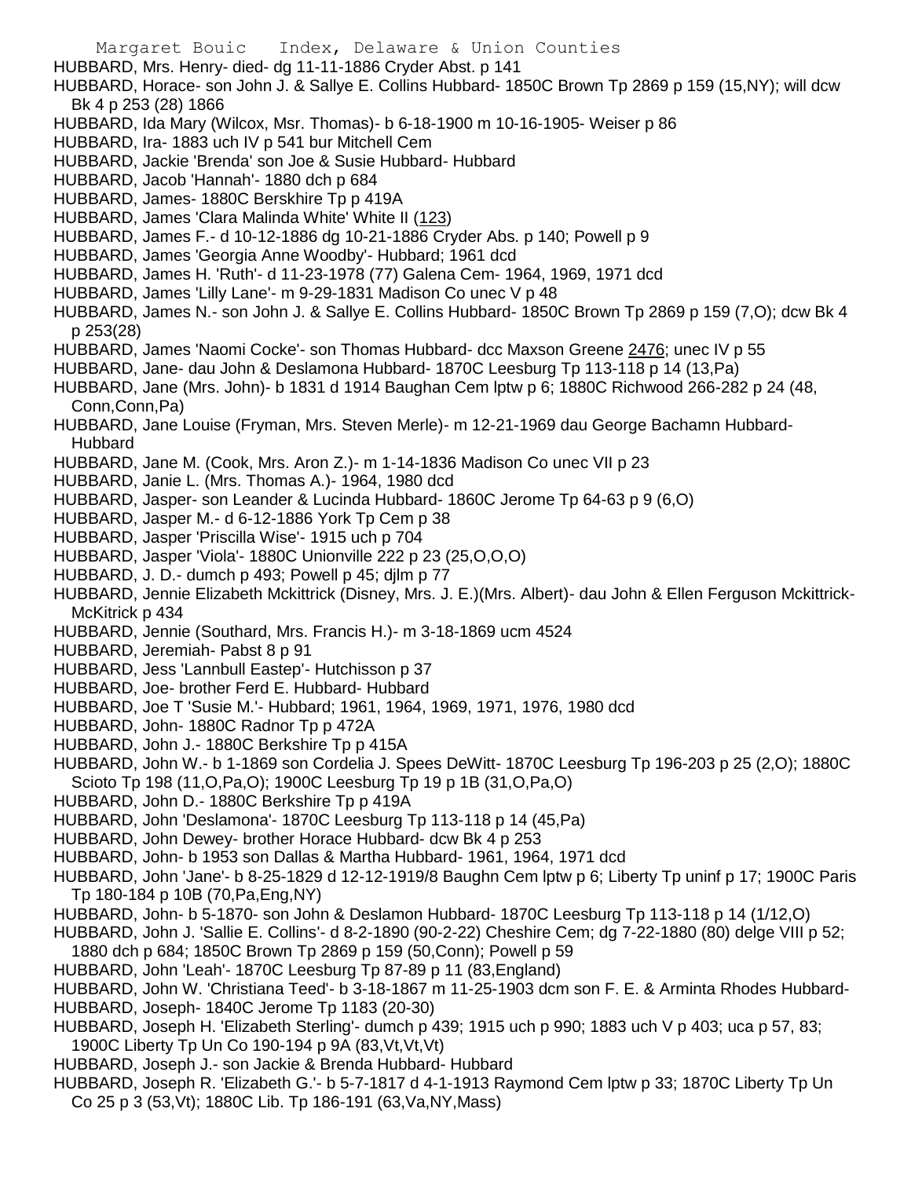HUBBARD, Mrs. Henry- died- dg 11-11-1886 Cryder Abst. p 141

HUBBARD, Horace- son John J. & Sallye E. Collins Hubbard- 1850C Brown Tp 2869 p 159 (15,NY); will dcw Bk 4 p 253 (28) 1866

HUBBARD, Ida Mary (Wilcox, Msr. Thomas)- b 6-18-1900 m 10-16-1905- Weiser p 86

HUBBARD, Ira- 1883 uch IV p 541 bur Mitchell Cem

HUBBARD, Jackie 'Brenda' son Joe & Susie Hubbard- Hubbard

HUBBARD, Jacob 'Hannah'- 1880 dch p 684

HUBBARD, James- 1880C Berskhire Tp p 419A

HUBBARD, James 'Clara Malinda White' White II (123)

HUBBARD, James F.- d 10-12-1886 dg 10-21-1886 Cryder Abs. p 140; Powell p 9

HUBBARD, James 'Georgia Anne Woodby'- Hubbard; 1961 dcd

HUBBARD, James H. 'Ruth'- d 11-23-1978 (77) Galena Cem- 1964, 1969, 1971 dcd

HUBBARD, James 'Lilly Lane'- m 9-29-1831 Madison Co unec V p 48

HUBBARD, James N.- son John J. & Sallye E. Collins Hubbard- 1850C Brown Tp 2869 p 159 (7,O); dcw Bk 4 p 253(28)

HUBBARD, James 'Naomi Cocke'- son Thomas Hubbard- dcc Maxson Greene 2476; unec IV p 55

HUBBARD, Jane- dau John & Deslamona Hubbard- 1870C Leesburg Tp 113-118 p 14 (13,Pa)

HUBBARD, Jane (Mrs. John)- b 1831 d 1914 Baughan Cem lptw p 6; 1880C Richwood 266-282 p 24 (48, Conn,Conn,Pa)

HUBBARD, Jane Louise (Fryman, Mrs. Steven Merle)- m 12-21-1969 dau George Bachamn Hubbard- Hubbard

HUBBARD, Jane M. (Cook, Mrs. Aron Z.)- m 1-14-1836 Madison Co unec VII p 23

HUBBARD, Janie L. (Mrs. Thomas A.)- 1964, 1980 dcd

HUBBARD, Jasper- son Leander & Lucinda Hubbard- 1860C Jerome Tp 64-63 p 9 (6,O)

HUBBARD, Jasper M.- d 6-12-1886 York Tp Cem p 38

HUBBARD, Jasper 'Priscilla Wise'- 1915 uch p 704

HUBBARD, Jasper 'Viola'- 1880C Unionville 222 p 23 (25,O,O,O)

HUBBARD, J. D.- dumch p 493; Powell p 45; djlm p 77

HUBBARD, Jennie Elizabeth Mckittrick (Disney, Mrs. J. E.)(Mrs. Albert)- dau John & Ellen Ferguson Mckittrick- McKitrick p 434

HUBBARD, Jennie (Southard, Mrs. Francis H.)- m 3-18-1869 ucm 4524

HUBBARD, Jeremiah- Pabst 8 p 91

HUBBARD, Jess 'Lannbull Eastep'- Hutchisson p 37

HUBBARD, Joe- brother Ferd E. Hubbard- Hubbard

HUBBARD, Joe T 'Susie M.'- Hubbard; 1961, 1964, 1969, 1971, 1976, 1980 dcd

HUBBARD, John- 1880C Radnor Tp p 472A

HUBBARD, John J.- 1880C Berkshire Tp p 415A

HUBBARD, John W.- b 1-1869 son Cordelia J. Spees DeWitt- 1870C Leesburg Tp 196-203 p 25 (2,O); 1880C Scioto Tp 198 (11,O,Pa,O); 1900C Leesburg Tp 19 p 1B (31,O,Pa,O)

HUBBARD, John D.- 1880C Berkshire Tp p 419A

HUBBARD, John 'Deslamona'- 1870C Leesburg Tp 113-118 p 14 (45,Pa)

HUBBARD, John Dewey- brother Horace Hubbard- dcw Bk 4 p 253

HUBBARD, John- b 1953 son Dallas & Martha Hubbard- 1961, 1964, 1971 dcd

HUBBARD, John 'Jane'- b 8-25-1829 d 12-12-1919/8 Baughn Cem lptw p 6; Liberty Tp uninf p 17; 1900C Paris Tp 180-184 p 10B (70,Pa,Eng,NY)

HUBBARD, John- b 5-1870- son John & Deslamon Hubbard- 1870C Leesburg Tp 113-118 p 14 (1/12,O)

HUBBARD, John J. 'Sallie E. Collins'- d 8-2-1890 (90-2-22) Cheshire Cem; dg 7-22-1880 (80) delge VIII p 52; 1880 dch p 684; 1850C Brown Tp 2869 p 159 (50,Conn); Powell p 59

HUBBARD, John 'Leah'- 1870C Leesburg Tp 87-89 p 11 (83,England)

HUBBARD, John W. 'Christiana Teed'- b 3-18-1867 m 11-25-1903 dcm son F. E. & Arminta Rhodes Hubbard-

HUBBARD, Joseph- 1840C Jerome Tp 1183 (20-30)

HUBBARD, Joseph H. 'Elizabeth Sterling'- dumch p 439; 1915 uch p 990; 1883 uch V p 403; uca p 57, 83; 1900C Liberty Tp Un Co 190-194 p 9A (83,Vt,Vt,Vt)

HUBBARD, Joseph J.- son Jackie & Brenda Hubbard- Hubbard

HUBBARD, Joseph R. 'Elizabeth G.'- b 5-7-1817 d 4-1-1913 Raymond Cem lptw p 33; 1870C Liberty Tp Un Co 25 p 3 (53,Vt); 1880C Lib. Tp 186-191 (63,Va,NY,Mass)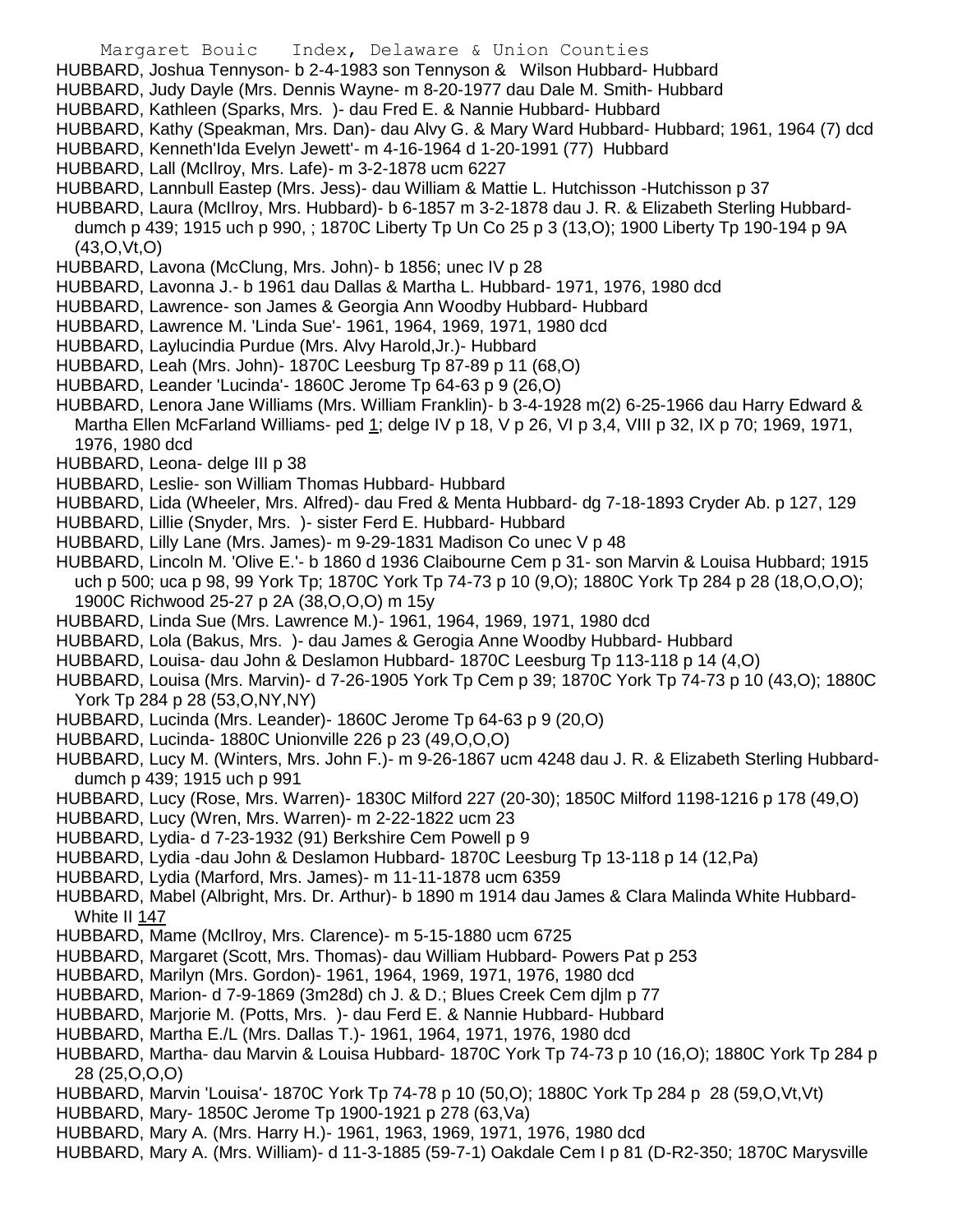HUBBARD, Joshua Tennyson- b 2-4-1983 son Tennyson & Wilson Hubbard- Hubbard
HUBBARD, Judy Dayle (Mrs. Dennis Wayne- m 8-20-1977 dau Dale M. Smith- Hubbard
HUBBARD, Kathleen (Sparks, Mrs. )- dau Fred E. & Nannie Hubbard- Hubbard
HUBBARD, Kathy (Speakman, Mrs. Dan)- dau Alvy G. & Mary Ward Hubbard- Hubbard; 1961, 1964 (7) dcd
HUBBARD, Kenneth'Ida Evelyn Jewett'- m 4-16-1964 d 1-20-1991 (77) Hubbard
HUBBARD, Lall (McIlroy, Mrs. Lafe)- m 3-2-1878 ucm 6227
HUBBARD, Lannbull Eastep (Mrs. Jess)- dau William & Mattie L. Hutchisson -Hutchisson p 37
HUBBARD, Laura (McIlroy, Mrs. Hubbard)- b 6-1857 m 3-2-1878 dau J. R. & Elizabeth Sterling Hubbard- dumch p 439; 1915 uch p 990, ; 1870C Liberty Tp Un Co 25 p 3 (13,O); 1900 Liberty Tp 190-194 p 9A (43,O,Vt,O)
HUBBARD, Lavona (McClung, Mrs. John)- b 1856; unec IV p 28
HUBBARD, Lavonna J.- b 1961 dau Dallas & Martha L. Hubbard- 1971, 1976, 1980 dcd
HUBBARD, Lawrence- son James & Georgia Ann Woodby Hubbard- Hubbard
HUBBARD, Lawrence M. 'Linda Sue'- 1961, 1964, 1969, 1971, 1980 dcd
HUBBARD, Laylucindia Purdue (Mrs. Alvy Harold,Jr.)- Hubbard
HUBBARD, Leah (Mrs. John)- 1870C Leesburg Tp 87-89 p 11 (68,O)
HUBBARD, Leander 'Lucinda'- 1860C Jerome Tp 64-63 p 9 (26,O)
HUBBARD, Lenora Jane Williams (Mrs. William Franklin)- b 3-4-1928 m(2) 6-25-1966 dau Harry Edward & Martha Ellen McFarland Williams- ped 1; delge IV p 18, V p 26, VI p 3,4, VIII p 32, IX p 70; 1969, 1971, 1976, 1980 dcd
HUBBARD, Leona- delge III p 38
HUBBARD, Leslie- son William Thomas Hubbard- Hubbard
HUBBARD, Lida (Wheeler, Mrs. Alfred)- dau Fred & Menta Hubbard- dg 7-18-1893 Cryder Ab. p 127, 129
HUBBARD, Lillie (Snyder, Mrs. )- sister Ferd E. Hubbard- Hubbard
HUBBARD, Lilly Lane (Mrs. James)- m 9-29-1831 Madison Co unec V p 48
HUBBARD, Lincoln M. 'Olive E.'- b 1860 d 1936 Claibourne Cem p 31- son Marvin & Louisa Hubbard; 1915 uch p 500; uca p 98, 99 York Tp; 1870C York Tp 74-73 p 10 (9,O); 1880C York Tp 284 p 28 (18,O,O,O); 1900C Richwood 25-27 p 2A (38,O,O,O) m 15y
HUBBARD, Linda Sue (Mrs. Lawrence M.)- 1961, 1964, 1969, 1971, 1980 dcd
HUBBARD, Lola (Bakus, Mrs. )- dau James & Gerogia Anne Woodby Hubbard- Hubbard
HUBBARD, Louisa- dau John & Deslamon Hubbard- 1870C Leesburg Tp 113-118 p 14 (4,O)
HUBBARD, Louisa (Mrs. Marvin)- d 7-26-1905 York Tp Cem p 39; 1870C York Tp 74-73 p 10 (43,O); 1880C York Tp 284 p 28 (53,O,NY,NY)
HUBBARD, Lucinda (Mrs. Leander)- 1860C Jerome Tp 64-63 p 9 (20,O)
HUBBARD, Lucinda- 1880C Unionville 226 p 23 (49,O,O,O)
HUBBARD, Lucy M. (Winters, Mrs. John F.)- m 9-26-1867 ucm 4248 dau J. R. & Elizabeth Sterling Hubbard- dumch p 439; 1915 uch p 991
HUBBARD, Lucy (Rose, Mrs. Warren)- 1830C Milford 227 (20-30); 1850C Milford 1198-1216 p 178 (49,O)
HUBBARD, Lucy (Wren, Mrs. Warren)- m 2-22-1822 ucm 23
HUBBARD, Lydia- d 7-23-1932 (91) Berkshire Cem Powell p 9
HUBBARD, Lydia -dau John & Deslamon Hubbard- 1870C Leesburg Tp 13-118 p 14 (12,Pa)
HUBBARD, Lydia (Marford, Mrs. James)- m 11-11-1878 ucm 6359
HUBBARD, Mabel (Albright, Mrs. Dr. Arthur)- b 1890 m 1914 dau James & Clara Malinda White Hubbard- White II 147
HUBBARD, Mame (McIlroy, Mrs. Clarence)- m 5-15-1880 ucm 6725
HUBBARD, Margaret (Scott, Mrs. Thomas)- dau William Hubbard- Powers Pat p 253
HUBBARD, Marilyn (Mrs. Gordon)- 1961, 1964, 1969, 1971, 1976, 1980 dcd
HUBBARD, Marion- d 7-9-1869 (3m28d) ch J. & D.; Blues Creek Cem djlm p 77
HUBBARD, Marjorie M. (Potts, Mrs. )- dau Ferd E. & Nannie Hubbard- Hubbard
HUBBARD, Martha E./L (Mrs. Dallas T.)- 1961, 1964, 1971, 1976, 1980 dcd
HUBBARD, Martha- dau Marvin & Louisa Hubbard- 1870C York Tp 74-73 p 10 (16,O); 1880C York Tp 284 p 28 (25,O,O,O)
HUBBARD, Marvin 'Louisa'- 1870C York Tp 74-78 p 10 (50,O); 1880C York Tp 284 p 28 (59,O,Vt,Vt)
HUBBARD, Mary- 1850C Jerome Tp 1900-1921 p 278 (63,Va)
HUBBARD, Mary A. (Mrs. Harry H.)- 1961, 1963, 1969, 1971, 1976, 1980 dcd
HUBBARD, Mary A. (Mrs. William)- d 11-3-1885 (59-7-1) Oakdale Cem I p 81 (D-R2-350; 1870C Marysville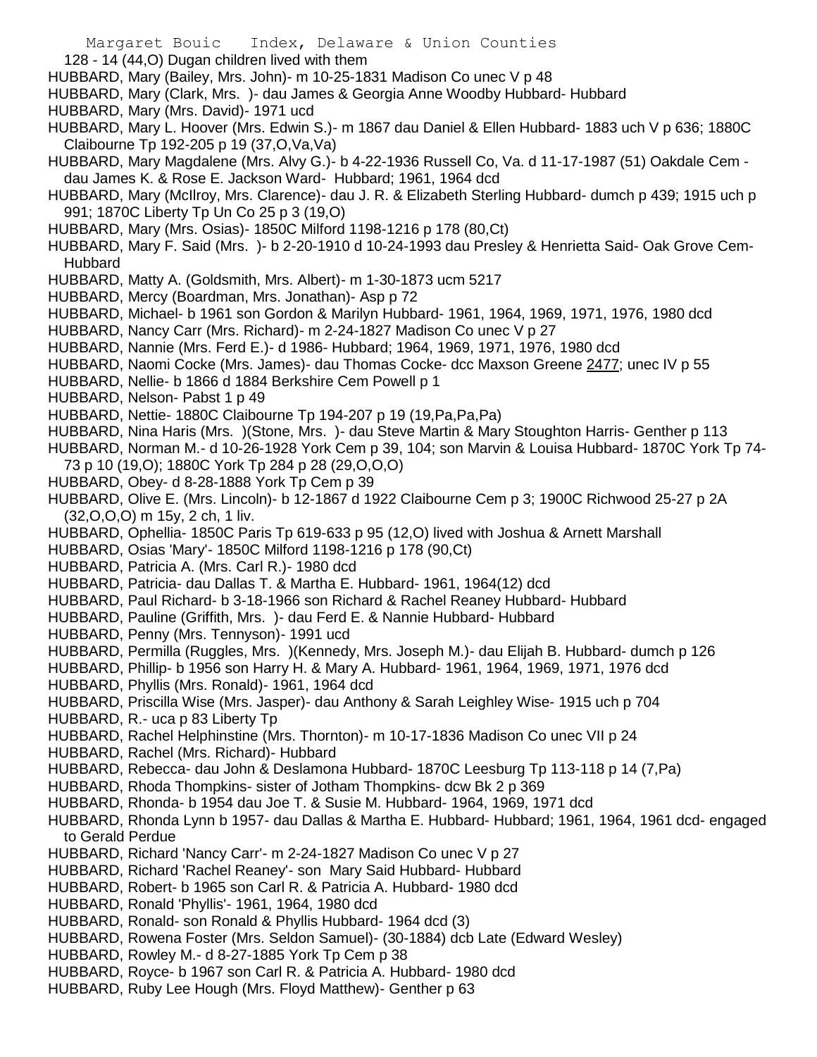128 - 14 (44,O) Dugan children lived with them

HUBBARD, Mary (Bailey, Mrs. John)- m 10-25-1831 Madison Co unec V p 48

HUBBARD, Mary (Clark, Mrs. )- dau James & Georgia Anne Woodby Hubbard- Hubbard

HUBBARD, Mary (Mrs. David)- 1971 ucd

HUBBARD, Mary L. Hoover (Mrs. Edwin S.)- m 1867 dau Daniel & Ellen Hubbard- 1883 uch V p 636; 1880C Claibourne Tp 192-205 p 19 (37,O,Va,Va)

HUBBARD, Mary Magdalene (Mrs. Alvy G.)- b 4-22-1936 Russell Co, Va. d 11-17-1987 (51) Oakdale Cem - dau James K. & Rose E. Jackson Ward- Hubbard; 1961, 1964 dcd

HUBBARD, Mary (McIlroy, Mrs. Clarence)- dau J. R. & Elizabeth Sterling Hubbard- dumch p 439; 1915 uch p 991; 1870C Liberty Tp Un Co 25 p 3 (19,O)

HUBBARD, Mary (Mrs. Osias)- 1850C Milford 1198-1216 p 178 (80,Ct)

HUBBARD, Mary F. Said (Mrs. )- b 2-20-1910 d 10-24-1993 dau Presley & Henrietta Said- Oak Grove Cem- Hubbard

HUBBARD, Matty A. (Goldsmith, Mrs. Albert)- m 1-30-1873 ucm 5217

HUBBARD, Mercy (Boardman, Mrs. Jonathan)- Asp p 72

HUBBARD, Michael- b 1961 son Gordon & Marilyn Hubbard- 1961, 1964, 1969, 1971, 1976, 1980 dcd

HUBBARD, Nancy Carr (Mrs. Richard)- m 2-24-1827 Madison Co unec V p 27

HUBBARD, Nannie (Mrs. Ferd E.)- d 1986- Hubbard; 1964, 1969, 1971, 1976, 1980 dcd

HUBBARD, Naomi Cocke (Mrs. James)- dau Thomas Cocke- dcc Maxson Greene 2477; unec IV p 55

HUBBARD, Nellie- b 1866 d 1884 Berkshire Cem Powell p 1

HUBBARD, Nelson- Pabst 1 p 49

HUBBARD, Nettie- 1880C Claibourne Tp 194-207 p 19 (19,Pa,Pa,Pa)

HUBBARD, Nina Haris (Mrs. )(Stone, Mrs. )- dau Steve Martin & Mary Stoughton Harris- Genther p 113

HUBBARD, Norman M.- d 10-26-1928 York Cem p 39, 104; son Marvin & Louisa Hubbard- 1870C York Tp 74-73 p 10 (19,O); 1880C York Tp 284 p 28 (29,O,O,O)

HUBBARD, Obey- d 8-28-1888 York Tp Cem p 39

HUBBARD, Olive E. (Mrs. Lincoln)- b 12-1867 d 1922 Claibourne Cem p 3; 1900C Richwood 25-27 p 2A (32,O,O,O) m 15y, 2 ch, 1 liv.

HUBBARD, Ophellia- 1850C Paris Tp 619-633 p 95 (12,O) lived with Joshua & Arnett Marshall

HUBBARD, Osias 'Mary'- 1850C Milford 1198-1216 p 178 (90,Ct)

HUBBARD, Patricia A. (Mrs. Carl R.)- 1980 dcd

HUBBARD, Patricia- dau Dallas T. & Martha E. Hubbard- 1961, 1964(12) dcd

HUBBARD, Paul Richard- b 3-18-1966 son Richard & Rachel Reaney Hubbard- Hubbard

HUBBARD, Pauline (Griffith, Mrs. )- dau Ferd E. & Nannie Hubbard- Hubbard

HUBBARD, Penny (Mrs. Tennyson)- 1991 ucd

HUBBARD, Permilla (Ruggles, Mrs. )(Kennedy, Mrs. Joseph M.)- dau Elijah B. Hubbard- dumch p 126

HUBBARD, Phillip- b 1956 son Harry H. & Mary A. Hubbard- 1961, 1964, 1969, 1971, 1976 dcd

HUBBARD, Phyllis (Mrs. Ronald)- 1961, 1964 dcd

HUBBARD, Priscilla Wise (Mrs. Jasper)- dau Anthony & Sarah Leighley Wise- 1915 uch p 704

HUBBARD, R.- uca p 83 Liberty Tp

HUBBARD, Rachel Helphinstine (Mrs. Thornton)- m 10-17-1836 Madison Co unec VII p 24

HUBBARD, Rachel (Mrs. Richard)- Hubbard

HUBBARD, Rebecca- dau John & Deslamona Hubbard- 1870C Leesburg Tp 113-118 p 14 (7,Pa)

HUBBARD, Rhoda Thompkins- sister of Jotham Thompkins- dcw Bk 2 p 369

HUBBARD, Rhonda- b 1954 dau Joe T. & Susie M. Hubbard- 1964, 1969, 1971 dcd

HUBBARD, Rhonda Lynn b 1957- dau Dallas & Martha E. Hubbard- Hubbard; 1961, 1964, 1961 dcd- engaged to Gerald Perdue

HUBBARD, Richard 'Nancy Carr'- m 2-24-1827 Madison Co unec V p 27

HUBBARD, Richard 'Rachel Reaney'- son Mary Said Hubbard- Hubbard

HUBBARD, Robert- b 1965 son Carl R. & Patricia A. Hubbard- 1980 dcd

HUBBARD, Ronald 'Phyllis'- 1961, 1964, 1980 dcd

HUBBARD, Ronald- son Ronald & Phyllis Hubbard- 1964 dcd (3)

HUBBARD, Rowena Foster (Mrs. Seldon Samuel)- (30-1884) dcb Late (Edward Wesley)

HUBBARD, Rowley M.- d 8-27-1885 York Tp Cem p 38

HUBBARD, Royce- b 1967 son Carl R. & Patricia A. Hubbard- 1980 dcd

HUBBARD, Ruby Lee Hough (Mrs. Floyd Matthew)- Genther p 63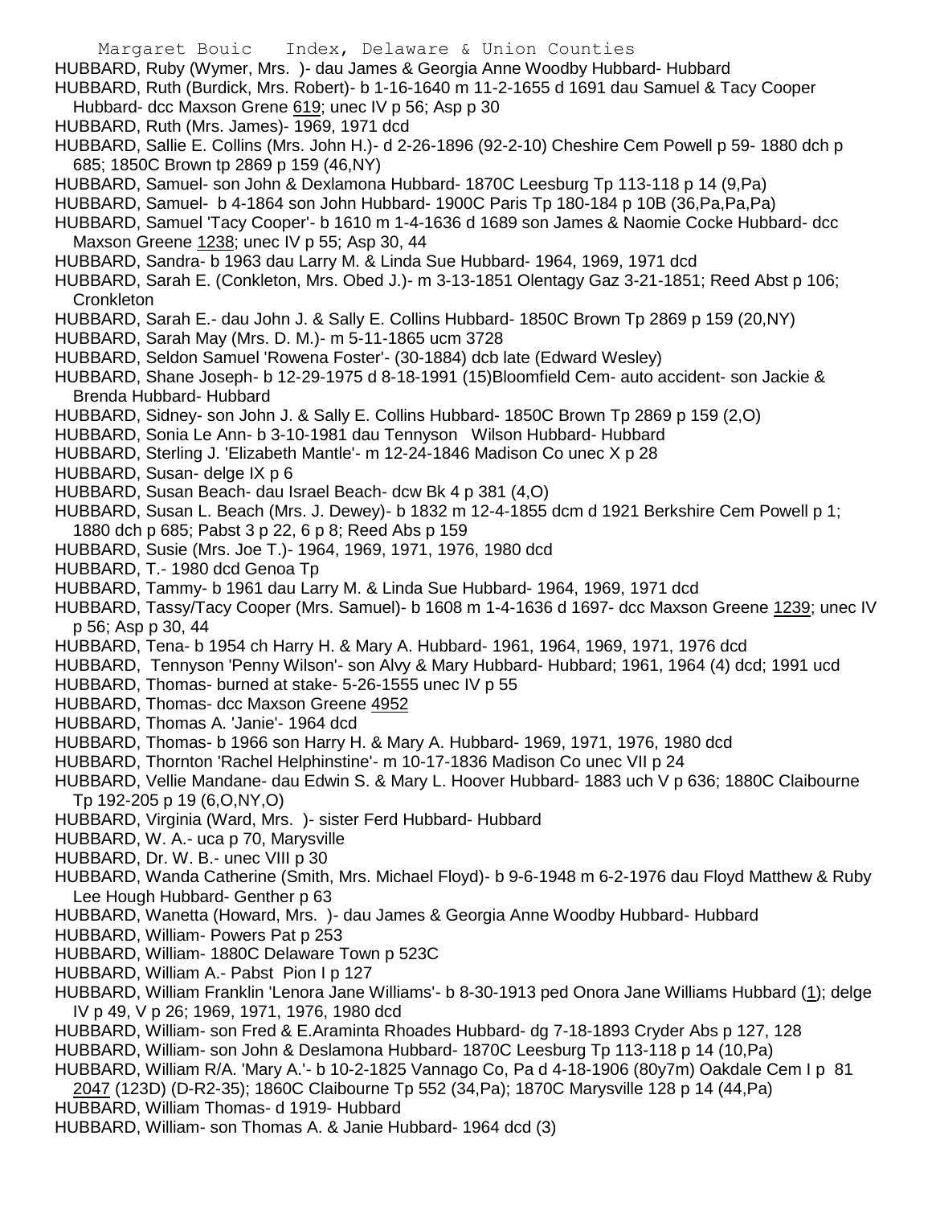HUBBARD, Ruby (Wymer, Mrs. )- dau James & Georgia Anne Woodby Hubbard- Hubbard

HUBBARD, Ruth (Burdick, Mrs. Robert)- b 1-16-1640 m 11-2-1655 d 1691 dau Samuel & Tacy Cooper Hubbard- dcc Maxson Grene 619; unec IV p 56; Asp p 30

HUBBARD, Ruth (Mrs. James)- 1969, 1971 dcd

HUBBARD, Sallie E. Collins (Mrs. John H.)- d 2-26-1896 (92-2-10) Cheshire Cem Powell p 59- 1880 dch p 685; 1850C Brown tp 2869 p 159 (46,NY)

HUBBARD, Samuel- son John & Dexlamona Hubbard- 1870C Leesburg Tp 113-118 p 14 (9,Pa)

HUBBARD, Samuel- b 4-1864 son John Hubbard- 1900C Paris Tp 180-184 p 10B (36,Pa,Pa,Pa)

HUBBARD, Samuel 'Tacy Cooper'- b 1610 m 1-4-1636 d 1689 son James & Naomie Cocke Hubbard- dcc Maxson Greene 1238; unec IV p 55; Asp 30, 44

HUBBARD, Sandra- b 1963 dau Larry M. & Linda Sue Hubbard- 1964, 1969, 1971 dcd

HUBBARD, Sarah E. (Conkleton, Mrs. Obed J.)- m 3-13-1851 Olentagy Gaz 3-21-1851; Reed Abst p 106; Cronkleton

HUBBARD, Sarah E.- dau John J. & Sally E. Collins Hubbard- 1850C Brown Tp 2869 p 159 (20,NY)

HUBBARD, Sarah May (Mrs. D. M.)- m 5-11-1865 ucm 3728

HUBBARD, Seldon Samuel 'Rowena Foster'- (30-1884) dcb late (Edward Wesley)

HUBBARD, Shane Joseph- b 12-29-1975 d 8-18-1991 (15)Bloomfield Cem- auto accident- son Jackie & Brenda Hubbard- Hubbard

HUBBARD, Sidney- son John J. & Sally E. Collins Hubbard- 1850C Brown Tp 2869 p 159 (2,O)

HUBBARD, Sonia Le Ann- b 3-10-1981 dau Tennyson Wilson Hubbard- Hubbard

HUBBARD, Sterling J. 'Elizabeth Mantle'- m 12-24-1846 Madison Co unec X p 28

HUBBARD, Susan- delge IX p 6

HUBBARD, Susan Beach- dau Israel Beach- dcw Bk 4 p 381 (4,O)

HUBBARD, Susan L. Beach (Mrs. J. Dewey)- b 1832 m 12-4-1855 dcm d 1921 Berkshire Cem Powell p 1; 1880 dch p 685; Pabst 3 p 22, 6 p 8; Reed Abs p 159

HUBBARD, Susie (Mrs. Joe T.)- 1964, 1969, 1971, 1976, 1980 dcd

HUBBARD, T.- 1980 dcd Genoa Tp

HUBBARD, Tammy- b 1961 dau Larry M. & Linda Sue Hubbard- 1964, 1969, 1971 dcd

HUBBARD, Tassy/Tacy Cooper (Mrs. Samuel)- b 1608 m 1-4-1636 d 1697- dcc Maxson Greene 1239; unec IV p 56; Asp p 30, 44

HUBBARD, Tena- b 1954 ch Harry H. & Mary A. Hubbard- 1961, 1964, 1969, 1971, 1976 dcd

HUBBARD, Tennyson 'Penny Wilson'- son Alvy & Mary Hubbard- Hubbard; 1961, 1964 (4) dcd; 1991 ucd

HUBBARD, Thomas- burned at stake- 5-26-1555 unec IV p 55

HUBBARD, Thomas- dcc Maxson Greene 4952

HUBBARD, Thomas A. 'Janie'- 1964 dcd

HUBBARD, Thomas- b 1966 son Harry H. & Mary A. Hubbard- 1969, 1971, 1976, 1980 dcd

HUBBARD, Thornton 'Rachel Helphinstine'- m 10-17-1836 Madison Co unec VII p 24

HUBBARD, Vellie Mandane- dau Edwin S. & Mary L. Hoover Hubbard- 1883 uch V p 636; 1880C Claibourne Tp 192-205 p 19 (6,O,NY,O)

HUBBARD, Virginia (Ward, Mrs. )- sister Ferd Hubbard- Hubbard

HUBBARD, W. A.- uca p 70, Marysville

HUBBARD, Dr. W. B.- unec VIII p 30

HUBBARD, Wanda Catherine (Smith, Mrs. Michael Floyd)- b 9-6-1948 m 6-2-1976 dau Floyd Matthew & Ruby Lee Hough Hubbard- Genther p 63

HUBBARD, Wanetta (Howard, Mrs. )- dau James & Georgia Anne Woodby Hubbard- Hubbard

HUBBARD, William- Powers Pat p 253

HUBBARD, William- 1880C Delaware Town p 523C

HUBBARD, William A.- Pabst Pion I p 127

HUBBARD, William Franklin 'Lenora Jane Williams'- b 8-30-1913 ped Onora Jane Williams Hubbard (1); delge IV p 49, V p 26; 1969, 1971, 1976, 1980 dcd

HUBBARD, William- son Fred & E.Araminta Rhoades Hubbard- dg 7-18-1893 Cryder Abs p 127, 128

HUBBARD, William- son John & Deslamona Hubbard- 1870C Leesburg Tp 113-118 p 14 (10,Pa)

HUBBARD, William R/A. 'Mary A.'- b 10-2-1825 Vannago Co, Pa d 4-18-1906 (80y7m) Oakdale Cem I p 81 2047 (123D) (D-R2-35); 1860C Claibourne Tp 552 (34,Pa); 1870C Marysville 128 p 14 (44,Pa)

HUBBARD, William Thomas- d 1919- Hubbard

HUBBARD, William- son Thomas A. & Janie Hubbard- 1964 dcd (3)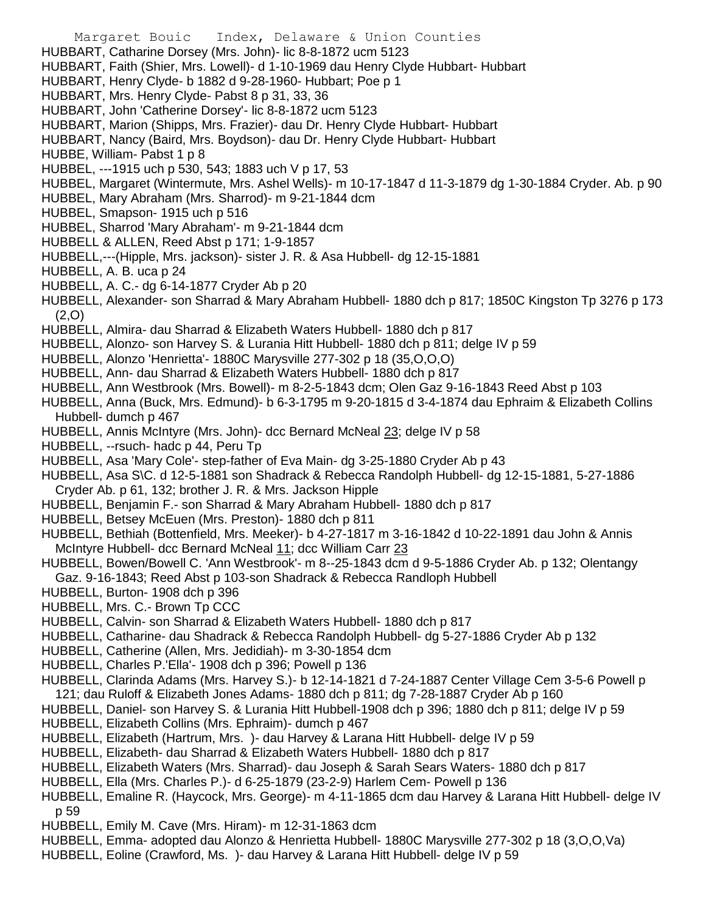HUBBART, Catharine Dorsey (Mrs. John)- lic 8-8-1872 ucm 5123

HUBBART, Faith (Shier, Mrs. Lowell)- d 1-10-1969 dau Henry Clyde Hubbart- Hubbart

HUBBART, Henry Clyde- b 1882 d 9-28-1960- Hubbart; Poe p 1

HUBBART, Mrs. Henry Clyde- Pabst 8 p 31, 33, 36

HUBBART, John 'Catherine Dorsey'- lic 8-8-1872 ucm 5123

HUBBART, Marion (Shipps, Mrs. Frazier)- dau Dr. Henry Clyde Hubbart- Hubbart

HUBBART, Nancy (Baird, Mrs. Boydson)- dau Dr. Henry Clyde Hubbart- Hubbart

HUBBE, William- Pabst 1 p 8

HUBBEL, ---1915 uch p 530, 543; 1883 uch V p 17, 53

HUBBEL, Margaret (Wintermute, Mrs. Ashel Wells)- m 10-17-1847 d 11-3-1879 dg 1-30-1884 Cryder. Ab. p 90

HUBBEL, Mary Abraham (Mrs. Sharrod)- m 9-21-1844 dcm

HUBBEL, Smapson- 1915 uch p 516

HUBBEL, Sharrod 'Mary Abraham'- m 9-21-1844 dcm

HUBBELL & ALLEN, Reed Abst p 171; 1-9-1857

HUBBELL,---(Hipple, Mrs. jackson)- sister J. R. & Asa Hubbell- dg 12-15-1881

HUBBELL, A. B. uca p 24

HUBBELL, A. C.- dg 6-14-1877 Cryder Ab p 20

HUBBELL, Alexander- son Sharrad & Mary Abraham Hubbell- 1880 dch p 817; 1850C Kingston Tp 3276 p 173 (2,O)

HUBBELL, Almira- dau Sharrad & Elizabeth Waters Hubbell- 1880 dch p 817

HUBBELL, Alonzo- son Harvey S. & Lurania Hitt Hubbell- 1880 dch p 811; delge IV p 59

HUBBELL, Alonzo 'Henrietta'- 1880C Marysville 277-302 p 18 (35,O,O,O)

HUBBELL, Ann- dau Sharrad & Elizabeth Waters Hubbell- 1880 dch p 817

HUBBELL, Ann Westbrook (Mrs. Bowell)- m 8-2-5-1843 dcm; Olen Gaz 9-16-1843 Reed Abst p 103

HUBBELL, Anna (Buck, Mrs. Edmund)- b 6-3-1795 m 9-20-1815 d 3-4-1874 dau Ephraim & Elizabeth Collins Hubbell- dumch p 467

HUBBELL, Annis McIntyre (Mrs. John)- dcc Bernard McNeal 23; delge IV p 58

HUBBELL, --rsuch- hadc p 44, Peru Tp

HUBBELL, Asa 'Mary Cole'- step-father of Eva Main- dg 3-25-1880 Cryder Ab p 43

HUBBELL, Asa S\C. d 12-5-1881 son Shadrack & Rebecca Randolph Hubbell- dg 12-15-1881, 5-27-1886 Cryder Ab. p 61, 132; brother J. R. & Mrs. Jackson Hipple

HUBBELL, Benjamin F.- son Sharrad & Mary Abraham Hubbell- 1880 dch p 817

HUBBELL, Betsey McEuen (Mrs. Preston)- 1880 dch p 811

HUBBELL, Bethiah (Bottenfield, Mrs. Meeker)- b 4-27-1817 m 3-16-1842 d 10-22-1891 dau John & Annis McIntyre Hubbell- dcc Bernard McNeal 11; dcc William Carr 23

HUBBELL, Bowen/Bowell C. 'Ann Westbrook'- m 8--25-1843 dcm d 9-5-1886 Cryder Ab. p 132; Olentangy Gaz. 9-16-1843; Reed Abst p 103-son Shadrack & Rebecca Randloph Hubbell

HUBBELL, Burton- 1908 dch p 396

HUBBELL, Mrs. C.- Brown Tp CCC

HUBBELL, Calvin- son Sharrad & Elizabeth Waters Hubbell- 1880 dch p 817

HUBBELL, Catharine- dau Shadrack & Rebecca Randolph Hubbell- dg 5-27-1886 Cryder Ab p 132

HUBBELL, Catherine (Allen, Mrs. Jedidiah)- m 3-30-1854 dcm

HUBBELL, Charles P.'Ella'- 1908 dch p 396; Powell p 136

HUBBELL, Clarinda Adams (Mrs. Harvey S.)- b 12-14-1821 d 7-24-1887 Center Village Cem 3-5-6 Powell p 121; dau Ruloff & Elizabeth Jones Adams- 1880 dch p 811; dg 7-28-1887 Cryder Ab p 160

HUBBELL, Daniel- son Harvey S. & Lurania Hitt Hubbell-1908 dch p 396; 1880 dch p 811; delge IV p 59

HUBBELL, Elizabeth Collins (Mrs. Ephraim)- dumch p 467

HUBBELL, Elizabeth (Hartrum, Mrs. )- dau Harvey & Larana Hitt Hubbell- delge IV p 59

HUBBELL, Elizabeth- dau Sharrad & Elizabeth Waters Hubbell- 1880 dch p 817

HUBBELL, Elizabeth Waters (Mrs. Sharrad)- dau Joseph & Sarah Sears Waters- 1880 dch p 817

HUBBELL, Ella (Mrs. Charles P.)- d 6-25-1879 (23-2-9) Harlem Cem- Powell p 136

HUBBELL, Emaline R. (Haycock, Mrs. George)- m 4-11-1865 dcm dau Harvey & Larana Hitt Hubbell- delge IV p 59

HUBBELL, Emily M. Cave (Mrs. Hiram)- m 12-31-1863 dcm

HUBBELL, Emma- adopted dau Alonzo & Henrietta Hubbell- 1880C Marysville 277-302 p 18 (3,O,O,Va)

HUBBELL, Eoline (Crawford, Ms. )- dau Harvey & Larana Hitt Hubbell- delge IV p 59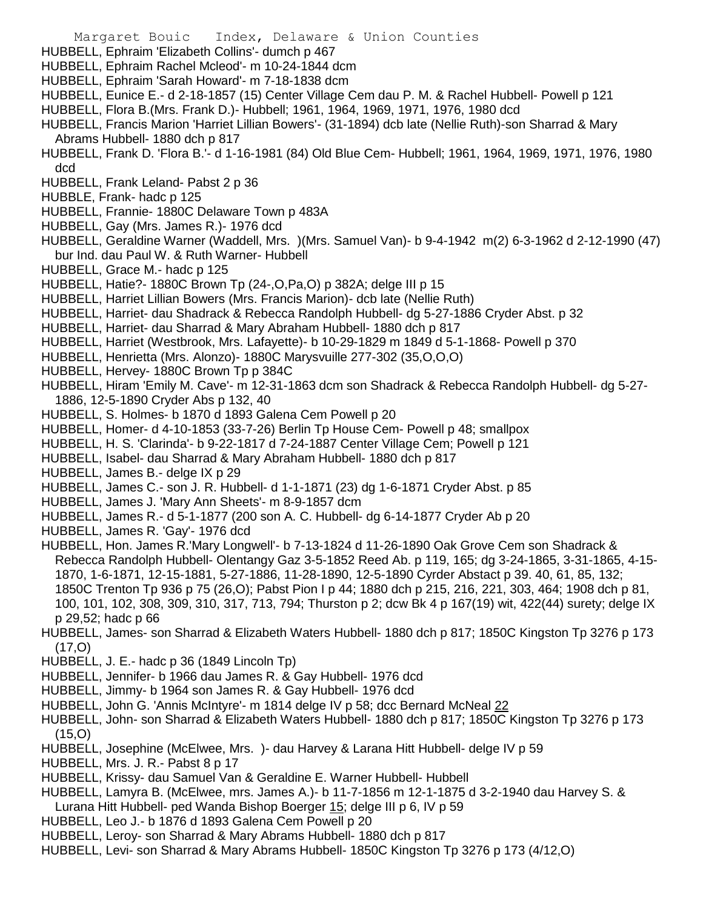HUBBELL, Ephraim 'Elizabeth Collins'- dumch p 467

HUBBELL, Ephraim Rachel Mcleod'- m 10-24-1844 dcm

HUBBELL, Ephraim 'Sarah Howard'- m 7-18-1838 dcm

HUBBELL, Eunice E.- d 2-18-1857 (15) Center Village Cem dau P. M. & Rachel Hubbell- Powell p 121

HUBBELL, Flora B.(Mrs. Frank D.)- Hubbell; 1961, 1964, 1969, 1971, 1976, 1980 dcd

HUBBELL, Francis Marion 'Harriet Lillian Bowers'- (31-1894) dcb late (Nellie Ruth)-son Sharrad & Mary Abrams Hubbell- 1880 dch p 817

HUBBELL, Frank D. 'Flora B.'- d 1-16-1981 (84) Old Blue Cem- Hubbell; 1961, 1964, 1969, 1971, 1976, 1980 dcd

HUBBELL, Frank Leland- Pabst 2 p 36

HUBBLE, Frank- hadc p 125

HUBBELL, Frannie- 1880C Delaware Town p 483A

HUBBELL, Gay (Mrs. James R.)- 1976 dcd

HUBBELL, Geraldine Warner (Waddell, Mrs. )(Mrs. Samuel Van)- b 9-4-1942 m(2) 6-3-1962 d 2-12-1990 (47) bur Ind. dau Paul W. & Ruth Warner- Hubbell

HUBBELL, Grace M.- hadc p 125

HUBBELL, Hatie?- 1880C Brown Tp (24-,O,Pa,O) p 382A; delge III p 15

HUBBELL, Harriet Lillian Bowers (Mrs. Francis Marion)- dcb late (Nellie Ruth)

HUBBELL, Harriet- dau Shadrack & Rebecca Randolph Hubbell- dg 5-27-1886 Cryder Abst. p 32

HUBBELL, Harriet- dau Sharrad & Mary Abraham Hubbell- 1880 dch p 817

HUBBELL, Harriet (Westbrook, Mrs. Lafayette)- b 10-29-1829 m 1849 d 5-1-1868- Powell p 370

HUBBELL, Henrietta (Mrs. Alonzo)- 1880C Marysvuille 277-302 (35,O,O,O)

HUBBELL, Hervey- 1880C Brown Tp p 384C

HUBBELL, Hiram 'Emily M. Cave'- m 12-31-1863 dcm son Shadrack & Rebecca Randolph Hubbell- dg 5-27-1886, 12-5-1890 Cryder Abs p 132, 40

HUBBELL, S. Holmes- b 1870 d 1893 Galena Cem Powell p 20

HUBBELL, Homer- d 4-10-1853 (33-7-26) Berlin Tp House Cem- Powell p 48; smallpox

HUBBELL, H. S. 'Clarinda'- b 9-22-1817 d 7-24-1887 Center Village Cem; Powell p 121

HUBBELL, Isabel- dau Sharrad & Mary Abraham Hubbell- 1880 dch p 817

HUBBELL, James B.- delge IX p 29

HUBBELL, James C.- son J. R. Hubbell- d 1-1-1871 (23) dg 1-6-1871 Cryder Abst. p 85

HUBBELL, James J. 'Mary Ann Sheets'- m 8-9-1857 dcm

HUBBELL, James R.- d 5-1-1877 (200 son A. C. Hubbell- dg 6-14-1877 Cryder Ab p 20

HUBBELL, James R. 'Gay'- 1976 dcd

HUBBELL, Hon. James R.'Mary Longwell'- b 7-13-1824 d 11-26-1890 Oak Grove Cem son Shadrack & Rebecca Randolph Hubbell- Olentangy Gaz 3-5-1852 Reed Ab. p 119, 165; dg 3-24-1865, 3-31-1865, 4-15-1870, 1-6-1871, 12-15-1881, 5-27-1886, 11-28-1890, 12-5-1890 Cyrder Abstact p 39. 40, 61, 85, 132; 1850C Trenton Tp 936 p 75 (26,O); Pabst Pion I p 44; 1880 dch p 215, 216, 221, 303, 464; 1908 dch p 81, 100, 101, 102, 308, 309, 310, 317, 713, 794; Thurston p 2; dcw Bk 4 p 167(19) wit, 422(44) surety; delge IX p 29,52; hadc p 66

HUBBELL, James- son Sharrad & Elizabeth Waters Hubbell- 1880 dch p 817; 1850C Kingston Tp 3276 p 173 (17,O)

HUBBELL, J. E.- hadc p 36 (1849 Lincoln Tp)

HUBBELL, Jennifer- b 1966 dau James R. & Gay Hubbell- 1976 dcd

HUBBELL, Jimmy- b 1964 son James R. & Gay Hubbell- 1976 dcd

HUBBELL, John G. 'Annis McIntyre'- m 1814 delge IV p 58; dcc Bernard McNeal 22

HUBBELL, John- son Sharrad & Elizabeth Waters Hubbell- 1880 dch p 817; 1850C Kingston Tp 3276 p 173 (15,O)

HUBBELL, Josephine (McElwee, Mrs. )- dau Harvey & Larana Hitt Hubbell- delge IV p 59

HUBBELL, Mrs. J. R.- Pabst 8 p 17

HUBBELL, Krissy- dau Samuel Van & Geraldine E. Warner Hubbell- Hubbell

HUBBELL, Lamyra B. (McElwee, mrs. James A.)- b 11-7-1856 m 12-1-1875 d 3-2-1940 dau Harvey S. & Lurana Hitt Hubbell- ped Wanda Bishop Boerger 15; delge III p 6, IV p 59

HUBBELL, Leo J.- b 1876 d 1893 Galena Cem Powell p 20

HUBBELL, Leroy- son Sharrad & Mary Abrams Hubbell- 1880 dch p 817

HUBBELL, Levi- son Sharrad & Mary Abrams Hubbell- 1850C Kingston Tp 3276 p 173 (4/12,O)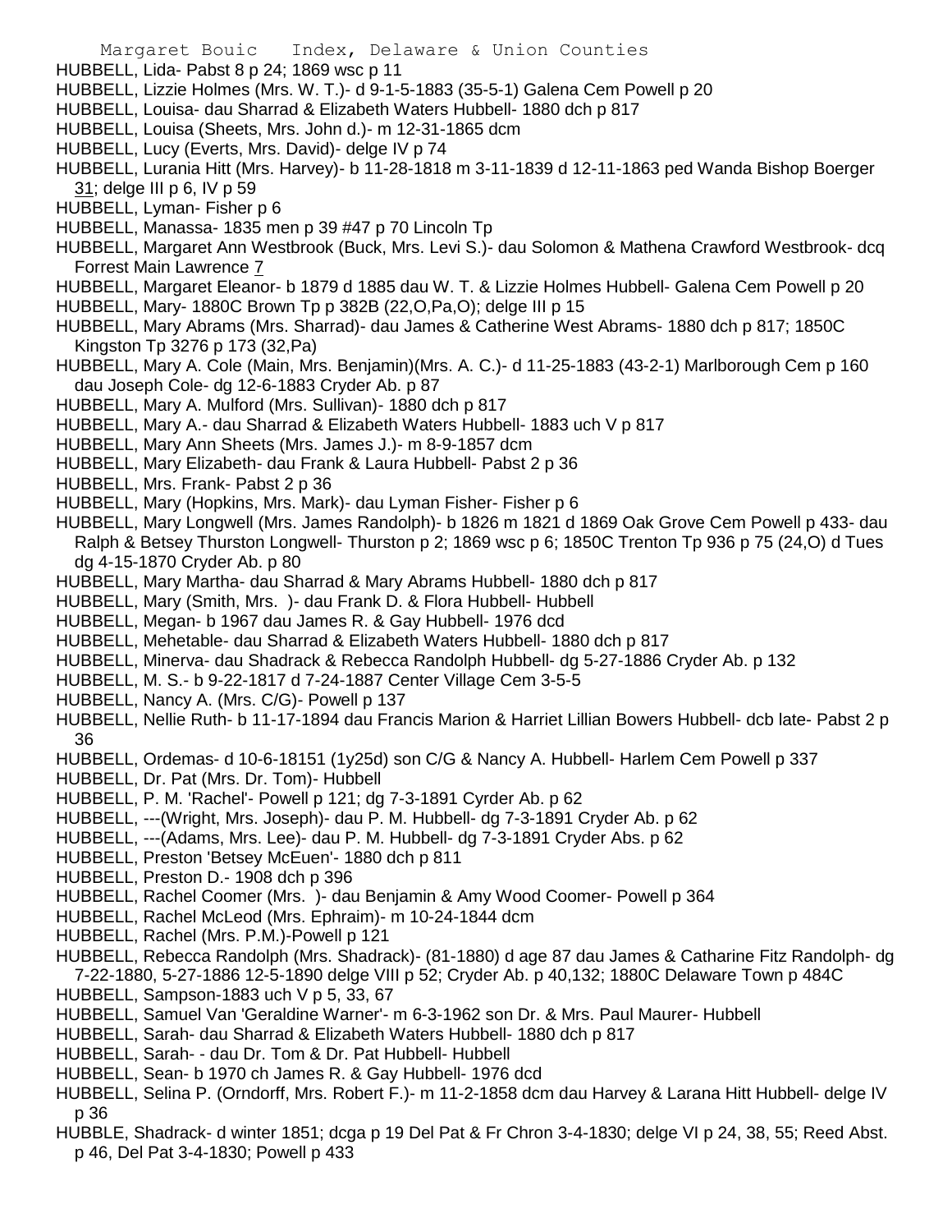HUBBELL, Lida- Pabst 8 p 24; 1869 wsc p 11

HUBBELL, Lizzie Holmes (Mrs. W. T.)- d 9-1-5-1883 (35-5-1) Galena Cem Powell p 20

HUBBELL, Louisa- dau Sharrad & Elizabeth Waters Hubbell- 1880 dch p 817

HUBBELL, Louisa (Sheets, Mrs. John d.)- m 12-31-1865 dcm

HUBBELL, Lucy (Everts, Mrs. David)- delge IV p 74

HUBBELL, Lurania Hitt (Mrs. Harvey)- b 11-28-1818 m 3-11-1839 d 12-11-1863 ped Wanda Bishop Boerger 31; delge III p 6, IV p 59

HUBBELL, Lyman- Fisher p 6

HUBBELL, Manassa- 1835 men p 39 #47 p 70 Lincoln Tp

HUBBELL, Margaret Ann Westbrook (Buck, Mrs. Levi S.)- dau Solomon & Mathena Crawford Westbrook- dcq Forrest Main Lawrence 7

HUBBELL, Margaret Eleanor- b 1879 d 1885 dau W. T. & Lizzie Holmes Hubbell- Galena Cem Powell p 20

HUBBELL, Mary- 1880C Brown Tp p 382B (22,O,Pa,O); delge III p 15

HUBBELL, Mary Abrams (Mrs. Sharrad)- dau James & Catherine West Abrams- 1880 dch p 817; 1850C Kingston Tp 3276 p 173 (32,Pa)

HUBBELL, Mary A. Cole (Main, Mrs. Benjamin)(Mrs. A. C.)- d 11-25-1883 (43-2-1) Marlborough Cem p 160 dau Joseph Cole- dg 12-6-1883 Cryder Ab. p 87

HUBBELL, Mary A. Mulford (Mrs. Sullivan)- 1880 dch p 817

HUBBELL, Mary A.- dau Sharrad & Elizabeth Waters Hubbell- 1883 uch V p 817

HUBBELL, Mary Ann Sheets (Mrs. James J.)- m 8-9-1857 dcm

HUBBELL, Mary Elizabeth- dau Frank & Laura Hubbell- Pabst 2 p 36

HUBBELL, Mrs. Frank- Pabst 2 p 36

HUBBELL, Mary (Hopkins, Mrs. Mark)- dau Lyman Fisher- Fisher p 6

HUBBELL, Mary Longwell (Mrs. James Randolph)- b 1826 m 1821 d 1869 Oak Grove Cem Powell p 433- dau Ralph & Betsey Thurston Longwell- Thurston p 2; 1869 wsc p 6; 1850C Trenton Tp 936 p 75 (24,O) d Tues dg 4-15-1870 Cryder Ab. p 80

HUBBELL, Mary Martha- dau Sharrad & Mary Abrams Hubbell- 1880 dch p 817

HUBBELL, Mary (Smith, Mrs. )- dau Frank D. & Flora Hubbell- Hubbell

HUBBELL, Megan- b 1967 dau James R. & Gay Hubbell- 1976 dcd

HUBBELL, Mehetable- dau Sharrad & Elizabeth Waters Hubbell- 1880 dch p 817

HUBBELL, Minerva- dau Shadrack & Rebecca Randolph Hubbell- dg 5-27-1886 Cryder Ab. p 132

HUBBELL, M. S.- b 9-22-1817 d 7-24-1887 Center Village Cem 3-5-5

HUBBELL, Nancy A. (Mrs. C/G)- Powell p 137

HUBBELL, Nellie Ruth- b 11-17-1894 dau Francis Marion & Harriet Lillian Bowers Hubbell- dcb late- Pabst 2 p 36

HUBBELL, Ordemas- d 10-6-18151 (1y25d) son C/G & Nancy A. Hubbell- Harlem Cem Powell p 337

HUBBELL, Dr. Pat (Mrs. Dr. Tom)- Hubbell

HUBBELL, P. M. 'Rachel'- Powell p 121; dg 7-3-1891 Cyrder Ab. p 62

HUBBELL, ---(Wright, Mrs. Joseph)- dau P. M. Hubbell- dg 7-3-1891 Cryder Ab. p 62

HUBBELL, ---(Adams, Mrs. Lee)- dau P. M. Hubbell- dg 7-3-1891 Cryder Abs. p 62

HUBBELL, Preston 'Betsey McEuen'- 1880 dch p 811

HUBBELL, Preston D.- 1908 dch p 396

HUBBELL, Rachel Coomer (Mrs. )- dau Benjamin & Amy Wood Coomer- Powell p 364

HUBBELL, Rachel McLeod (Mrs. Ephraim)- m 10-24-1844 dcm

HUBBELL, Rachel (Mrs. P.M.)-Powell p 121

HUBBELL, Rebecca Randolph (Mrs. Shadrack)- (81-1880) d age 87 dau James & Catharine Fitz Randolph- dg 7-22-1880, 5-27-1886 12-5-1890 delge VIII p 52; Cryder Ab. p 40,132; 1880C Delaware Town p 484C

HUBBELL, Sampson-1883 uch V p 5, 33, 67

HUBBELL, Samuel Van 'Geraldine Warner'- m 6-3-1962 son Dr. & Mrs. Paul Maurer- Hubbell

HUBBELL, Sarah- dau Sharrad & Elizabeth Waters Hubbell- 1880 dch p 817

HUBBELL, Sarah- - dau Dr. Tom & Dr. Pat Hubbell- Hubbell

HUBBELL, Sean- b 1970 ch James R. & Gay Hubbell- 1976 dcd

HUBBELL, Selina P. (Orndorff, Mrs. Robert F.)- m 11-2-1858 dcm dau Harvey & Larana Hitt Hubbell- delge IV p 36

HUBBLE, Shadrack- d winter 1851; dcga p 19 Del Pat & Fr Chron 3-4-1830; delge VI p 24, 38, 55; Reed Abst. p 46, Del Pat 3-4-1830; Powell p 433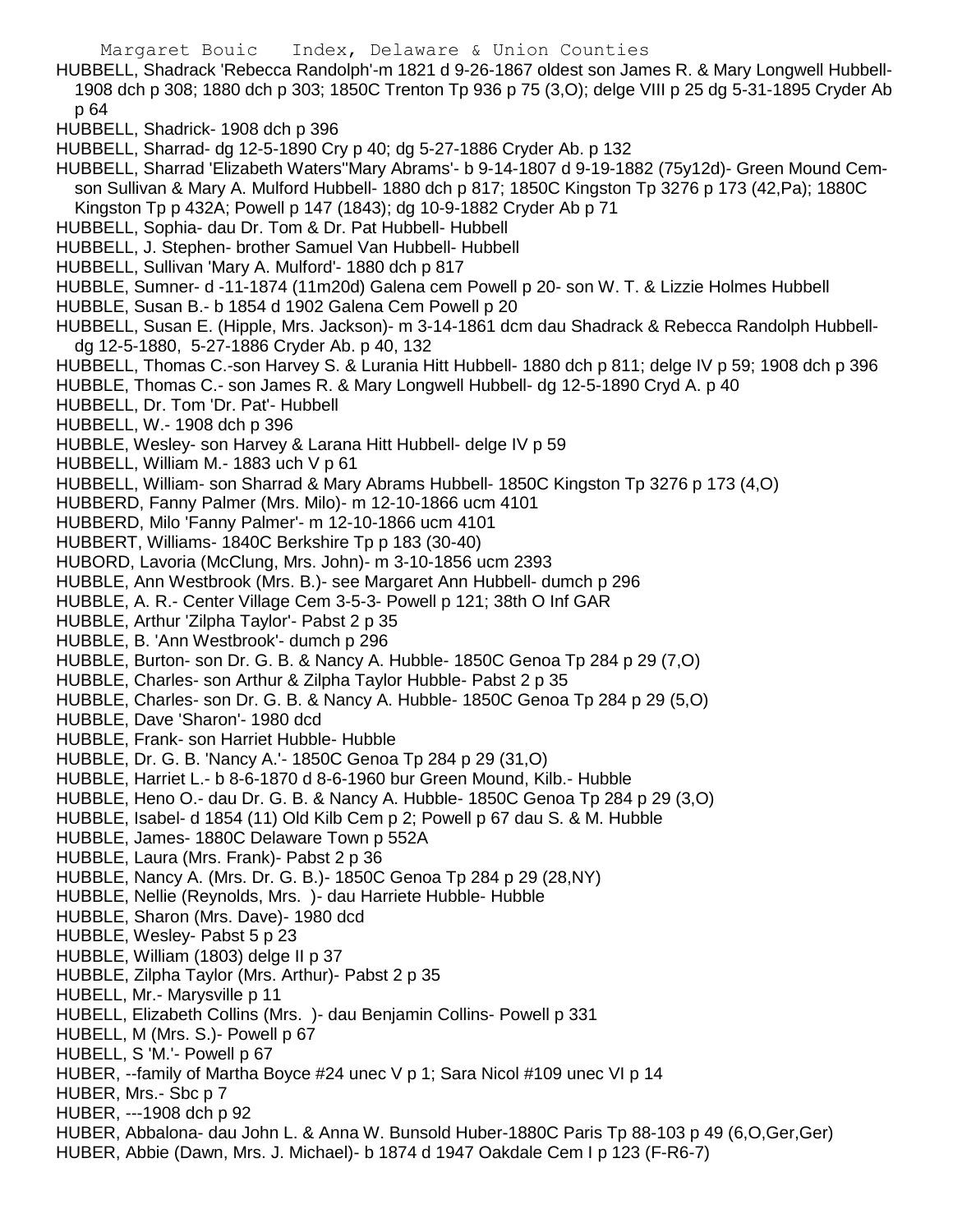HUBBELL, Shadrack 'Rebecca Randolph'-m 1821 d 9-26-1867 oldest son James R. & Mary Longwell Hubbell- 1908 dch p 308; 1880 dch p 303; 1850C Trenton Tp 936 p 75 (3,O); delge VIII p 25 dg 5-31-1895 Cryder Ab p 64

HUBBELL, Shadrick- 1908 dch p 396

HUBBELL, Sharrad- dg 12-5-1890 Cry p 40; dg 5-27-1886 Cryder Ab. p 132

HUBBELL, Sharrad 'Elizabeth Waters''Mary Abrams'- b 9-14-1807 d 9-19-1882 (75y12d)- Green Mound Cem- son Sullivan & Mary A. Mulford Hubbell- 1880 dch p 817; 1850C Kingston Tp 3276 p 173 (42,Pa); 1880C Kingston Tp p 432A; Powell p 147 (1843); dg 10-9-1882 Cryder Ab p 71

HUBBELL, Sophia- dau Dr. Tom & Dr. Pat Hubbell- Hubbell

HUBBELL, J. Stephen- brother Samuel Van Hubbell- Hubbell

HUBBELL, Sullivan 'Mary A. Mulford'- 1880 dch p 817

HUBBLE, Sumner- d -11-1874 (11m20d) Galena cem Powell p 20- son W. T. & Lizzie Holmes Hubbell

HUBBLE, Susan B.- b 1854 d 1902 Galena Cem Powell p 20

HUBBELL, Susan E. (Hipple, Mrs. Jackson)- m 3-14-1861 dcm dau Shadrack & Rebecca Randolph Hubbell- dg 12-5-1880, 5-27-1886 Cryder Ab. p 40, 132

HUBBELL, Thomas C.-son Harvey S. & Lurania Hitt Hubbell- 1880 dch p 811; delge IV p 59; 1908 dch p 396

HUBBLE, Thomas C.- son James R. & Mary Longwell Hubbell- dg 12-5-1890 Cryd A. p 40

HUBBELL, Dr. Tom 'Dr. Pat'- Hubbell

HUBBELL, W.- 1908 dch p 396

HUBBLE, Wesley- son Harvey & Larana Hitt Hubbell- delge IV p 59

HUBBELL, William M.- 1883 uch V p 61

HUBBELL, William- son Sharrad & Mary Abrams Hubbell- 1850C Kingston Tp 3276 p 173 (4,O)

HUBBERD, Fanny Palmer (Mrs. Milo)- m 12-10-1866 ucm 4101

HUBBERD, Milo 'Fanny Palmer'- m 12-10-1866 ucm 4101

HUBBERT, Williams- 1840C Berkshire Tp p 183 (30-40)

HUBORD, Lavoria (McClung, Mrs. John)- m 3-10-1856 ucm 2393

HUBBLE, Ann Westbrook (Mrs. B.)- see Margaret Ann Hubbell- dumch p 296

HUBBLE, A. R.- Center Village Cem 3-5-3- Powell p 121; 38th O Inf GAR

HUBBLE, Arthur 'Zilpha Taylor'- Pabst 2 p 35

HUBBLE, B. 'Ann Westbrook'- dumch p 296

HUBBLE, Burton- son Dr. G. B. & Nancy A. Hubble- 1850C Genoa Tp 284 p 29 (7,O)

HUBBLE, Charles- son Arthur & Zilpha Taylor Hubble- Pabst 2 p 35

HUBBLE, Charles- son Dr. G. B. & Nancy A. Hubble- 1850C Genoa Tp 284 p 29 (5,O)

HUBBLE, Dave 'Sharon'- 1980 dcd

HUBBLE, Frank- son Harriet Hubble- Hubble

HUBBLE, Dr. G. B. 'Nancy A.'- 1850C Genoa Tp 284 p 29 (31,O)

HUBBLE, Harriet L.- b 8-6-1870 d 8-6-1960 bur Green Mound, Kilb.- Hubble

HUBBLE, Heno O.- dau Dr. G. B. & Nancy A. Hubble- 1850C Genoa Tp 284 p 29 (3,O)

HUBBLE, Isabel- d 1854 (11) Old Kilb Cem p 2; Powell p 67 dau S. & M. Hubble

HUBBLE, James- 1880C Delaware Town p 552A

HUBBLE, Laura (Mrs. Frank)- Pabst 2 p 36

HUBBLE, Nancy A. (Mrs. Dr. G. B.)- 1850C Genoa Tp 284 p 29 (28,NY)

HUBBLE, Nellie (Reynolds, Mrs. )- dau Harriete Hubble- Hubble

HUBBLE, Sharon (Mrs. Dave)- 1980 dcd

HUBBLE, Wesley- Pabst 5 p 23

HUBBLE, William (1803) delge II p 37

HUBBLE, Zilpha Taylor (Mrs. Arthur)- Pabst 2 p 35

HUBELL, Mr.- Marysville p 11

HUBELL, Elizabeth Collins (Mrs. )- dau Benjamin Collins- Powell p 331

HUBELL, M (Mrs. S.)- Powell p 67

HUBELL, S 'M.'- Powell p 67

HUBER, --family of Martha Boyce #24 unec V p 1; Sara Nicol #109 unec VI p 14

HUBER, Mrs.- Sbc p 7

HUBER, ---1908 dch p 92

HUBER, Abbalona- dau John L. & Anna W. Bunsold Huber-1880C Paris Tp 88-103 p 49 (6,O,Ger,Ger)

HUBER, Abbie (Dawn, Mrs. J. Michael)- b 1874 d 1947 Oakdale Cem I p 123 (F-R6-7)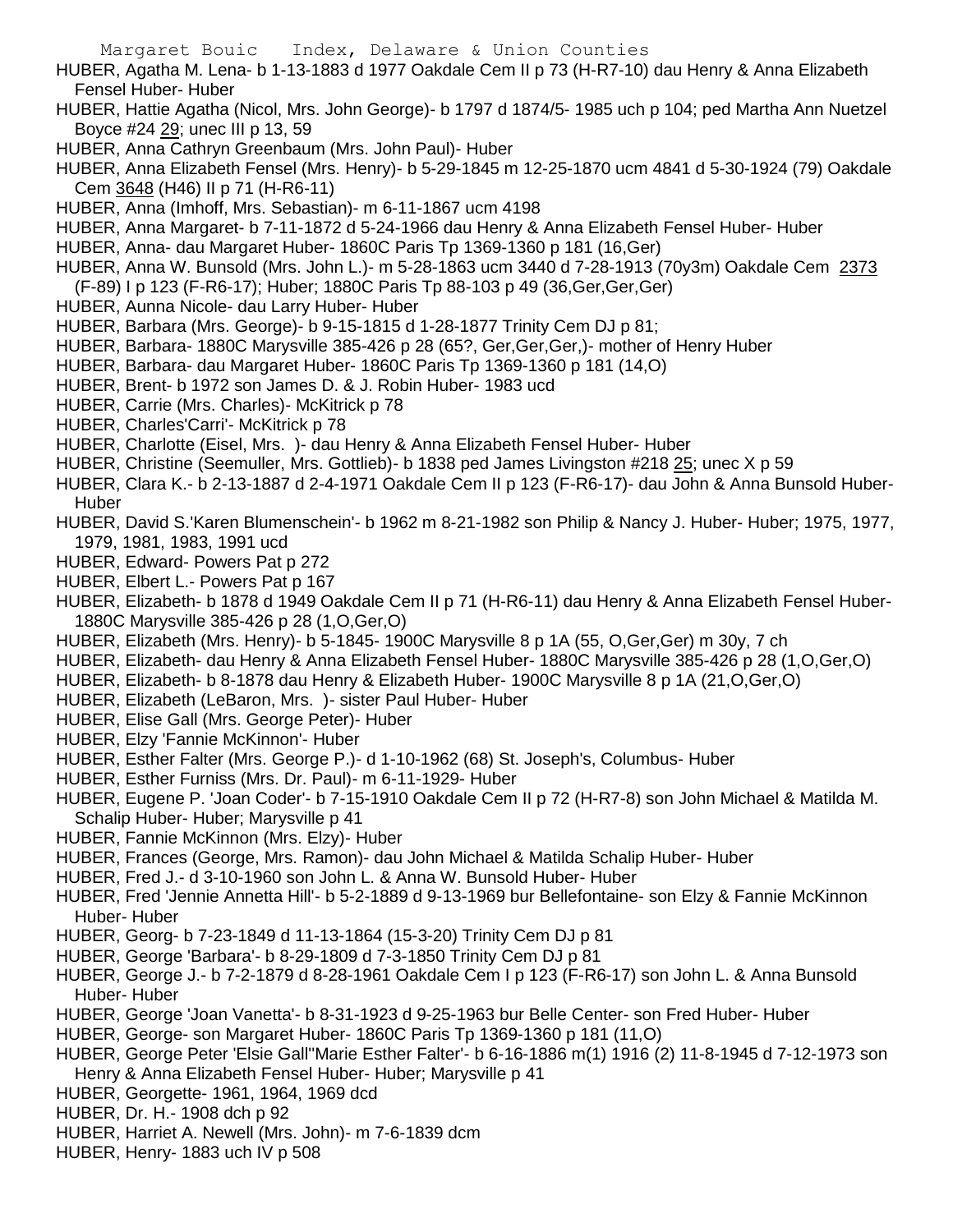HUBER, Agatha M. Lena- b 1-13-1883 d 1977 Oakdale Cem II p 73 (H-R7-10) dau Henry & Anna Elizabeth Fensel Huber- Huber

HUBER, Hattie Agatha (Nicol, Mrs. John George)- b 1797 d 1874/5- 1985 uch p 104; ped Martha Ann Nuetzel Boyce #24 29; unec III p 13, 59

HUBER, Anna Cathryn Greenbaum (Mrs. John Paul)- Huber

HUBER, Anna Elizabeth Fensel (Mrs. Henry)- b 5-29-1845 m 12-25-1870 ucm 4841 d 5-30-1924 (79) Oakdale Cem 3648 (H46) II p 71 (H-R6-11)

HUBER, Anna (Imhoff, Mrs. Sebastian)- m 6-11-1867 ucm 4198

HUBER, Anna Margaret- b 7-11-1872 d 5-24-1966 dau Henry & Anna Elizabeth Fensel Huber- Huber

HUBER, Anna- dau Margaret Huber- 1860C Paris Tp 1369-1360 p 181 (16,Ger)

HUBER, Anna W. Bunsold (Mrs. John L.)- m 5-28-1863 ucm 3440 d 7-28-1913 (70y3m) Oakdale Cem 2373 (F-89) I p 123 (F-R6-17); Huber; 1880C Paris Tp 88-103 p 49 (36,Ger,Ger,Ger)

HUBER, Aunna Nicole- dau Larry Huber- Huber

HUBER, Barbara (Mrs. George)- b 9-15-1815 d 1-28-1877 Trinity Cem DJ p 81;

HUBER, Barbara- 1880C Marysville 385-426 p 28 (65?, Ger,Ger,Ger,)- mother of Henry Huber

HUBER, Barbara- dau Margaret Huber- 1860C Paris Tp 1369-1360 p 181 (14,O)

HUBER, Brent- b 1972 son James D. & J. Robin Huber- 1983 ucd

HUBER, Carrie (Mrs. Charles)- McKitrick p 78

HUBER, Charles'Carri'- McKitrick p 78

HUBER, Charlotte (Eisel, Mrs. )- dau Henry & Anna Elizabeth Fensel Huber- Huber

HUBER, Christine (Seemuller, Mrs. Gottlieb)- b 1838 ped James Livingston #218 25; unec X p 59

HUBER, Clara K.- b 2-13-1887 d 2-4-1971 Oakdale Cem II p 123 (F-R6-17)- dau John & Anna Bunsold Huber- Huber

HUBER, David S.'Karen Blumenschein'- b 1962 m 8-21-1982 son Philip & Nancy J. Huber- Huber; 1975, 1977, 1979, 1981, 1983, 1991 ucd

HUBER, Edward- Powers Pat p 272

HUBER, Elbert L.- Powers Pat p 167

HUBER, Elizabeth- b 1878 d 1949 Oakdale Cem II p 71 (H-R6-11) dau Henry & Anna Elizabeth Fensel Huber- 1880C Marysville 385-426 p 28 (1,O,Ger,O)

HUBER, Elizabeth (Mrs. Henry)- b 5-1845- 1900C Marysville 8 p 1A (55, O,Ger,Ger) m 30y, 7 ch

HUBER, Elizabeth- dau Henry & Anna Elizabeth Fensel Huber- 1880C Marysville 385-426 p 28 (1,O,Ger,O)

HUBER, Elizabeth- b 8-1878 dau Henry & Elizabeth Huber- 1900C Marysville 8 p 1A (21,O,Ger,O)

HUBER, Elizabeth (LeBaron, Mrs. )- sister Paul Huber- Huber

HUBER, Elise Gall (Mrs. George Peter)- Huber

HUBER, Elzy 'Fannie McKinnon'- Huber

HUBER, Esther Falter (Mrs. George P.)- d 1-10-1962 (68) St. Joseph's, Columbus- Huber

HUBER, Esther Furniss (Mrs. Dr. Paul)- m 6-11-1929- Huber

HUBER, Eugene P. 'Joan Coder'- b 7-15-1910 Oakdale Cem II p 72 (H-R7-8) son John Michael & Matilda M. Schalip Huber- Huber; Marysville p 41

HUBER, Fannie McKinnon (Mrs. Elzy)- Huber

HUBER, Frances (George, Mrs. Ramon)- dau John Michael & Matilda Schalip Huber- Huber

HUBER, Fred J.- d 3-10-1960 son John L. & Anna W. Bunsold Huber- Huber

HUBER, Fred 'Jennie Annetta Hill'- b 5-2-1889 d 9-13-1969 bur Bellefontaine- son Elzy & Fannie McKinnon Huber- Huber

HUBER, Georg- b 7-23-1849 d 11-13-1864 (15-3-20) Trinity Cem DJ p 81

HUBER, George 'Barbara'- b 8-29-1809 d 7-3-1850 Trinity Cem DJ p 81

HUBER, George J.- b 7-2-1879 d 8-28-1961 Oakdale Cem I p 123 (F-R6-17) son John L. & Anna Bunsold Huber- Huber

HUBER, George 'Joan Vanetta'- b 8-31-1923 d 9-25-1963 bur Belle Center- son Fred Huber- Huber

HUBER, George- son Margaret Huber- 1860C Paris Tp 1369-1360 p 181 (11,O)

HUBER, George Peter 'Elsie Gall''Marie Esther Falter'- b 6-16-1886 m(1) 1916 (2) 11-8-1945 d 7-12-1973 son Henry & Anna Elizabeth Fensel Huber- Huber; Marysville p 41

HUBER, Georgette- 1961, 1964, 1969 dcd

HUBER, Dr. H.- 1908 dch p 92

HUBER, Harriet A. Newell (Mrs. John)- m 7-6-1839 dcm

HUBER, Henry- 1883 uch IV p 508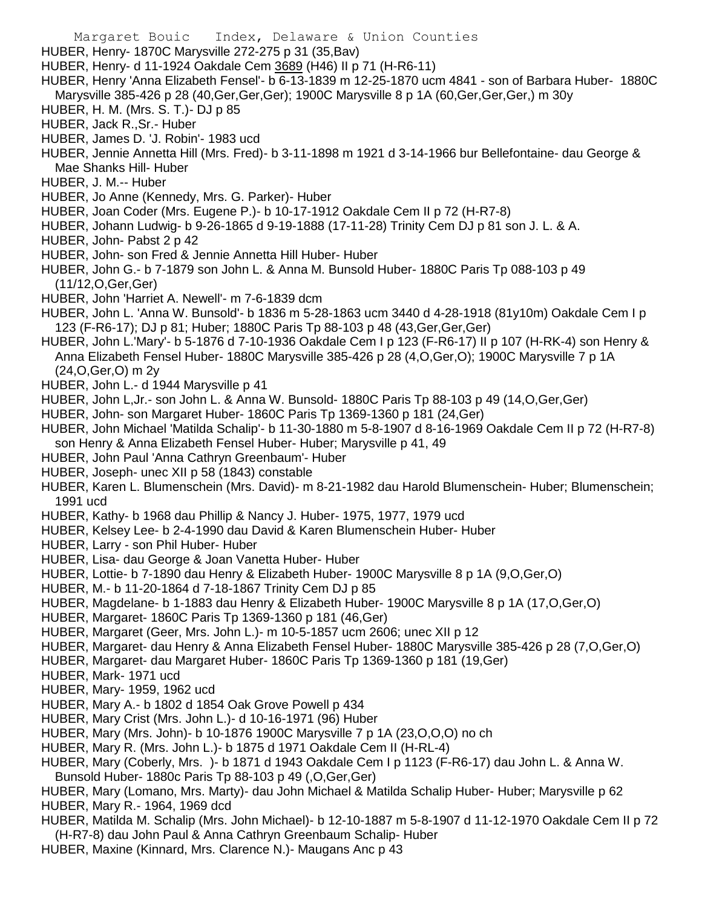HUBER, Henry- 1870C Marysville 272-275 p 31 (35,Bav)

HUBER, Henry- d 11-1924 Oakdale Cem 3689 (H46) II p 71 (H-R6-11)

HUBER, Henry 'Anna Elizabeth Fensel'- b 6-13-1839 m 12-25-1870 ucm 4841 - son of Barbara Huber- 1880C Marysville 385-426 p 28 (40,Ger,Ger,Ger); 1900C Marysville 8 p 1A (60,Ger,Ger,Ger,) m 30y

HUBER, H. M. (Mrs. S. T.)- DJ p 85

HUBER, Jack R.,Sr.- Huber

HUBER, James D. 'J. Robin'- 1983 ucd

HUBER, Jennie Annetta Hill (Mrs. Fred)- b 3-11-1898 m 1921 d 3-14-1966 bur Bellefontaine- dau George & Mae Shanks Hill- Huber

HUBER, J. M.-- Huber

HUBER, Jo Anne (Kennedy, Mrs. G. Parker)- Huber

HUBER, Joan Coder (Mrs. Eugene P.)- b 10-17-1912 Oakdale Cem II p 72 (H-R7-8)

HUBER, Johann Ludwig- b 9-26-1865 d 9-19-1888 (17-11-28) Trinity Cem DJ p 81 son J. L. & A.

HUBER, John- Pabst 2 p 42

HUBER, John- son Fred & Jennie Annetta Hill Huber- Huber

HUBER, John G.- b 7-1879 son John L. & Anna M. Bunsold Huber- 1880C Paris Tp 088-103 p 49 (11/12,O,Ger,Ger)

HUBER, John 'Harriet A. Newell'- m 7-6-1839 dcm

HUBER, John L. 'Anna W. Bunsold'- b 1836 m 5-28-1863 ucm 3440 d 4-28-1918 (81y10m) Oakdale Cem I p 123 (F-R6-17); DJ p 81; Huber; 1880C Paris Tp 88-103 p 48 (43,Ger,Ger,Ger)

HUBER, John L.'Mary'- b 5-1876 d 7-10-1936 Oakdale Cem I p 123 (F-R6-17) II p 107 (H-RK-4) son Henry & Anna Elizabeth Fensel Huber- 1880C Marysville 385-426 p 28 (4,O,Ger,O); 1900C Marysville 7 p 1A (24,O,Ger,O) m 2y

HUBER, John L.- d 1944 Marysville p 41

HUBER, John L,Jr.- son John L. & Anna W. Bunsold- 1880C Paris Tp 88-103 p 49 (14,O,Ger,Ger)

HUBER, John- son Margaret Huber- 1860C Paris Tp 1369-1360 p 181 (24,Ger)

HUBER, John Michael 'Matilda Schalip'- b 11-30-1880 m 5-8-1907 d 8-16-1969 Oakdale Cem II p 72 (H-R7-8) son Henry & Anna Elizabeth Fensel Huber- Huber; Marysville p 41, 49

HUBER, John Paul 'Anna Cathryn Greenbaum'- Huber

HUBER, Joseph- unec XII p 58 (1843) constable

HUBER, Karen L. Blumenschein (Mrs. David)- m 8-21-1982 dau Harold Blumenschein- Huber; Blumenschein; 1991 ucd

HUBER, Kathy- b 1968 dau Phillip & Nancy J. Huber- 1975, 1977, 1979 ucd

HUBER, Kelsey Lee- b 2-4-1990 dau David & Karen Blumenschein Huber- Huber

HUBER, Larry - son Phil Huber- Huber

HUBER, Lisa- dau George & Joan Vanetta Huber- Huber

HUBER, Lottie- b 7-1890 dau Henry & Elizabeth Huber- 1900C Marysville 8 p 1A (9,O,Ger,O)

HUBER, M.- b 11-20-1864 d 7-18-1867 Trinity Cem DJ p 85

HUBER, Magdelane- b 1-1883 dau Henry & Elizabeth Huber- 1900C Marysville 8 p 1A (17,O,Ger,O)

HUBER, Margaret- 1860C Paris Tp 1369-1360 p 181 (46,Ger)

HUBER, Margaret (Geer, Mrs. John L.)- m 10-5-1857 ucm 2606; unec XII p 12

HUBER, Margaret- dau Henry & Anna Elizabeth Fensel Huber- 1880C Marysville 385-426 p 28 (7,O,Ger,O)

HUBER, Margaret- dau Margaret Huber- 1860C Paris Tp 1369-1360 p 181 (19,Ger)

HUBER, Mark- 1971 ucd

HUBER, Mary- 1959, 1962 ucd

HUBER, Mary A.- b 1802 d 1854 Oak Grove Powell p 434

HUBER, Mary Crist (Mrs. John L.)- d 10-16-1971 (96) Huber

HUBER, Mary (Mrs. John)- b 10-1876 1900C Marysville 7 p 1A (23,O,O,O) no ch

HUBER, Mary R. (Mrs. John L.)- b 1875 d 1971 Oakdale Cem II (H-RL-4)

HUBER, Mary (Coberly, Mrs. )- b 1871 d 1943 Oakdale Cem I p 1123 (F-R6-17) dau John L. & Anna W. Bunsold Huber- 1880c Paris Tp 88-103 p 49 (,O,Ger,Ger)

HUBER, Mary (Lomano, Mrs. Marty)- dau John Michael & Matilda Schalip Huber- Huber; Marysville p 62

HUBER, Mary R.- 1964, 1969 dcd

HUBER, Matilda M. Schalip (Mrs. John Michael)- b 12-10-1887 m 5-8-1907 d 11-12-1970 Oakdale Cem II p 72 (H-R7-8) dau John Paul & Anna Cathryn Greenbaum Schalip- Huber

HUBER, Maxine (Kinnard, Mrs. Clarence N.)- Maugans Anc p 43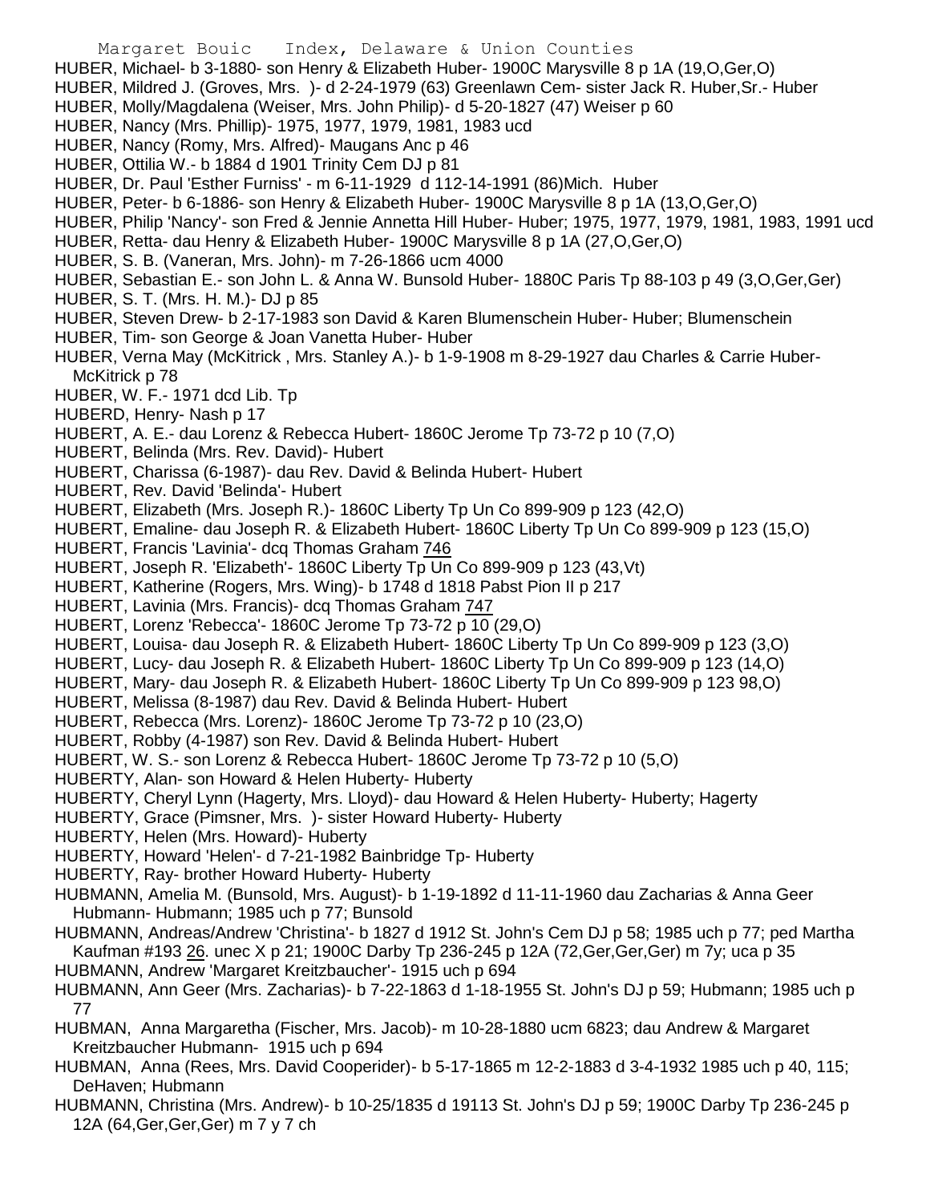HUBER, Michael- b 3-1880- son Henry & Elizabeth Huber- 1900C Marysville 8 p 1A (19,O,Ger,O)
HUBER, Mildred J. (Groves, Mrs. )- d 2-24-1979 (63) Greenlawn Cem- sister Jack R. Huber,Sr.- Huber
HUBER, Molly/Magdalena (Weiser, Mrs. John Philip)- d 5-20-1827 (47) Weiser p 60
HUBER, Nancy (Mrs. Phillip)- 1975, 1977, 1979, 1981, 1983 ucd
HUBER, Nancy (Romy, Mrs. Alfred)- Maugans Anc p 46
HUBER, Ottilia W.- b 1884 d 1901 Trinity Cem DJ p 81
HUBER, Dr. Paul 'Esther Furniss' - m 6-11-1929 d 112-14-1991 (86)Mich. Huber
HUBER, Peter- b 6-1886- son Henry & Elizabeth Huber- 1900C Marysville 8 p 1A (13,O,Ger,O)
HUBER, Philip 'Nancy'- son Fred & Jennie Annetta Hill Huber- Huber; 1975, 1977, 1979, 1981, 1983, 1991 ucd
HUBER, Retta- dau Henry & Elizabeth Huber- 1900C Marysville 8 p 1A (27,O,Ger,O)
HUBER, S. B. (Vaneran, Mrs. John)- m 7-26-1866 ucm 4000
HUBER, Sebastian E.- son John L. & Anna W. Bunsold Huber- 1880C Paris Tp 88-103 p 49 (3,O,Ger,Ger)
HUBER, S. T. (Mrs. H. M.)- DJ p 85
HUBER, Steven Drew- b 2-17-1983 son David & Karen Blumenschein Huber- Huber; Blumenschein
HUBER, Tim- son George & Joan Vanetta Huber- Huber
HUBER, Verna May (McKitrick , Mrs. Stanley A.)- b 1-9-1908 m 8-29-1927 dau Charles & Carrie Huber- McKitrick p 78
HUBER, W. F.- 1971 dcd Lib. Tp
HUBERD, Henry- Nash p 17
HUBERT, A. E.- dau Lorenz & Rebecca Hubert- 1860C Jerome Tp 73-72 p 10 (7,O)
HUBERT, Belinda (Mrs. Rev. David)- Hubert
HUBERT, Charissa (6-1987)- dau Rev. David & Belinda Hubert- Hubert
HUBERT, Rev. David 'Belinda'- Hubert
HUBERT, Elizabeth (Mrs. Joseph R.)- 1860C Liberty Tp Un Co 899-909 p 123 (42,O)
HUBERT, Emaline- dau Joseph R. & Elizabeth Hubert- 1860C Liberty Tp Un Co 899-909 p 123 (15,O)
HUBERT, Francis 'Lavinia'- dcq Thomas Graham 746
HUBERT, Joseph R. 'Elizabeth'- 1860C Liberty Tp Un Co 899-909 p 123 (43,Vt)
HUBERT, Katherine (Rogers, Mrs. Wing)- b 1748 d 1818 Pabst Pion II p 217
HUBERT, Lavinia (Mrs. Francis)- dcq Thomas Graham 747
HUBERT, Lorenz 'Rebecca'- 1860C Jerome Tp 73-72 p 10 (29,O)
HUBERT, Louisa- dau Joseph R. & Elizabeth Hubert- 1860C Liberty Tp Un Co 899-909 p 123 (3,O)
HUBERT, Lucy- dau Joseph R. & Elizabeth Hubert- 1860C Liberty Tp Un Co 899-909 p 123 (14,O)
HUBERT, Mary- dau Joseph R. & Elizabeth Hubert- 1860C Liberty Tp Un Co 899-909 p 123 98,O)
HUBERT, Melissa (8-1987) dau Rev. David & Belinda Hubert- Hubert
HUBERT, Rebecca (Mrs. Lorenz)- 1860C Jerome Tp 73-72 p 10 (23,O)
HUBERT, Robby (4-1987) son Rev. David & Belinda Hubert- Hubert
HUBERT, W. S.- son Lorenz & Rebecca Hubert- 1860C Jerome Tp 73-72 p 10 (5,O)
HUBERTY, Alan- son Howard & Helen Huberty- Huberty
HUBERTY, Cheryl Lynn (Hagerty, Mrs. Lloyd)- dau Howard & Helen Huberty- Huberty; Hagerty
HUBERTY, Grace (Pimsner, Mrs. )- sister Howard Huberty- Huberty
HUBERTY, Helen (Mrs. Howard)- Huberty
HUBERTY, Howard 'Helen'- d 7-21-1982 Bainbridge Tp- Huberty
HUBERTY, Ray- brother Howard Huberty- Huberty
HUBMANN, Amelia M. (Bunsold, Mrs. August)- b 1-19-1892 d 11-11-1960 dau Zacharias & Anna Geer Hubmann- Hubmann; 1985 uch p 77; Bunsold
HUBMANN, Andreas/Andrew 'Christina'- b 1827 d 1912 St. John's Cem DJ p 58; 1985 uch p 77; ped Martha Kaufman #193 26. unec X p 21; 1900C Darby Tp 236-245 p 12A (72,Ger,Ger,Ger) m 7y; uca p 35
HUBMANN, Andrew 'Margaret Kreitzbaucher'- 1915 uch p 694
HUBMANN, Ann Geer (Mrs. Zacharias)- b 7-22-1863 d 1-18-1955 St. John's DJ p 59; Hubmann; 1985 uch p 77
HUBMAN, Anna Margaretha (Fischer, Mrs. Jacob)- m 10-28-1880 ucm 6823; dau Andrew & Margaret Kreitzbaucher Hubmann- 1915 uch p 694
HUBMAN, Anna (Rees, Mrs. David Cooperider)- b 5-17-1865 m 12-2-1883 d 3-4-1932 1985 uch p 40, 115; DeHaven; Hubmann
HUBMANN, Christina (Mrs. Andrew)- b 10-25/1835 d 19113 St. John's DJ p 59; 1900C Darby Tp 236-245 p 12A (64,Ger,Ger,Ger) m 7 y 7 ch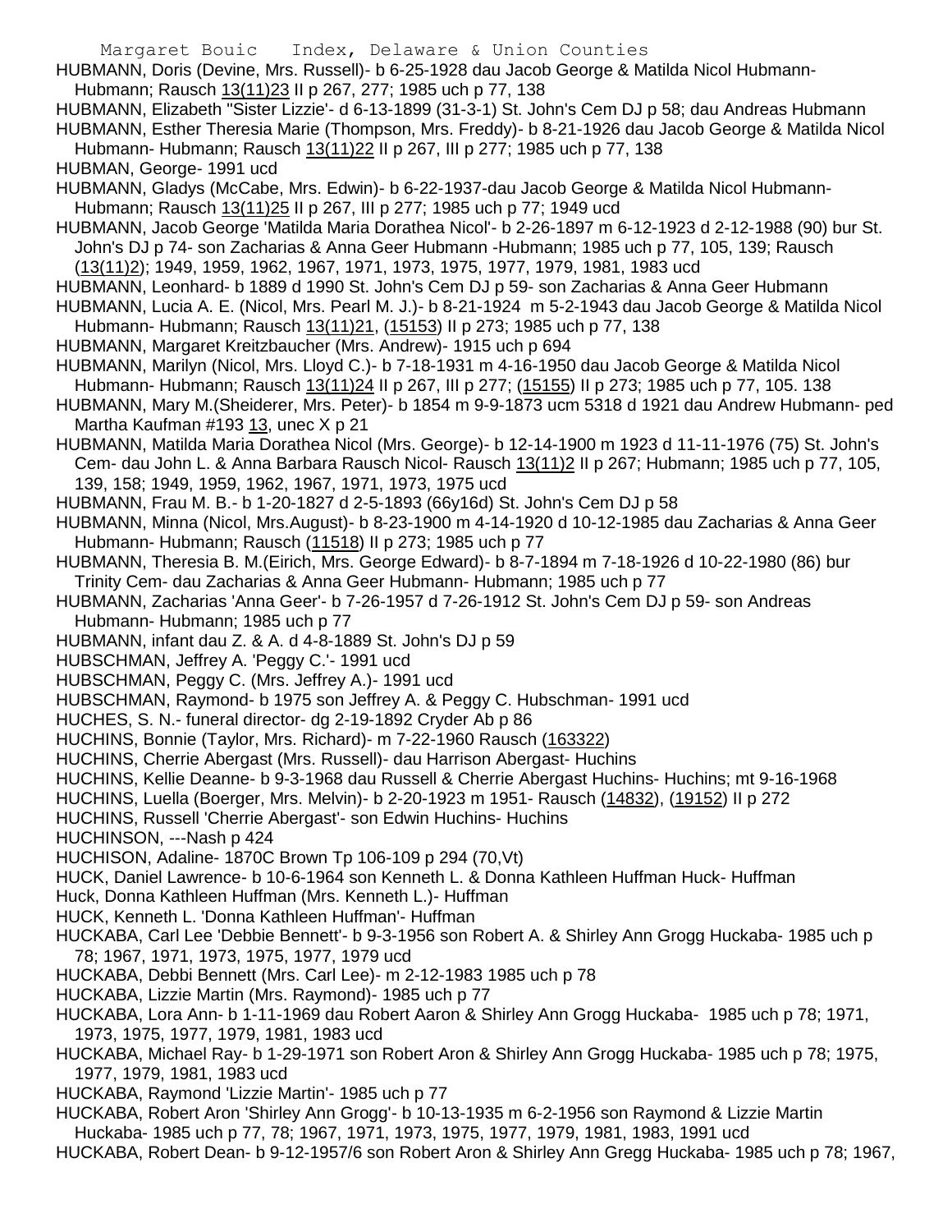HUBMANN, Doris (Devine, Mrs. Russell)- b 6-25-1928 dau Jacob George & Matilda Nicol Hubmann- Hubmann; Rausch 13(11)23 II p 267, 277; 1985 uch p 77, 138

HUBMANN, Elizabeth "Sister Lizzie'- d 6-13-1899 (31-3-1) St. John's Cem DJ p 58; dau Andreas Hubmann

HUBMANN, Esther Theresia Marie (Thompson, Mrs. Freddy)- b 8-21-1926 dau Jacob George & Matilda Nicol Hubmann- Hubmann; Rausch 13(11)22 II p 267, III p 277; 1985 uch p 77, 138

HUBMAN, George- 1991 ucd

HUBMANN, Gladys (McCabe, Mrs. Edwin)- b 6-22-1937-dau Jacob George & Matilda Nicol Hubmann- Hubmann; Rausch 13(11)25 II p 267, III p 277; 1985 uch p 77; 1949 ucd

HUBMANN, Jacob George 'Matilda Maria Dorathea Nicol'- b 2-26-1897 m 6-12-1923 d 2-12-1988 (90) bur St. John's DJ p 74- son Zacharias & Anna Geer Hubmann -Hubmann; 1985 uch p 77, 105, 139; Rausch (13(11)2); 1949, 1959, 1962, 1967, 1971, 1973, 1975, 1977, 1979, 1981, 1983 ucd

HUBMANN, Leonhard- b 1889 d 1990 St. John's Cem DJ p 59- son Zacharias & Anna Geer Hubmann

HUBMANN, Lucia A. E. (Nicol, Mrs. Pearl M. J.)- b 8-21-1924 m 5-2-1943 dau Jacob George & Matilda Nicol Hubmann- Hubmann; Rausch 13(11)21, (15153) II p 273; 1985 uch p 77, 138

HUBMANN, Margaret Kreitzbaucher (Mrs. Andrew)- 1915 uch p 694

HUBMANN, Marilyn (Nicol, Mrs. Lloyd C.)- b 7-18-1931 m 4-16-1950 dau Jacob George & Matilda Nicol Hubmann- Hubmann; Rausch 13(11)24 II p 267, III p 277; (15155) II p 273; 1985 uch p 77, 105. 138

HUBMANN, Mary M.(Sheiderer, Mrs. Peter)- b 1854 m 9-9-1873 ucm 5318 d 1921 dau Andrew Hubmann- ped Martha Kaufman #193 13, unec X p 21

HUBMANN, Matilda Maria Dorathea Nicol (Mrs. George)- b 12-14-1900 m 1923 d 11-11-1976 (75) St. John's Cem- dau John L. & Anna Barbara Rausch Nicol- Rausch 13(11)2 II p 267; Hubmann; 1985 uch p 77, 105, 139, 158; 1949, 1959, 1962, 1967, 1971, 1973, 1975 ucd

HUBMANN, Frau M. B.- b 1-20-1827 d 2-5-1893 (66y16d) St. John's Cem DJ p 58

HUBMANN, Minna (Nicol, Mrs.August)- b 8-23-1900 m 4-14-1920 d 10-12-1985 dau Zacharias & Anna Geer Hubmann- Hubmann; Rausch (11518) II p 273; 1985 uch p 77

HUBMANN, Theresia B. M.(Eirich, Mrs. George Edward)- b 8-7-1894 m 7-18-1926 d 10-22-1980 (86) bur Trinity Cem- dau Zacharias & Anna Geer Hubmann- Hubmann; 1985 uch p 77

HUBMANN, Zacharias 'Anna Geer'- b 7-26-1957 d 7-26-1912 St. John's Cem DJ p 59- son Andreas Hubmann- Hubmann; 1985 uch p 77

HUBMANN, infant dau Z. & A. d 4-8-1889 St. John's DJ p 59

HUBSCHMAN, Jeffrey A. 'Peggy C.'- 1991 ucd

HUBSCHMAN, Peggy C. (Mrs. Jeffrey A.)- 1991 ucd

HUBSCHMAN, Raymond- b 1975 son Jeffrey A. & Peggy C. Hubschman- 1991 ucd

HUCHES, S. N.- funeral director- dg 2-19-1892 Cryder Ab p 86

HUCHINS, Bonnie (Taylor, Mrs. Richard)- m 7-22-1960 Rausch (163322)

HUCHINS, Cherrie Abergast (Mrs. Russell)- dau Harrison Abergast- Huchins

HUCHINS, Kellie Deanne- b 9-3-1968 dau Russell & Cherrie Abergast Huchins- Huchins; mt 9-16-1968

HUCHINS, Luella (Boerger, Mrs. Melvin)- b 2-20-1923 m 1951- Rausch (14832), (19152) II p 272

HUCHINS, Russell 'Cherrie Abergast'- son Edwin Huchins- Huchins

HUCHINSON, ---Nash p 424

HUCHISON, Adaline- 1870C Brown Tp 106-109 p 294 (70,Vt)

HUCK, Daniel Lawrence- b 10-6-1964 son Kenneth L. & Donna Kathleen Huffman Huck- Huffman

Huck, Donna Kathleen Huffman (Mrs. Kenneth L.)- Huffman

HUCK, Kenneth L. 'Donna Kathleen Huffman'- Huffman

HUCKABA, Carl Lee 'Debbie Bennett'- b 9-3-1956 son Robert A. & Shirley Ann Grogg Huckaba- 1985 uch p 78; 1967, 1971, 1973, 1975, 1977, 1979 ucd

HUCKABA, Debbi Bennett (Mrs. Carl Lee)- m 2-12-1983 1985 uch p 78

HUCKABA, Lizzie Martin (Mrs. Raymond)- 1985 uch p 77

HUCKABA, Lora Ann- b 1-11-1969 dau Robert Aaron & Shirley Ann Grogg Huckaba- 1985 uch p 78; 1971, 1973, 1975, 1977, 1979, 1981, 1983 ucd

HUCKABA, Michael Ray- b 1-29-1971 son Robert Aron & Shirley Ann Grogg Huckaba- 1985 uch p 78; 1975, 1977, 1979, 1981, 1983 ucd

HUCKABA, Raymond 'Lizzie Martin'- 1985 uch p 77

HUCKABA, Robert Aron 'Shirley Ann Grogg'- b 10-13-1935 m 6-2-1956 son Raymond & Lizzie Martin Huckaba- 1985 uch p 77, 78; 1967, 1971, 1973, 1975, 1977, 1979, 1981, 1983, 1991 ucd

HUCKABA, Robert Dean- b 9-12-1957/6 son Robert Aron & Shirley Ann Gregg Huckaba- 1985 uch p 78; 1967,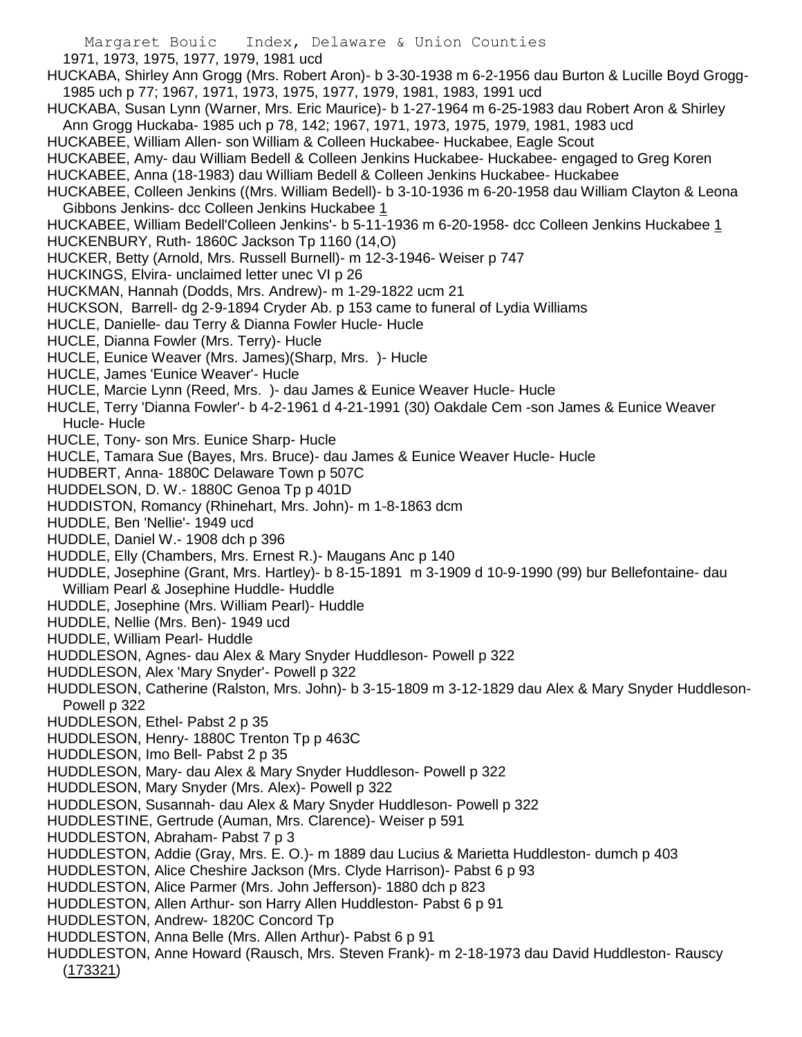1971, 1973, 1975, 1977, 1979, 1981 ucd

HUCKABA, Shirley Ann Grogg (Mrs. Robert Aron)- b 3-30-1938 m 6-2-1956 dau Burton & Lucille Boyd Grogg- 1985 uch p 77; 1967, 1971, 1973, 1975, 1977, 1979, 1981, 1983, 1991 ucd

HUCKABA, Susan Lynn (Warner, Mrs. Eric Maurice)- b 1-27-1964 m 6-25-1983 dau Robert Aron & Shirley Ann Grogg Huckaba- 1985 uch p 78, 142; 1967, 1971, 1973, 1975, 1979, 1981, 1983 ucd

HUCKABEE, William Allen- son William & Colleen Huckabee- Huckabee, Eagle Scout

HUCKABEE, Amy- dau William Bedell & Colleen Jenkins Huckabee- Huckabee- engaged to Greg Koren

HUCKABEE, Anna (18-1983) dau William Bedell & Colleen Jenkins Huckabee- Huckabee

HUCKABEE, Colleen Jenkins ((Mrs. William Bedell)- b 3-10-1936 m 6-20-1958 dau William Clayton & Leona Gibbons Jenkins- dcc Colleen Jenkins Huckabee 1

HUCKABEE, William Bedell'Colleen Jenkins'- b 5-11-1936 m 6-20-1958- dcc Colleen Jenkins Huckabee 1

HUCKENBURY, Ruth- 1860C Jackson Tp 1160 (14,O)

HUCKER, Betty (Arnold, Mrs. Russell Burnell)- m 12-3-1946- Weiser p 747

HUCKINGS, Elvira- unclaimed letter unec VI p 26

HUCKMAN, Hannah (Dodds, Mrs. Andrew)- m 1-29-1822 ucm 21

HUCKSON, Barrell- dg 2-9-1894 Cryder Ab. p 153 came to funeral of Lydia Williams

HUCLE, Danielle- dau Terry & Dianna Fowler Hucle- Hucle

HUCLE, Dianna Fowler (Mrs. Terry)- Hucle

HUCLE, Eunice Weaver (Mrs. James)(Sharp, Mrs. )- Hucle

HUCLE, James 'Eunice Weaver'- Hucle

HUCLE, Marcie Lynn (Reed, Mrs. )- dau James & Eunice Weaver Hucle- Hucle

HUCLE, Terry 'Dianna Fowler'- b 4-2-1961 d 4-21-1991 (30) Oakdale Cem -son James & Eunice Weaver Hucle- Hucle

HUCLE, Tony- son Mrs. Eunice Sharp- Hucle

HUCLE, Tamara Sue (Bayes, Mrs. Bruce)- dau James & Eunice Weaver Hucle- Hucle

HUDBERT, Anna- 1880C Delaware Town p 507C

HUDDELSON, D. W.- 1880C Genoa Tp p 401D

HUDDISTON, Romancy (Rhinehart, Mrs. John)- m 1-8-1863 dcm

HUDDLE, Ben 'Nellie'- 1949 ucd

HUDDLE, Daniel W.- 1908 dch p 396

HUDDLE, Elly (Chambers, Mrs. Ernest R.)- Maugans Anc p 140

HUDDLE, Josephine (Grant, Mrs. Hartley)- b 8-15-1891 m 3-1909 d 10-9-1990 (99) bur Bellefontaine- dau William Pearl & Josephine Huddle- Huddle

HUDDLE, Josephine (Mrs. William Pearl)- Huddle

HUDDLE, Nellie (Mrs. Ben)- 1949 ucd

HUDDLE, William Pearl- Huddle

HUDDLESON, Agnes- dau Alex & Mary Snyder Huddleson- Powell p 322

HUDDLESON, Alex 'Mary Snyder'- Powell p 322

HUDDLESON, Catherine (Ralston, Mrs. John)- b 3-15-1809 m 3-12-1829 dau Alex & Mary Snyder Huddleson- Powell p 322

HUDDLESON, Ethel- Pabst 2 p 35

HUDDLESON, Henry- 1880C Trenton Tp p 463C

HUDDLESON, Imo Bell- Pabst 2 p 35

HUDDLESON, Mary- dau Alex & Mary Snyder Huddleson- Powell p 322

HUDDLESON, Mary Snyder (Mrs. Alex)- Powell p 322

HUDDLESON, Susannah- dau Alex & Mary Snyder Huddleson- Powell p 322

HUDDLESTINE, Gertrude (Auman, Mrs. Clarence)- Weiser p 591

HUDDLESTON, Abraham- Pabst 7 p 3

HUDDLESTON, Addie (Gray, Mrs. E. O.)- m 1889 dau Lucius & Marietta Huddleston- dumch p 403

HUDDLESTON, Alice Cheshire Jackson (Mrs. Clyde Harrison)- Pabst 6 p 93

HUDDLESTON, Alice Parmer (Mrs. John Jefferson)- 1880 dch p 823

HUDDLESTON, Allen Arthur- son Harry Allen Huddleston- Pabst 6 p 91

HUDDLESTON, Andrew- 1820C Concord Tp

HUDDLESTON, Anna Belle (Mrs. Allen Arthur)- Pabst 6 p 91

HUDDLESTON, Anne Howard (Rausch, Mrs. Steven Frank)- m 2-18-1973 dau David Huddleston- Rauscy (173321)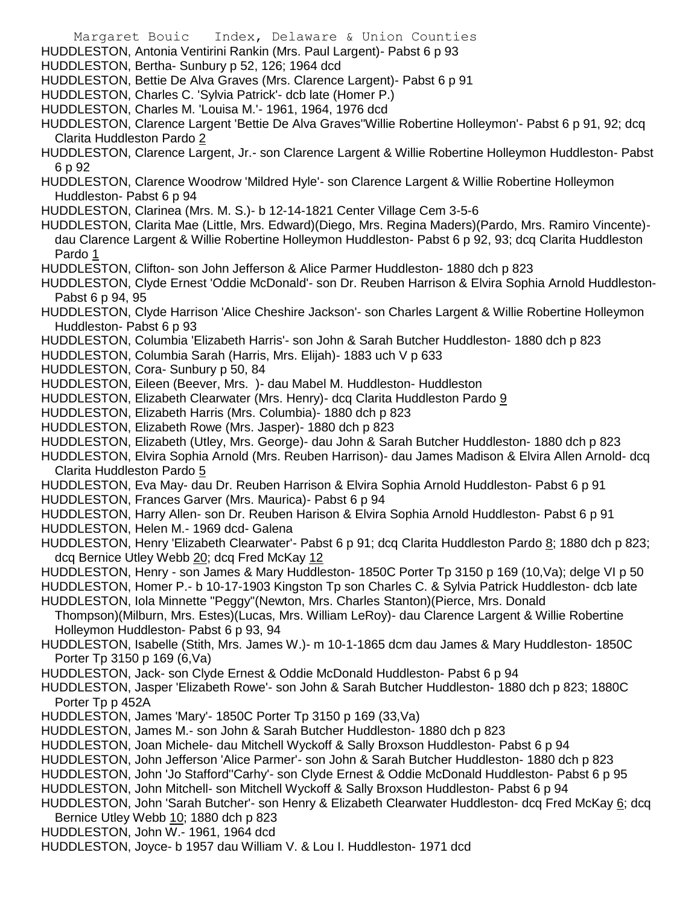HUDDLESTON, Antonia Ventirini Rankin (Mrs. Paul Largent)- Pabst 6 p 93

HUDDLESTON, Bertha- Sunbury p 52, 126; 1964 dcd

HUDDLESTON, Bettie De Alva Graves (Mrs. Clarence Largent)- Pabst 6 p 91

HUDDLESTON, Charles C. 'Sylvia Patrick'- dcb late (Homer P.)

HUDDLESTON, Charles M. 'Louisa M.'- 1961, 1964, 1976 dcd

HUDDLESTON, Clarence Largent 'Bettie De Alva Graves''Willie Robertine Holleymon'- Pabst 6 p 91, 92; dcq Clarita Huddleston Pardo 2

HUDDLESTON, Clarence Largent, Jr.- son Clarence Largent & Willie Robertine Holleymon Huddleston- Pabst 6 p 92

HUDDLESTON, Clarence Woodrow 'Mildred Hyle'- son Clarence Largent & Willie Robertine Holleymon Huddleston- Pabst 6 p 94

HUDDLESTON, Clarinea (Mrs. M. S.)- b 12-14-1821 Center Village Cem 3-5-6

HUDDLESTON, Clarita Mae (Little, Mrs. Edward)(Diego, Mrs. Regina Maders)(Pardo, Mrs. Ramiro Vincente)- dau Clarence Largent & Willie Robertine Holleymon Huddleston- Pabst 6 p 92, 93; dcq Clarita Huddleston Pardo 1

HUDDLESTON, Clifton- son John Jefferson & Alice Parmer Huddleston- 1880 dch p 823

HUDDLESTON, Clyde Ernest 'Oddie McDonald'- son Dr. Reuben Harrison & Elvira Sophia Arnold Huddleston- Pabst 6 p 94, 95

HUDDLESTON, Clyde Harrison 'Alice Cheshire Jackson'- son Charles Largent & Willie Robertine Holleymon Huddleston- Pabst 6 p 93

HUDDLESTON, Columbia 'Elizabeth Harris'- son John & Sarah Butcher Huddleston- 1880 dch p 823

HUDDLESTON, Columbia Sarah (Harris, Mrs. Elijah)- 1883 uch V p 633

HUDDLESTON, Cora- Sunbury p 50, 84

HUDDLESTON, Eileen (Beever, Mrs. )- dau Mabel M. Huddleston- Huddleston

HUDDLESTON, Elizabeth Clearwater (Mrs. Henry)- dcq Clarita Huddleston Pardo 9

HUDDLESTON, Elizabeth Harris (Mrs. Columbia)- 1880 dch p 823

HUDDLESTON, Elizabeth Rowe (Mrs. Jasper)- 1880 dch p 823

HUDDLESTON, Elizabeth (Utley, Mrs. George)- dau John & Sarah Butcher Huddleston- 1880 dch p 823

HUDDLESTON, Elvira Sophia Arnold (Mrs. Reuben Harrison)- dau James Madison & Elvira Allen Arnold- dcq Clarita Huddleston Pardo 5

HUDDLESTON, Eva May- dau Dr. Reuben Harrison & Elvira Sophia Arnold Huddleston- Pabst 6 p 91

HUDDLESTON, Frances Garver (Mrs. Maurica)- Pabst 6 p 94

HUDDLESTON, Harry Allen- son Dr. Reuben Harison & Elvira Sophia Arnold Huddleston- Pabst 6 p 91

HUDDLESTON, Helen M.- 1969 dcd- Galena

HUDDLESTON, Henry 'Elizabeth Clearwater'- Pabst 6 p 91; dcq Clarita Huddleston Pardo 8; 1880 dch p 823; dcq Bernice Utley Webb 20; dcq Fred McKay 12

HUDDLESTON, Henry - son James & Mary Huddleston- 1850C Porter Tp 3150 p 169 (10,Va); delge VI p 50

HUDDLESTON, Homer P.- b 10-17-1903 Kingston Tp son Charles C. & Sylvia Patrick Huddleston- dcb late

HUDDLESTON, Iola Minnette "Peggy"(Newton, Mrs. Charles Stanton)(Pierce, Mrs. Donald Thompson)(Milburn, Mrs. Estes)(Lucas, Mrs. William LeRoy)- dau Clarence Largent & Willie Robertine Holleymon Huddleston- Pabst 6 p 93, 94

HUDDLESTON, Isabelle (Stith, Mrs. James W.)- m 10-1-1865 dcm dau James & Mary Huddleston- 1850C Porter Tp 3150 p 169 (6,Va)

HUDDLESTON, Jack- son Clyde Ernest & Oddie McDonald Huddleston- Pabst 6 p 94

HUDDLESTON, Jasper 'Elizabeth Rowe'- son John & Sarah Butcher Huddleston- 1880 dch p 823; 1880C Porter Tp p 452A

HUDDLESTON, James 'Mary'- 1850C Porter Tp 3150 p 169 (33,Va)

HUDDLESTON, James M.- son John & Sarah Butcher Huddleston- 1880 dch p 823

HUDDLESTON, Joan Michele- dau Mitchell Wyckoff & Sally Broxson Huddleston- Pabst 6 p 94

HUDDLESTON, John Jefferson 'Alice Parmer'- son John & Sarah Butcher Huddleston- 1880 dch p 823

HUDDLESTON, John 'Jo Stafford''Carhy'- son Clyde Ernest & Oddie McDonald Huddleston- Pabst 6 p 95

HUDDLESTON, John Mitchell- son Mitchell Wyckoff & Sally Broxson Huddleston- Pabst 6 p 94

HUDDLESTON, John 'Sarah Butcher'- son Henry & Elizabeth Clearwater Huddleston- dcq Fred McKay 6; dcq Bernice Utley Webb 10; 1880 dch p 823

HUDDLESTON, John W.- 1961, 1964 dcd

HUDDLESTON, Joyce- b 1957 dau William V. & Lou I. Huddleston- 1971 dcd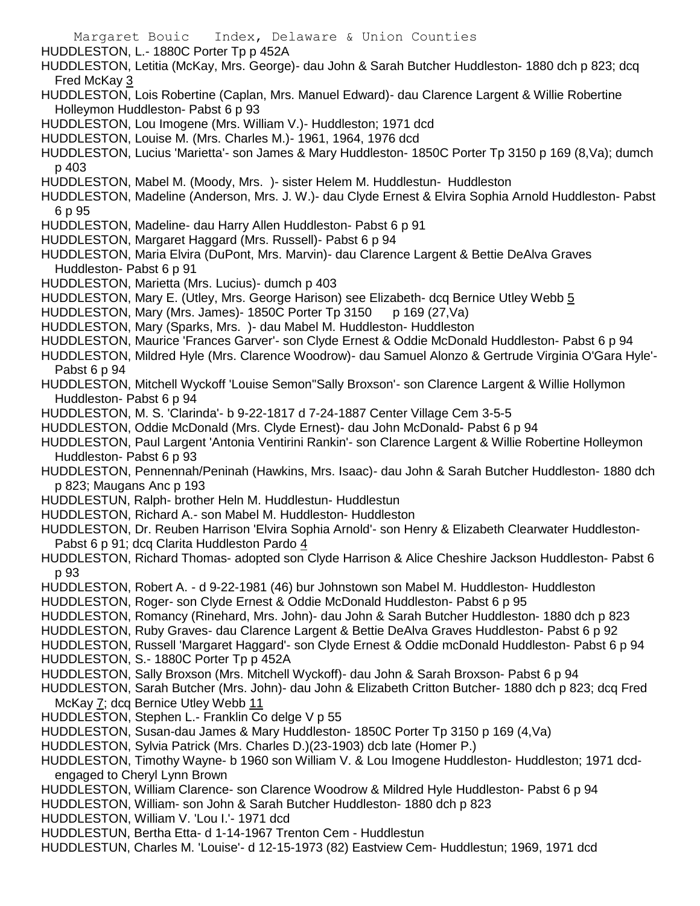HUDDLESTON, L.- 1880C Porter Tp p 452A

HUDDLESTON, Letitia (McKay, Mrs. George)- dau John & Sarah Butcher Huddleston- 1880 dch p 823; dcq Fred McKay 3

HUDDLESTON, Lois Robertine (Caplan, Mrs. Manuel Edward)- dau Clarence Largent & Willie Robertine Holleymon Huddleston- Pabst 6 p 93

HUDDLESTON, Lou Imogene (Mrs. William V.)- Huddleston; 1971 dcd

HUDDLESTON, Louise M. (Mrs. Charles M.)- 1961, 1964, 1976 dcd

HUDDLESTON, Lucius 'Marietta'- son James & Mary Huddleston- 1850C Porter Tp 3150 p 169 (8,Va); dumch p 403

HUDDLESTON, Mabel M. (Moody, Mrs. )- sister Helem M. Huddlestun- Huddleston

HUDDLESTON, Madeline (Anderson, Mrs. J. W.)- dau Clyde Ernest & Elvira Sophia Arnold Huddleston- Pabst 6 p 95

HUDDLESTON, Madeline- dau Harry Allen Huddleston- Pabst 6 p 91

HUDDLESTON, Margaret Haggard (Mrs. Russell)- Pabst 6 p 94

HUDDLESTON, Maria Elvira (DuPont, Mrs. Marvin)- dau Clarence Largent & Bettie DeAlva Graves Huddleston- Pabst 6 p 91

HUDDLESTON, Marietta (Mrs. Lucius)- dumch p 403

HUDDLESTON, Mary E. (Utley, Mrs. George Harison) see Elizabeth- dcq Bernice Utley Webb 5

HUDDLESTON, Mary (Mrs. James)- 1850C Porter Tp 3150 p 169 (27,Va)

HUDDLESTON, Mary (Sparks, Mrs. )- dau Mabel M. Huddleston- Huddleston

HUDDLESTON, Maurice 'Frances Garver'- son Clyde Ernest & Oddie McDonald Huddleston- Pabst 6 p 94

HUDDLESTON, Mildred Hyle (Mrs. Clarence Woodrow)- dau Samuel Alonzo & Gertrude Virginia O'Gara Hyle'- Pabst 6 p 94

HUDDLESTON, Mitchell Wyckoff 'Louise Semon''Sally Broxson'- son Clarence Largent & Willie Hollymon Huddleston- Pabst 6 p 94

HUDDLESTON, M. S. 'Clarinda'- b 9-22-1817 d 7-24-1887 Center Village Cem 3-5-5

HUDDLESTON, Oddie McDonald (Mrs. Clyde Ernest)- dau John McDonald- Pabst 6 p 94

HUDDLESTON, Paul Largent 'Antonia Ventirini Rankin'- son Clarence Largent & Willie Robertine Holleymon Huddleston- Pabst 6 p 93

HUDDLESTON, Pennennah/Peninah (Hawkins, Mrs. Isaac)- dau John & Sarah Butcher Huddleston- 1880 dch p 823; Maugans Anc p 193

HUDDLESTUN, Ralph- brother Heln M. Huddlestun- Huddlestun

HUDDLESTON, Richard A.- son Mabel M. Huddleston- Huddleston

HUDDLESTON, Dr. Reuben Harrison 'Elvira Sophia Arnold'- son Henry & Elizabeth Clearwater Huddleston- Pabst 6 p 91; dcq Clarita Huddleston Pardo 4

HUDDLESTON, Richard Thomas- adopted son Clyde Harrison & Alice Cheshire Jackson Huddleston- Pabst 6 p 93

HUDDLESTON, Robert A. - d 9-22-1981 (46) bur Johnstown son Mabel M. Huddleston- Huddleston

HUDDLESTON, Roger- son Clyde Ernest & Oddie McDonald Huddleston- Pabst 6 p 95

HUDDLESTON, Romancy (Rinehard, Mrs. John)- dau John & Sarah Butcher Huddleston- 1880 dch p 823

HUDDLESTON, Ruby Graves- dau Clarence Largent & Bettie DeAlva Graves Huddleston- Pabst 6 p 92

HUDDLESTON, Russell 'Margaret Haggard'- son Clyde Ernest & Oddie mcDonald Huddleston- Pabst 6 p 94

HUDDLESTON, S.- 1880C Porter Tp p 452A

HUDDLESTON, Sally Broxson (Mrs. Mitchell Wyckoff)- dau John & Sarah Broxson- Pabst 6 p 94

HUDDLESTON, Sarah Butcher (Mrs. John)- dau John & Elizabeth Critton Butcher- 1880 dch p 823; dcq Fred McKay 7; dcq Bernice Utley Webb 11

HUDDLESTON, Stephen L.- Franklin Co delge V p 55

HUDDLESTON, Susan-dau James & Mary Huddleston- 1850C Porter Tp 3150 p 169 (4,Va)

HUDDLESTON, Sylvia Patrick (Mrs. Charles D.)(23-1903) dcb late (Homer P.)

HUDDLESTON, Timothy Wayne- b 1960 son William V. & Lou Imogene Huddleston- Huddleston; 1971 dcd- engaged to Cheryl Lynn Brown

HUDDLESTON, William Clarence- son Clarence Woodrow & Mildred Hyle Huddleston- Pabst 6 p 94

HUDDLESTON, William- son John & Sarah Butcher Huddleston- 1880 dch p 823

HUDDLESTON, William V. 'Lou I.'- 1971 dcd

HUDDLESTUN, Bertha Etta- d 1-14-1967 Trenton Cem - Huddlestun

HUDDLESTUN, Charles M. 'Louise'- d 12-15-1973 (82) Eastview Cem- Huddlestun; 1969, 1971 dcd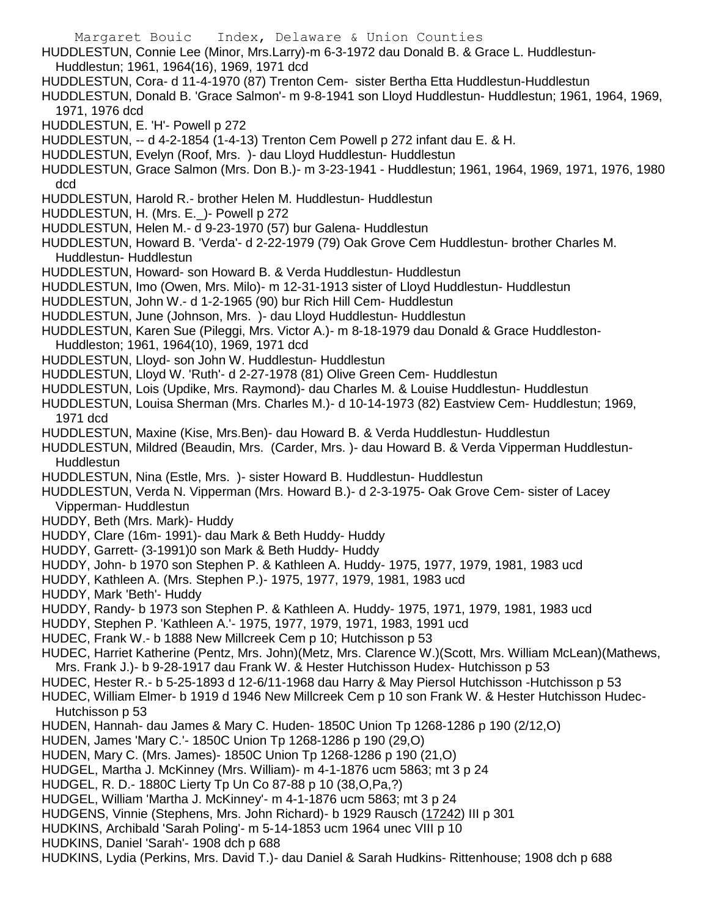HUDDLESTUN, Connie Lee (Minor, Mrs.Larry)-m 6-3-1972 dau Donald B. & Grace L. Huddlestun-Huddlestun; 1961, 1964(16), 1969, 1971 dcd

HUDDLESTUN, Cora- d 11-4-1970 (87) Trenton Cem- sister Bertha Etta Huddlestun-Huddlestun

HUDDLESTUN, Donald B. 'Grace Salmon'- m 9-8-1941 son Lloyd Huddlestun- Huddlestun; 1961, 1964, 1969, 1971, 1976 dcd

HUDDLESTUN, E. 'H'- Powell p 272

HUDDLESTUN, -- d 4-2-1854 (1-4-13) Trenton Cem Powell p 272 infant dau E. & H.

HUDDLESTUN, Evelyn (Roof, Mrs. )- dau Lloyd Huddlestun- Huddlestun

HUDDLESTUN, Grace Salmon (Mrs. Don B.)- m 3-23-1941 - Huddlestun; 1961, 1964, 1969, 1971, 1976, 1980 dcd

HUDDLESTUN, Harold R.- brother Helen M. Huddlestun- Huddlestun

HUDDLESTUN, H. (Mrs. E._)- Powell p 272

HUDDLESTUN, Helen M.- d 9-23-1970 (57) bur Galena- Huddlestun

HUDDLESTUN, Howard B. 'Verda'- d 2-22-1979 (79) Oak Grove Cem Huddlestun- brother Charles M. Huddlestun- Huddlestun

HUDDLESTUN, Howard- son Howard B. & Verda Huddlestun- Huddlestun

HUDDLESTUN, Imo (Owen, Mrs. Milo)- m 12-31-1913 sister of Lloyd Huddlestun- Huddlestun

HUDDLESTUN, John W.- d 1-2-1965 (90) bur Rich Hill Cem- Huddlestun

HUDDLESTUN, June (Johnson, Mrs. )- dau Lloyd Huddlestun- Huddlestun

HUDDLESTUN, Karen Sue (Pileggi, Mrs. Victor A.)- m 8-18-1979 dau Donald & Grace Huddleston-Huddleston; 1961, 1964(10), 1969, 1971 dcd

HUDDLESTUN, Lloyd- son John W. Huddlestun- Huddlestun

HUDDLESTUN, Lloyd W. 'Ruth'- d 2-27-1978 (81) Olive Green Cem- Huddlestun

HUDDLESTUN, Lois (Updike, Mrs. Raymond)- dau Charles M. & Louise Huddlestun- Huddlestun

HUDDLESTUN, Louisa Sherman (Mrs. Charles M.)- d 10-14-1973 (82) Eastview Cem- Huddlestun; 1969, 1971 dcd

HUDDLESTUN, Maxine (Kise, Mrs.Ben)- dau Howard B. & Verda Huddlestun- Huddlestun

HUDDLESTUN, Mildred (Beaudin, Mrs. (Carder, Mrs. )- dau Howard B. & Verda Vipperman Huddlestun-Huddlestun

HUDDLESTUN, Nina (Estle, Mrs. )- sister Howard B. Huddlestun- Huddlestun

HUDDLESTUN, Verda N. Vipperman (Mrs. Howard B.)- d 2-3-1975- Oak Grove Cem- sister of Lacey Vipperman- Huddlestun

HUDDY, Beth (Mrs. Mark)- Huddy

HUDDY, Clare (16m- 1991)- dau Mark & Beth Huddy- Huddy

HUDDY, Garrett- (3-1991)0 son Mark & Beth Huddy- Huddy

HUDDY, John- b 1970 son Stephen P. & Kathleen A. Huddy- 1975, 1977, 1979, 1981, 1983 ucd

HUDDY, Kathleen A. (Mrs. Stephen P.)- 1975, 1977, 1979, 1981, 1983 ucd

HUDDY, Mark 'Beth'- Huddy

HUDDY, Randy- b 1973 son Stephen P. & Kathleen A. Huddy- 1975, 1971, 1979, 1981, 1983 ucd

HUDDY, Stephen P. 'Kathleen A.'- 1975, 1977, 1979, 1971, 1983, 1991 ucd

HUDEC, Frank W.- b 1888 New Millcreek Cem p 10; Hutchisson p 53

HUDEC, Harriet Katherine (Pentz, Mrs. John)(Metz, Mrs. Clarence W.)(Scott, Mrs. William McLean)(Mathews, Mrs. Frank J.)- b 9-28-1917 dau Frank W. & Hester Hutchisson Hudex- Hutchisson p 53

HUDEC, Hester R.- b 5-25-1893 d 12-6/11-1968 dau Harry & May Piersol Hutchisson -Hutchisson p 53

HUDEC, William Elmer- b 1919 d 1946 New Millcreek Cem p 10 son Frank W. & Hester Hutchisson Hudec-Hutchisson p 53

HUDEN, Hannah- dau James & Mary C. Huden- 1850C Union Tp 1268-1286 p 190 (2/12,O)

HUDEN, James 'Mary C.'- 1850C Union Tp 1268-1286 p 190 (29,O)

HUDEN, Mary C. (Mrs. James)- 1850C Union Tp 1268-1286 p 190 (21,O)

HUDGEL, Martha J. McKinney (Mrs. William)- m 4-1-1876 ucm 5863; mt 3 p 24

HUDGEL, R. D.- 1880C Lierty Tp Un Co 87-88 p 10 (38,O,Pa,?)

HUDGEL, William 'Martha J. McKinney'- m 4-1-1876 ucm 5863; mt 3 p 24

HUDGENS, Vinnie (Stephens, Mrs. John Richard)- b 1929 Rausch (17242) III p 301

HUDKINS, Archibald 'Sarah Poling'- m 5-14-1853 ucm 1964 unec VIII p 10

HUDKINS, Daniel 'Sarah'- 1908 dch p 688

HUDKINS, Lydia (Perkins, Mrs. David T.)- dau Daniel & Sarah Hudkins- Rittenhouse; 1908 dch p 688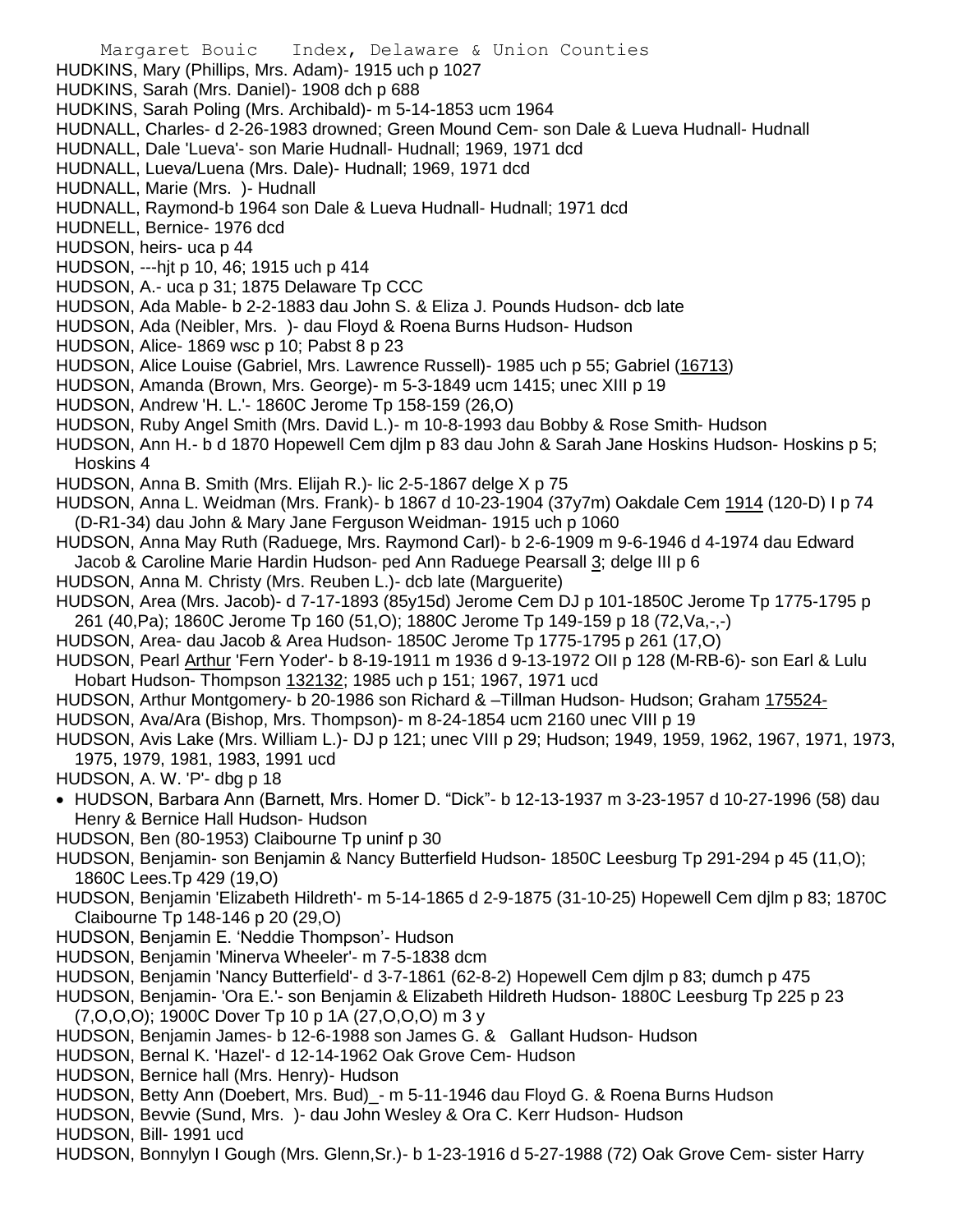HUDKINS, Mary (Phillips, Mrs. Adam)- 1915 uch p 1027
HUDKINS, Sarah (Mrs. Daniel)- 1908 dch p 688
HUDKINS, Sarah Poling (Mrs. Archibald)- m 5-14-1853 ucm 1964
HUDNALL, Charles- d 2-26-1983 drowned; Green Mound Cem- son Dale & Lueva Hudnall- Hudnall
HUDNALL, Dale 'Lueva'- son Marie Hudnall- Hudnall; 1969, 1971 dcd
HUDNALL, Lueva/Luena (Mrs. Dale)- Hudnall; 1969, 1971 dcd
HUDNALL, Marie (Mrs. )- Hudnall
HUDNALL, Raymond-b 1964 son Dale & Lueva Hudnall- Hudnall; 1971 dcd
HUDNELL, Bernice- 1976 dcd
HUDSON, heirs- uca p 44
HUDSON, ---hjt p 10, 46; 1915 uch p 414
HUDSON, A.- uca p 31; 1875 Delaware Tp CCC
HUDSON, Ada Mable- b 2-2-1883 dau John S. & Eliza J. Pounds Hudson- dcb late
HUDSON, Ada (Neibler, Mrs. )- dau Floyd & Roena Burns Hudson- Hudson
HUDSON, Alice- 1869 wsc p 10; Pabst 8 p 23
HUDSON, Alice Louise (Gabriel, Mrs. Lawrence Russell)- 1985 uch p 55; Gabriel (16713)
HUDSON, Amanda (Brown, Mrs. George)- m 5-3-1849 ucm 1415; unec XIII p 19
HUDSON, Andrew 'H. L.'- 1860C Jerome Tp 158-159 (26,O)
HUDSON, Ruby Angel Smith (Mrs. David L.)- m 10-8-1993 dau Bobby & Rose Smith- Hudson
HUDSON, Ann H.- b d 1870 Hopewell Cem djlm p 83 dau John & Sarah Jane Hoskins Hudson- Hoskins p 5; Hoskins 4
HUDSON, Anna B. Smith (Mrs. Elijah R.)- lic 2-5-1867 delge X p 75
HUDSON, Anna L. Weidman (Mrs. Frank)- b 1867 d 10-23-1904 (37y7m) Oakdale Cem 1914 (120-D) I p 74 (D-R1-34) dau John & Mary Jane Ferguson Weidman- 1915 uch p 1060
HUDSON, Anna May Ruth (Raduege, Mrs. Raymond Carl)- b 2-6-1909 m 9-6-1946 d 4-1974 dau Edward Jacob & Caroline Marie Hardin Hudson- ped Ann Raduege Pearsall 3; delge III p 6
HUDSON, Anna M. Christy (Mrs. Reuben L.)- dcb late (Marguerite)
HUDSON, Area (Mrs. Jacob)- d 7-17-1893 (85y15d) Jerome Cem DJ p 101-1850C Jerome Tp 1775-1795 p 261 (40,Pa); 1860C Jerome Tp 160 (51,O); 1880C Jerome Tp 149-159 p 18 (72,Va,-,-)
HUDSON, Area- dau Jacob & Area Hudson- 1850C Jerome Tp 1775-1795 p 261 (17,O)
HUDSON, Pearl Arthur 'Fern Yoder'- b 8-19-1911 m 1936 d 9-13-1972 OII p 128 (M-RB-6)- son Earl & Lulu Hobart Hudson- Thompson 132132; 1985 uch p 151; 1967, 1971 ucd
HUDSON, Arthur Montgomery- b 20-1986 son Richard & –Tillman Hudson- Hudson; Graham 175524-
HUDSON, Ava/Ara (Bishop, Mrs. Thompson)- m 8-24-1854 ucm 2160 unec VIII p 19
HUDSON, Avis Lake (Mrs. William L.)- DJ p 121; unec VIII p 29; Hudson; 1949, 1959, 1962, 1967, 1971, 1973, 1975, 1979, 1981, 1983, 1991 ucd
HUDSON, A. W. 'P'- dbg p 18
- HUDSON, Barbara Ann (Barnett, Mrs. Homer D. "Dick"- b 12-13-1937 m 3-23-1957 d 10-27-1996 (58) dau Henry & Bernice Hall Hudson- Hudson

HUDSON, Ben (80-1953) Claibourne Tp uninf p 30
HUDSON, Benjamin- son Benjamin & Nancy Butterfield Hudson- 1850C Leesburg Tp 291-294 p 45 (11,O); 1860C Lees.Tp 429 (19,O)
HUDSON, Benjamin 'Elizabeth Hildreth'- m 5-14-1865 d 2-9-1875 (31-10-25) Hopewell Cem djlm p 83; 1870C Claibourne Tp 148-146 p 20 (29,O)
HUDSON, Benjamin E. 'Neddie Thompson'- Hudson
HUDSON, Benjamin 'Minerva Wheeler'- m 7-5-1838 dcm
HUDSON, Benjamin 'Nancy Butterfield'- d 3-7-1861 (62-8-2) Hopewell Cem djlm p 83; dumch p 475
HUDSON, Benjamin- 'Ora E.'- son Benjamin & Elizabeth Hildreth Hudson- 1880C Leesburg Tp 225 p 23 (7,O,O,O); 1900C Dover Tp 10 p 1A (27,O,O,O) m 3 y
HUDSON, Benjamin James- b 12-6-1988 son James G. & Gallant Hudson- Hudson
HUDSON, Bernal K. 'Hazel'- d 12-14-1962 Oak Grove Cem- Hudson
HUDSON, Bernice hall (Mrs. Henry)- Hudson
HUDSON, Betty Ann (Doebert, Mrs. Bud)_- m 5-11-1946 dau Floyd G. & Roena Burns Hudson
HUDSON, Bevvie (Sund, Mrs. )- dau John Wesley & Ora C. Kerr Hudson- Hudson
HUDSON, Bill- 1991 ucd
HUDSON, Bonnylyn I Gough (Mrs. Glenn,Sr.)- b 1-23-1916 d 5-27-1988 (72) Oak Grove Cem- sister Harry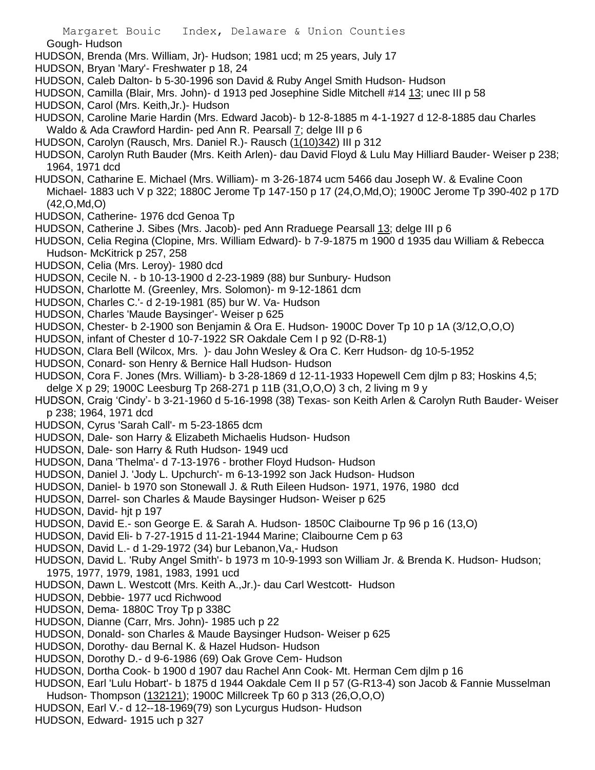Gough- Hudson

HUDSON, Brenda (Mrs. William, Jr)- Hudson; 1981 ucd; m 25 years, July 17

HUDSON, Bryan 'Mary'- Freshwater p 18, 24

HUDSON, Caleb Dalton- b 5-30-1996 son David & Ruby Angel Smith Hudson- Hudson

HUDSON, Camilla (Blair, Mrs. John)- d 1913 ped Josephine Sidle Mitchell #14 13; unec III p 58

HUDSON, Carol (Mrs. Keith,Jr.)- Hudson

HUDSON, Caroline Marie Hardin (Mrs. Edward Jacob)- b 12-8-1885 m 4-1-1927 d 12-8-1885 dau Charles Waldo & Ada Crawford Hardin- ped Ann R. Pearsall 7; delge III p 6

HUDSON, Carolyn (Rausch, Mrs. Daniel R.)- Rausch (1(10)342) III p 312

HUDSON, Carolyn Ruth Bauder (Mrs. Keith Arlen)- dau David Floyd & Lulu May Hilliard Bauder- Weiser p 238; 1964, 1971 dcd

HUDSON, Catharine E. Michael (Mrs. William)- m 3-26-1874 ucm 5466 dau Joseph W. & Evaline Coon Michael- 1883 uch V p 322; 1880C Jerome Tp 147-150 p 17 (24,O,Md,O); 1900C Jerome Tp 390-402 p 17D (42,O,Md,O)

HUDSON, Catherine- 1976 dcd Genoa Tp

HUDSON, Catherine J. Sibes (Mrs. Jacob)- ped Ann Rraduege Pearsall 13; delge III p 6

HUDSON, Celia Regina (Clopine, Mrs. William Edward)- b 7-9-1875 m 1900 d 1935 dau William & Rebecca Hudson- McKitrick p 257, 258

HUDSON, Celia (Mrs. Leroy)- 1980 dcd

HUDSON, Cecile N. - b 10-13-1900 d 2-23-1989 (88) bur Sunbury- Hudson

HUDSON, Charlotte M. (Greenley, Mrs. Solomon)- m 9-12-1861 dcm

HUDSON, Charles C.'- d 2-19-1981 (85) bur W. Va- Hudson

HUDSON, Charles 'Maude Baysinger'- Weiser p 625

HUDSON, Chester- b 2-1900 son Benjamin & Ora E. Hudson- 1900C Dover Tp 10 p 1A (3/12,O,O,O)

HUDSON, infant of Chester d 10-7-1922 SR Oakdale Cem I p 92 (D-R8-1)

HUDSON, Clara Bell (Wilcox, Mrs. )- dau John Wesley & Ora C. Kerr Hudson- dg 10-5-1952

HUDSON, Conard- son Henry & Bernice Hall Hudson- Hudson

HUDSON, Cora F. Jones (Mrs. William)- b 3-28-1869 d 12-11-1933 Hopewell Cem djlm p 83; Hoskins 4,5; delge X p 29; 1900C Leesburg Tp 268-271 p 11B (31,O,O,O) 3 ch, 2 living m 9 y

HUDSON, Craig 'Cindy'- b 3-21-1960 d 5-16-1998 (38) Texas- son Keith Arlen & Carolyn Ruth Bauder- Weiser p 238; 1964, 1971 dcd

HUDSON, Cyrus 'Sarah Call'- m 5-23-1865 dcm

HUDSON, Dale- son Harry & Elizabeth Michaelis Hudson- Hudson

HUDSON, Dale- son Harry & Ruth Hudson- 1949 ucd

HUDSON, Dana 'Thelma'- d 7-13-1976 - brother Floyd Hudson- Hudson

HUDSON, Daniel J. 'Jody L. Upchurch'- m 6-13-1992 son Jack Hudson- Hudson

HUDSON, Daniel- b 1970 son Stonewall J. & Ruth Eileen Hudson- 1971, 1976, 1980 dcd

HUDSON, Darrel- son Charles & Maude Baysinger Hudson- Weiser p 625

HUDSON, David- hjt p 197

HUDSON, David E.- son George E. & Sarah A. Hudson- 1850C Claibourne Tp 96 p 16 (13,O)

HUDSON, David Eli- b 7-27-1915 d 11-21-1944 Marine; Claibourne Cem p 63

HUDSON, David L.- d 1-29-1972 (34) bur Lebanon,Va,- Hudson

HUDSON, David L. 'Ruby Angel Smith'- b 1973 m 10-9-1993 son William Jr. & Brenda K. Hudson- Hudson; 1975, 1977, 1979, 1981, 1983, 1991 ucd

HUDSON, Dawn L. Westcott (Mrs. Keith A.,Jr.)- dau Carl Westcott- Hudson

HUDSON, Debbie- 1977 ucd Richwood

HUDSON, Dema- 1880C Troy Tp p 338C

HUDSON, Dianne (Carr, Mrs. John)- 1985 uch p 22

HUDSON, Donald- son Charles & Maude Baysinger Hudson- Weiser p 625

HUDSON, Dorothy- dau Bernal K. & Hazel Hudson- Hudson

HUDSON, Dorothy D.- d 9-6-1986 (69) Oak Grove Cem- Hudson

HUDSON, Dortha Cook- b 1900 d 1907 dau Rachel Ann Cook- Mt. Herman Cem djlm p 16

HUDSON, Earl 'Lulu Hobart'- b 1875 d 1944 Oakdale Cem II p 57 (G-R13-4) son Jacob & Fannie Musselman Hudson- Thompson (132121); 1900C Millcreek Tp 60 p 313 (26,O,O,O)

HUDSON, Earl V.- d 12--18-1969(79) son Lycurgus Hudson- Hudson

HUDSON, Edward- 1915 uch p 327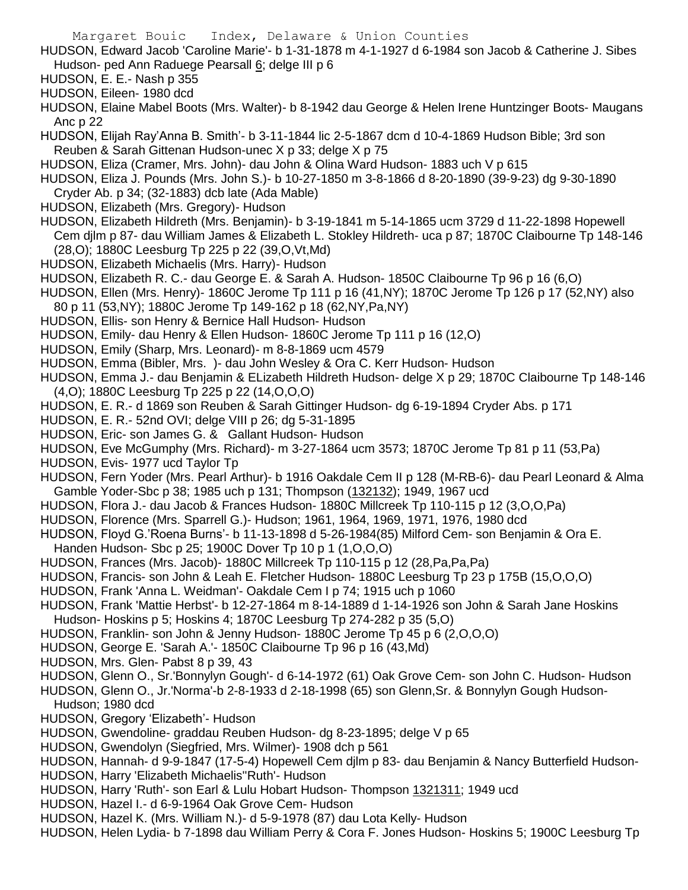HUDSON, Edward Jacob 'Caroline Marie'- b 1-31-1878 m 4-1-1927 d 6-1984 son Jacob & Catherine J. Sibes Hudson- ped Ann Raduege Pearsall 6; delge III p 6

HUDSON, E. E.- Nash p 355

HUDSON, Eileen- 1980 dcd

HUDSON, Elaine Mabel Boots (Mrs. Walter)- b 8-1942 dau George & Helen Irene Huntzinger Boots- Maugans Anc p 22

HUDSON, Elijah Ray'Anna B. Smith'- b 3-11-1844 lic 2-5-1867 dcm d 10-4-1869 Hudson Bible; 3rd son Reuben & Sarah Gittenan Hudson-unec X p 33; delge X p 75

HUDSON, Eliza (Cramer, Mrs. John)- dau John & Olina Ward Hudson- 1883 uch V p 615

HUDSON, Eliza J. Pounds (Mrs. John S.)- b 10-27-1850 m 3-8-1866 d 8-20-1890 (39-9-23) dg 9-30-1890 Cryder Ab. p 34; (32-1883) dcb late (Ada Mable)

HUDSON, Elizabeth (Mrs. Gregory)- Hudson

HUDSON, Elizabeth Hildreth (Mrs. Benjamin)- b 3-19-1841 m 5-14-1865 ucm 3729 d 11-22-1898 Hopewell Cem djlm p 87- dau William James & Elizabeth L. Stokley Hildreth- uca p 87; 1870C Claibourne Tp 148-146 (28,O); 1880C Leesburg Tp 225 p 22 (39,O,Vt,Md)

HUDSON, Elizabeth Michaelis (Mrs. Harry)- Hudson

HUDSON, Elizabeth R. C.- dau George E. & Sarah A. Hudson- 1850C Claibourne Tp 96 p 16 (6,O)

HUDSON, Ellen (Mrs. Henry)- 1860C Jerome Tp 111 p 16 (41,NY); 1870C Jerome Tp 126 p 17 (52,NY) also 80 p 11 (53,NY); 1880C Jerome Tp 149-162 p 18 (62,NY,Pa,NY)

HUDSON, Ellis- son Henry & Bernice Hall Hudson- Hudson

HUDSON, Emily- dau Henry & Ellen Hudson- 1860C Jerome Tp 111 p 16 (12,O)

HUDSON, Emily (Sharp, Mrs. Leonard)- m 8-8-1869 ucm 4579

HUDSON, Emma (Bibler, Mrs. )- dau John Wesley & Ora C. Kerr Hudson- Hudson

HUDSON, Emma J.- dau Benjamin & ELizabeth Hildreth Hudson- delge X p 29; 1870C Claibourne Tp 148-146 (4,O); 1880C Leesburg Tp 225 p 22 (14,O,O,O)

HUDSON, E. R.- d 1869 son Reuben & Sarah Gittinger Hudson- dg 6-19-1894 Cryder Abs. p 171

HUDSON, E. R.- 52nd OVI; delge VIII p 26; dg 5-31-1895

HUDSON, Eric- son James G. & Gallant Hudson- Hudson

HUDSON, Eve McGumphy (Mrs. Richard)- m 3-27-1864 ucm 3573; 1870C Jerome Tp 81 p 11 (53,Pa)

HUDSON, Evis- 1977 ucd Taylor Tp

HUDSON, Fern Yoder (Mrs. Pearl Arthur)- b 1916 Oakdale Cem II p 128 (M-RB-6)- dau Pearl Leonard & Alma Gamble Yoder-Sbc p 38; 1985 uch p 131; Thompson (132132); 1949, 1967 ucd

HUDSON, Flora J.- dau Jacob & Frances Hudson- 1880C Millcreek Tp 110-115 p 12 (3,O,O,Pa)

HUDSON, Florence (Mrs. Sparrell G.)- Hudson; 1961, 1964, 1969, 1971, 1976, 1980 dcd

HUDSON, Floyd G.'Roena Burns'- b 11-13-1898 d 5-26-1984(85) Milford Cem- son Benjamin & Ora E. Handen Hudson- Sbc p 25; 1900C Dover Tp 10 p 1 (1,O,O,O)

HUDSON, Frances (Mrs. Jacob)- 1880C Millcreek Tp 110-115 p 12 (28,Pa,Pa,Pa)

HUDSON, Francis- son John & Leah E. Fletcher Hudson- 1880C Leesburg Tp 23 p 175B (15,O,O,O)

HUDSON, Frank 'Anna L. Weidman'- Oakdale Cem I p 74; 1915 uch p 1060

HUDSON, Frank 'Mattie Herbst'- b 12-27-1864 m 8-14-1889 d 1-14-1926 son John & Sarah Jane Hoskins Hudson- Hoskins p 5; Hoskins 4; 1870C Leesburg Tp 274-282 p 35 (5,O)

HUDSON, Franklin- son John & Jenny Hudson- 1880C Jerome Tp 45 p 6 (2,O,O,O)

HUDSON, George E. 'Sarah A.'- 1850C Claibourne Tp 96 p 16 (43,Md)

HUDSON, Mrs. Glen- Pabst 8 p 39, 43

HUDSON, Glenn O., Sr.'Bonnylyn Gough'- d 6-14-1972 (61) Oak Grove Cem- son John C. Hudson- Hudson

HUDSON, Glenn O., Jr.'Norma'-b 2-8-1933 d 2-18-1998 (65) son Glenn,Sr. & Bonnylyn Gough Hudson- Hudson; 1980 dcd

HUDSON, Gregory 'Elizabeth'- Hudson

HUDSON, Gwendoline- graddau Reuben Hudson- dg 8-23-1895; delge V p 65

HUDSON, Gwendolyn (Siegfried, Mrs. Wilmer)- 1908 dch p 561

HUDSON, Hannah- d 9-9-1847 (17-5-4) Hopewell Cem djlm p 83- dau Benjamin & Nancy Butterfield Hudson-

HUDSON, Harry 'Elizabeth Michaelis''Ruth'- Hudson

HUDSON, Harry 'Ruth'- son Earl & Lulu Hobart Hudson- Thompson 1321311; 1949 ucd

HUDSON, Hazel I.- d 6-9-1964 Oak Grove Cem- Hudson

HUDSON, Hazel K. (Mrs. William N.)- d 5-9-1978 (87) dau Lota Kelly- Hudson

HUDSON, Helen Lydia- b 7-1898 dau William Perry & Cora F. Jones Hudson- Hoskins 5; 1900C Leesburg Tp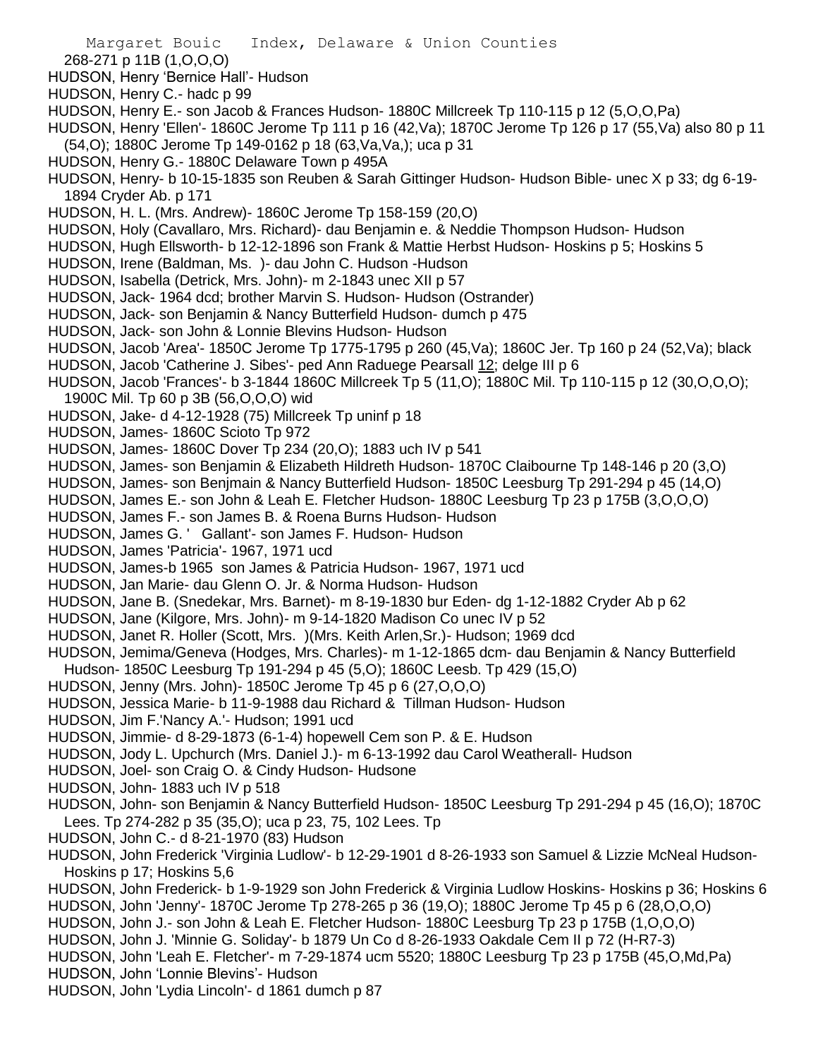268-271 p 11B (1,O,O,O)

HUDSON, Henry 'Bernice Hall'- Hudson

HUDSON, Henry C.- hadc p 99

HUDSON, Henry E.- son Jacob & Frances Hudson- 1880C Millcreek Tp 110-115 p 12 (5,O,O,Pa)

HUDSON, Henry 'Ellen'- 1860C Jerome Tp 111 p 16 (42,Va); 1870C Jerome Tp 126 p 17 (55,Va) also 80 p 11 (54,O); 1880C Jerome Tp 149-0162 p 18 (63,Va,Va,); uca p 31

HUDSON, Henry G.- 1880C Delaware Town p 495A

HUDSON, Henry- b 10-15-1835 son Reuben & Sarah Gittinger Hudson- Hudson Bible- unec X p 33; dg 6-19-1894 Cryder Ab. p 171

HUDSON, H. L. (Mrs. Andrew)- 1860C Jerome Tp 158-159 (20,O)

HUDSON, Holy (Cavallaro, Mrs. Richard)- dau Benjamin e. & Neddie Thompson Hudson- Hudson

HUDSON, Hugh Ellsworth- b 12-12-1896 son Frank & Mattie Herbst Hudson- Hoskins p 5; Hoskins 5

HUDSON, Irene (Baldman, Ms. )- dau John C. Hudson -Hudson

HUDSON, Isabella (Detrick, Mrs. John)- m 2-1843 unec XII p 57

HUDSON, Jack- 1964 dcd; brother Marvin S. Hudson- Hudson (Ostrander)

HUDSON, Jack- son Benjamin & Nancy Butterfield Hudson- dumch p 475

HUDSON, Jack- son John & Lonnie Blevins Hudson- Hudson

HUDSON, Jacob 'Area'- 1850C Jerome Tp 1775-1795 p 260 (45,Va); 1860C Jer. Tp 160 p 24 (52,Va); black

HUDSON, Jacob 'Catherine J. Sibes'- ped Ann Raduege Pearsall 12; delge III p 6

HUDSON, Jacob 'Frances'- b 3-1844 1860C Millcreek Tp 5 (11,O); 1880C Mil. Tp 110-115 p 12 (30,O,O,O); 1900C Mil. Tp 60 p 3B (56,O,O,O) wid

HUDSON, Jake- d 4-12-1928 (75) Millcreek Tp uninf p 18

HUDSON, James- 1860C Scioto Tp 972

HUDSON, James- 1860C Dover Tp 234 (20,O); 1883 uch IV p 541

HUDSON, James- son Benjamin & Elizabeth Hildreth Hudson- 1870C Claibourne Tp 148-146 p 20 (3,O)

HUDSON, James- son Benjmain & Nancy Butterfield Hudson- 1850C Leesburg Tp 291-294 p 45 (14,O)

HUDSON, James E.- son John & Leah E. Fletcher Hudson- 1880C Leesburg Tp 23 p 175B (3,O,O,O)

HUDSON, James F.- son James B. & Roena Burns Hudson- Hudson

HUDSON, James G. ' Gallant'- son James F. Hudson- Hudson

HUDSON, James 'Patricia'- 1967, 1971 ucd

HUDSON, James-b 1965 son James & Patricia Hudson- 1967, 1971 ucd

HUDSON, Jan Marie- dau Glenn O. Jr. & Norma Hudson- Hudson

HUDSON, Jane B. (Snedekar, Mrs. Barnet)- m 8-19-1830 bur Eden- dg 1-12-1882 Cryder Ab p 62

HUDSON, Jane (Kilgore, Mrs. John)- m 9-14-1820 Madison Co unec IV p 52

HUDSON, Janet R. Holler (Scott, Mrs. )(Mrs. Keith Arlen,Sr.)- Hudson; 1969 dcd

HUDSON, Jemima/Geneva (Hodges, Mrs. Charles)- m 1-12-1865 dcm- dau Benjamin & Nancy Butterfield Hudson- 1850C Leesburg Tp 191-294 p 45 (5,O); 1860C Leesb. Tp 429 (15,O)

HUDSON, Jenny (Mrs. John)- 1850C Jerome Tp 45 p 6 (27,O,O,O)

HUDSON, Jessica Marie- b 11-9-1988 dau Richard & Tillman Hudson- Hudson

HUDSON, Jim F.'Nancy A.'- Hudson; 1991 ucd

HUDSON, Jimmie- d 8-29-1873 (6-1-4) hopewell Cem son P. & E. Hudson

HUDSON, Jody L. Upchurch (Mrs. Daniel J.)- m 6-13-1992 dau Carol Weatherall- Hudson

HUDSON, Joel- son Craig O. & Cindy Hudson- Hudsone

HUDSON, John- 1883 uch IV p 518

HUDSON, John- son Benjamin & Nancy Butterfield Hudson- 1850C Leesburg Tp 291-294 p 45 (16,O); 1870C Lees. Tp 274-282 p 35 (35,O); uca p 23, 75, 102 Lees. Tp

HUDSON, John C.- d 8-21-1970 (83) Hudson

HUDSON, John Frederick 'Virginia Ludlow'- b 12-29-1901 d 8-26-1933 son Samuel & Lizzie McNeal Hudson- Hoskins p 17; Hoskins 5,6

HUDSON, John Frederick- b 1-9-1929 son John Frederick & Virginia Ludlow Hoskins- Hoskins p 36; Hoskins 6

HUDSON, John 'Jenny'- 1870C Jerome Tp 278-265 p 36 (19,O); 1880C Jerome Tp 45 p 6 (28,O,O,O)

HUDSON, John J.- son John & Leah E. Fletcher Hudson- 1880C Leesburg Tp 23 p 175B (1,O,O,O)

HUDSON, John J. 'Minnie G. Soliday'- b 1879 Un Co d 8-26-1933 Oakdale Cem II p 72 (H-R7-3)

HUDSON, John 'Leah E. Fletcher'- m 7-29-1874 ucm 5520; 1880C Leesburg Tp 23 p 175B (45,O,Md,Pa)

HUDSON, John 'Lonnie Blevins'- Hudson

HUDSON, John 'Lydia Lincoln'- d 1861 dumch p 87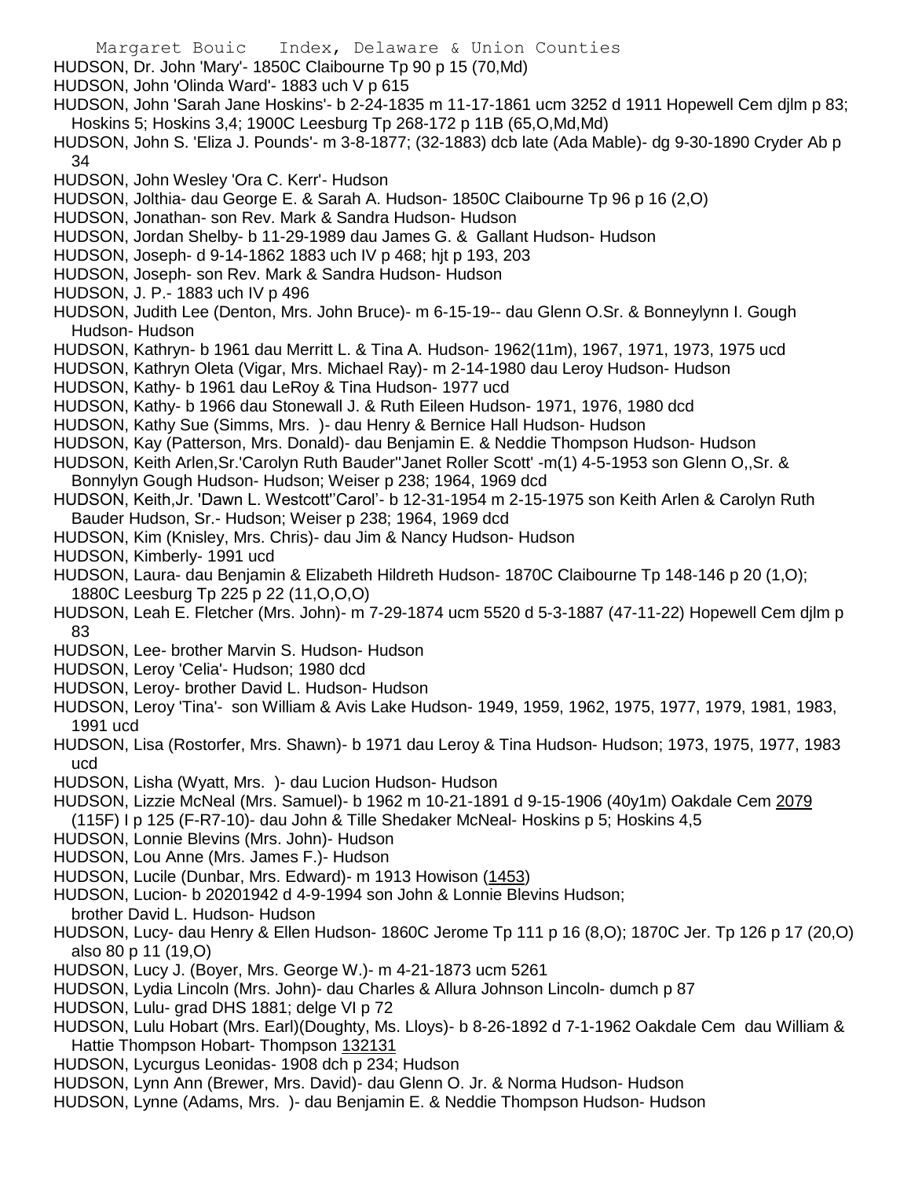HUDSON, Dr. John 'Mary'- 1850C Claibourne Tp 90 p 15 (70,Md)

HUDSON, John 'Olinda Ward'- 1883 uch V p 615

HUDSON, John 'Sarah Jane Hoskins'- b 2-24-1835 m 11-17-1861 ucm 3252 d 1911 Hopewell Cem djlm p 83; Hoskins 5; Hoskins 3,4; 1900C Leesburg Tp 268-172 p 11B (65,O,Md,Md)

HUDSON, John S. 'Eliza J. Pounds'- m 3-8-1877; (32-1883) dcb late (Ada Mable)- dg 9-30-1890 Cryder Ab p 34

HUDSON, John Wesley 'Ora C. Kerr'- Hudson

HUDSON, Jolthia- dau George E. & Sarah A. Hudson- 1850C Claibourne Tp 96 p 16 (2,O)

HUDSON, Jonathan- son Rev. Mark & Sandra Hudson- Hudson

HUDSON, Jordan Shelby- b 11-29-1989 dau James G. & Gallant Hudson- Hudson

HUDSON, Joseph- d 9-14-1862 1883 uch IV p 468; hjt p 193, 203

HUDSON, Joseph- son Rev. Mark & Sandra Hudson- Hudson

HUDSON, J. P.- 1883 uch IV p 496

HUDSON, Judith Lee (Denton, Mrs. John Bruce)- m 6-15-19-- dau Glenn O.Sr. & Bonneylynn I. Gough Hudson- Hudson

HUDSON, Kathryn- b 1961 dau Merritt L. & Tina A. Hudson- 1962(11m), 1967, 1971, 1973, 1975 ucd

HUDSON, Kathryn Oleta (Vigar, Mrs. Michael Ray)- m 2-14-1980 dau Leroy Hudson- Hudson

HUDSON, Kathy- b 1961 dau LeRoy & Tina Hudson- 1977 ucd

HUDSON, Kathy- b 1966 dau Stonewall J. & Ruth Eileen Hudson- 1971, 1976, 1980 dcd

HUDSON, Kathy Sue (Simms, Mrs. )- dau Henry & Bernice Hall Hudson- Hudson

HUDSON, Kay (Patterson, Mrs. Donald)- dau Benjamin E. & Neddie Thompson Hudson- Hudson

HUDSON, Keith Arlen,Sr.'Carolyn Ruth Bauder''Janet Roller Scott' -m(1) 4-5-1953 son Glenn O,,Sr. & Bonnylyn Gough Hudson- Hudson; Weiser p 238; 1964, 1969 dcd

HUDSON, Keith,Jr. 'Dawn L. Westcott''Carol'- b 12-31-1954 m 2-15-1975 son Keith Arlen & Carolyn Ruth Bauder Hudson, Sr.- Hudson; Weiser p 238; 1964, 1969 dcd

HUDSON, Kim (Knisley, Mrs. Chris)- dau Jim & Nancy Hudson- Hudson

HUDSON, Kimberly- 1991 ucd

HUDSON, Laura- dau Benjamin & Elizabeth Hildreth Hudson- 1870C Claibourne Tp 148-146 p 20 (1,O); 1880C Leesburg Tp 225 p 22 (11,O,O,O)

HUDSON, Leah E. Fletcher (Mrs. John)- m 7-29-1874 ucm 5520 d 5-3-1887 (47-11-22) Hopewell Cem djlm p 83

HUDSON, Lee- brother Marvin S. Hudson- Hudson

HUDSON, Leroy 'Celia'- Hudson; 1980 dcd

HUDSON, Leroy- brother David L. Hudson- Hudson

HUDSON, Leroy 'Tina'- son William & Avis Lake Hudson- 1949, 1959, 1962, 1975, 1977, 1979, 1981, 1983, 1991 ucd

HUDSON, Lisa (Rostorfer, Mrs. Shawn)- b 1971 dau Leroy & Tina Hudson- Hudson; 1973, 1975, 1977, 1983 ucd

HUDSON, Lisha (Wyatt, Mrs. )- dau Lucion Hudson- Hudson

HUDSON, Lizzie McNeal (Mrs. Samuel)- b 1962 m 10-21-1891 d 9-15-1906 (40y1m) Oakdale Cem 2079 (115F) I p 125 (F-R7-10)- dau John & Tille Shedaker McNeal- Hoskins p 5; Hoskins 4,5

HUDSON, Lonnie Blevins (Mrs. John)- Hudson

HUDSON, Lou Anne (Mrs. James F.)- Hudson

HUDSON, Lucile (Dunbar, Mrs. Edward)- m 1913 Howison (1453)

HUDSON, Lucion- b 20201942 d 4-9-1994 son John & Lonnie Blevins Hudson; brother David L. Hudson- Hudson

HUDSON, Lucy- dau Henry & Ellen Hudson- 1860C Jerome Tp 111 p 16 (8,O); 1870C Jer. Tp 126 p 17 (20,O) also 80 p 11 (19,O)

HUDSON, Lucy J. (Boyer, Mrs. George W.)- m 4-21-1873 ucm 5261

HUDSON, Lydia Lincoln (Mrs. John)- dau Charles & Allura Johnson Lincoln- dumch p 87

HUDSON, Lulu- grad DHS 1881; delge VI p 72

HUDSON, Lulu Hobart (Mrs. Earl)(Doughty, Ms. Lloys)- b 8-26-1892 d 7-1-1962 Oakdale Cem dau William & Hattie Thompson Hobart- Thompson 132131

HUDSON, Lycurgus Leonidas- 1908 dch p 234; Hudson

HUDSON, Lynn Ann (Brewer, Mrs. David)- dau Glenn O. Jr. & Norma Hudson- Hudson

HUDSON, Lynne (Adams, Mrs. )- dau Benjamin E. & Neddie Thompson Hudson- Hudson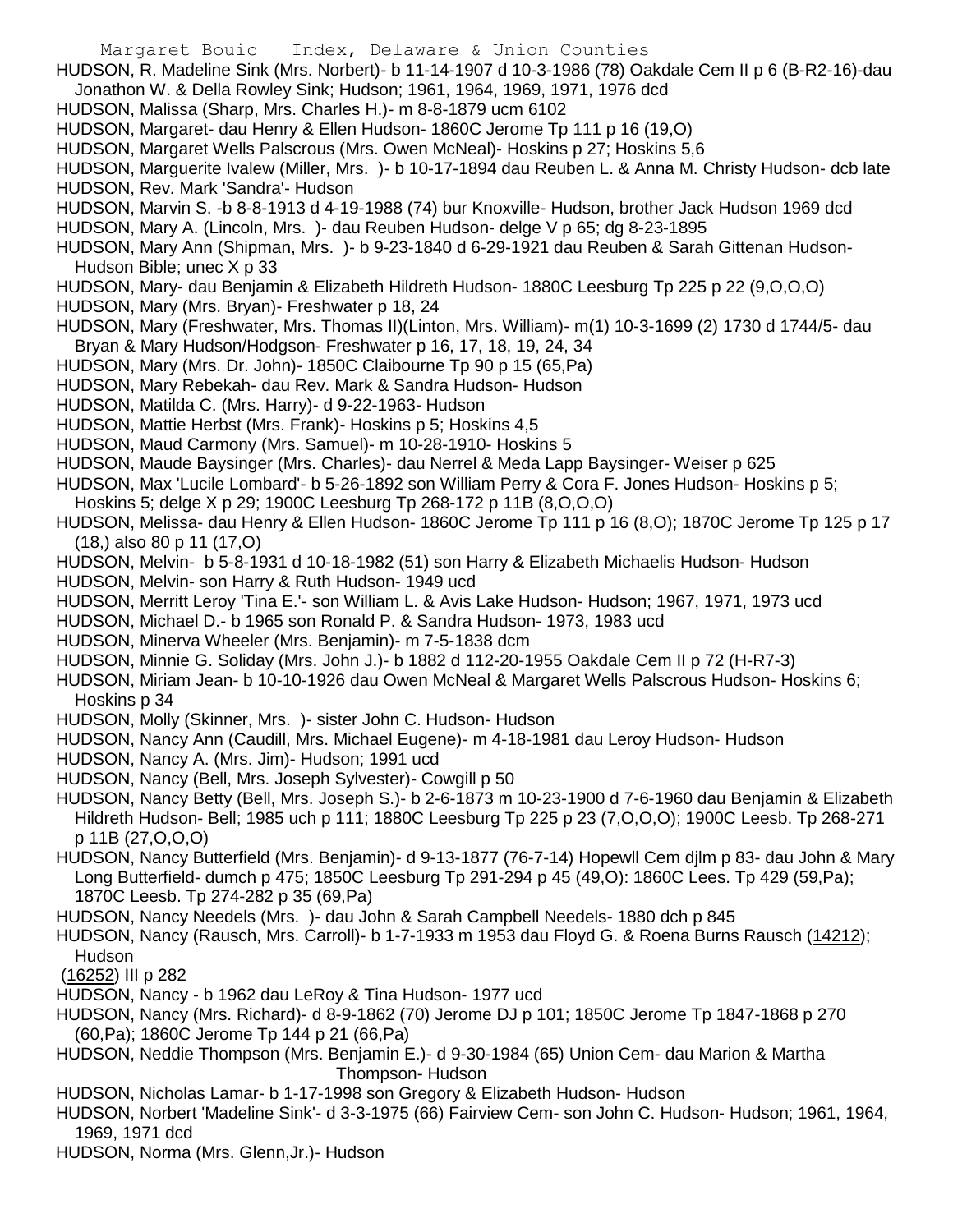HUDSON, R. Madeline Sink (Mrs. Norbert)- b 11-14-1907 d 10-3-1986 (78) Oakdale Cem II p 6 (B-R2-16)-dau Jonathon W. & Della Rowley Sink; Hudson; 1961, 1964, 1969, 1971, 1976 dcd

HUDSON, Malissa (Sharp, Mrs. Charles H.)- m 8-8-1879 ucm 6102

HUDSON, Margaret- dau Henry & Ellen Hudson- 1860C Jerome Tp 111 p 16 (19,O)

HUDSON, Margaret Wells Palscrous (Mrs. Owen McNeal)- Hoskins p 27; Hoskins 5,6

HUDSON, Marguerite Ivalew (Miller, Mrs. )- b 10-17-1894 dau Reuben L. & Anna M. Christy Hudson- dcb late

HUDSON, Rev. Mark 'Sandra'- Hudson

HUDSON, Marvin S. -b 8-8-1913 d 4-19-1988 (74) bur Knoxville- Hudson, brother Jack Hudson 1969 dcd

HUDSON, Mary A. (Lincoln, Mrs. )- dau Reuben Hudson- delge V p 65; dg 8-23-1895

HUDSON, Mary Ann (Shipman, Mrs. )- b 9-23-1840 d 6-29-1921 dau Reuben & Sarah Gittenan Hudson- Hudson Bible; unec X p 33

HUDSON, Mary- dau Benjamin & Elizabeth Hildreth Hudson- 1880C Leesburg Tp 225 p 22 (9,O,O,O)

HUDSON, Mary (Mrs. Bryan)- Freshwater p 18, 24

HUDSON, Mary (Freshwater, Mrs. Thomas II)(Linton, Mrs. William)- m(1) 10-3-1699 (2) 1730 d 1744/5- dau Bryan & Mary Hudson/Hodgson- Freshwater p 16, 17, 18, 19, 24, 34

HUDSON, Mary (Mrs. Dr. John)- 1850C Claibourne Tp 90 p 15 (65,Pa)

HUDSON, Mary Rebekah- dau Rev. Mark & Sandra Hudson- Hudson

HUDSON, Matilda C. (Mrs. Harry)- d 9-22-1963- Hudson

HUDSON, Mattie Herbst (Mrs. Frank)- Hoskins p 5; Hoskins 4,5

HUDSON, Maud Carmony (Mrs. Samuel)- m 10-28-1910- Hoskins 5

HUDSON, Maude Baysinger (Mrs. Charles)- dau Nerrel & Meda Lapp Baysinger- Weiser p 625

HUDSON, Max 'Lucile Lombard'- b 5-26-1892 son William Perry & Cora F. Jones Hudson- Hoskins p 5; Hoskins 5; delge X p 29; 1900C Leesburg Tp 268-172 p 11B (8,O,O,O)

HUDSON, Melissa- dau Henry & Ellen Hudson- 1860C Jerome Tp 111 p 16 (8,O); 1870C Jerome Tp 125 p 17 (18,) also 80 p 11 (17,O)

HUDSON, Melvin- b 5-8-1931 d 10-18-1982 (51) son Harry & Elizabeth Michaelis Hudson- Hudson

HUDSON, Melvin- son Harry & Ruth Hudson- 1949 ucd

HUDSON, Merritt Leroy 'Tina E.'- son William L. & Avis Lake Hudson- Hudson; 1967, 1971, 1973 ucd

HUDSON, Michael D.- b 1965 son Ronald P. & Sandra Hudson- 1973, 1983 ucd

HUDSON, Minerva Wheeler (Mrs. Benjamin)- m 7-5-1838 dcm

HUDSON, Minnie G. Soliday (Mrs. John J.)- b 1882 d 112-20-1955 Oakdale Cem II p 72 (H-R7-3)

HUDSON, Miriam Jean- b 10-10-1926 dau Owen McNeal & Margaret Wells Palscrous Hudson- Hoskins 6; Hoskins p 34

HUDSON, Molly (Skinner, Mrs. )- sister John C. Hudson- Hudson

HUDSON, Nancy Ann (Caudill, Mrs. Michael Eugene)- m 4-18-1981 dau Leroy Hudson- Hudson

HUDSON, Nancy A. (Mrs. Jim)- Hudson; 1991 ucd

HUDSON, Nancy (Bell, Mrs. Joseph Sylvester)- Cowgill p 50

HUDSON, Nancy Betty (Bell, Mrs. Joseph S.)- b 2-6-1873 m 10-23-1900 d 7-6-1960 dau Benjamin & Elizabeth Hildreth Hudson- Bell; 1985 uch p 111; 1880C Leesburg Tp 225 p 23 (7,O,O,O); 1900C Leesb. Tp 268-271 p 11B (27,O,O,O)

HUDSON, Nancy Butterfield (Mrs. Benjamin)- d 9-13-1877 (76-7-14) Hopewll Cem djlm p 83- dau John & Mary Long Butterfield- dumch p 475; 1850C Leesburg Tp 291-294 p 45 (49,O): 1860C Lees. Tp 429 (59,Pa); 1870C Leesb. Tp 274-282 p 35 (69,Pa)

HUDSON, Nancy Needels (Mrs. )- dau John & Sarah Campbell Needels- 1880 dch p 845

HUDSON, Nancy (Rausch, Mrs. Carroll)- b 1-7-1933 m 1953 dau Floyd G. & Roena Burns Rausch (14212); Hudson (16252) III p 282

HUDSON, Nancy - b 1962 dau LeRoy & Tina Hudson- 1977 ucd

HUDSON, Nancy (Mrs. Richard)- d 8-9-1862 (70) Jerome DJ p 101; 1850C Jerome Tp 1847-1868 p 270 (60,Pa); 1860C Jerome Tp 144 p 21 (66,Pa)

HUDSON, Neddie Thompson (Mrs. Benjamin E.)- d 9-30-1984 (65) Union Cem- dau Marion & Martha Thompson- Hudson

HUDSON, Nicholas Lamar- b 1-17-1998 son Gregory & Elizabeth Hudson- Hudson

HUDSON, Norbert 'Madeline Sink'- d 3-3-1975 (66) Fairview Cem- son John C. Hudson- Hudson; 1961, 1964, 1969, 1971 dcd

HUDSON, Norma (Mrs. Glenn,Jr.)- Hudson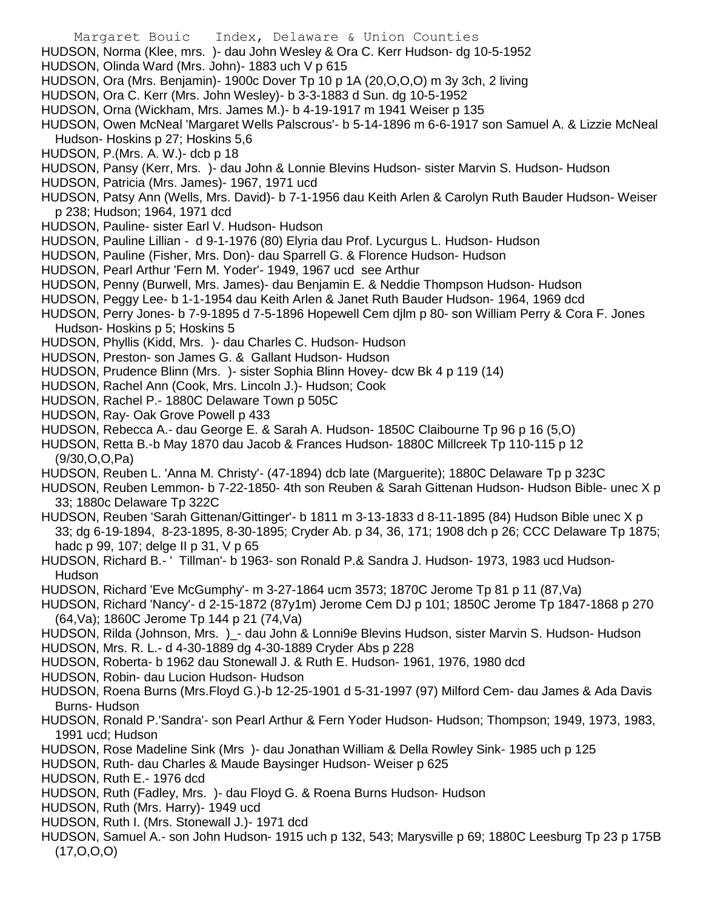HUDSON, Norma (Klee, mrs. )- dau John Wesley & Ora C. Kerr Hudson- dg 10-5-1952
HUDSON, Olinda Ward (Mrs. John)- 1883 uch V p 615
HUDSON, Ora (Mrs. Benjamin)- 1900c Dover Tp 10 p 1A (20,O,O,O) m 3y 3ch, 2 living
HUDSON, Ora C. Kerr (Mrs. John Wesley)- b 3-3-1883 d Sun. dg 10-5-1952
HUDSON, Orna (Wickham, Mrs. James M.)- b 4-19-1917 m 1941 Weiser p 135
HUDSON, Owen McNeal 'Margaret Wells Palscrous'- b 5-14-1896 m 6-6-1917 son Samuel A. & Lizzie McNeal Hudson- Hoskins p 27; Hoskins 5,6
HUDSON, P.(Mrs. A. W.)- dcb p 18
HUDSON, Pansy (Kerr, Mrs. )- dau John & Lonnie Blevins Hudson- sister Marvin S. Hudson- Hudson
HUDSON, Patricia (Mrs. James)- 1967, 1971 ucd
HUDSON, Patsy Ann (Wells, Mrs. David)- b 7-1-1956 dau Keith Arlen & Carolyn Ruth Bauder Hudson- Weiser p 238; Hudson; 1964, 1971 dcd
HUDSON, Pauline- sister Earl V. Hudson- Hudson
HUDSON, Pauline Lillian - d 9-1-1976 (80) Elyria dau Prof. Lycurgus L. Hudson- Hudson
HUDSON, Pauline (Fisher, Mrs. Don)- dau Sparrell G. & Florence Hudson- Hudson
HUDSON, Pearl Arthur 'Fern M. Yoder'- 1949, 1967 ucd see Arthur
HUDSON, Penny (Burwell, Mrs. James)- dau Benjamin E. & Neddie Thompson Hudson- Hudson
HUDSON, Peggy Lee- b 1-1-1954 dau Keith Arlen & Janet Ruth Bauder Hudson- 1964, 1969 dcd
HUDSON, Perry Jones- b 7-9-1895 d 7-5-1896 Hopewell Cem djlm p 80- son William Perry & Cora F. Jones Hudson- Hoskins p 5; Hoskins 5
HUDSON, Phyllis (Kidd, Mrs. )- dau Charles C. Hudson- Hudson
HUDSON, Preston- son James G. & Gallant Hudson- Hudson
HUDSON, Prudence Blinn (Mrs. )- sister Sophia Blinn Hovey- dcw Bk 4 p 119 (14)
HUDSON, Rachel Ann (Cook, Mrs. Lincoln J.)- Hudson; Cook
HUDSON, Rachel P.- 1880C Delaware Town p 505C
HUDSON, Ray- Oak Grove Powell p 433
HUDSON, Rebecca A.- dau George E. & Sarah A. Hudson- 1850C Claibourne Tp 96 p 16 (5,O)
HUDSON, Retta B.-b May 1870 dau Jacob & Frances Hudson- 1880C Millcreek Tp 110-115 p 12 (9/30,O,O,Pa)
HUDSON, Reuben L. 'Anna M. Christy'- (47-1894) dcb late (Marguerite); 1880C Delaware Tp p 323C
HUDSON, Reuben Lemmon- b 7-22-1850- 4th son Reuben & Sarah Gittenan Hudson- Hudson Bible- unec X p 33; 1880c Delaware Tp 322C
HUDSON, Reuben 'Sarah Gittenan/Gittinger'- b 1811 m 3-13-1833 d 8-11-1895 (84) Hudson Bible unec X p 33; dg 6-19-1894, 8-23-1895, 8-30-1895; Cryder Ab. p 34, 36, 171; 1908 dch p 26; CCC Delaware Tp 1875; hadc p 99, 107; delge II p 31, V p 65
HUDSON, Richard B.- ' Tillman'- b 1963- son Ronald P.& Sandra J. Hudson- 1973, 1983 ucd Hudson- Hudson
HUDSON, Richard 'Eve McGumphy'- m 3-27-1864 ucm 3573; 1870C Jerome Tp 81 p 11 (87,Va)
HUDSON, Richard 'Nancy'- d 2-15-1872 (87y1m) Jerome Cem DJ p 101; 1850C Jerome Tp 1847-1868 p 270 (64,Va); 1860C Jerome Tp 144 p 21 (74,Va)
HUDSON, Rilda (Johnson, Mrs. )_- dau John & Lonni9e Blevins Hudson, sister Marvin S. Hudson- Hudson
HUDSON, Mrs. R. L.- d 4-30-1889 dg 4-30-1889 Cryder Abs p 228
HUDSON, Roberta- b 1962 dau Stonewall J. & Ruth E. Hudson- 1961, 1976, 1980 dcd
HUDSON, Robin- dau Lucion Hudson- Hudson
HUDSON, Roena Burns (Mrs.Floyd G.)-b 12-25-1901 d 5-31-1997 (97) Milford Cem- dau James & Ada Davis Burns- Hudson
HUDSON, Ronald P.'Sandra'- son Pearl Arthur & Fern Yoder Hudson- Hudson; Thompson; 1949, 1973, 1983, 1991 ucd; Hudson
HUDSON, Rose Madeline Sink (Mrs )- dau Jonathan William & Della Rowley Sink- 1985 uch p 125
HUDSON, Ruth- dau Charles & Maude Baysinger Hudson- Weiser p 625
HUDSON, Ruth E.- 1976 dcd
HUDSON, Ruth (Fadley, Mrs. )- dau Floyd G. & Roena Burns Hudson- Hudson
HUDSON, Ruth (Mrs. Harry)- 1949 ucd
HUDSON, Ruth I. (Mrs. Stonewall J.)- 1971 dcd
HUDSON, Samuel A.- son John Hudson- 1915 uch p 132, 543; Marysville p 69; 1880C Leesburg Tp 23 p 175B (17,O,O,O)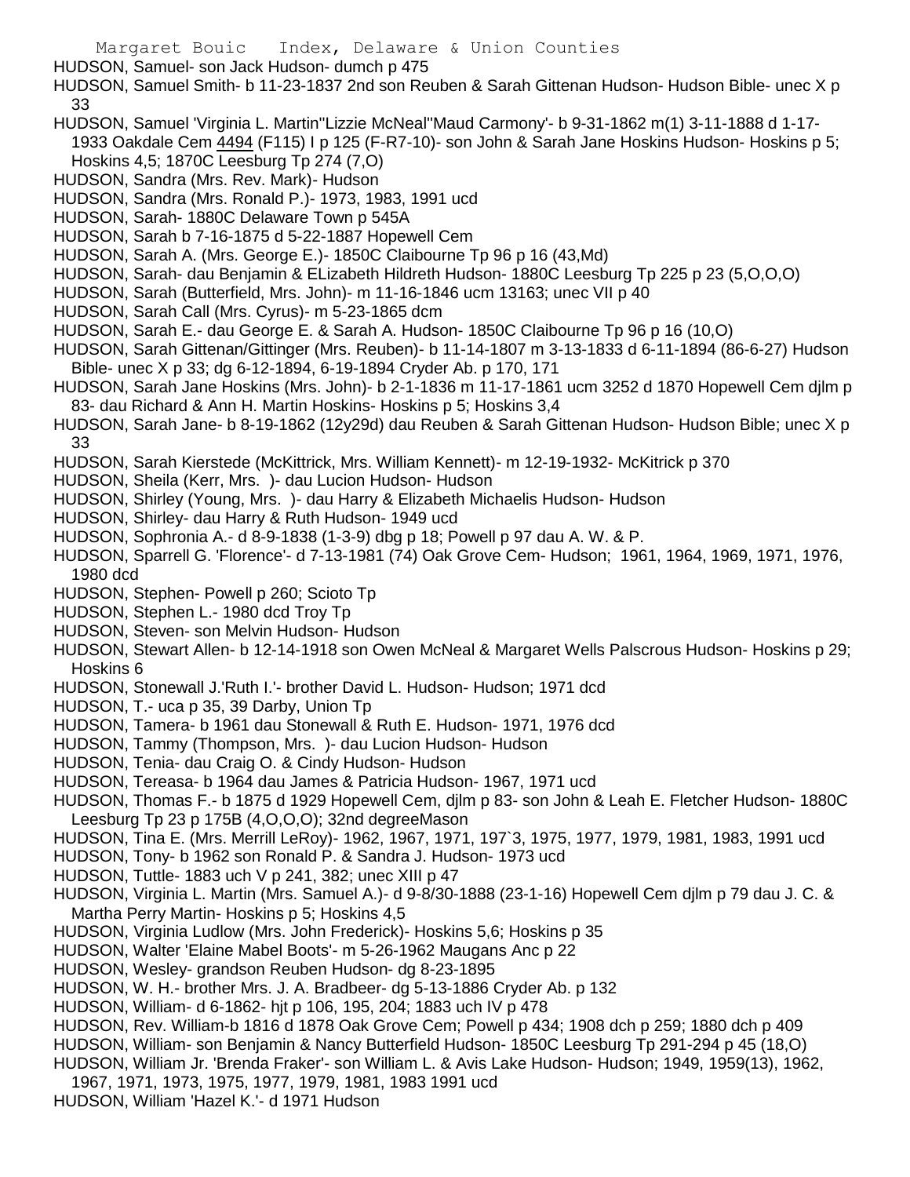HUDSON, Samuel- son Jack Hudson- dumch p 475

HUDSON, Samuel Smith- b 11-23-1837 2nd son Reuben & Sarah Gittenan Hudson- Hudson Bible- unec X p 33

HUDSON, Samuel 'Virginia L. Martin''Lizzie McNeal''Maud Carmony'- b 9-31-1862 m(1) 3-11-1888 d 1-17-1933 Oakdale Cem 4494 (F115) I p 125 (F-R7-10)- son John & Sarah Jane Hoskins Hudson- Hoskins p 5; Hoskins 4,5; 1870C Leesburg Tp 274 (7,O)

HUDSON, Sandra (Mrs. Rev. Mark)- Hudson

HUDSON, Sandra (Mrs. Ronald P.)- 1973, 1983, 1991 ucd

HUDSON, Sarah- 1880C Delaware Town p 545A

HUDSON, Sarah b 7-16-1875 d 5-22-1887 Hopewell Cem

HUDSON, Sarah A. (Mrs. George E.)- 1850C Claibourne Tp 96 p 16 (43,Md)

HUDSON, Sarah- dau Benjamin & ELizabeth Hildreth Hudson- 1880C Leesburg Tp 225 p 23 (5,O,O,O)

HUDSON, Sarah (Butterfield, Mrs. John)- m 11-16-1846 ucm 13163; unec VII p 40

HUDSON, Sarah Call (Mrs. Cyrus)- m 5-23-1865 dcm

HUDSON, Sarah E.- dau George E. & Sarah A. Hudson- 1850C Claibourne Tp 96 p 16 (10,O)

HUDSON, Sarah Gittenan/Gittinger (Mrs. Reuben)- b 11-14-1807 m 3-13-1833 d 6-11-1894 (86-6-27) Hudson Bible- unec X p 33; dg 6-12-1894, 6-19-1894 Cryder Ab. p 170, 171

HUDSON, Sarah Jane Hoskins (Mrs. John)- b 2-1-1836 m 11-17-1861 ucm 3252 d 1870 Hopewell Cem djlm p 83- dau Richard & Ann H. Martin Hoskins- Hoskins p 5; Hoskins 3,4

HUDSON, Sarah Jane- b 8-19-1862 (12y29d) dau Reuben & Sarah Gittenan Hudson- Hudson Bible; unec X p 33

HUDSON, Sarah Kierstede (McKittrick, Mrs. William Kennett)- m 12-19-1932- McKitrick p 370

HUDSON, Sheila (Kerr, Mrs. )- dau Lucion Hudson- Hudson

HUDSON, Shirley (Young, Mrs. )- dau Harry & Elizabeth Michaelis Hudson- Hudson

HUDSON, Shirley- dau Harry & Ruth Hudson- 1949 ucd

HUDSON, Sophronia A.- d 8-9-1838 (1-3-9) dbg p 18; Powell p 97 dau A. W. & P.

HUDSON, Sparrell G. 'Florence'- d 7-13-1981 (74) Oak Grove Cem- Hudson; 1961, 1964, 1969, 1971, 1976, 1980 dcd

HUDSON, Stephen- Powell p 260; Scioto Tp

HUDSON, Stephen L.- 1980 dcd Troy Tp

HUDSON, Steven- son Melvin Hudson- Hudson

HUDSON, Stewart Allen- b 12-14-1918 son Owen McNeal & Margaret Wells Palscrous Hudson- Hoskins p 29; Hoskins 6

HUDSON, Stonewall J.'Ruth I.'- brother David L. Hudson- Hudson; 1971 dcd

HUDSON, T.- uca p 35, 39 Darby, Union Tp

HUDSON, Tamera- b 1961 dau Stonewall & Ruth E. Hudson- 1971, 1976 dcd

HUDSON, Tammy (Thompson, Mrs. )- dau Lucion Hudson- Hudson

HUDSON, Tenia- dau Craig O. & Cindy Hudson- Hudson

HUDSON, Tereasa- b 1964 dau James & Patricia Hudson- 1967, 1971 ucd

HUDSON, Thomas F.- b 1875 d 1929 Hopewell Cem, djlm p 83- son John & Leah E. Fletcher Hudson- 1880C Leesburg Tp 23 p 175B (4,O,O,O); 32nd degreeMason

HUDSON, Tina E. (Mrs. Merrill LeRoy)- 1962, 1967, 1971, 197`3, 1975, 1977, 1979, 1981, 1983, 1991 ucd

HUDSON, Tony- b 1962 son Ronald P. & Sandra J. Hudson- 1973 ucd

HUDSON, Tuttle- 1883 uch V p 241, 382; unec XIII p 47

HUDSON, Virginia L. Martin (Mrs. Samuel A.)- d 9-8/30-1888 (23-1-16) Hopewell Cem djlm p 79 dau J. C. & Martha Perry Martin- Hoskins p 5; Hoskins 4,5

HUDSON, Virginia Ludlow (Mrs. John Frederick)- Hoskins 5,6; Hoskins p 35

HUDSON, Walter 'Elaine Mabel Boots'- m 5-26-1962 Maugans Anc p 22

HUDSON, Wesley- grandson Reuben Hudson- dg 8-23-1895

HUDSON, W. H.- brother Mrs. J. A. Bradbeer- dg 5-13-1886 Cryder Ab. p 132

HUDSON, William- d 6-1862- hjt p 106, 195, 204; 1883 uch IV p 478

HUDSON, Rev. William-b 1816 d 1878 Oak Grove Cem; Powell p 434; 1908 dch p 259; 1880 dch p 409

HUDSON, William- son Benjamin & Nancy Butterfield Hudson- 1850C Leesburg Tp 291-294 p 45 (18,O)

HUDSON, William Jr. 'Brenda Fraker'- son William L. & Avis Lake Hudson- Hudson; 1949, 1959(13), 1962, 1967, 1971, 1973, 1975, 1977, 1979, 1981, 1983 1991 ucd

HUDSON, William 'Hazel K.'- d 1971 Hudson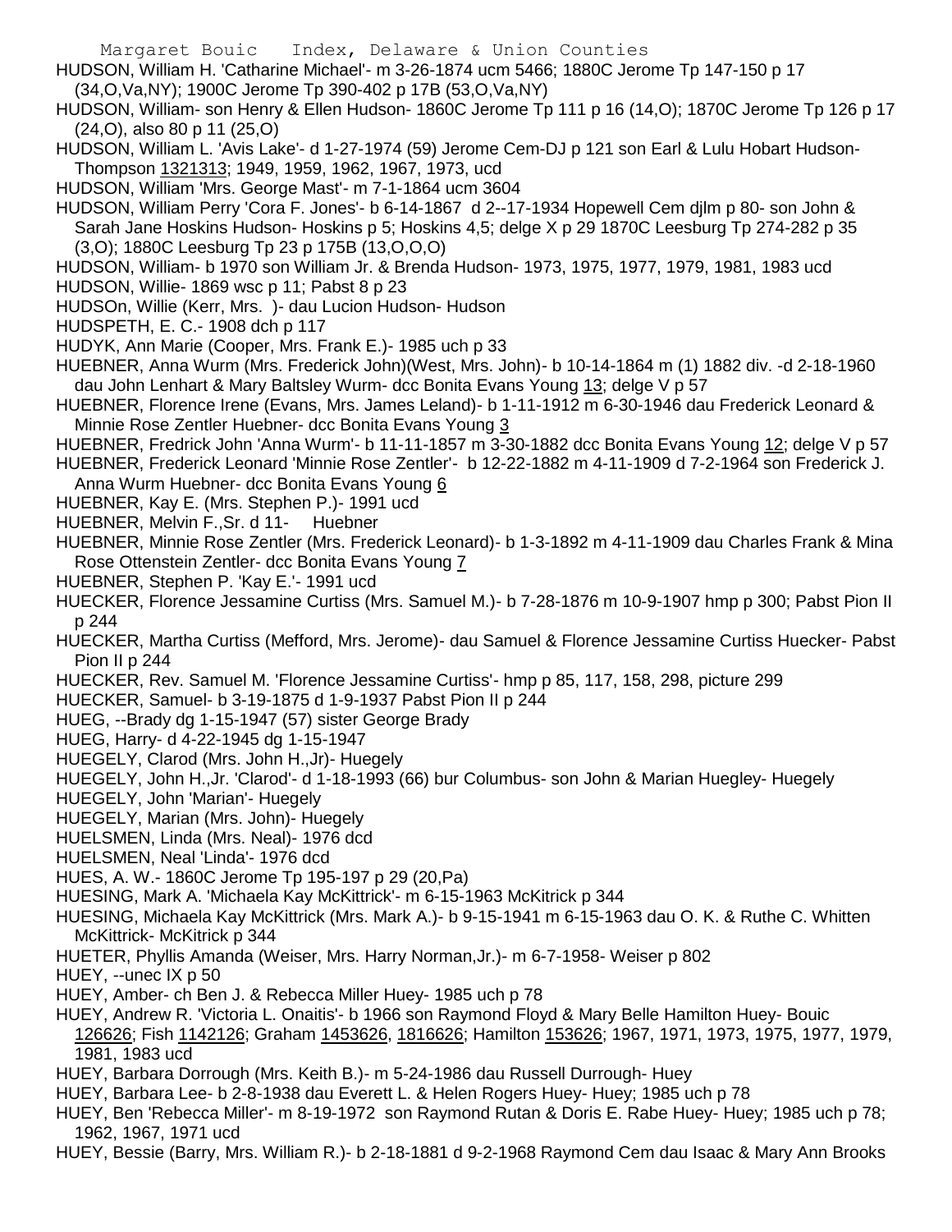HUDSON, William H. 'Catharine Michael'- m 3-26-1874 ucm 5466; 1880C Jerome Tp 147-150 p 17 (34,O,Va,NY); 1900C Jerome Tp 390-402 p 17B (53,O,Va,NY)

HUDSON, William- son Henry & Ellen Hudson- 1860C Jerome Tp 111 p 16 (14,O); 1870C Jerome Tp 126 p 17 (24,O), also 80 p 11 (25,O)

HUDSON, William L. 'Avis Lake'- d 1-27-1974 (59) Jerome Cem-DJ p 121 son Earl & Lulu Hobart Hudson- Thompson 1321313; 1949, 1959, 1962, 1967, 1973, ucd

HUDSON, William 'Mrs. George Mast'- m 7-1-1864 ucm 3604

HUDSON, William Perry 'Cora F. Jones'- b 6-14-1867 d 2--17-1934 Hopewell Cem djlm p 80- son John & Sarah Jane Hoskins Hudson- Hoskins p 5; Hoskins 4,5; delge X p 29 1870C Leesburg Tp 274-282 p 35 (3,O); 1880C Leesburg Tp 23 p 175B (13,O,O,O)

HUDSON, William- b 1970 son William Jr. & Brenda Hudson- 1973, 1975, 1977, 1979, 1981, 1983 ucd

HUDSON, Willie- 1869 wsc p 11; Pabst 8 p 23

HUDSOn, Willie (Kerr, Mrs. )- dau Lucion Hudson- Hudson

HUDSPETH, E. C.- 1908 dch p 117

HUDYK, Ann Marie (Cooper, Mrs. Frank E.)- 1985 uch p 33

HUEBNER, Anna Wurm (Mrs. Frederick John)(West, Mrs. John)- b 10-14-1864 m (1) 1882 div. -d 2-18-1960 dau John Lenhart & Mary Baltsley Wurm- dcc Bonita Evans Young 13; delge V p 57

HUEBNER, Florence Irene (Evans, Mrs. James Leland)- b 1-11-1912 m 6-30-1946 dau Frederick Leonard & Minnie Rose Zentler Huebner- dcc Bonita Evans Young 3

HUEBNER, Fredrick John 'Anna Wurm'- b 11-11-1857 m 3-30-1882 dcc Bonita Evans Young 12; delge V p 57

HUEBNER, Frederick Leonard 'Minnie Rose Zentler'- b 12-22-1882 m 4-11-1909 d 7-2-1964 son Frederick J. Anna Wurm Huebner- dcc Bonita Evans Young 6

HUEBNER, Kay E. (Mrs. Stephen P.)- 1991 ucd

HUEBNER, Melvin F.,Sr. d 11- Huebner

HUEBNER, Minnie Rose Zentler (Mrs. Frederick Leonard)- b 1-3-1892 m 4-11-1909 dau Charles Frank & Mina Rose Ottenstein Zentler- dcc Bonita Evans Young 7

HUEBNER, Stephen P. 'Kay E.'- 1991 ucd

HUECKER, Florence Jessamine Curtiss (Mrs. Samuel M.)- b 7-28-1876 m 10-9-1907 hmp p 300; Pabst Pion II p 244

HUECKER, Martha Curtiss (Mefford, Mrs. Jerome)- dau Samuel & Florence Jessamine Curtiss Huecker- Pabst Pion II p 244

HUECKER, Rev. Samuel M. 'Florence Jessamine Curtiss'- hmp p 85, 117, 158, 298, picture 299

HUECKER, Samuel- b 3-19-1875 d 1-9-1937 Pabst Pion II p 244

HUEG, --Brady dg 1-15-1947 (57) sister George Brady

HUEG, Harry- d 4-22-1945 dg 1-15-1947

HUEGELY, Clarod (Mrs. John H.,Jr)- Huegely

HUEGELY, John H.,Jr. 'Clarod'- d 1-18-1993 (66) bur Columbus- son John & Marian Huegley- Huegely

HUEGELY, John 'Marian'- Huegely

HUEGELY, Marian (Mrs. John)- Huegely

HUELSMEN, Linda (Mrs. Neal)- 1976 dcd

HUELSMEN, Neal 'Linda'- 1976 dcd

HUES, A. W.- 1860C Jerome Tp 195-197 p 29 (20,Pa)

HUESING, Mark A. 'Michaela Kay McKittrick'- m 6-15-1963 McKitrick p 344

HUESING, Michaela Kay McKittrick (Mrs. Mark A.)- b 9-15-1941 m 6-15-1963 dau O. K. & Ruthe C. Whitten McKittrick- McKitrick p 344

HUETER, Phyllis Amanda (Weiser, Mrs. Harry Norman,Jr.)- m 6-7-1958- Weiser p 802

HUEY, --unec IX p 50

HUEY, Amber- ch Ben J. & Rebecca Miller Huey- 1985 uch p 78

HUEY, Andrew R. 'Victoria L. Onaitis'- b 1966 son Raymond Floyd & Mary Belle Hamilton Huey- Bouic 126626; Fish 1142126; Graham 1453626, 1816626; Hamilton 153626; 1967, 1971, 1973, 1975, 1977, 1979, 1981, 1983 ucd

HUEY, Barbara Dorrough (Mrs. Keith B.)- m 5-24-1986 dau Russell Durrough- Huey

HUEY, Barbara Lee- b 2-8-1938 dau Everett L. & Helen Rogers Huey- Huey; 1985 uch p 78

HUEY, Ben 'Rebecca Miller'- m 8-19-1972 son Raymond Rutan & Doris E. Rabe Huey- Huey; 1985 uch p 78; 1962, 1967, 1971 ucd

HUEY, Bessie (Barry, Mrs. William R.)- b 2-18-1881 d 9-2-1968 Raymond Cem dau Isaac & Mary Ann Brooks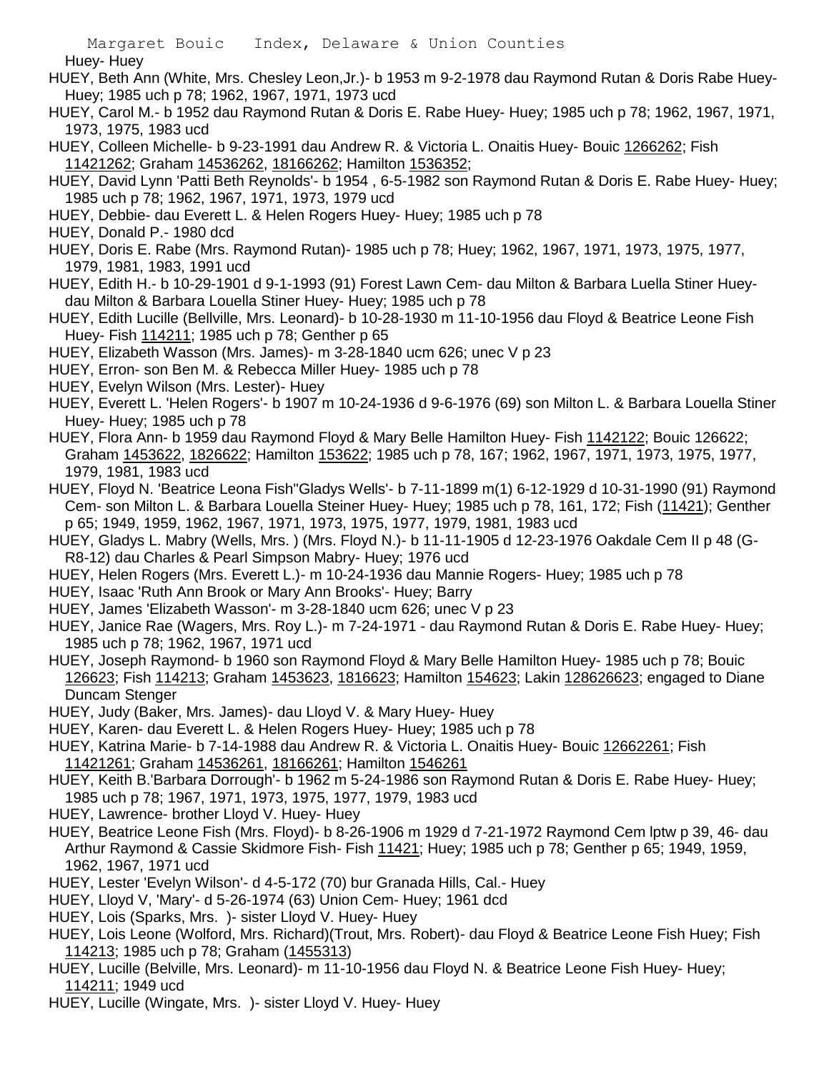Huey- Huey

HUEY, Beth Ann (White, Mrs. Chesley Leon,Jr.)- b 1953 m 9-2-1978 dau Raymond Rutan & Doris Rabe Huey- Huey; 1985 uch p 78; 1962, 1967, 1971, 1973 ucd

HUEY, Carol M.- b 1952 dau Raymond Rutan & Doris E. Rabe Huey- Huey; 1985 uch p 78; 1962, 1967, 1971, 1973, 1975, 1983 ucd

HUEY, Colleen Michelle- b 9-23-1991 dau Andrew R. & Victoria L. Onaitis Huey- Bouic 1266262; Fish 11421262; Graham 14536262, 18166262; Hamilton 1536352;

HUEY, David Lynn 'Patti Beth Reynolds'- b 1954 , 6-5-1982 son Raymond Rutan & Doris E. Rabe Huey- Huey; 1985 uch p 78; 1962, 1967, 1971, 1973, 1979 ucd

HUEY, Debbie- dau Everett L. & Helen Rogers Huey- Huey; 1985 uch p 78

HUEY, Donald P.- 1980 dcd

HUEY, Doris E. Rabe (Mrs. Raymond Rutan)- 1985 uch p 78; Huey; 1962, 1967, 1971, 1973, 1975, 1977, 1979, 1981, 1983, 1991 ucd

HUEY, Edith H.- b 10-29-1901 d 9-1-1993 (91) Forest Lawn Cem- dau Milton & Barbara Luella Stiner Huey- dau Milton & Barbara Louella Stiner Huey- Huey; 1985 uch p 78

HUEY, Edith Lucille (Bellville, Mrs. Leonard)- b 10-28-1930 m 11-10-1956 dau Floyd & Beatrice Leone Fish Huey- Fish 114211; 1985 uch p 78; Genther p 65

HUEY, Elizabeth Wasson (Mrs. James)- m 3-28-1840 ucm 626; unec V p 23

HUEY, Erron- son Ben M. & Rebecca Miller Huey- 1985 uch p 78

HUEY, Evelyn Wilson (Mrs. Lester)- Huey

HUEY, Everett L. 'Helen Rogers'- b 1907 m 10-24-1936 d 9-6-1976 (69) son Milton L. & Barbara Louella Stiner Huey- Huey; 1985 uch p 78

HUEY, Flora Ann- b 1959 dau Raymond Floyd & Mary Belle Hamilton Huey- Fish 1142122; Bouic 126622; Graham 1453622, 1826622; Hamilton 153622; 1985 uch p 78, 167; 1962, 1967, 1971, 1973, 1975, 1977, 1979, 1981, 1983 ucd

HUEY, Floyd N. 'Beatrice Leona Fish''Gladys Wells'- b 7-11-1899 m(1) 6-12-1929 d 10-31-1990 (91) Raymond Cem- son Milton L. & Barbara Louella Steiner Huey- Huey; 1985 uch p 78, 161, 172; Fish (11421); Genther p 65; 1949, 1959, 1962, 1967, 1971, 1973, 1975, 1977, 1979, 1981, 1983 ucd

HUEY, Gladys L. Mabry (Wells, Mrs. ) (Mrs. Floyd N.)- b 11-11-1905 d 12-23-1976 Oakdale Cem II p 48 (G-R8-12) dau Charles & Pearl Simpson Mabry- Huey; 1976 ucd

HUEY, Helen Rogers (Mrs. Everett L.)- m 10-24-1936 dau Mannie Rogers- Huey; 1985 uch p 78

HUEY, Isaac 'Ruth Ann Brook or Mary Ann Brooks'- Huey; Barry

HUEY, James 'Elizabeth Wasson'- m 3-28-1840 ucm 626; unec V p 23

HUEY, Janice Rae (Wagers, Mrs. Roy L.)- m 7-24-1971 - dau Raymond Rutan & Doris E. Rabe Huey- Huey; 1985 uch p 78; 1962, 1967, 1971 ucd

HUEY, Joseph Raymond- b 1960 son Raymond Floyd & Mary Belle Hamilton Huey- 1985 uch p 78; Bouic 126623; Fish 114213; Graham 1453623, 1816623; Hamilton 154623; Lakin 128626623; engaged to Diane Duncam Stenger

HUEY, Judy (Baker, Mrs. James)- dau Lloyd V. & Mary Huey- Huey

HUEY, Karen- dau Everett L. & Helen Rogers Huey- Huey; 1985 uch p 78

HUEY, Katrina Marie- b 7-14-1988 dau Andrew R. & Victoria L. Onaitis Huey- Bouic 12662261; Fish 11421261; Graham 14536261, 18166261; Hamilton 1546261

HUEY, Keith B.'Barbara Dorrough'- b 1962 m 5-24-1986 son Raymond Rutan & Doris E. Rabe Huey- Huey; 1985 uch p 78; 1967, 1971, 1973, 1975, 1977, 1979, 1983 ucd

HUEY, Lawrence- brother Lloyd V. Huey- Huey

HUEY, Beatrice Leone Fish (Mrs. Floyd)- b 8-26-1906 m 1929 d 7-21-1972 Raymond Cem lptw p 39, 46- dau Arthur Raymond & Cassie Skidmore Fish- Fish 11421; Huey; 1985 uch p 78; Genther p 65; 1949, 1959, 1962, 1967, 1971 ucd

HUEY, Lester 'Evelyn Wilson'- d 4-5-172 (70) bur Granada Hills, Cal.- Huey

HUEY, Lloyd V, 'Mary'- d 5-26-1974 (63) Union Cem- Huey; 1961 dcd

HUEY, Lois (Sparks, Mrs. )- sister Lloyd V. Huey- Huey

HUEY, Lois Leone (Wolford, Mrs. Richard)(Trout, Mrs. Robert)- dau Floyd & Beatrice Leone Fish Huey; Fish 114213; 1985 uch p 78; Graham (1455313)

HUEY, Lucille (Belville, Mrs. Leonard)- m 11-10-1956 dau Floyd N. & Beatrice Leone Fish Huey- Huey; 114211; 1949 ucd

HUEY, Lucille (Wingate, Mrs. )- sister Lloyd V. Huey- Huey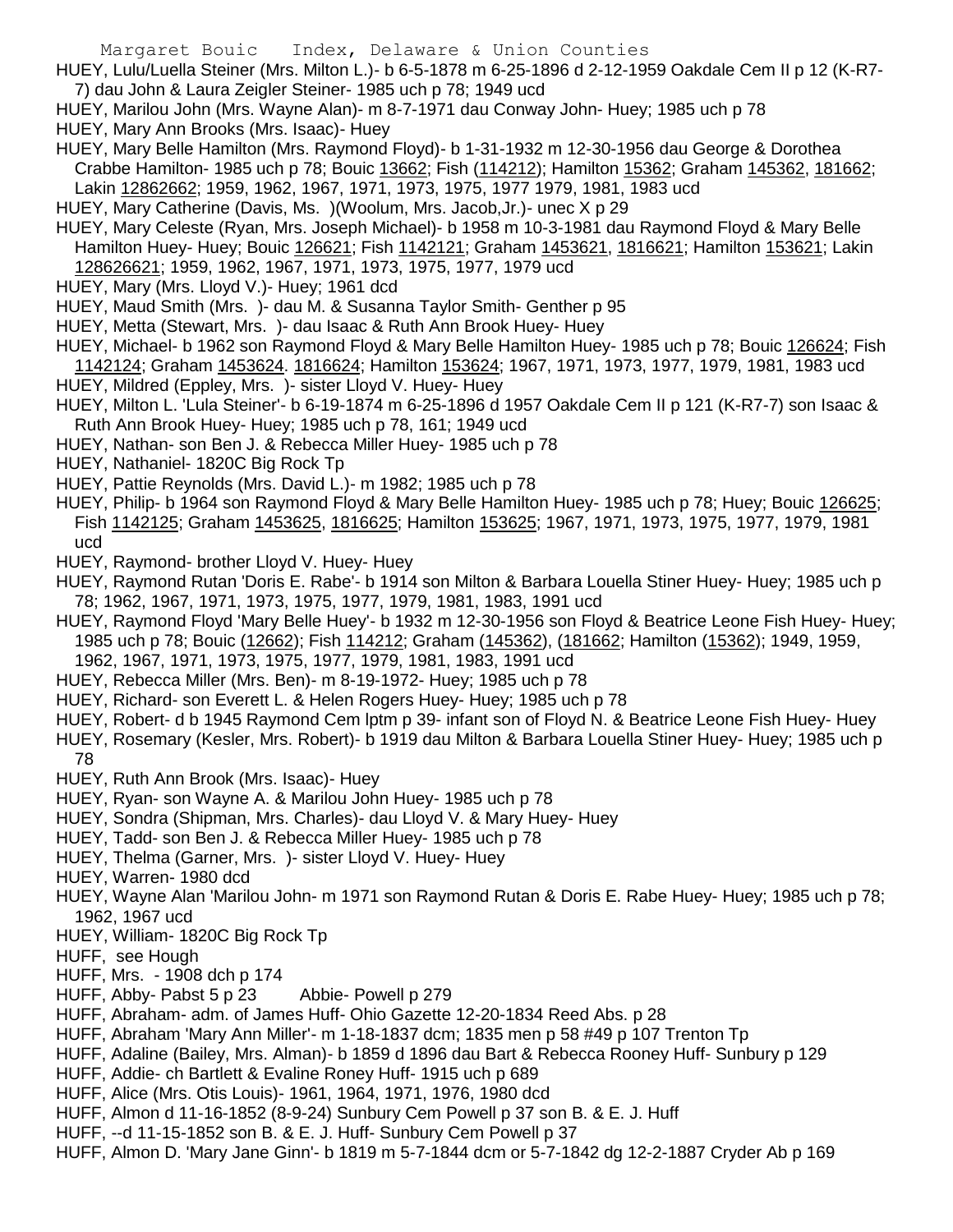HUEY, Lulu/Luella Steiner (Mrs. Milton L.)- b 6-5-1878 m 6-25-1896 d 2-12-1959 Oakdale Cem II p 12 (K-R7-7) dau John & Laura Zeigler Steiner- 1985 uch p 78; 1949 ucd

HUEY, Marilou John (Mrs. Wayne Alan)- m 8-7-1971 dau Conway John- Huey; 1985 uch p 78

HUEY, Mary Ann Brooks (Mrs. Isaac)- Huey

HUEY, Mary Belle Hamilton (Mrs. Raymond Floyd)- b 1-31-1932 m 12-30-1956 dau George & Dorothea Crabbe Hamilton- 1985 uch p 78; Bouic 13662; Fish (114212); Hamilton 15362; Graham 145362, 181662; Lakin 12862662; 1959, 1962, 1967, 1971, 1973, 1975, 1977 1979, 1981, 1983 ucd

HUEY, Mary Catherine (Davis, Ms. )(Woolum, Mrs. Jacob,Jr.)- unec X p 29

HUEY, Mary Celeste (Ryan, Mrs. Joseph Michael)- b 1958 m 10-3-1981 dau Raymond Floyd & Mary Belle Hamilton Huey- Huey; Bouic 126621; Fish 1142121; Graham 1453621, 1816621; Hamilton 153621; Lakin 128626621; 1959, 1962, 1967, 1971, 1973, 1975, 1977, 1979 ucd

HUEY, Mary (Mrs. Lloyd V.)- Huey; 1961 dcd

HUEY, Maud Smith (Mrs. )- dau M. & Susanna Taylor Smith- Genther p 95

HUEY, Metta (Stewart, Mrs. )- dau Isaac & Ruth Ann Brook Huey- Huey

HUEY, Michael- b 1962 son Raymond Floyd & Mary Belle Hamilton Huey- 1985 uch p 78; Bouic 126624; Fish 1142124; Graham 1453624. 1816624; Hamilton 153624; 1967, 1971, 1973, 1977, 1979, 1981, 1983 ucd

HUEY, Mildred (Eppley, Mrs. )- sister Lloyd V. Huey- Huey

HUEY, Milton L. 'Lula Steiner'- b 6-19-1874 m 6-25-1896 d 1957 Oakdale Cem II p 121 (K-R7-7) son Isaac & Ruth Ann Brook Huey- Huey; 1985 uch p 78, 161; 1949 ucd

HUEY, Nathan- son Ben J. & Rebecca Miller Huey- 1985 uch p 78

HUEY, Nathaniel- 1820C Big Rock Tp

HUEY, Pattie Reynolds (Mrs. David L.)- m 1982; 1985 uch p 78

HUEY, Philip- b 1964 son Raymond Floyd & Mary Belle Hamilton Huey- 1985 uch p 78; Huey; Bouic 126625; Fish 1142125; Graham 1453625, 1816625; Hamilton 153625; 1967, 1971, 1973, 1975, 1977, 1979, 1981 ucd

HUEY, Raymond- brother Lloyd V. Huey- Huey

HUEY, Raymond Rutan 'Doris E. Rabe'- b 1914 son Milton & Barbara Louella Stiner Huey- Huey; 1985 uch p 78; 1962, 1967, 1971, 1973, 1975, 1977, 1979, 1981, 1983, 1991 ucd

HUEY, Raymond Floyd 'Mary Belle Huey'- b 1932 m 12-30-1956 son Floyd & Beatrice Leone Fish Huey- Huey; 1985 uch p 78; Bouic (12662); Fish 114212; Graham (145362), (181662; Hamilton (15362); 1949, 1959, 1962, 1967, 1971, 1973, 1975, 1977, 1979, 1981, 1983, 1991 ucd

HUEY, Rebecca Miller (Mrs. Ben)- m 8-19-1972- Huey; 1985 uch p 78

HUEY, Richard- son Everett L. & Helen Rogers Huey- Huey; 1985 uch p 78

HUEY, Robert- d b 1945 Raymond Cem lptm p 39- infant son of Floyd N. & Beatrice Leone Fish Huey- Huey

HUEY, Rosemary (Kesler, Mrs. Robert)- b 1919 dau Milton & Barbara Louella Stiner Huey- Huey; 1985 uch p 78

HUEY, Ruth Ann Brook (Mrs. Isaac)- Huey

HUEY, Ryan- son Wayne A. & Marilou John Huey- 1985 uch p 78

HUEY, Sondra (Shipman, Mrs. Charles)- dau Lloyd V. & Mary Huey- Huey

HUEY, Tadd- son Ben J. & Rebecca Miller Huey- 1985 uch p 78

HUEY, Thelma (Garner, Mrs. )- sister Lloyd V. Huey- Huey

HUEY, Warren- 1980 dcd

HUEY, Wayne Alan 'Marilou John- m 1971 son Raymond Rutan & Doris E. Rabe Huey- Huey; 1985 uch p 78; 1962, 1967 ucd

HUEY, William- 1820C Big Rock Tp

HUFF, see Hough

HUFF, Mrs. - 1908 dch p 174

HUFF, Abby- Pabst 5 p 23 Abbie- Powell p 279

HUFF, Abraham- adm. of James Huff- Ohio Gazette 12-20-1834 Reed Abs. p 28

HUFF, Abraham 'Mary Ann Miller'- m 1-18-1837 dcm; 1835 men p 58 #49 p 107 Trenton Tp

HUFF, Adaline (Bailey, Mrs. Alman)- b 1859 d 1896 dau Bart & Rebecca Rooney Huff- Sunbury p 129

HUFF, Addie- ch Bartlett & Evaline Roney Huff- 1915 uch p 689

HUFF, Alice (Mrs. Otis Louis)- 1961, 1964, 1971, 1976, 1980 dcd

HUFF, Almon d 11-16-1852 (8-9-24) Sunbury Cem Powell p 37 son B. & E. J. Huff

HUFF, --d 11-15-1852 son B. & E. J. Huff- Sunbury Cem Powell p 37

HUFF, Almon D. 'Mary Jane Ginn'- b 1819 m 5-7-1844 dcm or 5-7-1842 dg 12-2-1887 Cryder Ab p 169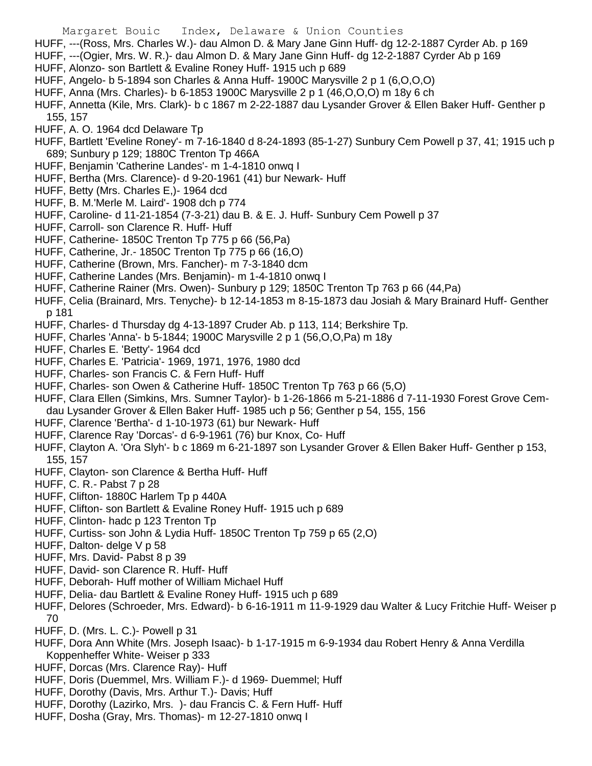HUFF, ---(Ross, Mrs. Charles W.)- dau Almon D. & Mary Jane Ginn Huff- dg 12-2-1887 Cyrder Ab. p 169
HUFF, ---(Ogier, Mrs. W. R.)- dau Almon D. & Mary Jane Ginn Huff- dg 12-2-1887 Cyrder Ab p 169
HUFF, Alonzo- son Bartlett & Evaline Roney Huff- 1915 uch p 689
HUFF, Angelo- b 5-1894 son Charles & Anna Huff- 1900C Marysville 2 p 1 (6,O,O,O)
HUFF, Anna (Mrs. Charles)- b 6-1853 1900C Marysville 2 p 1 (46,O,O,O) m 18y 6 ch
HUFF, Annetta (Kile, Mrs. Clark)- b c 1867 m 2-22-1887 dau Lysander Grover & Ellen Baker Huff- Genther p 155, 157
HUFF, A. O. 1964 dcd Delaware Tp
HUFF, Bartlett 'Eveline Roney'- m 7-16-1840 d 8-24-1893 (85-1-27) Sunbury Cem Powell p 37, 41; 1915 uch p 689; Sunbury p 129; 1880C Trenton Tp 466A
HUFF, Benjamin 'Catherine Landes'- m 1-4-1810 onwq I
HUFF, Bertha (Mrs. Clarence)- d 9-20-1961 (41) bur Newark- Huff
HUFF, Betty (Mrs. Charles E,)- 1964 dcd
HUFF, B. M.'Merle M. Laird'- 1908 dch p 774
HUFF, Caroline- d 11-21-1854 (7-3-21) dau B. & E. J. Huff- Sunbury Cem Powell p 37
HUFF, Carroll- son Clarence R. Huff- Huff
HUFF, Catherine- 1850C Trenton Tp 775 p 66 (56,Pa)
HUFF, Catherine, Jr.- 1850C Trenton Tp 775 p 66 (16,O)
HUFF, Catherine (Brown, Mrs. Fancher)- m 7-3-1840 dcm
HUFF, Catherine Landes (Mrs. Benjamin)- m 1-4-1810 onwq I
HUFF, Catherine Rainer (Mrs. Owen)- Sunbury p 129; 1850C Trenton Tp 763 p 66 (44,Pa)
HUFF, Celia (Brainard, Mrs. Tenyche)- b 12-14-1853 m 8-15-1873 dau Josiah & Mary Brainard Huff- Genther p 181
HUFF, Charles- d Thursday dg 4-13-1897 Cruder Ab. p 113, 114; Berkshire Tp.
HUFF, Charles 'Anna'- b 5-1844; 1900C Marysville 2 p 1 (56,O,O,Pa) m 18y
HUFF, Charles E. 'Betty'- 1964 dcd
HUFF, Charles E. 'Patricia'- 1969, 1971, 1976, 1980 dcd
HUFF, Charles- son Francis C. & Fern Huff- Huff
HUFF, Charles- son Owen & Catherine Huff- 1850C Trenton Tp 763 p 66 (5,O)
HUFF, Clara Ellen (Simkins, Mrs. Sumner Taylor)- b 1-26-1866 m 5-21-1886 d 7-11-1930 Forest Grove Cem- dau Lysander Grover & Ellen Baker Huff- 1985 uch p 56; Genther p 54, 155, 156
HUFF, Clarence 'Bertha'- d 1-10-1973 (61) bur Newark- Huff
HUFF, Clarence Ray 'Dorcas'- d 6-9-1961 (76) bur Knox, Co- Huff
HUFF, Clayton A. 'Ora Slyh'- b c 1869 m 6-21-1897 son Lysander Grover & Ellen Baker Huff- Genther p 153, 155, 157
HUFF, Clayton- son Clarence & Bertha Huff- Huff
HUFF, C. R.- Pabst 7 p 28
HUFF, Clifton- 1880C Harlem Tp p 440A
HUFF, Clifton- son Bartlett & Evaline Roney Huff- 1915 uch p 689
HUFF, Clinton- hadc p 123 Trenton Tp
HUFF, Curtiss- son John & Lydia Huff- 1850C Trenton Tp 759 p 65 (2,O)
HUFF, Dalton- delge V p 58
HUFF, Mrs. David- Pabst 8 p 39
HUFF, David- son Clarence R. Huff- Huff
HUFF, Deborah- Huff mother of William Michael Huff
HUFF, Delia- dau Bartlett & Evaline Roney Huff- 1915 uch p 689
HUFF, Delores (Schroeder, Mrs. Edward)- b 6-16-1911 m 11-9-1929 dau Walter & Lucy Fritchie Huff- Weiser p 70
HUFF, D. (Mrs. L. C.)- Powell p 31
HUFF, Dora Ann White (Mrs. Joseph Isaac)- b 1-17-1915 m 6-9-1934 dau Robert Henry & Anna Verdilla Koppenheffer White- Weiser p 333
HUFF, Dorcas (Mrs. Clarence Ray)- Huff
HUFF, Doris (Duemmel, Mrs. William F.)- d 1969- Duemmel; Huff
HUFF, Dorothy (Davis, Mrs. Arthur T.)- Davis; Huff
HUFF, Dorothy (Lazirko, Mrs. )- dau Francis C. & Fern Huff- Huff
HUFF, Dosha (Gray, Mrs. Thomas)- m 12-27-1810 onwq I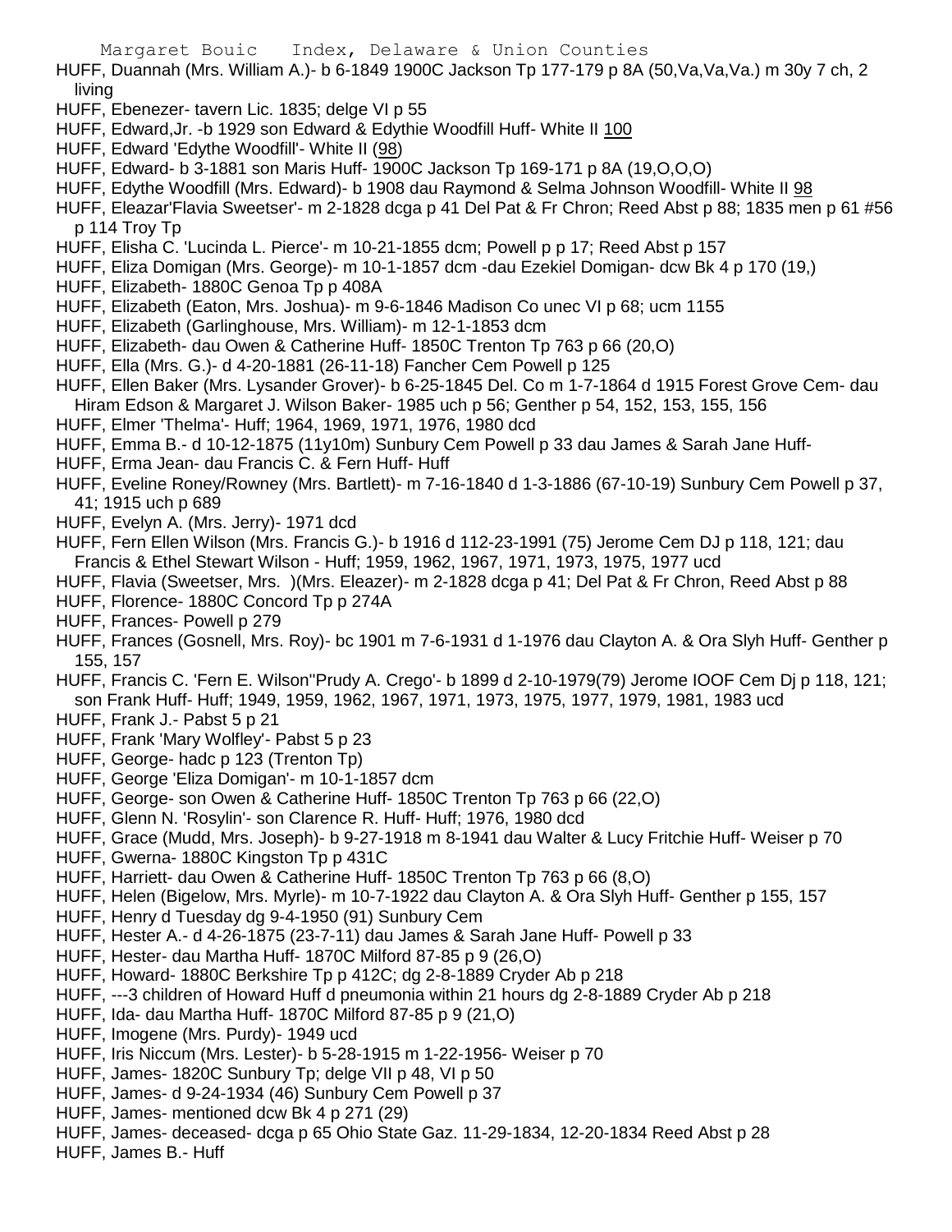HUFF, Duannah (Mrs. William A.)- b 6-1849 1900C Jackson Tp 177-179 p 8A (50,Va,Va,Va.) m 30y 7 ch, 2 living

HUFF, Ebenezer- tavern Lic. 1835; delge VI p 55

HUFF, Edward,Jr. -b 1929 son Edward & Edythie Woodfill Huff- White II 100

HUFF, Edward 'Edythe Woodfill'- White II (98)

HUFF, Edward- b 3-1881 son Maris Huff- 1900C Jackson Tp 169-171 p 8A (19,O,O,O)

HUFF, Edythe Woodfill (Mrs. Edward)- b 1908 dau Raymond & Selma Johnson Woodfill- White II 98

HUFF, Eleazar'Flavia Sweetser'- m 2-1828 dcga p 41 Del Pat & Fr Chron; Reed Abst p 88; 1835 men p 61 #56 p 114 Troy Tp

HUFF, Elisha C. 'Lucinda L. Pierce'- m 10-21-1855 dcm; Powell p p 17; Reed Abst p 157

HUFF, Eliza Domigan (Mrs. George)- m 10-1-1857 dcm -dau Ezekiel Domigan- dcw Bk 4 p 170 (19,)

HUFF, Elizabeth- 1880C Genoa Tp p 408A

HUFF, Elizabeth (Eaton, Mrs. Joshua)- m 9-6-1846 Madison Co unec VI p 68; ucm 1155

HUFF, Elizabeth (Garlinghouse, Mrs. William)- m 12-1-1853 dcm

HUFF, Elizabeth- dau Owen & Catherine Huff- 1850C Trenton Tp 763 p 66 (20,O)

HUFF, Ella (Mrs. G.)- d 4-20-1881 (26-11-18) Fancher Cem Powell p 125

HUFF, Ellen Baker (Mrs. Lysander Grover)- b 6-25-1845 Del. Co m 1-7-1864 d 1915 Forest Grove Cem- dau Hiram Edson & Margaret J. Wilson Baker- 1985 uch p 56; Genther p 54, 152, 153, 155, 156

HUFF, Elmer 'Thelma'- Huff; 1964, 1969, 1971, 1976, 1980 dcd

HUFF, Emma B.- d 10-12-1875 (11y10m) Sunbury Cem Powell p 33 dau James & Sarah Jane Huff-

HUFF, Erma Jean- dau Francis C. & Fern Huff- Huff

HUFF, Eveline Roney/Rowney (Mrs. Bartlett)- m 7-16-1840 d 1-3-1886 (67-10-19) Sunbury Cem Powell p 37, 41; 1915 uch p 689

HUFF, Evelyn A. (Mrs. Jerry)- 1971 dcd

HUFF, Fern Ellen Wilson (Mrs. Francis G.)- b 1916 d 112-23-1991 (75) Jerome Cem DJ p 118, 121; dau Francis & Ethel Stewart Wilson - Huff; 1959, 1962, 1967, 1971, 1973, 1975, 1977 ucd

HUFF, Flavia (Sweetser, Mrs. )(Mrs. Eleazer)- m 2-1828 dcga p 41; Del Pat & Fr Chron, Reed Abst p 88

HUFF, Florence- 1880C Concord Tp p 274A

HUFF, Frances- Powell p 279

HUFF, Frances (Gosnell, Mrs. Roy)- bc 1901 m 7-6-1931 d 1-1976 dau Clayton A. & Ora Slyh Huff- Genther p 155, 157

HUFF, Francis C. 'Fern E. Wilson''Prudy A. Crego'- b 1899 d 2-10-1979(79) Jerome IOOF Cem Dj p 118, 121; son Frank Huff- Huff; 1949, 1959, 1962, 1967, 1971, 1973, 1975, 1977, 1979, 1981, 1983 ucd

HUFF, Frank J.- Pabst 5 p 21

HUFF, Frank 'Mary Wolfley'- Pabst 5 p 23

HUFF, George- hadc p 123 (Trenton Tp)

HUFF, George 'Eliza Domigan'- m 10-1-1857 dcm

HUFF, George- son Owen & Catherine Huff- 1850C Trenton Tp 763 p 66 (22,O)

HUFF, Glenn N. 'Rosylin'- son Clarence R. Huff- Huff; 1976, 1980 dcd

HUFF, Grace (Mudd, Mrs. Joseph)- b 9-27-1918 m 8-1941 dau Walter & Lucy Fritchie Huff- Weiser p 70

HUFF, Gwerna- 1880C Kingston Tp p 431C

HUFF, Harriett- dau Owen & Catherine Huff- 1850C Trenton Tp 763 p 66 (8,O)

HUFF, Helen (Bigelow, Mrs. Myrle)- m 10-7-1922 dau Clayton A. & Ora Slyh Huff- Genther p 155, 157

HUFF, Henry d Tuesday dg 9-4-1950 (91) Sunbury Cem

HUFF, Hester A.- d 4-26-1875 (23-7-11) dau James & Sarah Jane Huff- Powell p 33

HUFF, Hester- dau Martha Huff- 1870C Milford 87-85 p 9 (26,O)

HUFF, Howard- 1880C Berkshire Tp p 412C; dg 2-8-1889 Cryder Ab p 218

HUFF, ---3 children of Howard Huff d pneumonia within 21 hours dg 2-8-1889 Cryder Ab p 218

HUFF, Ida- dau Martha Huff- 1870C Milford 87-85 p 9 (21,O)

HUFF, Imogene (Mrs. Purdy)- 1949 ucd

HUFF, Iris Niccum (Mrs. Lester)- b 5-28-1915 m 1-22-1956- Weiser p 70

HUFF, James- 1820C Sunbury Tp; delge VII p 48, VI p 50

HUFF, James- d 9-24-1934 (46) Sunbury Cem Powell p 37

HUFF, James- mentioned dcw Bk 4 p 271 (29)

HUFF, James- deceased- dcga p 65 Ohio State Gaz. 11-29-1834, 12-20-1834 Reed Abst p 28

HUFF, James B.- Huff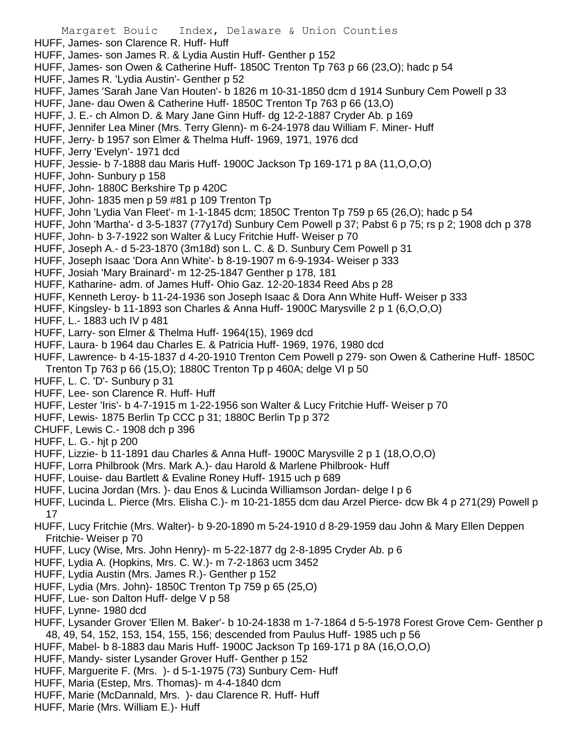HUFF, James- son Clarence R. Huff- Huff

HUFF, James- son James R. & Lydia Austin Huff- Genther p 152

HUFF, James- son Owen & Catherine Huff- 1850C Trenton Tp 763 p 66 (23,O); hadc p 54

HUFF, James R. 'Lydia Austin'- Genther p 52

HUFF, James 'Sarah Jane Van Houten'- b 1826 m 10-31-1850 dcm d 1914 Sunbury Cem Powell p 33

HUFF, Jane- dau Owen & Catherine Huff- 1850C Trenton Tp 763 p 66 (13,O)

HUFF, J. E.- ch Almon D. & Mary Jane Ginn Huff- dg 12-2-1887 Cryder Ab. p 169

HUFF, Jennifer Lea Miner (Mrs. Terry Glenn)- m 6-24-1978 dau William F. Miner- Huff

HUFF, Jerry- b 1957 son Elmer & Thelma Huff- 1969, 1971, 1976 dcd

HUFF, Jerry 'Evelyn'- 1971 dcd

HUFF, Jessie- b 7-1888 dau Maris Huff- 1900C Jackson Tp 169-171 p 8A (11,O,O,O)

HUFF, John- Sunbury p 158

HUFF, John- 1880C Berkshire Tp p 420C

HUFF, John- 1835 men p 59 #81 p 109 Trenton Tp

HUFF, John 'Lydia Van Fleet'- m 1-1-1845 dcm; 1850C Trenton Tp 759 p 65 (26,O); hadc p 54

HUFF, John 'Martha'- d 3-5-1837 (77y17d) Sunbury Cem Powell p 37; Pabst 6 p 75; rs p 2; 1908 dch p 378

HUFF, John- b 3-7-1922 son Walter & Lucy Fritchie Huff- Weiser p 70

HUFF, Joseph A.- d 5-23-1870 (3m18d) son L. C. & D. Sunbury Cem Powell p 31

HUFF, Joseph Isaac 'Dora Ann White'- b 8-19-1907 m 6-9-1934- Weiser p 333

HUFF, Josiah 'Mary Brainard'- m 12-25-1847 Genther p 178, 181

HUFF, Katharine- adm. of James Huff- Ohio Gaz. 12-20-1834 Reed Abs p 28

HUFF, Kenneth Leroy- b 11-24-1936 son Joseph Isaac & Dora Ann White Huff- Weiser p 333

HUFF, Kingsley- b 11-1893 son Charles & Anna Huff- 1900C Marysville 2 p 1 (6,O,O,O)

HUFF, L.- 1883 uch IV p 481

HUFF, Larry- son Elmer & Thelma Huff- 1964(15), 1969 dcd

HUFF, Laura- b 1964 dau Charles E. & Patricia Huff- 1969, 1976, 1980 dcd

HUFF, Lawrence- b 4-15-1837 d 4-20-1910 Trenton Cem Powell p 279- son Owen & Catherine Huff- 1850C Trenton Tp 763 p 66 (15,O); 1880C Trenton Tp p 460A; delge VI p 50

HUFF, L. C. 'D'- Sunbury p 31

HUFF, Lee- son Clarence R. Huff- Huff

HUFF, Lester 'Iris'- b 4-7-1915 m 1-22-1956 son Walter & Lucy Fritchie Huff- Weiser p 70

HUFF, Lewis- 1875 Berlin Tp CCC p 31; 1880C Berlin Tp p 372

CHUFF, Lewis C.- 1908 dch p 396

HUFF, L. G.- hjt p 200

HUFF, Lizzie- b 11-1891 dau Charles & Anna Huff- 1900C Marysville 2 p 1 (18,O,O,O)

HUFF, Lorra Philbrook (Mrs. Mark A.)- dau Harold & Marlene Philbrook- Huff

HUFF, Louise- dau Bartlett & Evaline Roney Huff- 1915 uch p 689

HUFF, Lucina Jordan (Mrs. )- dau Enos & Lucinda Williamson Jordan- delge I p 6

HUFF, Lucinda L. Pierce (Mrs. Elisha C.)- m 10-21-1855 dcm dau Arzel Pierce- dcw Bk 4 p 271(29) Powell p 17

HUFF, Lucy Fritchie (Mrs. Walter)- b 9-20-1890 m 5-24-1910 d 8-29-1959 dau John & Mary Ellen Deppen Fritchie- Weiser p 70

HUFF, Lucy (Wise, Mrs. John Henry)- m 5-22-1877 dg 2-8-1895 Cryder Ab. p 6

HUFF, Lydia A. (Hopkins, Mrs. C. W.)- m 7-2-1863 ucm 3452

HUFF, Lydia Austin (Mrs. James R.)- Genther p 152

HUFF, Lydia (Mrs. John)- 1850C Trenton Tp 759 p 65 (25,O)

HUFF, Lue- son Dalton Huff- delge V p 58

HUFF, Lynne- 1980 dcd

HUFF, Lysander Grover 'Ellen M. Baker'- b 10-24-1838 m 1-7-1864 d 5-5-1978 Forest Grove Cem- Genther p 48, 49, 54, 152, 153, 154, 155, 156; descended from Paulus Huff- 1985 uch p 56

HUFF, Mabel- b 8-1883 dau Maris Huff- 1900C Jackson Tp 169-171 p 8A (16,O,O,O)

HUFF, Mandy- sister Lysander Grover Huff- Genther p 152

HUFF, Marguerite F. (Mrs. )- d 5-1-1975 (73) Sunbury Cem- Huff

HUFF, Maria (Estep, Mrs. Thomas)- m 4-4-1840 dcm

HUFF, Marie (McDannald, Mrs. )- dau Clarence R. Huff- Huff

HUFF, Marie (Mrs. William E.)- Huff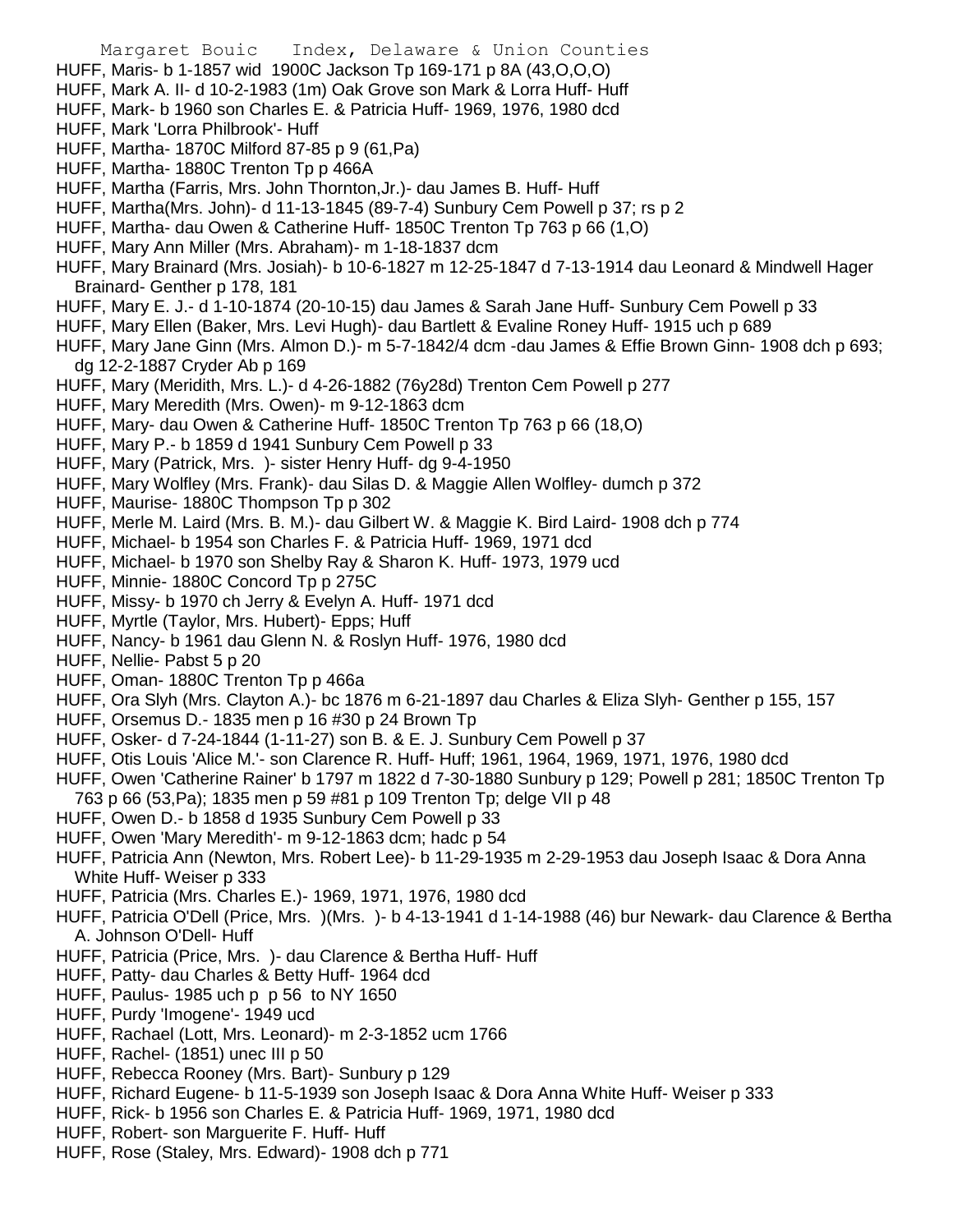HUFF, Maris- b 1-1857 wid 1900C Jackson Tp 169-171 p 8A (43,O,O,O)
HUFF, Mark A. II- d 10-2-1983 (1m) Oak Grove son Mark & Lorra Huff- Huff
HUFF, Mark- b 1960 son Charles E. & Patricia Huff- 1969, 1976, 1980 dcd
HUFF, Mark 'Lorra Philbrook'- Huff
HUFF, Martha- 1870C Milford 87-85 p 9 (61,Pa)
HUFF, Martha- 1880C Trenton Tp p 466A
HUFF, Martha (Farris, Mrs. John Thornton,Jr.)- dau James B. Huff- Huff
HUFF, Martha(Mrs. John)- d 11-13-1845 (89-7-4) Sunbury Cem Powell p 37; rs p 2
HUFF, Martha- dau Owen & Catherine Huff- 1850C Trenton Tp 763 p 66 (1,O)
HUFF, Mary Ann Miller (Mrs. Abraham)- m 1-18-1837 dcm
HUFF, Mary Brainard (Mrs. Josiah)- b 10-6-1827 m 12-25-1847 d 7-13-1914 dau Leonard & Mindwell Hager Brainard- Genther p 178, 181
HUFF, Mary E. J.- d 1-10-1874 (20-10-15) dau James & Sarah Jane Huff- Sunbury Cem Powell p 33
HUFF, Mary Ellen (Baker, Mrs. Levi Hugh)- dau Bartlett & Evaline Roney Huff- 1915 uch p 689
HUFF, Mary Jane Ginn (Mrs. Almon D.)- m 5-7-1842/4 dcm -dau James & Effie Brown Ginn- 1908 dch p 693; dg 12-2-1887 Cryder Ab p 169
HUFF, Mary (Meridith, Mrs. L.)- d 4-26-1882 (76y28d) Trenton Cem Powell p 277
HUFF, Mary Meredith (Mrs. Owen)- m 9-12-1863 dcm
HUFF, Mary- dau Owen & Catherine Huff- 1850C Trenton Tp 763 p 66 (18,O)
HUFF, Mary P.- b 1859 d 1941 Sunbury Cem Powell p 33
HUFF, Mary (Patrick, Mrs. )- sister Henry Huff- dg 9-4-1950
HUFF, Mary Wolfley (Mrs. Frank)- dau Silas D. & Maggie Allen Wolfley- dumch p 372
HUFF, Maurise- 1880C Thompson Tp p 302
HUFF, Merle M. Laird (Mrs. B. M.)- dau Gilbert W. & Maggie K. Bird Laird- 1908 dch p 774
HUFF, Michael- b 1954 son Charles F. & Patricia Huff- 1969, 1971 dcd
HUFF, Michael- b 1970 son Shelby Ray & Sharon K. Huff- 1973, 1979 ucd
HUFF, Minnie- 1880C Concord Tp p 275C
HUFF, Missy- b 1970 ch Jerry & Evelyn A. Huff- 1971 dcd
HUFF, Myrtle (Taylor, Mrs. Hubert)- Epps; Huff
HUFF, Nancy- b 1961 dau Glenn N. & Roslyn Huff- 1976, 1980 dcd
HUFF, Nellie- Pabst 5 p 20
HUFF, Oman- 1880C Trenton Tp p 466a
HUFF, Ora Slyh (Mrs. Clayton A.)- bc 1876 m 6-21-1897 dau Charles & Eliza Slyh- Genther p 155, 157
HUFF, Orsemus D.- 1835 men p 16 #30 p 24 Brown Tp
HUFF, Osker- d 7-24-1844 (1-11-27) son B. & E. J. Sunbury Cem Powell p 37
HUFF, Otis Louis 'Alice M.'- son Clarence R. Huff- Huff; 1961, 1964, 1969, 1971, 1976, 1980 dcd
HUFF, Owen 'Catherine Rainer' b 1797 m 1822 d 7-30-1880 Sunbury p 129; Powell p 281; 1850C Trenton Tp 763 p 66 (53,Pa); 1835 men p 59 #81 p 109 Trenton Tp; delge VII p 48
HUFF, Owen D.- b 1858 d 1935 Sunbury Cem Powell p 33
HUFF, Owen 'Mary Meredith'- m 9-12-1863 dcm; hadc p 54
HUFF, Patricia Ann (Newton, Mrs. Robert Lee)- b 11-29-1935 m 2-29-1953 dau Joseph Isaac & Dora Anna White Huff- Weiser p 333
HUFF, Patricia (Mrs. Charles E.)- 1969, 1971, 1976, 1980 dcd
HUFF, Patricia O'Dell (Price, Mrs. )(Mrs. )- b 4-13-1941 d 1-14-1988 (46) bur Newark- dau Clarence & Bertha A. Johnson O'Dell- Huff
HUFF, Patricia (Price, Mrs. )- dau Clarence & Bertha Huff- Huff
HUFF, Patty- dau Charles & Betty Huff- 1964 dcd
HUFF, Paulus- 1985 uch p p 56 to NY 1650
HUFF, Purdy 'Imogene'- 1949 ucd
HUFF, Rachael (Lott, Mrs. Leonard)- m 2-3-1852 ucm 1766
HUFF, Rachel- (1851) unec III p 50
HUFF, Rebecca Rooney (Mrs. Bart)- Sunbury p 129
HUFF, Richard Eugene- b 11-5-1939 son Joseph Isaac & Dora Anna White Huff- Weiser p 333
HUFF, Rick- b 1956 son Charles E. & Patricia Huff- 1969, 1971, 1980 dcd
HUFF, Robert- son Marguerite F. Huff- Huff
HUFF, Rose (Staley, Mrs. Edward)- 1908 dch p 771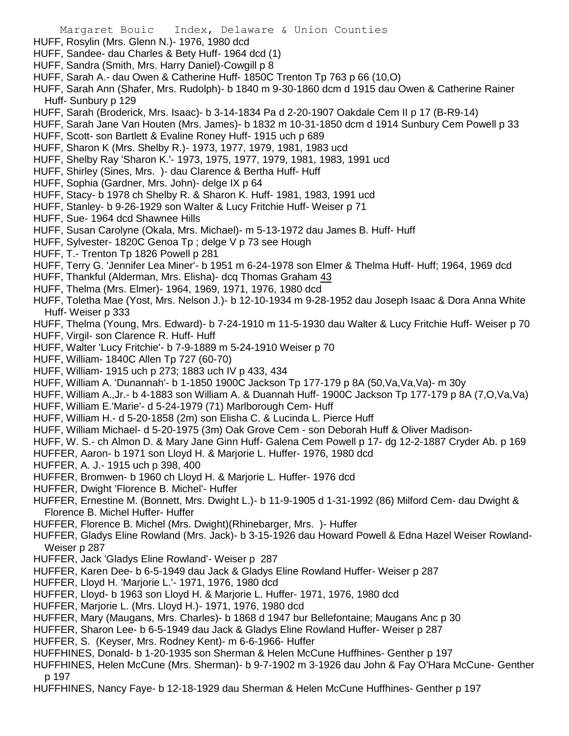HUFF, Rosylin (Mrs. Glenn N.)- 1976, 1980 dcd

HUFF, Sandee- dau Charles & Bety Huff- 1964 dcd (1)

HUFF, Sandra (Smith, Mrs. Harry Daniel)-Cowgill p 8

HUFF, Sarah A.- dau Owen & Catherine Huff- 1850C Trenton Tp 763 p 66 (10,O)

HUFF, Sarah Ann (Shafer, Mrs. Rudolph)- b 1840 m 9-30-1860 dcm d 1915 dau Owen & Catherine Rainer Huff- Sunbury p 129

HUFF, Sarah (Broderick, Mrs. Isaac)- b 3-14-1834 Pa d 2-20-1907 Oakdale Cem II p 17 (B-R9-14)

HUFF, Sarah Jane Van Houten (Mrs. James)- b 1832 m 10-31-1850 dcm d 1914 Sunbury Cem Powell p 33

HUFF, Scott- son Bartlett & Evaline Roney Huff- 1915 uch p 689

HUFF, Sharon K (Mrs. Shelby R.)- 1973, 1977, 1979, 1981, 1983 ucd

HUFF, Shelby Ray 'Sharon K.'- 1973, 1975, 1977, 1979, 1981, 1983, 1991 ucd

HUFF, Shirley (Sines, Mrs. )- dau Clarence & Bertha Huff- Huff

HUFF, Sophia (Gardner, Mrs. John)- delge IX p 64

HUFF, Stacy- b 1978 ch Shelby R. & Sharon K. Huff- 1981, 1983, 1991 ucd

HUFF, Stanley- b 9-26-1929 son Walter & Lucy Fritchie Huff- Weiser p 71

HUFF, Sue- 1964 dcd Shawnee Hills

HUFF, Susan Carolyne (Okala, Mrs. Michael)- m 5-13-1972 dau James B. Huff- Huff

HUFF, Sylvester- 1820C Genoa Tp ; delge V p 73 see Hough

HUFF, T.- Trenton Tp 1826 Powell p 281

HUFF, Terry G. 'Jennifer Lea Miner'- b 1951 m 6-24-1978 son Elmer & Thelma Huff- Huff; 1964, 1969 dcd

HUFF, Thankful (Alderman, Mrs. Elisha)- dcq Thomas Graham 43

HUFF, Thelma (Mrs. Elmer)- 1964, 1969, 1971, 1976, 1980 dcd

HUFF, Toletha Mae (Yost, Mrs. Nelson J.)- b 12-10-1934 m 9-28-1952 dau Joseph Isaac & Dora Anna White Huff- Weiser p 333

HUFF, Thelma (Young, Mrs. Edward)- b 7-24-1910 m 11-5-1930 dau Walter & Lucy Fritchie Huff- Weiser p 70

HUFF, Virgil- son Clarence R. Huff- Huff

HUFF, Walter 'Lucy Fritchie'- b 7-9-1889 m 5-24-1910 Weiser p 70

HUFF, William- 1840C Allen Tp 727 (60-70)

HUFF, William- 1915 uch p 273; 1883 uch IV p 433, 434

HUFF, William A. 'Dunannah'- b 1-1850 1900C Jackson Tp 177-179 p 8A (50,Va,Va,Va)- m 30y

HUFF, William A.,Jr.- b 4-1883 son William A. & Duannah Huff- 1900C Jackson Tp 177-179 p 8A (7,O,Va,Va)

HUFF, William E.'Marie'- d 5-24-1979 (71) Marlborough Cem- Huff

HUFF, William H.- d 5-20-1858 (2m) son Elisha C. & Lucinda L. Pierce Huff

HUFF, William Michael- d 5-20-1975 (3m) Oak Grove Cem - son Deborah Huff & Oliver Madison-

HUFF, W. S.- ch Almon D. & Mary Jane Ginn Huff- Galena Cem Powell p 17- dg 12-2-1887 Cryder Ab. p 169

HUFFER, Aaron- b 1971 son Lloyd H. & Marjorie L. Huffer- 1976, 1980 dcd

HUFFER, A. J.- 1915 uch p 398, 400

HUFFER, Bromwen- b 1960 ch Lloyd H. & Marjorie L. Huffer- 1976 dcd

HUFFER, Dwight 'Florence B. Michel'- Huffer

HUFFER, Ernestine M. (Bonnett, Mrs. Dwight L.)- b 11-9-1905 d 1-31-1992 (86) Milford Cem- dau Dwight & Florence B. Michel Huffer- Huffer

HUFFER, Florence B. Michel (Mrs. Dwight)(Rhinebarger, Mrs. )- Huffer

HUFFER, Gladys Eline Rowland (Mrs. Jack)- b 3-15-1926 dau Howard Powell & Edna Hazel Weiser Rowland- Weiser p 287

HUFFER, Jack 'Gladys Eline Rowland'- Weiser p 287

HUFFER, Karen Dee- b 6-5-1949 dau Jack & Gladys Eline Rowland Huffer- Weiser p 287

HUFFER, Lloyd H. 'Marjorie L.'- 1971, 1976, 1980 dcd

HUFFER, Lloyd- b 1963 son Lloyd H. & Marjorie L. Huffer- 1971, 1976, 1980 dcd

HUFFER, Marjorie L. (Mrs. Lloyd H.)- 1971, 1976, 1980 dcd

HUFFER, Mary (Maugans, Mrs. Charles)- b 1868 d 1947 bur Bellefontaine; Maugans Anc p 30

HUFFER, Sharon Lee- b 6-5-1949 dau Jack & Gladys Eline Rowland Huffer- Weiser p 287

HUFFER, S. (Keyser, Mrs. Rodney Kent)- m 6-6-1966- Huffer

HUFFHINES, Donald- b 1-20-1935 son Sherman & Helen McCune Huffhines- Genther p 197

HUFFHINES, Helen McCune (Mrs. Sherman)- b 9-7-1902 m 3-1926 dau John & Fay O'Hara McCune- Genther p 197

HUFFHINES, Nancy Faye- b 12-18-1929 dau Sherman & Helen McCune Huffhines- Genther p 197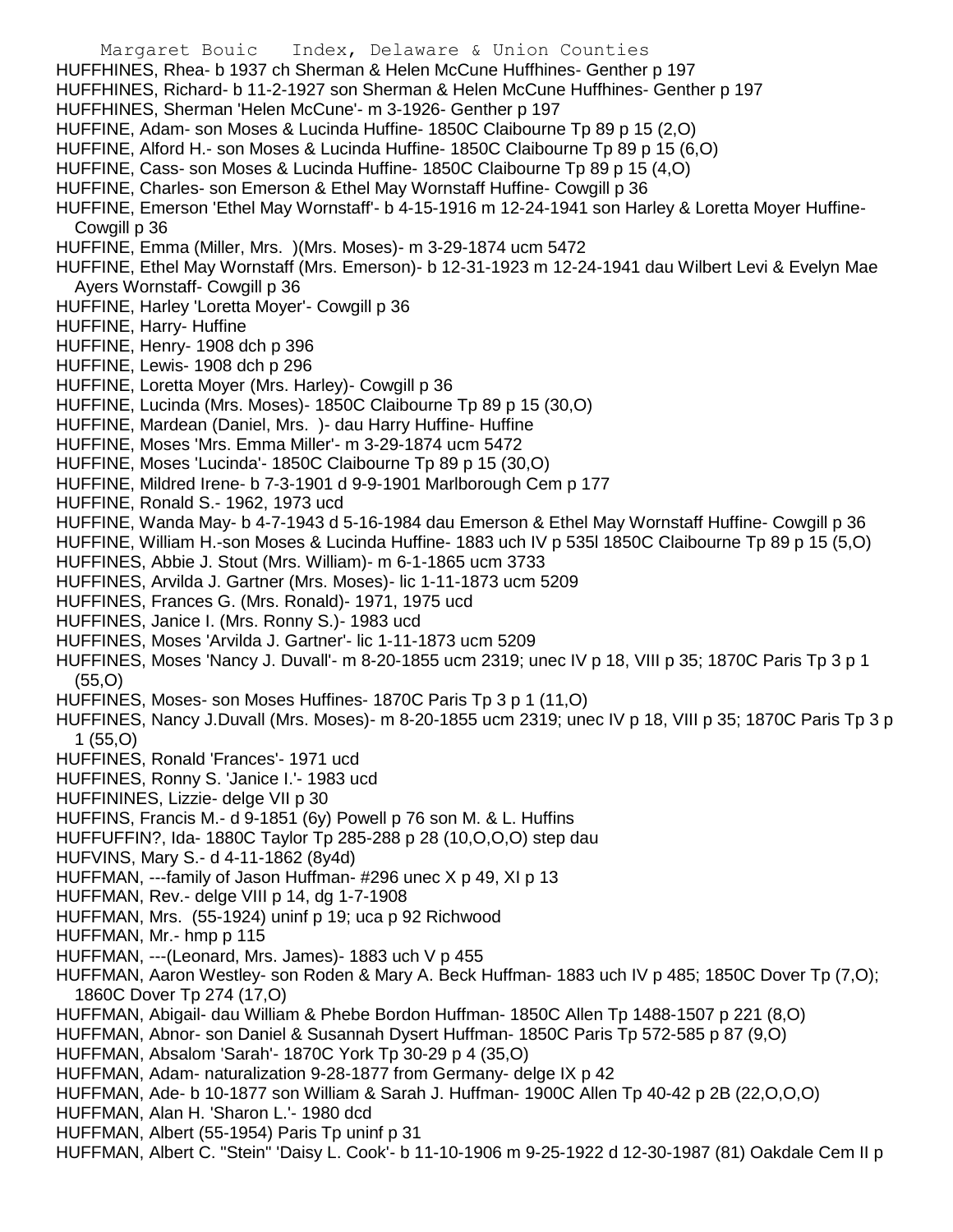HUFFHINES, Rhea- b 1937 ch Sherman & Helen McCune Huffhines- Genther p 197
HUFFHINES, Richard- b 11-2-1927 son Sherman & Helen McCune Huffhines- Genther p 197
HUFFHINES, Sherman 'Helen McCune'- m 3-1926- Genther p 197
HUFFINE, Adam- son Moses & Lucinda Huffine- 1850C Claibourne Tp 89 p 15 (2,O)
HUFFINE, Alford H.- son Moses & Lucinda Huffine- 1850C Claibourne Tp 89 p 15 (6,O)
HUFFINE, Cass- son Moses & Lucinda Huffine- 1850C Claibourne Tp 89 p 15 (4,O)
HUFFINE, Charles- son Emerson & Ethel May Wornstaff Huffine- Cowgill p 36
HUFFINE, Emerson 'Ethel May Wornstaff'- b 4-15-1916 m 12-24-1941 son Harley & Loretta Moyer Huffine- Cowgill p 36
HUFFINE, Emma (Miller, Mrs. )(Mrs. Moses)- m 3-29-1874 ucm 5472
HUFFINE, Ethel May Wornstaff (Mrs. Emerson)- b 12-31-1923 m 12-24-1941 dau Wilbert Levi & Evelyn Mae Ayers Wornstaff- Cowgill p 36
HUFFINE, Harley 'Loretta Moyer'- Cowgill p 36
HUFFINE, Harry- Huffine
HUFFINE, Henry- 1908 dch p 396
HUFFINE, Lewis- 1908 dch p 296
HUFFINE, Loretta Moyer (Mrs. Harley)- Cowgill p 36
HUFFINE, Lucinda (Mrs. Moses)- 1850C Claibourne Tp 89 p 15 (30,O)
HUFFINE, Mardean (Daniel, Mrs. )- dau Harry Huffine- Huffine
HUFFINE, Moses 'Mrs. Emma Miller'- m 3-29-1874 ucm 5472
HUFFINE, Moses 'Lucinda'- 1850C Claibourne Tp 89 p 15 (30,O)
HUFFINE, Mildred Irene- b 7-3-1901 d 9-9-1901 Marlborough Cem p 177
HUFFINE, Ronald S.- 1962, 1973 ucd
HUFFINE, Wanda May- b 4-7-1943 d 5-16-1984 dau Emerson & Ethel May Wornstaff Huffine- Cowgill p 36
HUFFINE, William H.-son Moses & Lucinda Huffine- 1883 uch IV p 535l 1850C Claibourne Tp 89 p 15 (5,O)
HUFFINES, Abbie J. Stout (Mrs. William)- m 6-1-1865 ucm 3733
HUFFINES, Arvilda J. Gartner (Mrs. Moses)- lic 1-11-1873 ucm 5209
HUFFINES, Frances G. (Mrs. Ronald)- 1971, 1975 ucd
HUFFINES, Janice I. (Mrs. Ronny S.)- 1983 ucd
HUFFINES, Moses 'Arvilda J. Gartner'- lic 1-11-1873 ucm 5209
HUFFINES, Moses 'Nancy J. Duvall'- m 8-20-1855 ucm 2319; unec IV p 18, VIII p 35; 1870C Paris Tp 3 p 1 (55,O)
HUFFINES, Moses- son Moses Huffines- 1870C Paris Tp 3 p 1 (11,O)
HUFFINES, Nancy J.Duvall (Mrs. Moses)- m 8-20-1855 ucm 2319; unec IV p 18, VIII p 35; 1870C Paris Tp 3 p 1 (55,O)
HUFFINES, Ronald 'Frances'- 1971 ucd
HUFFINES, Ronny S. 'Janice I.'- 1983 ucd
HUFFININES, Lizzie- delge VII p 30
HUFFINS, Francis M.- d 9-1851 (6y) Powell p 76 son M. & L. Huffins
HUFFUFFIN?, Ida- 1880C Taylor Tp 285-288 p 28 (10,O,O,O) step dau
HUFVINS, Mary S.- d 4-11-1862 (8y4d)
HUFFMAN, ---family of Jason Huffman- #296 unec X p 49, XI p 13
HUFFMAN, Rev.- delge VIII p 14, dg 1-7-1908
HUFFMAN, Mrs. (55-1924) uninf p 19; uca p 92 Richwood
HUFFMAN, Mr.- hmp p 115
HUFFMAN, ---(Leonard, Mrs. James)- 1883 uch V p 455
HUFFMAN, Aaron Westley- son Roden & Mary A. Beck Huffman- 1883 uch IV p 485; 1850C Dover Tp (7,O); 1860C Dover Tp 274 (17,O)
HUFFMAN, Abigail- dau William & Phebe Bordon Huffman- 1850C Allen Tp 1488-1507 p 221 (8,O)
HUFFMAN, Abnor- son Daniel & Susannah Dysert Huffman- 1850C Paris Tp 572-585 p 87 (9,O)
HUFFMAN, Absalom 'Sarah'- 1870C York Tp 30-29 p 4 (35,O)
HUFFMAN, Adam- naturalization 9-28-1877 from Germany- delge IX p 42
HUFFMAN, Ade- b 10-1877 son William & Sarah J. Huffman- 1900C Allen Tp 40-42 p 2B (22,O,O,O)
HUFFMAN, Alan H. 'Sharon L.'- 1980 dcd
HUFFMAN, Albert (55-1954) Paris Tp uninf p 31
HUFFMAN, Albert C. "Stein" 'Daisy L. Cook'- b 11-10-1906 m 9-25-1922 d 12-30-1987 (81) Oakdale Cem II p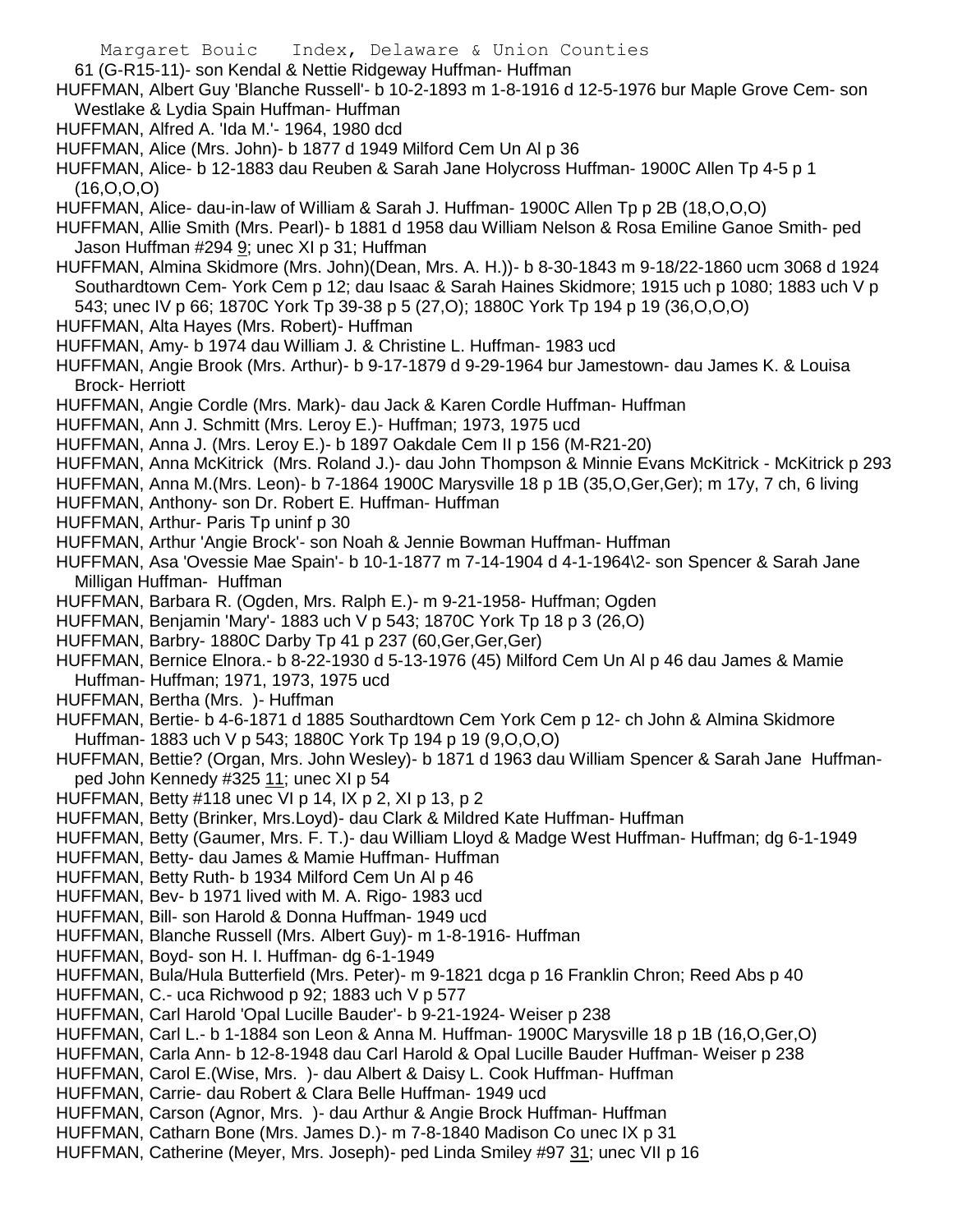61 (G-R15-11)- son Kendal & Nettie Ridgeway Huffman- Huffman

HUFFMAN, Albert Guy 'Blanche Russell'- b 10-2-1893 m 1-8-1916 d 12-5-1976 bur Maple Grove Cem- son Westlake & Lydia Spain Huffman- Huffman

HUFFMAN, Alfred A. 'Ida M.'- 1964, 1980 dcd

HUFFMAN, Alice (Mrs. John)- b 1877 d 1949 Milford Cem Un Al p 36

HUFFMAN, Alice- b 12-1883 dau Reuben & Sarah Jane Holycross Huffman- 1900C Allen Tp 4-5 p 1 (16,O,O,O)

HUFFMAN, Alice- dau-in-law of William & Sarah J. Huffman- 1900C Allen Tp p 2B (18,O,O,O)

HUFFMAN, Allie Smith (Mrs. Pearl)- b 1881 d 1958 dau William Nelson & Rosa Emiline Ganoe Smith- ped Jason Huffman #294 9; unec XI p 31; Huffman

HUFFMAN, Almina Skidmore (Mrs. John)(Dean, Mrs. A. H.))- b 8-30-1843 m 9-18/22-1860 ucm 3068 d 1924 Southardtown Cem- York Cem p 12; dau Isaac & Sarah Haines Skidmore; 1915 uch p 1080; 1883 uch V p 543; unec IV p 66; 1870C York Tp 39-38 p 5 (27,O); 1880C York Tp 194 p 19 (36,O,O,O)

HUFFMAN, Alta Hayes (Mrs. Robert)- Huffman

HUFFMAN, Amy- b 1974 dau William J. & Christine L. Huffman- 1983 ucd

HUFFMAN, Angie Brook (Mrs. Arthur)- b 9-17-1879 d 9-29-1964 bur Jamestown- dau James K. & Louisa Brock- Herriott

HUFFMAN, Angie Cordle (Mrs. Mark)- dau Jack & Karen Cordle Huffman- Huffman

HUFFMAN, Ann J. Schmitt (Mrs. Leroy E.)- Huffman; 1973, 1975 ucd

HUFFMAN, Anna J. (Mrs. Leroy E.)- b 1897 Oakdale Cem II p 156 (M-R21-20)

HUFFMAN, Anna McKitrick (Mrs. Roland J.)- dau John Thompson & Minnie Evans McKitrick - McKitrick p 293

HUFFMAN, Anna M.(Mrs. Leon)- b 7-1864 1900C Marysville 18 p 1B (35,O,Ger,Ger); m 17y, 7 ch, 6 living

HUFFMAN, Anthony- son Dr. Robert E. Huffman- Huffman

HUFFMAN, Arthur- Paris Tp uninf p 30

HUFFMAN, Arthur 'Angie Brock'- son Noah & Jennie Bowman Huffman- Huffman

HUFFMAN, Asa 'Ovessie Mae Spain'- b 10-1-1877 m 7-14-1904 d 4-1-1964\2- son Spencer & Sarah Jane Milligan Huffman- Huffman

HUFFMAN, Barbara R. (Ogden, Mrs. Ralph E.)- m 9-21-1958- Huffman; Ogden

HUFFMAN, Benjamin 'Mary'- 1883 uch V p 543; 1870C York Tp 18 p 3 (26,O)

HUFFMAN, Barbry- 1880C Darby Tp 41 p 237 (60,Ger,Ger,Ger)

HUFFMAN, Bernice Elnora.- b 8-22-1930 d 5-13-1976 (45) Milford Cem Un Al p 46 dau James & Mamie Huffman- Huffman; 1971, 1973, 1975 ucd

HUFFMAN, Bertha (Mrs. )- Huffman

HUFFMAN, Bertie- b 4-6-1871 d 1885 Southardtown Cem York Cem p 12- ch John & Almina Skidmore Huffman- 1883 uch V p 543; 1880C York Tp 194 p 19 (9,O,O,O)

HUFFMAN, Bettie? (Organ, Mrs. John Wesley)- b 1871 d 1963 dau William Spencer & Sarah Jane Huffman- ped John Kennedy #325 11; unec XI p 54

HUFFMAN, Betty #118 unec VI p 14, IX p 2, XI p 13, p 2

HUFFMAN, Betty (Brinker, Mrs.Loyd)- dau Clark & Mildred Kate Huffman- Huffman

HUFFMAN, Betty (Gaumer, Mrs. F. T.)- dau William Lloyd & Madge West Huffman- Huffman; dg 6-1-1949

HUFFMAN, Betty- dau James & Mamie Huffman- Huffman

HUFFMAN, Betty Ruth- b 1934 Milford Cem Un Al p 46

HUFFMAN, Bev- b 1971 lived with M. A. Rigo- 1983 ucd

HUFFMAN, Bill- son Harold & Donna Huffman- 1949 ucd

HUFFMAN, Blanche Russell (Mrs. Albert Guy)- m 1-8-1916- Huffman

HUFFMAN, Boyd- son H. I. Huffman- dg 6-1-1949

HUFFMAN, Bula/Hula Butterfield (Mrs. Peter)- m 9-1821 dcga p 16 Franklin Chron; Reed Abs p 40

HUFFMAN, C.- uca Richwood p 92; 1883 uch V p 577

HUFFMAN, Carl Harold 'Opal Lucille Bauder'- b 9-21-1924- Weiser p 238

HUFFMAN, Carl L.- b 1-1884 son Leon & Anna M. Huffman- 1900C Marysville 18 p 1B (16,O,Ger,O)

HUFFMAN, Carla Ann- b 12-8-1948 dau Carl Harold & Opal Lucille Bauder Huffman- Weiser p 238

HUFFMAN, Carol E.(Wise, Mrs. )- dau Albert & Daisy L. Cook Huffman- Huffman

HUFFMAN, Carrie- dau Robert & Clara Belle Huffman- 1949 ucd

HUFFMAN, Carson (Agnor, Mrs. )- dau Arthur & Angie Brock Huffman- Huffman

HUFFMAN, Catharn Bone (Mrs. James D.)- m 7-8-1840 Madison Co unec IX p 31

HUFFMAN, Catherine (Meyer, Mrs. Joseph)- ped Linda Smiley #97 31; unec VII p 16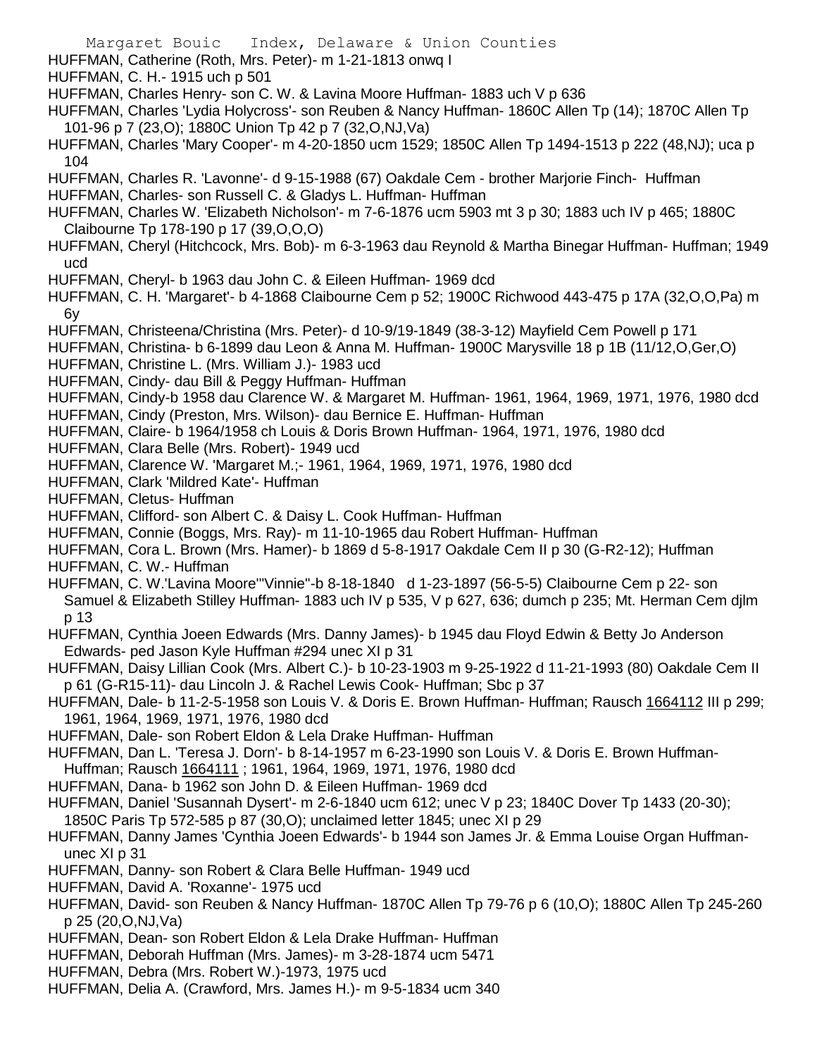HUFFMAN, Catherine (Roth, Mrs. Peter)- m 1-21-1813 onwq I

HUFFMAN, C. H.- 1915 uch p 501

HUFFMAN, Charles Henry- son C. W. & Lavina Moore Huffman- 1883 uch V p 636

HUFFMAN, Charles 'Lydia Holycross'- son Reuben & Nancy Huffman- 1860C Allen Tp (14); 1870C Allen Tp 101-96 p 7 (23,O); 1880C Union Tp 42 p 7 (32,O,NJ,Va)

HUFFMAN, Charles 'Mary Cooper'- m 4-20-1850 ucm 1529; 1850C Allen Tp 1494-1513 p 222 (48,NJ); uca p 104

HUFFMAN, Charles R. 'Lavonne'- d 9-15-1988 (67) Oakdale Cem - brother Marjorie Finch- Huffman

HUFFMAN, Charles- son Russell C. & Gladys L. Huffman- Huffman

HUFFMAN, Charles W. 'Elizabeth Nicholson'- m 7-6-1876 ucm 5903 mt 3 p 30; 1883 uch IV p 465; 1880C Claibourne Tp 178-190 p 17 (39,O,O,O)

HUFFMAN, Cheryl (Hitchcock, Mrs. Bob)- m 6-3-1963 dau Reynold & Martha Binegar Huffman- Huffman; 1949 ucd

HUFFMAN, Cheryl- b 1963 dau John C. & Eileen Huffman- 1969 dcd

HUFFMAN, C. H. 'Margaret'- b 4-1868 Claibourne Cem p 52; 1900C Richwood 443-475 p 17A (32,O,O,Pa) m 6y

HUFFMAN, Christeena/Christina (Mrs. Peter)- d 10-9/19-1849 (38-3-12) Mayfield Cem Powell p 171

HUFFMAN, Christina- b 6-1899 dau Leon & Anna M. Huffman- 1900C Marysville 18 p 1B (11/12,O,Ger,O)

HUFFMAN, Christine L. (Mrs. William J.)- 1983 ucd

HUFFMAN, Cindy- dau Bill & Peggy Huffman- Huffman

HUFFMAN, Cindy-b 1958 dau Clarence W. & Margaret M. Huffman- 1961, 1964, 1969, 1971, 1976, 1980 dcd

HUFFMAN, Cindy (Preston, Mrs. Wilson)- dau Bernice E. Huffman- Huffman

HUFFMAN, Claire- b 1964/1958 ch Louis & Doris Brown Huffman- 1964, 1971, 1976, 1980 dcd

HUFFMAN, Clara Belle (Mrs. Robert)- 1949 ucd

HUFFMAN, Clarence W. 'Margaret M.;- 1961, 1964, 1969, 1971, 1976, 1980 dcd

HUFFMAN, Clark 'Mildred Kate'- Huffman

HUFFMAN, Cletus- Huffman

HUFFMAN, Clifford- son Albert C. & Daisy L. Cook Huffman- Huffman

HUFFMAN, Connie (Boggs, Mrs. Ray)- m 11-10-1965 dau Robert Huffman- Huffman

HUFFMAN, Cora L. Brown (Mrs. Hamer)- b 1869 d 5-8-1917 Oakdale Cem II p 30 (G-R2-12); Huffman

HUFFMAN, C. W.- Huffman

HUFFMAN, C. W.'Lavina Moore'"Vinnie"-b 8-18-1840 d 1-23-1897 (56-5-5) Claibourne Cem p 22- son Samuel & Elizabeth Stilley Huffman- 1883 uch IV p 535, V p 627, 636; dumch p 235; Mt. Herman Cem djlm p 13

HUFFMAN, Cynthia Joeen Edwards (Mrs. Danny James)- b 1945 dau Floyd Edwin & Betty Jo Anderson Edwards- ped Jason Kyle Huffman #294 unec XI p 31

HUFFMAN, Daisy Lillian Cook (Mrs. Albert C.)- b 10-23-1903 m 9-25-1922 d 11-21-1993 (80) Oakdale Cem II p 61 (G-R15-11)- dau Lincoln J. & Rachel Lewis Cook- Huffman; Sbc p 37

HUFFMAN, Dale- b 11-2-5-1958 son Louis V. & Doris E. Brown Huffman- Huffman; Rausch 1664112 III p 299; 1961, 1964, 1969, 1971, 1976, 1980 dcd

HUFFMAN, Dale- son Robert Eldon & Lela Drake Huffman- Huffman

HUFFMAN, Dan L. 'Teresa J. Dorn'- b 8-14-1957 m 6-23-1990 son Louis V. & Doris E. Brown Huffman- Huffman; Rausch 1664111 ; 1961, 1964, 1969, 1971, 1976, 1980 dcd

HUFFMAN, Dana- b 1962 son John D. & Eileen Huffman- 1969 dcd

HUFFMAN, Daniel 'Susannah Dysert'- m 2-6-1840 ucm 612; unec V p 23; 1840C Dover Tp 1433 (20-30); 1850C Paris Tp 572-585 p 87 (30,O); unclaimed letter 1845; unec XI p 29

HUFFMAN, Danny James 'Cynthia Joeen Edwards'- b 1944 son James Jr. & Emma Louise Organ Huffman- unec XI p 31

HUFFMAN, Danny- son Robert & Clara Belle Huffman- 1949 ucd

HUFFMAN, David A. 'Roxanne'- 1975 ucd

HUFFMAN, David- son Reuben & Nancy Huffman- 1870C Allen Tp 79-76 p 6 (10,O); 1880C Allen Tp 245-260 p 25 (20,O,NJ,Va)

HUFFMAN, Dean- son Robert Eldon & Lela Drake Huffman- Huffman

HUFFMAN, Deborah Huffman (Mrs. James)- m 3-28-1874 ucm 5471

HUFFMAN, Debra (Mrs. Robert W.)-1973, 1975 ucd

HUFFMAN, Delia A. (Crawford, Mrs. James H.)- m 9-5-1834 ucm 340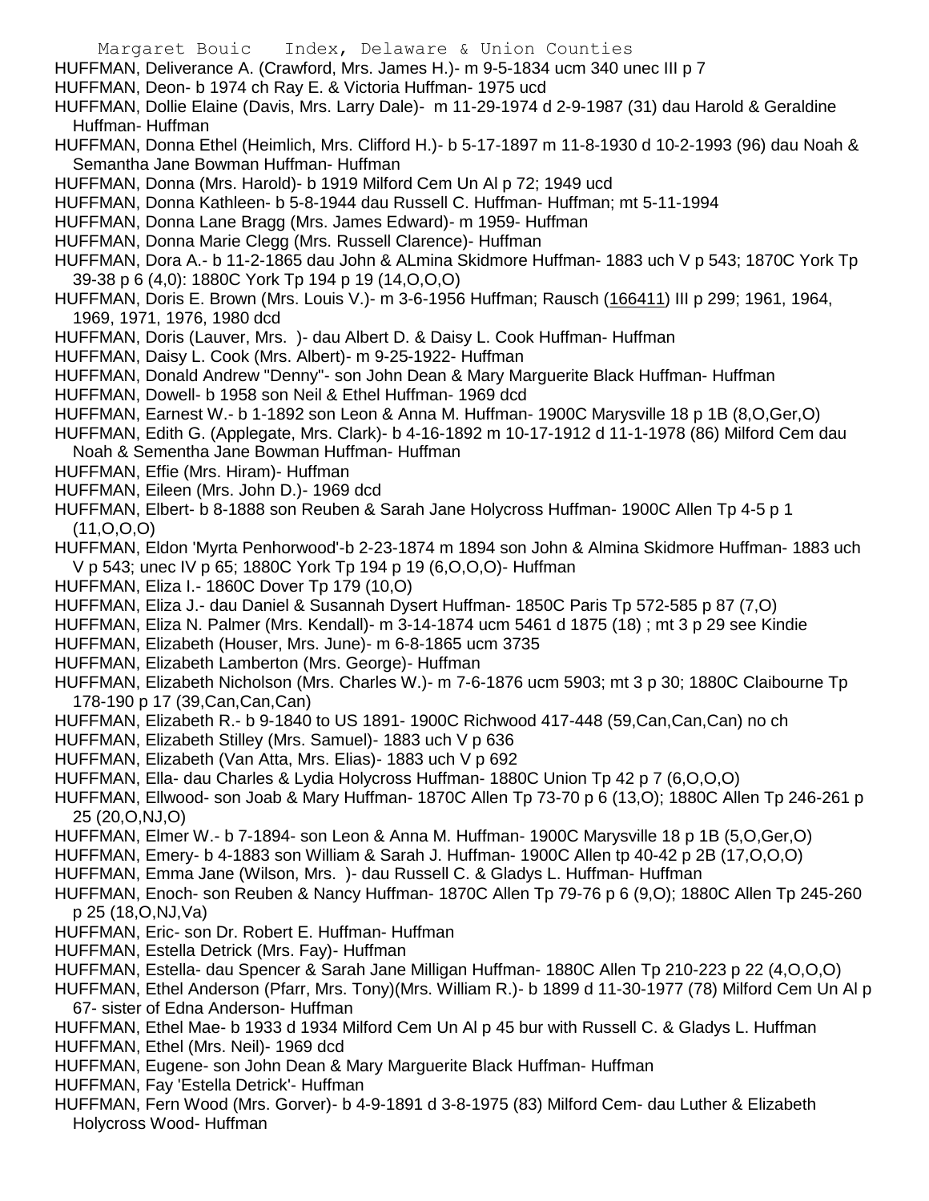HUFFMAN, Deliverance A. (Crawford, Mrs. James H.)- m 9-5-1834 ucm 340 unec III p 7
HUFFMAN, Deon- b 1974 ch Ray E. & Victoria Huffman- 1975 ucd
HUFFMAN, Dollie Elaine (Davis, Mrs. Larry Dale)- m 11-29-1974 d 2-9-1987 (31) dau Harold & Geraldine Huffman- Huffman
HUFFMAN, Donna Ethel (Heimlich, Mrs. Clifford H.)- b 5-17-1897 m 11-8-1930 d 10-2-1993 (96) dau Noah & Semantha Jane Bowman Huffman- Huffman
HUFFMAN, Donna (Mrs. Harold)- b 1919 Milford Cem Un Al p 72; 1949 ucd
HUFFMAN, Donna Kathleen- b 5-8-1944 dau Russell C. Huffman- Huffman; mt 5-11-1994
HUFFMAN, Donna Lane Bragg (Mrs. James Edward)- m 1959- Huffman
HUFFMAN, Donna Marie Clegg (Mrs. Russell Clarence)- Huffman
HUFFMAN, Dora A.- b 11-2-1865 dau John & ALmina Skidmore Huffman- 1883 uch V p 543; 1870C York Tp 39-38 p 6 (4,0): 1880C York Tp 194 p 19 (14,O,O,O)
HUFFMAN, Doris E. Brown (Mrs. Louis V.)- m 3-6-1956 Huffman; Rausch (166411) III p 299; 1961, 1964, 1969, 1971, 1976, 1980 dcd
HUFFMAN, Doris (Lauver, Mrs. )- dau Albert D. & Daisy L. Cook Huffman- Huffman
HUFFMAN, Daisy L. Cook (Mrs. Albert)- m 9-25-1922- Huffman
HUFFMAN, Donald Andrew "Denny"- son John Dean & Mary Marguerite Black Huffman- Huffman
HUFFMAN, Dowell- b 1958 son Neil & Ethel Huffman- 1969 dcd
HUFFMAN, Earnest W.- b 1-1892 son Leon & Anna M. Huffman- 1900C Marysville 18 p 1B (8,O,Ger,O)
HUFFMAN, Edith G. (Applegate, Mrs. Clark)- b 4-16-1892 m 10-17-1912 d 11-1-1978 (86) Milford Cem dau Noah & Sementha Jane Bowman Huffman- Huffman
HUFFMAN, Effie (Mrs. Hiram)- Huffman
HUFFMAN, Eileen (Mrs. John D.)- 1969 dcd
HUFFMAN, Elbert- b 8-1888 son Reuben & Sarah Jane Holycross Huffman- 1900C Allen Tp 4-5 p 1 (11,O,O,O)
HUFFMAN, Eldon 'Myrta Penhorwood'-b 2-23-1874 m 1894 son John & Almina Skidmore Huffman- 1883 uch V p 543; unec IV p 65; 1880C York Tp 194 p 19 (6,O,O,O)- Huffman
HUFFMAN, Eliza I.- 1860C Dover Tp 179 (10,O)
HUFFMAN, Eliza J.- dau Daniel & Susannah Dysert Huffman- 1850C Paris Tp 572-585 p 87 (7,O)
HUFFMAN, Eliza N. Palmer (Mrs. Kendall)- m 3-14-1874 ucm 5461 d 1875 (18) ; mt 3 p 29 see Kindie
HUFFMAN, Elizabeth (Houser, Mrs. June)- m 6-8-1865 ucm 3735
HUFFMAN, Elizabeth Lamberton (Mrs. George)- Huffman
HUFFMAN, Elizabeth Nicholson (Mrs. Charles W.)- m 7-6-1876 ucm 5903; mt 3 p 30; 1880C Claibourne Tp 178-190 p 17 (39,Can,Can,Can)
HUFFMAN, Elizabeth R.- b 9-1840 to US 1891- 1900C Richwood 417-448 (59,Can,Can,Can) no ch
HUFFMAN, Elizabeth Stilley (Mrs. Samuel)- 1883 uch V p 636
HUFFMAN, Elizabeth (Van Atta, Mrs. Elias)- 1883 uch V p 692
HUFFMAN, Ella- dau Charles & Lydia Holycross Huffman- 1880C Union Tp 42 p 7 (6,O,O,O)
HUFFMAN, Ellwood- son Joab & Mary Huffman- 1870C Allen Tp 73-70 p 6 (13,O); 1880C Allen Tp 246-261 p 25 (20,O,NJ,O)
HUFFMAN, Elmer W.- b 7-1894- son Leon & Anna M. Huffman- 1900C Marysville 18 p 1B (5,O,Ger,O)
HUFFMAN, Emery- b 4-1883 son William & Sarah J. Huffman- 1900C Allen tp 40-42 p 2B (17,O,O,O)
HUFFMAN, Emma Jane (Wilson, Mrs. )- dau Russell C. & Gladys L. Huffman- Huffman
HUFFMAN, Enoch- son Reuben & Nancy Huffman- 1870C Allen Tp 79-76 p 6 (9,O); 1880C Allen Tp 245-260 p 25 (18,O,NJ,Va)
HUFFMAN, Eric- son Dr. Robert E. Huffman- Huffman
HUFFMAN, Estella Detrick (Mrs. Fay)- Huffman
HUFFMAN, Estella- dau Spencer & Sarah Jane Milligan Huffman- 1880C Allen Tp 210-223 p 22 (4,O,O,O)
HUFFMAN, Ethel Anderson (Pfarr, Mrs. Tony)(Mrs. William R.)- b 1899 d 11-30-1977 (78) Milford Cem Un Al p 67- sister of Edna Anderson- Huffman
HUFFMAN, Ethel Mae- b 1933 d 1934 Milford Cem Un Al p 45 bur with Russell C. & Gladys L. Huffman
HUFFMAN, Ethel (Mrs. Neil)- 1969 dcd
HUFFMAN, Eugene- son John Dean & Mary Marguerite Black Huffman- Huffman
HUFFMAN, Fay 'Estella Detrick'- Huffman
HUFFMAN, Fern Wood (Mrs. Gorver)- b 4-9-1891 d 3-8-1975 (83) Milford Cem- dau Luther & Elizabeth Holycross Wood- Huffman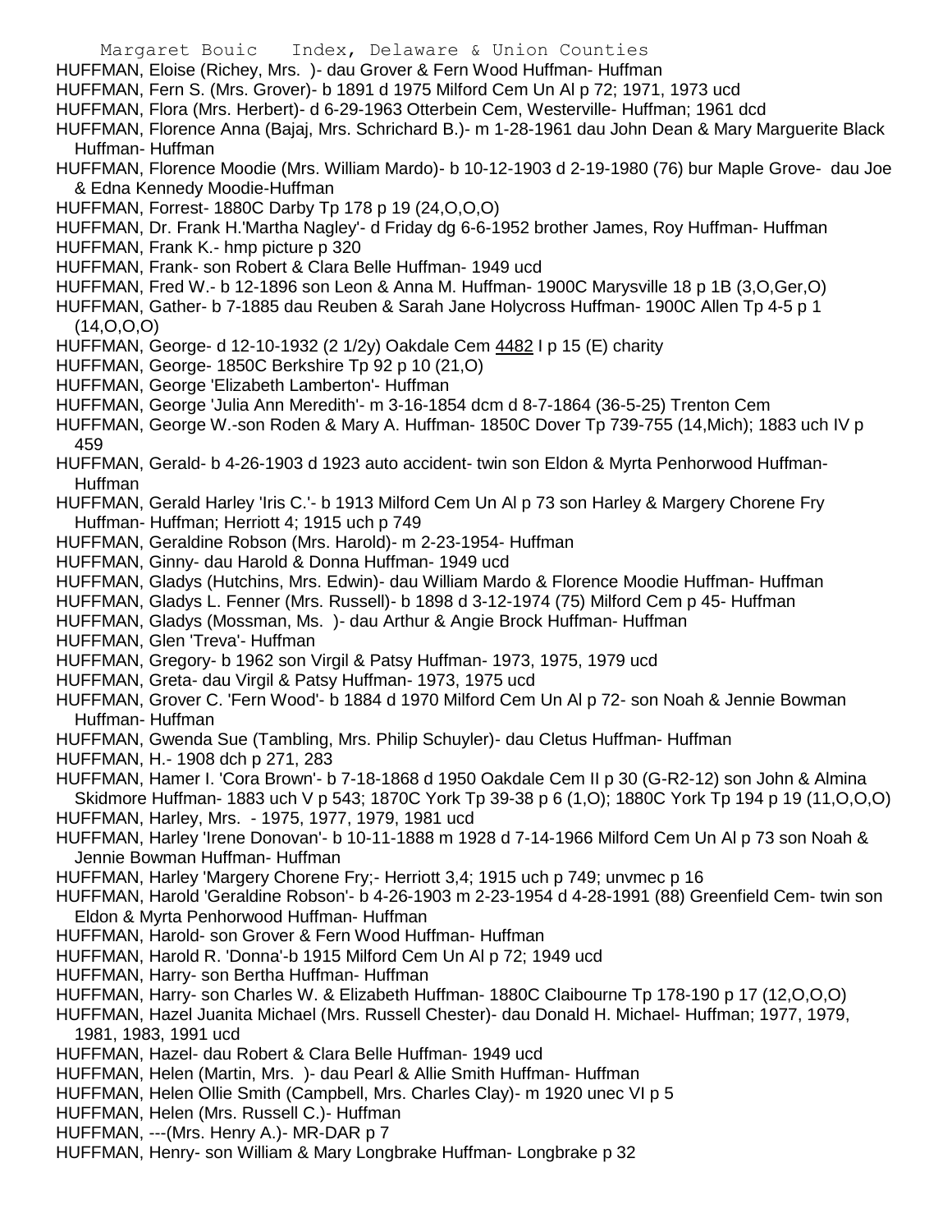HUFFMAN, Eloise (Richey, Mrs. )- dau Grover & Fern Wood Huffman- Huffman
HUFFMAN, Fern S. (Mrs. Grover)- b 1891 d 1975 Milford Cem Un Al p 72; 1971, 1973 ucd
HUFFMAN, Flora (Mrs. Herbert)- d 6-29-1963 Otterbein Cem, Westerville- Huffman; 1961 dcd
HUFFMAN, Florence Anna (Bajaj, Mrs. Schrichard B.)- m 1-28-1961 dau John Dean & Mary Marguerite Black Huffman- Huffman
HUFFMAN, Florence Moodie (Mrs. William Mardo)- b 10-12-1903 d 2-19-1980 (76) bur Maple Grove- dau Joe & Edna Kennedy Moodie-Huffman
HUFFMAN, Forrest- 1880C Darby Tp 178 p 19 (24,O,O,O)
HUFFMAN, Dr. Frank H.'Martha Nagley'- d Friday dg 6-6-1952 brother James, Roy Huffman- Huffman
HUFFMAN, Frank K.- hmp picture p 320
HUFFMAN, Frank- son Robert & Clara Belle Huffman- 1949 ucd
HUFFMAN, Fred W.- b 12-1896 son Leon & Anna M. Huffman- 1900C Marysville 18 p 1B (3,O,Ger,O)
HUFFMAN, Gather- b 7-1885 dau Reuben & Sarah Jane Holycross Huffman- 1900C Allen Tp 4-5 p 1 (14,O,O,O)
HUFFMAN, George- d 12-10-1932 (2 1/2y) Oakdale Cem 4482 I p 15 (E) charity
HUFFMAN, George- 1850C Berkshire Tp 92 p 10 (21,O)
HUFFMAN, George 'Elizabeth Lamberton'- Huffman
HUFFMAN, George 'Julia Ann Meredith'- m 3-16-1854 dcm d 8-7-1864 (36-5-25) Trenton Cem
HUFFMAN, George W.-son Roden & Mary A. Huffman- 1850C Dover Tp 739-755 (14,Mich); 1883 uch IV p 459
HUFFMAN, Gerald- b 4-26-1903 d 1923 auto accident- twin son Eldon & Myrta Penhorwood Huffman- Huffman
HUFFMAN, Gerald Harley 'Iris C.'- b 1913 Milford Cem Un Al p 73 son Harley & Margery Chorene Fry Huffman- Huffman; Herriott 4; 1915 uch p 749
HUFFMAN, Geraldine Robson (Mrs. Harold)- m 2-23-1954- Huffman
HUFFMAN, Ginny- dau Harold & Donna Huffman- 1949 ucd
HUFFMAN, Gladys (Hutchins, Mrs. Edwin)- dau William Mardo & Florence Moodie Huffman- Huffman
HUFFMAN, Gladys L. Fenner (Mrs. Russell)- b 1898 d 3-12-1974 (75) Milford Cem p 45- Huffman
HUFFMAN, Gladys (Mossman, Ms. )- dau Arthur & Angie Brock Huffman- Huffman
HUFFMAN, Glen 'Treva'- Huffman
HUFFMAN, Gregory- b 1962 son Virgil & Patsy Huffman- 1973, 1975, 1979 ucd
HUFFMAN, Greta- dau Virgil & Patsy Huffman- 1973, 1975 ucd
HUFFMAN, Grover C. 'Fern Wood'- b 1884 d 1970 Milford Cem Un Al p 72- son Noah & Jennie Bowman Huffman- Huffman
HUFFMAN, Gwenda Sue (Tambling, Mrs. Philip Schuyler)- dau Cletus Huffman- Huffman
HUFFMAN, H.- 1908 dch p 271, 283
HUFFMAN, Hamer I. 'Cora Brown'- b 7-18-1868 d 1950 Oakdale Cem II p 30 (G-R2-12) son John & Almina Skidmore Huffman- 1883 uch V p 543; 1870C York Tp 39-38 p 6 (1,O); 1880C York Tp 194 p 19 (11,O,O,O)
HUFFMAN, Harley, Mrs. - 1975, 1977, 1979, 1981 ucd
HUFFMAN, Harley 'Irene Donovan'- b 10-11-1888 m 1928 d 7-14-1966 Milford Cem Un Al p 73 son Noah & Jennie Bowman Huffman- Huffman
HUFFMAN, Harley 'Margery Chorene Fry;- Herriott 3,4; 1915 uch p 749; unvmec p 16
HUFFMAN, Harold 'Geraldine Robson'- b 4-26-1903 m 2-23-1954 d 4-28-1991 (88) Greenfield Cem- twin son Eldon & Myrta Penhorwood Huffman- Huffman
HUFFMAN, Harold- son Grover & Fern Wood Huffman- Huffman
HUFFMAN, Harold R. 'Donna'-b 1915 Milford Cem Un Al p 72; 1949 ucd
HUFFMAN, Harry- son Bertha Huffman- Huffman
HUFFMAN, Harry- son Charles W. & Elizabeth Huffman- 1880C Claibourne Tp 178-190 p 17 (12,O,O,O)
HUFFMAN, Hazel Juanita Michael (Mrs. Russell Chester)- dau Donald H. Michael- Huffman; 1977, 1979, 1981, 1983, 1991 ucd
HUFFMAN, Hazel- dau Robert & Clara Belle Huffman- 1949 ucd
HUFFMAN, Helen (Martin, Mrs. )- dau Pearl & Allie Smith Huffman- Huffman
HUFFMAN, Helen Ollie Smith (Campbell, Mrs. Charles Clay)- m 1920 unec VI p 5
HUFFMAN, Helen (Mrs. Russell C.)- Huffman
HUFFMAN, ---(Mrs. Henry A.)- MR-DAR p 7
HUFFMAN, Henry- son William & Mary Longbrake Huffman- Longbrake p 32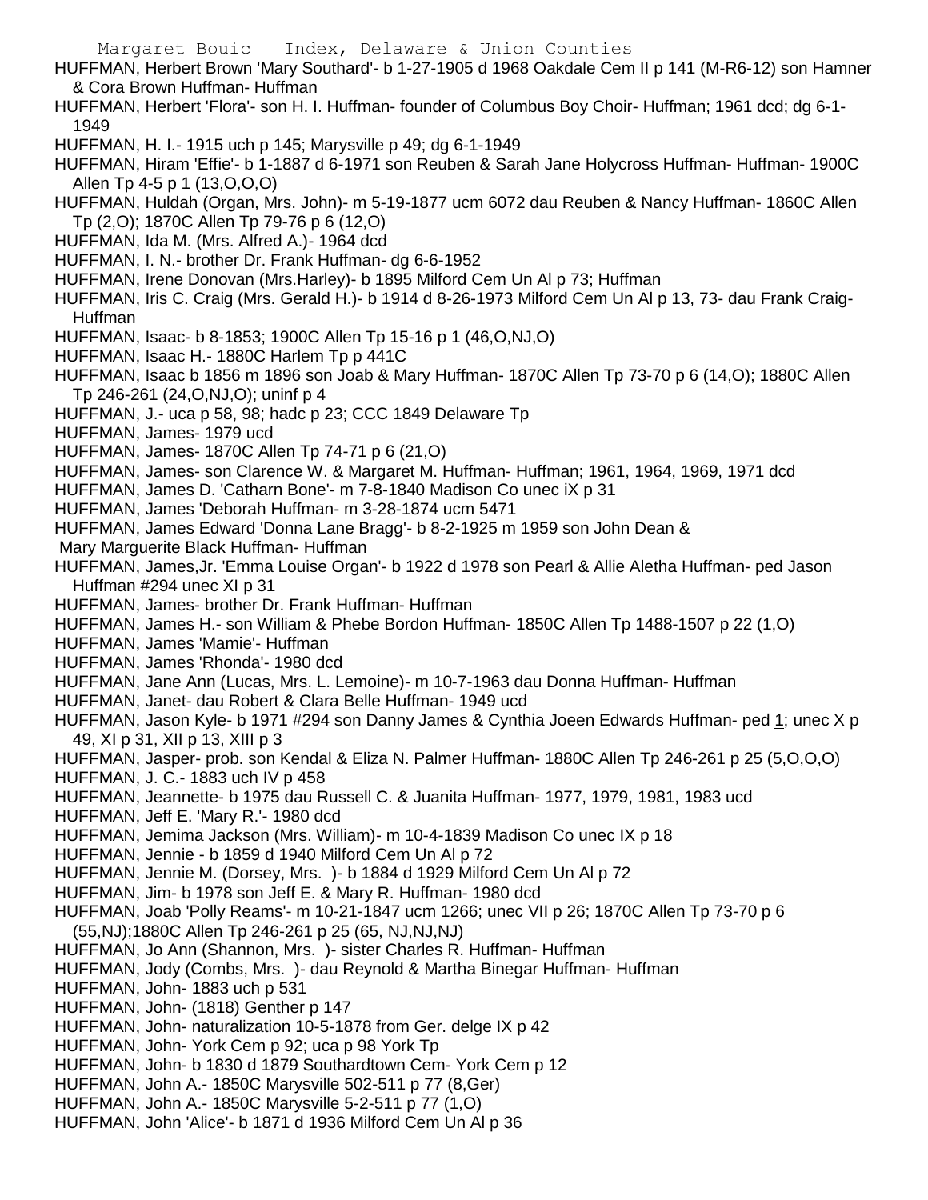HUFFMAN, Herbert Brown 'Mary Southard'- b 1-27-1905 d 1968 Oakdale Cem II p 141 (M-R6-12) son Hamner & Cora Brown Huffman- Huffman

HUFFMAN, Herbert 'Flora'- son H. I. Huffman- founder of Columbus Boy Choir- Huffman; 1961 dcd; dg 6-1-1949

HUFFMAN, H. I.- 1915 uch p 145; Marysville p 49; dg 6-1-1949

HUFFMAN, Hiram 'Effie'- b 1-1887 d 6-1971 son Reuben & Sarah Jane Holycross Huffman- Huffman- 1900C Allen Tp 4-5 p 1 (13,O,O,O)

HUFFMAN, Huldah (Organ, Mrs. John)- m 5-19-1877 ucm 6072 dau Reuben & Nancy Huffman- 1860C Allen Tp (2,O); 1870C Allen Tp 79-76 p 6 (12,O)

HUFFMAN, Ida M. (Mrs. Alfred A.)- 1964 dcd

HUFFMAN, I. N.- brother Dr. Frank Huffman- dg 6-6-1952

HUFFMAN, Irene Donovan (Mrs.Harley)- b 1895 Milford Cem Un Al p 73; Huffman

HUFFMAN, Iris C. Craig (Mrs. Gerald H.)- b 1914 d 8-26-1973 Milford Cem Un Al p 13, 73- dau Frank Craig- Huffman

HUFFMAN, Isaac- b 8-1853; 1900C Allen Tp 15-16 p 1 (46,O,NJ,O)

HUFFMAN, Isaac H.- 1880C Harlem Tp p 441C

HUFFMAN, Isaac b 1856 m 1896 son Joab & Mary Huffman- 1870C Allen Tp 73-70 p 6 (14,O); 1880C Allen Tp 246-261 (24,O,NJ,O); uninf p 4

HUFFMAN, J.- uca p 58, 98; hadc p 23; CCC 1849 Delaware Tp

HUFFMAN, James- 1979 ucd

HUFFMAN, James- 1870C Allen Tp 74-71 p 6 (21,O)

HUFFMAN, James- son Clarence W. & Margaret M. Huffman- Huffman; 1961, 1964, 1969, 1971 dcd

HUFFMAN, James D. 'Catharn Bone'- m 7-8-1840 Madison Co unec iX p 31

HUFFMAN, James 'Deborah Huffman- m 3-28-1874 ucm 5471

HUFFMAN, James Edward 'Donna Lane Bragg'- b 8-2-1925 m 1959 son John Dean & Mary Marguerite Black Huffman- Huffman

HUFFMAN, James,Jr. 'Emma Louise Organ'- b 1922 d 1978 son Pearl & Allie Aletha Huffman- ped Jason Huffman #294 unec XI p 31

HUFFMAN, James- brother Dr. Frank Huffman- Huffman

HUFFMAN, James H.- son William & Phebe Bordon Huffman- 1850C Allen Tp 1488-1507 p 22 (1,O)

HUFFMAN, James 'Mamie'- Huffman

HUFFMAN, James 'Rhonda'- 1980 dcd

HUFFMAN, Jane Ann (Lucas, Mrs. L. Lemoine)- m 10-7-1963 dau Donna Huffman- Huffman

HUFFMAN, Janet- dau Robert & Clara Belle Huffman- 1949 ucd

HUFFMAN, Jason Kyle- b 1971 #294 son Danny James & Cynthia Joeen Edwards Huffman- ped 1; unec X p 49, XI p 31, XII p 13, XIII p 3

HUFFMAN, Jasper- prob. son Kendal & Eliza N. Palmer Huffman- 1880C Allen Tp 246-261 p 25 (5,O,O,O)

HUFFMAN, J. C.- 1883 uch IV p 458

HUFFMAN, Jeannette- b 1975 dau Russell C. & Juanita Huffman- 1977, 1979, 1981, 1983 ucd

HUFFMAN, Jeff E. 'Mary R.'- 1980 dcd

HUFFMAN, Jemima Jackson (Mrs. William)- m 10-4-1839 Madison Co unec IX p 18

HUFFMAN, Jennie - b 1859 d 1940 Milford Cem Un Al p 72

HUFFMAN, Jennie M. (Dorsey, Mrs. )- b 1884 d 1929 Milford Cem Un Al p 72

HUFFMAN, Jim- b 1978 son Jeff E. & Mary R. Huffman- 1980 dcd

HUFFMAN, Joab 'Polly Reams'- m 10-21-1847 ucm 1266; unec VII p 26; 1870C Allen Tp 73-70 p 6 (55,NJ);1880C Allen Tp 246-261 p 25 (65, NJ,NJ,NJ)

HUFFMAN, Jo Ann (Shannon, Mrs. )- sister Charles R. Huffman- Huffman

HUFFMAN, Jody (Combs, Mrs. )- dau Reynold & Martha Binegar Huffman- Huffman

HUFFMAN, John- 1883 uch p 531

HUFFMAN, John- (1818) Genther p 147

HUFFMAN, John- naturalization 10-5-1878 from Ger. delge IX p 42

HUFFMAN, John- York Cem p 92; uca p 98 York Tp

HUFFMAN, John- b 1830 d 1879 Southardtown Cem- York Cem p 12

HUFFMAN, John A.- 1850C Marysville 502-511 p 77 (8,Ger)

HUFFMAN, John A.- 1850C Marysville 5-2-511 p 77 (1,O)

HUFFMAN, John 'Alice'- b 1871 d 1936 Milford Cem Un Al p 36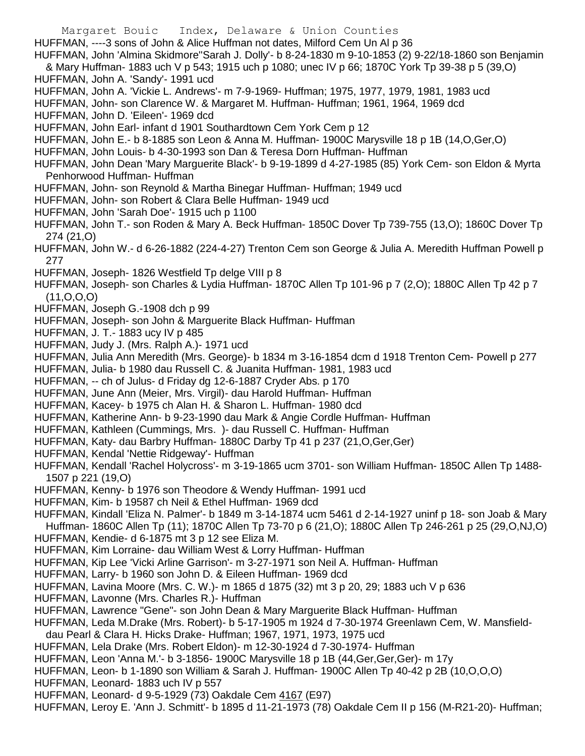HUFFMAN, ----3 sons of John & Alice Huffman not dates, Milford Cem Un Al p 36

HUFFMAN, John 'Almina Skidmore''Sarah J. Dolly'- b 8-24-1830 m 9-10-1853 (2) 9-22/18-1860 son Benjamin & Mary Huffman- 1883 uch V p 543; 1915 uch p 1080; unec IV p 66; 1870C York Tp 39-38 p 5 (39,O)

HUFFMAN, John A. 'Sandy'- 1991 ucd

HUFFMAN, John A. 'Vickie L. Andrews'- m 7-9-1969- Huffman; 1975, 1977, 1979, 1981, 1983 ucd

HUFFMAN, John- son Clarence W. & Margaret M. Huffman- Huffman; 1961, 1964, 1969 dcd

HUFFMAN, John D. 'Eileen'- 1969 dcd

HUFFMAN, John Earl- infant d 1901 Southardtown Cem York Cem p 12

HUFFMAN, John E.- b 8-1885 son Leon & Anna M. Huffman- 1900C Marysville 18 p 1B (14,O,Ger,O)

HUFFMAN, John Louis- b 4-30-1993 son Dan & Teresa Dorn Huffman- Huffman

HUFFMAN, John Dean 'Mary Marguerite Black'- b 9-19-1899 d 4-27-1985 (85) York Cem- son Eldon & Myrta Penhorwood Huffman- Huffman

HUFFMAN, John- son Reynold & Martha Binegar Huffman- Huffman; 1949 ucd

HUFFMAN, John- son Robert & Clara Belle Huffman- 1949 ucd

HUFFMAN, John 'Sarah Doe'- 1915 uch p 1100

HUFFMAN, John T.- son Roden & Mary A. Beck Huffman- 1850C Dover Tp 739-755 (13,O); 1860C Dover Tp 274 (21,O)

HUFFMAN, John W.- d 6-26-1882 (224-4-27) Trenton Cem son George & Julia A. Meredith Huffman Powell p 277

HUFFMAN, Joseph- 1826 Westfield Tp delge VIII p 8

HUFFMAN, Joseph- son Charles & Lydia Huffman- 1870C Allen Tp 101-96 p 7 (2,O); 1880C Allen Tp 42 p 7 (11,O,O,O)

HUFFMAN, Joseph G.-1908 dch p 99

HUFFMAN, Joseph- son John & Marguerite Black Huffman- Huffman

HUFFMAN, J. T.- 1883 ucy IV p 485

HUFFMAN, Judy J. (Mrs. Ralph A.)- 1971 ucd

HUFFMAN, Julia Ann Meredith (Mrs. George)- b 1834 m 3-16-1854 dcm d 1918 Trenton Cem- Powell p 277

HUFFMAN, Julia- b 1980 dau Russell C. & Juanita Huffman- 1981, 1983 ucd

HUFFMAN, -- ch of Julus- d Friday dg 12-6-1887 Cryder Abs. p 170

HUFFMAN, June Ann (Meier, Mrs. Virgil)- dau Harold Huffman- Huffman

HUFFMAN, Kacey- b 1975 ch Alan H. & Sharon L. Huffman- 1980 dcd

HUFFMAN, Katherine Ann- b 9-23-1990 dau Mark & Angie Cordle Huffman- Huffman

HUFFMAN, Kathleen (Cummings, Mrs. )- dau Russell C. Huffman- Huffman

HUFFMAN, Katy- dau Barbry Huffman- 1880C Darby Tp 41 p 237 (21,O,Ger,Ger)

HUFFMAN, Kendal 'Nettie Ridgeway'- Huffman

HUFFMAN, Kendall 'Rachel Holycross'- m 3-19-1865 ucm 3701- son William Huffman- 1850C Allen Tp 1488-1507 p 221 (19,O)

HUFFMAN, Kenny- b 1976 son Theodore & Wendy Huffman- 1991 ucd

HUFFMAN, Kim- b 19587 ch Neil & Ethel Huffman- 1969 dcd

HUFFMAN, Kindall 'Eliza N. Palmer'- b 1849 m 3-14-1874 ucm 5461 d 2-14-1927 uninf p 18- son Joab & Mary Huffman- 1860C Allen Tp (11); 1870C Allen Tp 73-70 p 6 (21,O); 1880C Allen Tp 246-261 p 25 (29,O,NJ,O)

HUFFMAN, Kendie- d 6-1875 mt 3 p 12 see Eliza M.

HUFFMAN, Kim Lorraine- dau William West & Lorry Huffman- Huffman

HUFFMAN, Kip Lee 'Vicki Arline Garrison'- m 3-27-1971 son Neil A. Huffman- Huffman

HUFFMAN, Larry- b 1960 son John D. & Eileen Huffman- 1969 dcd

HUFFMAN, Lavina Moore (Mrs. C. W.)- m 1865 d 1875 (32) mt 3 p 20, 29; 1883 uch V p 636

HUFFMAN, Lavonne (Mrs. Charles R.)- Huffman

HUFFMAN, Lawrence "Gene"- son John Dean & Mary Marguerite Black Huffman- Huffman

HUFFMAN, Leda M.Drake (Mrs. Robert)- b 5-17-1905 m 1924 d 7-30-1974 Greenlawn Cem, W. Mansfield- dau Pearl & Clara H. Hicks Drake- Huffman; 1967, 1971, 1973, 1975 ucd

HUFFMAN, Lela Drake (Mrs. Robert Eldon)- m 12-30-1924 d 7-30-1974- Huffman

HUFFMAN, Leon 'Anna M.'- b 3-1856- 1900C Marysville 18 p 1B (44,Ger,Ger,Ger)- m 17y

HUFFMAN, Leon- b 1-1890 son William & Sarah J. Huffman- 1900C Allen Tp 40-42 p 2B (10,O,O,O)

HUFFMAN, Leonard- 1883 uch IV p 557

HUFFMAN, Leonard- d 9-5-1929 (73) Oakdale Cem 4167 (E97)

HUFFMAN, Leroy E. 'Ann J. Schmitt'- b 1895 d 11-21-1973 (78) Oakdale Cem II p 156 (M-R21-20)- Huffman;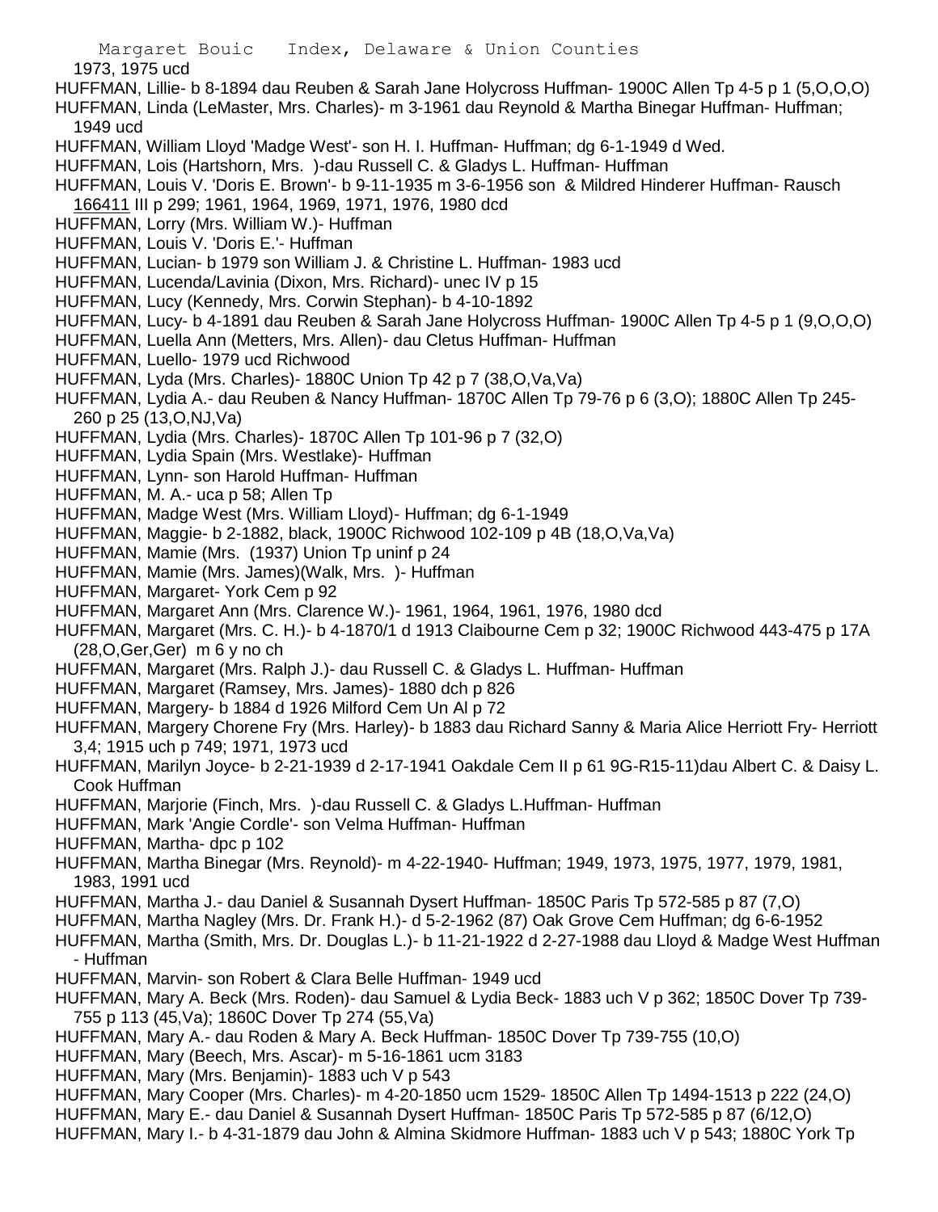1973, 1975 ucd

HUFFMAN, Lillie- b 8-1894 dau Reuben & Sarah Jane Holycross Huffman- 1900C Allen Tp 4-5 p 1 (5,O,O,O)

HUFFMAN, Linda (LeMaster, Mrs. Charles)- m 3-1961 dau Reynold & Martha Binegar Huffman- Huffman; 1949 ucd

HUFFMAN, William Lloyd 'Madge West'- son H. I. Huffman- Huffman; dg 6-1-1949 d Wed.

HUFFMAN, Lois (Hartshorn, Mrs. )-dau Russell C. & Gladys L. Huffman- Huffman

HUFFMAN, Louis V. 'Doris E. Brown'- b 9-11-1935 m 3-6-1956 son & Mildred Hinderer Huffman- Rausch 166411 III p 299; 1961, 1964, 1969, 1971, 1976, 1980 dcd

HUFFMAN, Lorry (Mrs. William W.)- Huffman

HUFFMAN, Louis V. 'Doris E.'- Huffman

HUFFMAN, Lucian- b 1979 son William J. & Christine L. Huffman- 1983 ucd

HUFFMAN, Lucenda/Lavinia (Dixon, Mrs. Richard)- unec IV p 15

HUFFMAN, Lucy (Kennedy, Mrs. Corwin Stephan)- b 4-10-1892

HUFFMAN, Lucy- b 4-1891 dau Reuben & Sarah Jane Holycross Huffman- 1900C Allen Tp 4-5 p 1 (9,O,O,O)

HUFFMAN, Luella Ann (Metters, Mrs. Allen)- dau Cletus Huffman- Huffman

HUFFMAN, Luello- 1979 ucd Richwood

HUFFMAN, Lyda (Mrs. Charles)- 1880C Union Tp 42 p 7 (38,O,Va,Va)

HUFFMAN, Lydia A.- dau Reuben & Nancy Huffman- 1870C Allen Tp 79-76 p 6 (3,O); 1880C Allen Tp 245-260 p 25 (13,O,NJ,Va)

HUFFMAN, Lydia (Mrs. Charles)- 1870C Allen Tp 101-96 p 7 (32,O)

HUFFMAN, Lydia Spain (Mrs. Westlake)- Huffman

HUFFMAN, Lynn- son Harold Huffman- Huffman

HUFFMAN, M. A.- uca p 58; Allen Tp

HUFFMAN, Madge West (Mrs. William Lloyd)- Huffman; dg 6-1-1949

HUFFMAN, Maggie- b 2-1882, black, 1900C Richwood 102-109 p 4B (18,O,Va,Va)

HUFFMAN, Mamie (Mrs. (1937) Union Tp uninf p 24

HUFFMAN, Mamie (Mrs. James)(Walk, Mrs. )- Huffman

HUFFMAN, Margaret- York Cem p 92

HUFFMAN, Margaret Ann (Mrs. Clarence W.)- 1961, 1964, 1961, 1976, 1980 dcd

HUFFMAN, Margaret (Mrs. C. H.)- b 4-1870/1 d 1913 Claibourne Cem p 32; 1900C Richwood 443-475 p 17A (28,O,Ger,Ger) m 6 y no ch

HUFFMAN, Margaret (Mrs. Ralph J.)- dau Russell C. & Gladys L. Huffman- Huffman

HUFFMAN, Margaret (Ramsey, Mrs. James)- 1880 dch p 826

HUFFMAN, Margery- b 1884 d 1926 Milford Cem Un Al p 72

HUFFMAN, Margery Chorene Fry (Mrs. Harley)- b 1883 dau Richard Sanny & Maria Alice Herriott Fry- Herriott 3,4; 1915 uch p 749; 1971, 1973 ucd

HUFFMAN, Marilyn Joyce- b 2-21-1939 d 2-17-1941 Oakdale Cem II p 61 9G-R15-11)dau Albert C. & Daisy L. Cook Huffman

HUFFMAN, Marjorie (Finch, Mrs. )-dau Russell C. & Gladys L.Huffman- Huffman

HUFFMAN, Mark 'Angie Cordle'- son Velma Huffman- Huffman

HUFFMAN, Martha- dpc p 102

HUFFMAN, Martha Binegar (Mrs. Reynold)- m 4-22-1940- Huffman; 1949, 1973, 1975, 1977, 1979, 1981, 1983, 1991 ucd

HUFFMAN, Martha J.- dau Daniel & Susannah Dysert Huffman- 1850C Paris Tp 572-585 p 87 (7,O)

HUFFMAN, Martha Nagley (Mrs. Dr. Frank H.)- d 5-2-1962 (87) Oak Grove Cem Huffman; dg 6-6-1952

HUFFMAN, Martha (Smith, Mrs. Dr. Douglas L.)- b 11-21-1922 d 2-27-1988 dau Lloyd & Madge West Huffman - Huffman

HUFFMAN, Marvin- son Robert & Clara Belle Huffman- 1949 ucd

HUFFMAN, Mary A. Beck (Mrs. Roden)- dau Samuel & Lydia Beck- 1883 uch V p 362; 1850C Dover Tp 739-755 p 113 (45,Va); 1860C Dover Tp 274 (55,Va)

HUFFMAN, Mary A.- dau Roden & Mary A. Beck Huffman- 1850C Dover Tp 739-755 (10,O)

HUFFMAN, Mary (Beech, Mrs. Ascar)- m 5-16-1861 ucm 3183

HUFFMAN, Mary (Mrs. Benjamin)- 1883 uch V p 543

HUFFMAN, Mary Cooper (Mrs. Charles)- m 4-20-1850 ucm 1529- 1850C Allen Tp 1494-1513 p 222 (24,O)

HUFFMAN, Mary E.- dau Daniel & Susannah Dysert Huffman- 1850C Paris Tp 572-585 p 87 (6/12,O)

HUFFMAN, Mary I.- b 4-31-1879 dau John & Almina Skidmore Huffman- 1883 uch V p 543; 1880C York Tp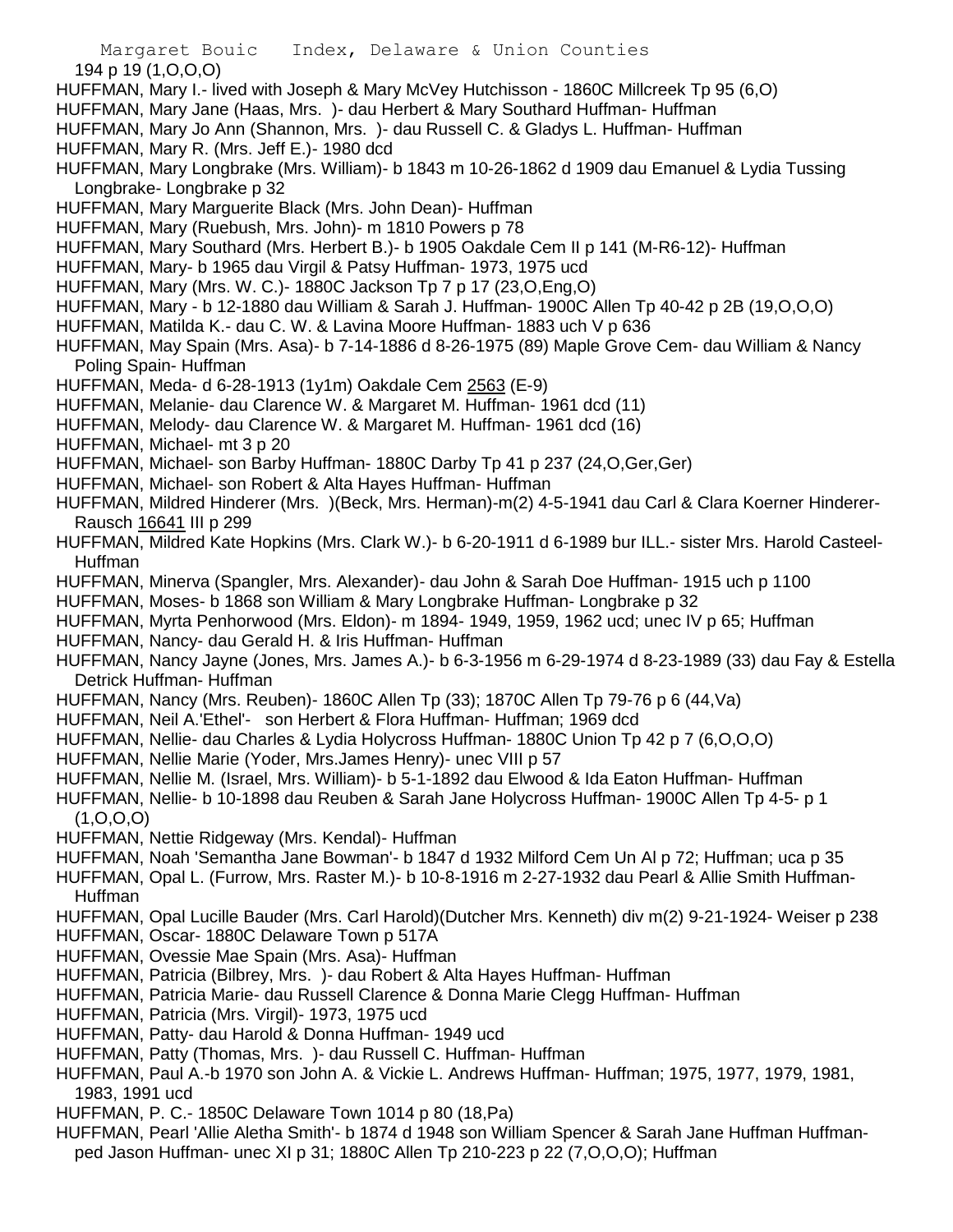194 p 19 (1,O,O,O)

HUFFMAN, Mary I.- lived with Joseph & Mary McVey Hutchisson - 1860C Millcreek Tp 95 (6,O)

HUFFMAN, Mary Jane (Haas, Mrs. )- dau Herbert & Mary Southard Huffman- Huffman

HUFFMAN, Mary Jo Ann (Shannon, Mrs. )- dau Russell C. & Gladys L. Huffman- Huffman

HUFFMAN, Mary R. (Mrs. Jeff E.)- 1980 dcd

HUFFMAN, Mary Longbrake (Mrs. William)- b 1843 m 10-26-1862 d 1909 dau Emanuel & Lydia Tussing Longbrake- Longbrake p 32

HUFFMAN, Mary Marguerite Black (Mrs. John Dean)- Huffman

HUFFMAN, Mary (Ruebush, Mrs. John)- m 1810 Powers p 78

HUFFMAN, Mary Southard (Mrs. Herbert B.)- b 1905 Oakdale Cem II p 141 (M-R6-12)- Huffman

HUFFMAN, Mary- b 1965 dau Virgil & Patsy Huffman- 1973, 1975 ucd

HUFFMAN, Mary (Mrs. W. C.)- 1880C Jackson Tp 7 p 17 (23,O,Eng,O)

HUFFMAN, Mary - b 12-1880 dau William & Sarah J. Huffman- 1900C Allen Tp 40-42 p 2B (19,O,O,O)

HUFFMAN, Matilda K.- dau C. W. & Lavina Moore Huffman- 1883 uch V p 636

HUFFMAN, May Spain (Mrs. Asa)- b 7-14-1886 d 8-26-1975 (89) Maple Grove Cem- dau William & Nancy Poling Spain- Huffman

HUFFMAN, Meda- d 6-28-1913 (1y1m) Oakdale Cem 2563 (E-9)

HUFFMAN, Melanie- dau Clarence W. & Margaret M. Huffman- 1961 dcd (11)

HUFFMAN, Melody- dau Clarence W. & Margaret M. Huffman- 1961 dcd (16)

HUFFMAN, Michael- mt 3 p 20

HUFFMAN, Michael- son Barby Huffman- 1880C Darby Tp 41 p 237 (24,O,Ger,Ger)

HUFFMAN, Michael- son Robert & Alta Hayes Huffman- Huffman

HUFFMAN, Mildred Hinderer (Mrs. )(Beck, Mrs. Herman)-m(2) 4-5-1941 dau Carl & Clara Koerner Hinderer- Rausch 16641 III p 299

HUFFMAN, Mildred Kate Hopkins (Mrs. Clark W.)- b 6-20-1911 d 6-1989 bur ILL.- sister Mrs. Harold Casteel- Huffman

HUFFMAN, Minerva (Spangler, Mrs. Alexander)- dau John & Sarah Doe Huffman- 1915 uch p 1100

HUFFMAN, Moses- b 1868 son William & Mary Longbrake Huffman- Longbrake p 32

HUFFMAN, Myrta Penhorwood (Mrs. Eldon)- m 1894- 1949, 1959, 1962 ucd; unec IV p 65; Huffman

HUFFMAN, Nancy- dau Gerald H. & Iris Huffman- Huffman

HUFFMAN, Nancy Jayne (Jones, Mrs. James A.)- b 6-3-1956 m 6-29-1974 d 8-23-1989 (33) dau Fay & Estella Detrick Huffman- Huffman

HUFFMAN, Nancy (Mrs. Reuben)- 1860C Allen Tp (33); 1870C Allen Tp 79-76 p 6 (44,Va)

HUFFMAN, Neil A.'Ethel'- son Herbert & Flora Huffman- Huffman; 1969 dcd

HUFFMAN, Nellie- dau Charles & Lydia Holycross Huffman- 1880C Union Tp 42 p 7 (6,O,O,O)

HUFFMAN, Nellie Marie (Yoder, Mrs.James Henry)- unec VIII p 57

HUFFMAN, Nellie M. (Israel, Mrs. William)- b 5-1-1892 dau Elwood & Ida Eaton Huffman- Huffman

HUFFMAN, Nellie- b 10-1898 dau Reuben & Sarah Jane Holycross Huffman- 1900C Allen Tp 4-5- p 1 (1,O,O,O)

HUFFMAN, Nettie Ridgeway (Mrs. Kendal)- Huffman

HUFFMAN, Noah 'Semantha Jane Bowman'- b 1847 d 1932 Milford Cem Un Al p 72; Huffman; uca p 35

HUFFMAN, Opal L. (Furrow, Mrs. Raster M.)- b 10-8-1916 m 2-27-1932 dau Pearl & Allie Smith Huffman- Huffman

HUFFMAN, Opal Lucille Bauder (Mrs. Carl Harold)(Dutcher Mrs. Kenneth) div m(2) 9-21-1924- Weiser p 238

HUFFMAN, Oscar- 1880C Delaware Town p 517A

HUFFMAN, Ovessie Mae Spain (Mrs. Asa)- Huffman

HUFFMAN, Patricia (Bilbrey, Mrs. )- dau Robert & Alta Hayes Huffman- Huffman

HUFFMAN, Patricia Marie- dau Russell Clarence & Donna Marie Clegg Huffman- Huffman

HUFFMAN, Patricia (Mrs. Virgil)- 1973, 1975 ucd

HUFFMAN, Patty- dau Harold & Donna Huffman- 1949 ucd

HUFFMAN, Patty (Thomas, Mrs. )- dau Russell C. Huffman- Huffman

HUFFMAN, Paul A.-b 1970 son John A. & Vickie L. Andrews Huffman- Huffman; 1975, 1977, 1979, 1981, 1983, 1991 ucd

HUFFMAN, P. C.- 1850C Delaware Town 1014 p 80 (18,Pa)

HUFFMAN, Pearl 'Allie Aletha Smith'- b 1874 d 1948 son William Spencer & Sarah Jane Huffman Huffman- ped Jason Huffman- unec XI p 31; 1880C Allen Tp 210-223 p 22 (7,O,O,O); Huffman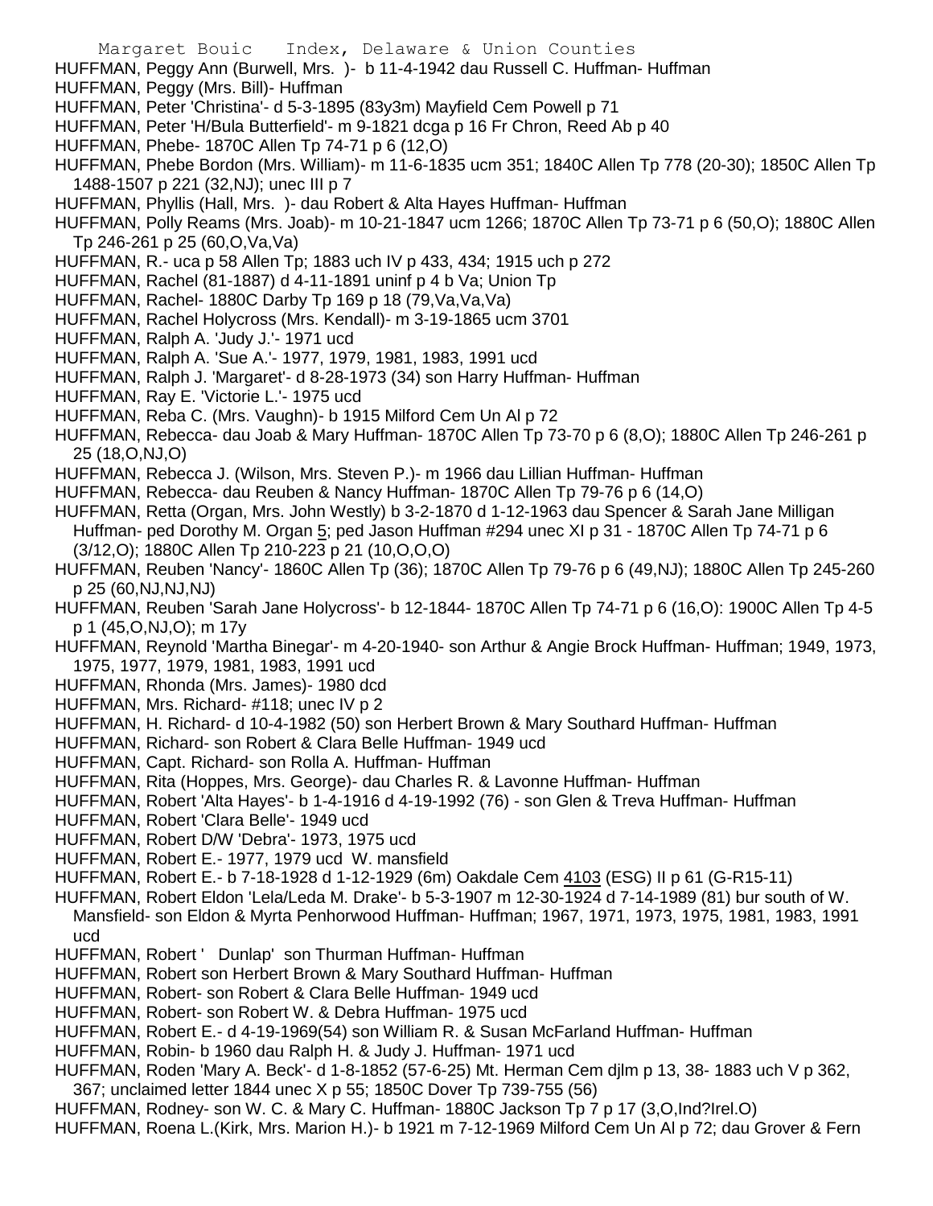HUFFMAN, Peggy Ann (Burwell, Mrs. )- b 11-4-1942 dau Russell C. Huffman- Huffman
HUFFMAN, Peggy (Mrs. Bill)- Huffman
HUFFMAN, Peter 'Christina'- d 5-3-1895 (83y3m) Mayfield Cem Powell p 71
HUFFMAN, Peter 'H/Bula Butterfield'- m 9-1821 dcga p 16 Fr Chron, Reed Ab p 40
HUFFMAN, Phebe- 1870C Allen Tp 74-71 p 6 (12,O)
HUFFMAN, Phebe Bordon (Mrs. William)- m 11-6-1835 ucm 351; 1840C Allen Tp 778 (20-30); 1850C Allen Tp 1488-1507 p 221 (32,NJ); unec III p 7
HUFFMAN, Phyllis (Hall, Mrs. )- dau Robert & Alta Hayes Huffman- Huffman
HUFFMAN, Polly Reams (Mrs. Joab)- m 10-21-1847 ucm 1266; 1870C Allen Tp 73-71 p 6 (50,O); 1880C Allen Tp 246-261 p 25 (60,O,Va,Va)
HUFFMAN, R.- uca p 58 Allen Tp; 1883 uch IV p 433, 434; 1915 uch p 272
HUFFMAN, Rachel (81-1887) d 4-11-1891 uninf p 4 b Va; Union Tp
HUFFMAN, Rachel- 1880C Darby Tp 169 p 18 (79,Va,Va,Va)
HUFFMAN, Rachel Holycross (Mrs. Kendall)- m 3-19-1865 ucm 3701
HUFFMAN, Ralph A. 'Judy J.'- 1971 ucd
HUFFMAN, Ralph A. 'Sue A.'- 1977, 1979, 1981, 1983, 1991 ucd
HUFFMAN, Ralph J. 'Margaret'- d 8-28-1973 (34) son Harry Huffman- Huffman
HUFFMAN, Ray E. 'Victorie L.'- 1975 ucd
HUFFMAN, Reba C. (Mrs. Vaughn)- b 1915 Milford Cem Un Al p 72
HUFFMAN, Rebecca- dau Joab & Mary Huffman- 1870C Allen Tp 73-70 p 6 (8,O); 1880C Allen Tp 246-261 p 25 (18,O,NJ,O)
HUFFMAN, Rebecca J. (Wilson, Mrs. Steven P.)- m 1966 dau Lillian Huffman- Huffman
HUFFMAN, Rebecca- dau Reuben & Nancy Huffman- 1870C Allen Tp 79-76 p 6 (14,O)
HUFFMAN, Retta (Organ, Mrs. John Westly) b 3-2-1870 d 1-12-1963 dau Spencer & Sarah Jane Milligan Huffman- ped Dorothy M. Organ 5; ped Jason Huffman #294 unec XI p 31 - 1870C Allen Tp 74-71 p 6 (3/12,O); 1880C Allen Tp 210-223 p 21 (10,O,O,O)
HUFFMAN, Reuben 'Nancy'- 1860C Allen Tp (36); 1870C Allen Tp 79-76 p 6 (49,NJ); 1880C Allen Tp 245-260 p 25 (60,NJ,NJ,NJ)
HUFFMAN, Reuben 'Sarah Jane Holycross'- b 12-1844- 1870C Allen Tp 74-71 p 6 (16,O): 1900C Allen Tp 4-5 p 1 (45,O,NJ,O); m 17y
HUFFMAN, Reynold 'Martha Binegar'- m 4-20-1940- son Arthur & Angie Brock Huffman- Huffman; 1949, 1973, 1975, 1977, 1979, 1981, 1983, 1991 ucd
HUFFMAN, Rhonda (Mrs. James)- 1980 dcd
HUFFMAN, Mrs. Richard- #118; unec IV p 2
HUFFMAN, H. Richard- d 10-4-1982 (50) son Herbert Brown & Mary Southard Huffman- Huffman
HUFFMAN, Richard- son Robert & Clara Belle Huffman- 1949 ucd
HUFFMAN, Capt. Richard- son Rolla A. Huffman- Huffman
HUFFMAN, Rita (Hoppes, Mrs. George)- dau Charles R. & Lavonne Huffman- Huffman
HUFFMAN, Robert 'Alta Hayes'- b 1-4-1916 d 4-19-1992 (76) - son Glen & Treva Huffman- Huffman
HUFFMAN, Robert 'Clara Belle'- 1949 ucd
HUFFMAN, Robert D/W 'Debra'- 1973, 1975 ucd
HUFFMAN, Robert E.- 1977, 1979 ucd W. mansfield
HUFFMAN, Robert E.- b 7-18-1928 d 1-12-1929 (6m) Oakdale Cem 4103 (ESG) II p 61 (G-R15-11)
HUFFMAN, Robert Eldon 'Lela/Leda M. Drake'- b 5-3-1907 m 12-30-1924 d 7-14-1989 (81) bur south of W. Mansfield- son Eldon & Myrta Penhorwood Huffman- Huffman; 1967, 1971, 1973, 1975, 1981, 1983, 1991 ucd
HUFFMAN, Robert ' Dunlap' son Thurman Huffman- Huffman
HUFFMAN, Robert son Herbert Brown & Mary Southard Huffman- Huffman
HUFFMAN, Robert- son Robert & Clara Belle Huffman- 1949 ucd
HUFFMAN, Robert- son Robert W. & Debra Huffman- 1975 ucd
HUFFMAN, Robert E.- d 4-19-1969(54) son William R. & Susan McFarland Huffman- Huffman
HUFFMAN, Robin- b 1960 dau Ralph H. & Judy J. Huffman- 1971 ucd
HUFFMAN, Roden 'Mary A. Beck'- d 1-8-1852 (57-6-25) Mt. Herman Cem djlm p 13, 38- 1883 uch V p 362, 367; unclaimed letter 1844 unec X p 55; 1850C Dover Tp 739-755 (56)
HUFFMAN, Rodney- son W. C. & Mary C. Huffman- 1880C Jackson Tp 7 p 17 (3,O,Ind?Irel.O)
HUFFMAN, Roena L.(Kirk, Mrs. Marion H.)- b 1921 m 7-12-1969 Milford Cem Un Al p 72; dau Grover & Fern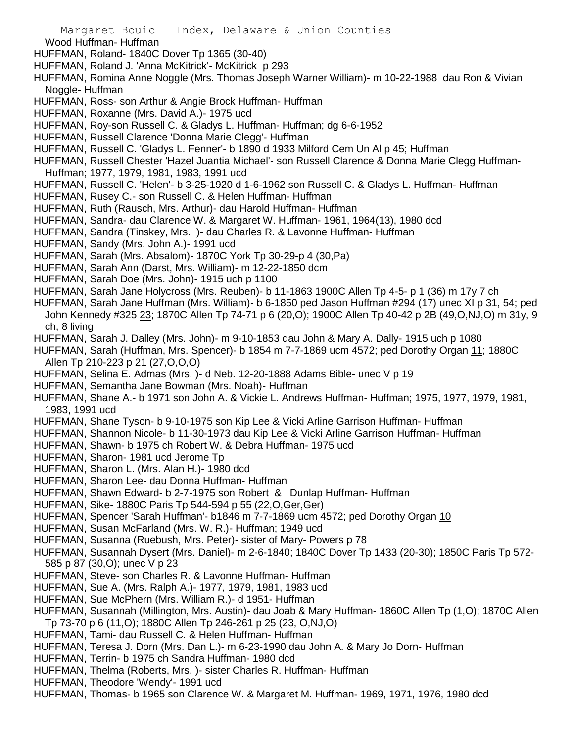Wood Huffman- Huffman

HUFFMAN, Roland- 1840C Dover Tp 1365 (30-40)

HUFFMAN, Roland J. 'Anna McKitrick'- McKitrick p 293

HUFFMAN, Romina Anne Noggle (Mrs. Thomas Joseph Warner William)- m 10-22-1988 dau Ron & Vivian Noggle- Huffman

HUFFMAN, Ross- son Arthur & Angie Brock Huffman- Huffman

HUFFMAN, Roxanne (Mrs. David A.)- 1975 ucd

HUFFMAN, Roy-son Russell C. & Gladys L. Huffman- Huffman; dg 6-6-1952

HUFFMAN, Russell Clarence 'Donna Marie Clegg'- Huffman

HUFFMAN, Russell C. 'Gladys L. Fenner'- b 1890 d 1933 Milford Cem Un Al p 45; Huffman

HUFFMAN, Russell Chester 'Hazel Juantia Michael'- son Russell Clarence & Donna Marie Clegg Huffman- Huffman; 1977, 1979, 1981, 1983, 1991 ucd

HUFFMAN, Russell C. 'Helen'- b 3-25-1920 d 1-6-1962 son Russell C. & Gladys L. Huffman- Huffman

HUFFMAN, Rusey C.- son Russell C. & Helen Huffman- Huffman

HUFFMAN, Ruth (Rausch, Mrs. Arthur)- dau Harold Huffman- Huffman

HUFFMAN, Sandra- dau Clarence W. & Margaret W. Huffman- 1961, 1964(13), 1980 dcd

HUFFMAN, Sandra (Tinskey, Mrs. )- dau Charles R. & Lavonne Huffman- Huffman

HUFFMAN, Sandy (Mrs. John A.)- 1991 ucd

HUFFMAN, Sarah (Mrs. Absalom)- 1870C York Tp 30-29-p 4 (30,Pa)

HUFFMAN, Sarah Ann (Darst, Mrs. William)- m 12-22-1850 dcm

HUFFMAN, Sarah Doe (Mrs. John)- 1915 uch p 1100

HUFFMAN, Sarah Jane Holycross (Mrs. Reuben)- b 11-1863 1900C Allen Tp 4-5- p 1 (36) m 17y 7 ch

HUFFMAN, Sarah Jane Huffman (Mrs. William)- b 6-1850 ped Jason Huffman #294 (17) unec XI p 31, 54; ped John Kennedy #325 23; 1870C Allen Tp 74-71 p 6 (20,O); 1900C Allen Tp 40-42 p 2B (49,O,NJ,O) m 31y, 9 ch, 8 living

HUFFMAN, Sarah J. Dalley (Mrs. John)- m 9-10-1853 dau John & Mary A. Dally- 1915 uch p 1080

HUFFMAN, Sarah (Huffman, Mrs. Spencer)- b 1854 m 7-7-1869 ucm 4572; ped Dorothy Organ 11; 1880C Allen Tp 210-223 p 21 (27,O,O,O)

HUFFMAN, Selina E. Admas (Mrs. )- d Neb. 12-20-1888 Adams Bible- unec V p 19

HUFFMAN, Semantha Jane Bowman (Mrs. Noah)- Huffman

HUFFMAN, Shane A.- b 1971 son John A. & Vickie L. Andrews Huffman- Huffman; 1975, 1977, 1979, 1981, 1983, 1991 ucd

HUFFMAN, Shane Tyson- b 9-10-1975 son Kip Lee & Vicki Arline Garrison Huffman- Huffman

HUFFMAN, Shannon Nicole- b 11-30-1973 dau Kip Lee & Vicki Arline Garrison Huffman- Huffman

HUFFMAN, Shawn- b 1975 ch Robert W. & Debra Huffman- 1975 ucd

HUFFMAN, Sharon- 1981 ucd Jerome Tp

HUFFMAN, Sharon L. (Mrs. Alan H.)- 1980 dcd

HUFFMAN, Sharon Lee- dau Donna Huffman- Huffman

HUFFMAN, Shawn Edward- b 2-7-1975 son Robert & Dunlap Huffman- Huffman

HUFFMAN, Sike- 1880C Paris Tp 544-594 p 55 (22,O,Ger,Ger)

HUFFMAN, Spencer 'Sarah Huffman'- b1846 m 7-7-1869 ucm 4572; ped Dorothy Organ 10

HUFFMAN, Susan McFarland (Mrs. W. R.)- Huffman; 1949 ucd

HUFFMAN, Susanna (Ruebush, Mrs. Peter)- sister of Mary- Powers p 78

HUFFMAN, Susannah Dysert (Mrs. Daniel)- m 2-6-1840; 1840C Dover Tp 1433 (20-30); 1850C Paris Tp 572-585 p 87 (30,O); unec V p 23

HUFFMAN, Steve- son Charles R. & Lavonne Huffman- Huffman

HUFFMAN, Sue A. (Mrs. Ralph A.)- 1977, 1979, 1981, 1983 ucd

HUFFMAN, Sue McPhern (Mrs. William R.)- d 1951- Huffman

HUFFMAN, Susannah (Millington, Mrs. Austin)- dau Joab & Mary Huffman- 1860C Allen Tp (1,O); 1870C Allen Tp 73-70 p 6 (11,O); 1880C Allen Tp 246-261 p 25 (23, O,NJ,O)

HUFFMAN, Tami- dau Russell C. & Helen Huffman- Huffman

HUFFMAN, Teresa J. Dorn (Mrs. Dan L.)- m 6-23-1990 dau John A. & Mary Jo Dorn- Huffman

HUFFMAN, Terrin- b 1975 ch Sandra Huffman- 1980 dcd

HUFFMAN, Thelma (Roberts, Mrs. )- sister Charles R. Huffman- Huffman

HUFFMAN, Theodore 'Wendy'- 1991 ucd

HUFFMAN, Thomas- b 1965 son Clarence W. & Margaret M. Huffman- 1969, 1971, 1976, 1980 dcd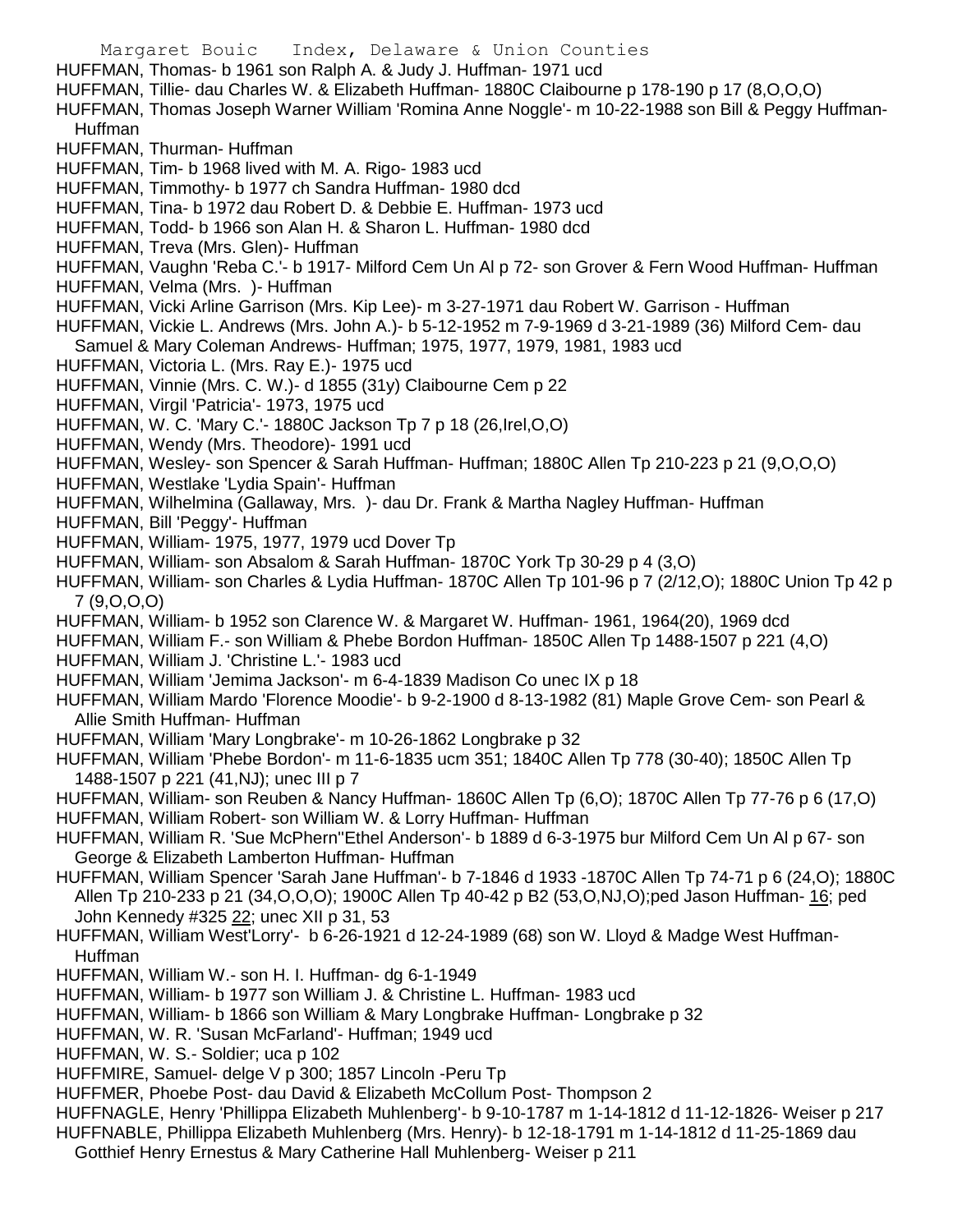HUFFMAN, Thomas- b 1961 son Ralph A. & Judy J. Huffman- 1971 ucd

HUFFMAN, Tillie- dau Charles W. & Elizabeth Huffman- 1880C Claibourne p 178-190 p 17 (8,O,O,O)

HUFFMAN, Thomas Joseph Warner William 'Romina Anne Noggle'- m 10-22-1988 son Bill & Peggy Huffman- Huffman

HUFFMAN, Thurman- Huffman

HUFFMAN, Tim- b 1968 lived with M. A. Rigo- 1983 ucd

HUFFMAN, Timmothy- b 1977 ch Sandra Huffman- 1980 dcd

HUFFMAN, Tina- b 1972 dau Robert D. & Debbie E. Huffman- 1973 ucd

HUFFMAN, Todd- b 1966 son Alan H. & Sharon L. Huffman- 1980 dcd

HUFFMAN, Treva (Mrs. Glen)- Huffman

HUFFMAN, Vaughn 'Reba C.'- b 1917- Milford Cem Un Al p 72- son Grover & Fern Wood Huffman- Huffman

HUFFMAN, Velma (Mrs. )- Huffman

HUFFMAN, Vicki Arline Garrison (Mrs. Kip Lee)- m 3-27-1971 dau Robert W. Garrison - Huffman

HUFFMAN, Vickie L. Andrews (Mrs. John A.)- b 5-12-1952 m 7-9-1969 d 3-21-1989 (36) Milford Cem- dau Samuel & Mary Coleman Andrews- Huffman; 1975, 1977, 1979, 1981, 1983 ucd

HUFFMAN, Victoria L. (Mrs. Ray E.)- 1975 ucd

HUFFMAN, Vinnie (Mrs. C. W.)- d 1855 (31y) Claibourne Cem p 22

HUFFMAN, Virgil 'Patricia'- 1973, 1975 ucd

HUFFMAN, W. C. 'Mary C.'- 1880C Jackson Tp 7 p 18 (26,Irel,O,O)

HUFFMAN, Wendy (Mrs. Theodore)- 1991 ucd

HUFFMAN, Wesley- son Spencer & Sarah Huffman- Huffman; 1880C Allen Tp 210-223 p 21 (9,O,O,O)

HUFFMAN, Westlake 'Lydia Spain'- Huffman

HUFFMAN, Wilhelmina (Gallaway, Mrs. )- dau Dr. Frank & Martha Nagley Huffman- Huffman

HUFFMAN, Bill 'Peggy'- Huffman

HUFFMAN, William- 1975, 1977, 1979 ucd Dover Tp

HUFFMAN, William- son Absalom & Sarah Huffman- 1870C York Tp 30-29 p 4 (3,O)

HUFFMAN, William- son Charles & Lydia Huffman- 1870C Allen Tp 101-96 p 7 (2/12,O); 1880C Union Tp 42 p 7 (9,O,O,O)

HUFFMAN, William- b 1952 son Clarence W. & Margaret W. Huffman- 1961, 1964(20), 1969 dcd

HUFFMAN, William F.- son William & Phebe Bordon Huffman- 1850C Allen Tp 1488-1507 p 221 (4,O)

HUFFMAN, William J. 'Christine L.'- 1983 ucd

HUFFMAN, William 'Jemima Jackson'- m 6-4-1839 Madison Co unec IX p 18

HUFFMAN, William Mardo 'Florence Moodie'- b 9-2-1900 d 8-13-1982 (81) Maple Grove Cem- son Pearl & Allie Smith Huffman- Huffman

HUFFMAN, William 'Mary Longbrake'- m 10-26-1862 Longbrake p 32

HUFFMAN, William 'Phebe Bordon'- m 11-6-1835 ucm 351; 1840C Allen Tp 778 (30-40); 1850C Allen Tp 1488-1507 p 221 (41,NJ); unec III p 7

HUFFMAN, William- son Reuben & Nancy Huffman- 1860C Allen Tp (6,O); 1870C Allen Tp 77-76 p 6 (17,O)

HUFFMAN, William Robert- son William W. & Lorry Huffman- Huffman

HUFFMAN, William R. 'Sue McPhern''Ethel Anderson'- b 1889 d 6-3-1975 bur Milford Cem Un Al p 67- son George & Elizabeth Lamberton Huffman- Huffman

HUFFMAN, William Spencer 'Sarah Jane Huffman'- b 7-1846 d 1933 -1870C Allen Tp 74-71 p 6 (24,O); 1880C Allen Tp 210-233 p 21 (34,O,O,O); 1900C Allen Tp 40-42 p B2 (53,O,NJ,O);ped Jason Huffman- 16; ped John Kennedy #325 22; unec XII p 31, 53

HUFFMAN, William West'Lorry'- b 6-26-1921 d 12-24-1989 (68) son W. Lloyd & Madge West Huffman- Huffman

HUFFMAN, William W.- son H. I. Huffman- dg 6-1-1949

HUFFMAN, William- b 1977 son William J. & Christine L. Huffman- 1983 ucd

HUFFMAN, William- b 1866 son William & Mary Longbrake Huffman- Longbrake p 32

HUFFMAN, W. R. 'Susan McFarland'- Huffman; 1949 ucd

HUFFMAN, W. S.- Soldier; uca p 102

HUFFMIRE, Samuel- delge V p 300; 1857 Lincoln -Peru Tp

HUFFMER, Phoebe Post- dau David & Elizabeth McCollum Post- Thompson 2

HUFFNAGLE, Henry 'Phillippa Elizabeth Muhlenberg'- b 9-10-1787 m 1-14-1812 d 11-12-1826- Weiser p 217

HUFFNABLE, Phillippa Elizabeth Muhlenberg (Mrs. Henry)- b 12-18-1791 m 1-14-1812 d 11-25-1869 dau Gotthief Henry Ernestus & Mary Catherine Hall Muhlenberg- Weiser p 211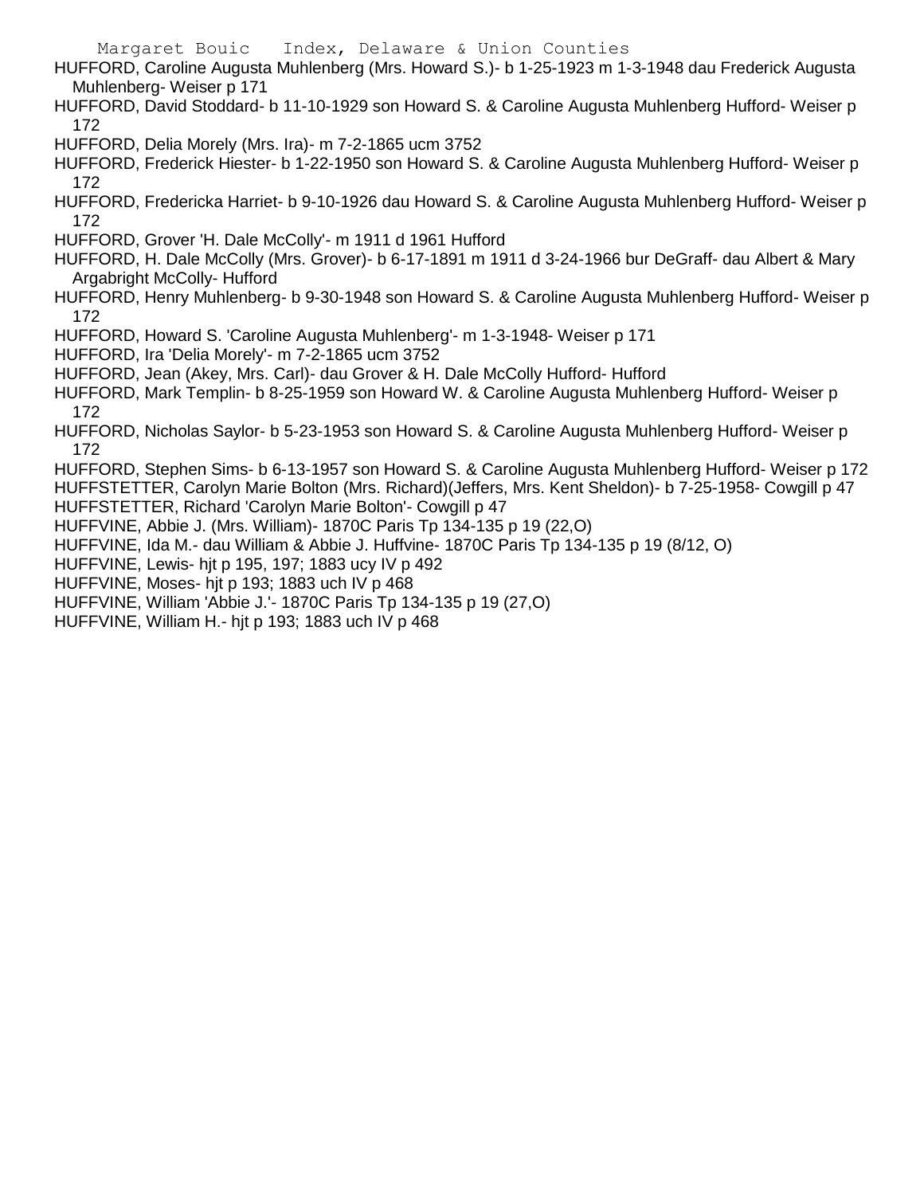HUFFORD, Caroline Augusta Muhlenberg (Mrs. Howard S.)- b 1-25-1923 m 1-3-1948 dau Frederick Augusta Muhlenberg- Weiser p 171

HUFFORD, David Stoddard- b 11-10-1929 son Howard S. & Caroline Augusta Muhlenberg Hufford- Weiser p 172

HUFFORD, Delia Morely (Mrs. Ira)- m 7-2-1865 ucm 3752

HUFFORD, Frederick Hiester- b 1-22-1950 son Howard S. & Caroline Augusta Muhlenberg Hufford- Weiser p 172

HUFFORD, Fredericka Harriet- b 9-10-1926 dau Howard S. & Caroline Augusta Muhlenberg Hufford- Weiser p 172

HUFFORD, Grover 'H. Dale McColly'- m 1911 d 1961 Hufford

HUFFORD, H. Dale McColly (Mrs. Grover)- b 6-17-1891 m 1911 d 3-24-1966 bur DeGraff- dau Albert & Mary Argabright McColly- Hufford

HUFFORD, Henry Muhlenberg- b 9-30-1948 son Howard S. & Caroline Augusta Muhlenberg Hufford- Weiser p 172

HUFFORD, Howard S. 'Caroline Augusta Muhlenberg'- m 1-3-1948- Weiser p 171

HUFFORD, Ira 'Delia Morely'- m 7-2-1865 ucm 3752

HUFFORD, Jean (Akey, Mrs. Carl)- dau Grover & H. Dale McColly Hufford- Hufford

HUFFORD, Mark Templin- b 8-25-1959 son Howard W. & Caroline Augusta Muhlenberg Hufford- Weiser p 172

HUFFORD, Nicholas Saylor- b 5-23-1953 son Howard S. & Caroline Augusta Muhlenberg Hufford- Weiser p 172

HUFFORD, Stephen Sims- b 6-13-1957 son Howard S. & Caroline Augusta Muhlenberg Hufford- Weiser p 172

HUFFSTETTER, Carolyn Marie Bolton (Mrs. Richard)(Jeffers, Mrs. Kent Sheldon)- b 7-25-1958- Cowgill p 47

HUFFSTETTER, Richard 'Carolyn Marie Bolton'- Cowgill p 47

HUFFVINE, Abbie J. (Mrs. William)- 1870C Paris Tp 134-135 p 19 (22,O)

HUFFVINE, Ida M.- dau William & Abbie J. Huffvine- 1870C Paris Tp 134-135 p 19 (8/12, O)

HUFFVINE, Lewis- hjt p 195, 197; 1883 ucy IV p 492

HUFFVINE, Moses- hjt p 193; 1883 uch IV p 468

HUFFVINE, William 'Abbie J.'- 1870C Paris Tp 134-135 p 19 (27,O)

HUFFVINE, William H.- hjt p 193; 1883 uch IV p 468